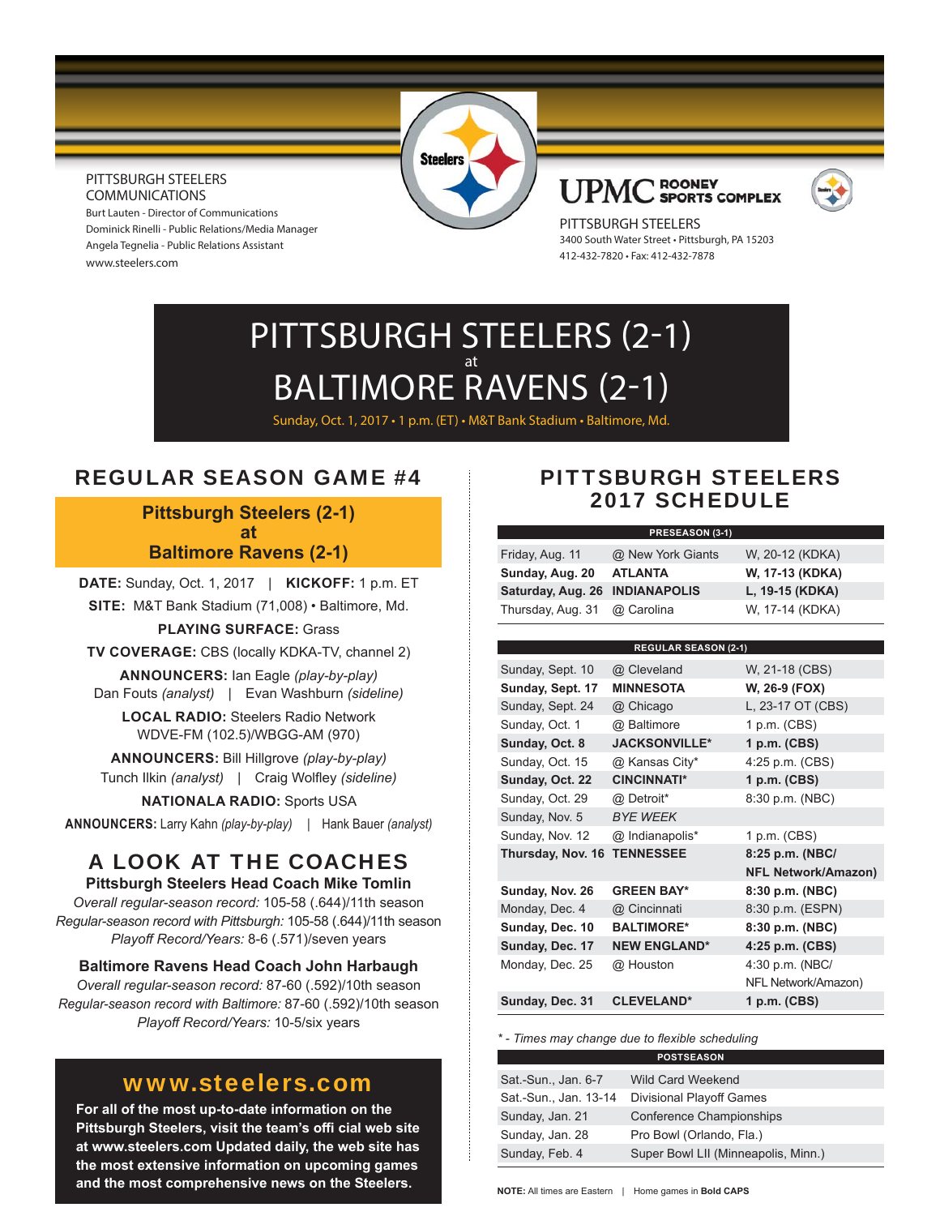PITTSBURGH STEELERS COMMUNICATIONS
Burt Lauten - Director of Communications
Dominick Rinelli - Public Relations/Media Manager
Angela Tegnelia - Public Relations Assistant
www.steelers.com

UPMC ROONEY SPORTS COMPLEX

PITTSBURGH STEELERS
3400 South Water Street • Pittsburgh, PA 15203
412-432-7820 • Fax: 412-432-7878

# PITTSBURGH STEELERS (2-1) at BALTIMORE RAVENS (2-1)

Sunday, Oct. 1, 2017 • 1 p.m. (ET) • M&T Bank Stadium • Baltimore, Md.

## REGULAR SEASON GAME #4

**Pittsburgh Steelers (2-1)**
**at**
**Baltimore Ravens (2-1)**

**DATE:** Sunday, Oct. 1, 2017 | **KICKOFF:** 1 p.m. ET

**SITE:** M&T Bank Stadium (71,008) • Baltimore, Md.

**PLAYING SURFACE:** Grass

**TV COVERAGE:** CBS (locally KDKA-TV, channel 2)

**ANNOUNCERS:** Ian Eagle *(play-by-play)*
Dan Fouts *(analyst)* | Evan Washburn *(sideline)*

**LOCAL RADIO:** Steelers Radio Network
WDVE-FM (102.5)/WBGG-AM (970)

**ANNOUNCERS:** Bill Hillgrove *(play-by-play)*
Tunch Ilkin *(analyst)* | Craig Wolfley *(sideline)*

**NATIONALA RADIO:** Sports USA

**ANNOUNCERS:** Larry Kahn *(play-by-play)* | Hank Bauer *(analyst)*

## A LOOK AT THE COACHES

**Pittsburgh Steelers Head Coach Mike Tomlin**
*Overall regular-season record:* 105-58 (.644)/11th season
*Regular-season record with Pittsburgh:* 105-58 (.644)/11th season
*Playoff Record/Years:* 8-6 (.571)/seven years

**Baltimore Ravens Head Coach John Harbaugh**
*Overall regular-season record:* 87-60 (.592)/10th season
*Regular-season record with Baltimore:* 87-60 (.592)/10th season
*Playoff Record/Years:* 10-5/six years

## www.steelers.com

**For all of the most up-to-date information on the Pittsburgh Steelers, visit the team's offi cial web site at www.steelers.com Updated daily, the web site has the most extensive information on upcoming games and the most comprehensive news on the Steelers.**

## PITTSBURGH STEELERS 2017 SCHEDULE

| PRESEASON (3-1) | | |
|---|---|---|
| Friday, Aug. 11 | @ New York Giants | W, 20-12 (KDKA) |
| **Sunday, Aug. 20** | **ATLANTA** | **W, 17-13 (KDKA)** |
| **Saturday, Aug. 26** | **INDIANAPOLIS** | **L, 19-15 (KDKA)** |
| Thursday, Aug. 31 | @ Carolina | W, 17-14 (KDKA) |

| REGULAR SEASON (2-1) | | |
|---|---|---|
| Sunday, Sept. 10 | @ Cleveland | W, 21-18 (CBS) |
| **Sunday, Sept. 17** | **MINNESOTA** | **W, 26-9 (FOX)** |
| Sunday, Sept. 24 | @ Chicago | L, 23-17 OT (CBS) |
| Sunday, Oct. 1 | @ Baltimore | 1 p.m. (CBS) |
| **Sunday, Oct. 8** | **JACKSONVILLE*** | **1 p.m. (CBS)** |
| Sunday, Oct. 15 | @ Kansas City* | 4:25 p.m. (CBS) |
| **Sunday, Oct. 22** | **CINCINNATI*** | **1 p.m. (CBS)** |
| Sunday, Oct. 29 | @ Detroit* | 8:30 p.m. (NBC) |
| Sunday, Nov. 5 | *BYE WEEK* | |
| Sunday, Nov. 12 | @ Indianapolis* | 1 p.m. (CBS) |
| **Thursday, Nov. 16** | **TENNESSEE** | **8:25 p.m. (NBC/ NFL Network/Amazon)** |
| **Sunday, Nov. 26** | **GREEN BAY*** | **8:30 p.m. (NBC)** |
| Monday, Dec. 4 | @ Cincinnati | 8:30 p.m. (ESPN) |
| **Sunday, Dec. 10** | **BALTIMORE*** | **8:30 p.m. (NBC)** |
| **Sunday, Dec. 17** | **NEW ENGLAND*** | **4:25 p.m. (CBS)** |
| Monday, Dec. 25 | @ Houston | 4:30 p.m. (NBC/ NFL Network/Amazon) |
| **Sunday, Dec. 31** | **CLEVELAND*** | **1 p.m. (CBS)** |

*\* - Times may change due to flexible scheduling*

| POSTSEASON | |
|---|---|
| Sat.-Sun., Jan. 6-7 | Wild Card Weekend |
| Sat.-Sun., Jan. 13-14 | Divisional Playoff Games |
| Sunday, Jan. 21 | Conference Championships |
| Sunday, Jan. 28 | Pro Bowl (Orlando, Fla.) |
| Sunday, Feb. 4 | Super Bowl LII (Minneapolis, Minn.) |

**NOTE:** All times are Eastern | Home games in **Bold CAPS**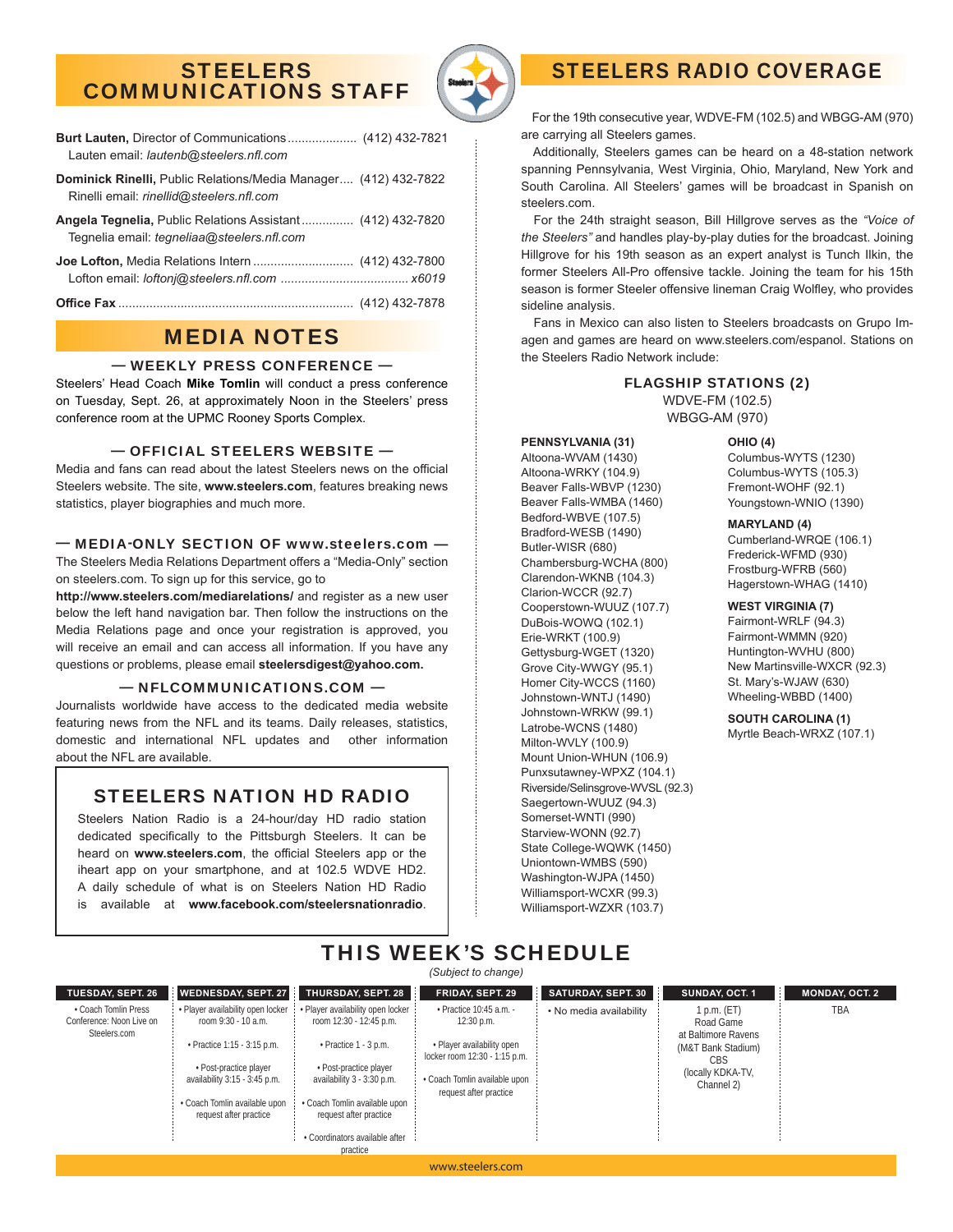## STEELERS COMMUNICATIONS STAFF

**Burt Lauten,** Director of Communications .................... (412) 432-7821
Lauten email: *lautenb@steelers.nfl.com*

**Dominick Rinelli,** Public Relations/Media Manager .... (412) 432-7822
Rinelli email: *rinellid@steelers.nfl.com*

**Angela Tegnelia,** Public Relations Assistant ............... (412) 432-7820
Tegnelia email: *tegneliaa@steelers.nfl.com*

**Joe Lofton,** Media Relations Intern ............................ (412) 432-7800
Lofton email: *loftonj@steelers.nfl.com* .................................... *x6019*

**Office Fax** .................................................................. (412) 432-7878

## MEDIA NOTES

### — WEEKLY PRESS CONFERENCE —

Steelers' Head Coach **Mike Tomlin** will conduct a press conference on Tuesday, Sept. 26, at approximately Noon in the Steelers' press conference room at the UPMC Rooney Sports Complex.

### — OFFICIAL STEELERS WEBSITE —

Media and fans can read about the latest Steelers news on the official Steelers website. The site, **www.steelers.com**, features breaking news statistics, player biographies and much more.

### — MEDIA-ONLY SECTION OF www.steelers.com —

The Steelers Media Relations Department offers a "Media-Only" section on steelers.com. To sign up for this service, go to **http://www.steelers.com/mediarelations/** and register as a new user below the left hand navigation bar. Then follow the instructions on the Media Relations page and once your registration is approved, you will receive an email and can access all information. If you have any questions or problems, please email **steelersdigest@yahoo.com.**

### — NFLCOMMUNICATIONS.COM —

Journalists worldwide have access to the dedicated media website featuring news from the NFL and its teams. Daily releases, statistics, domestic and international NFL updates and other information about the NFL are available.

## STEELERS NATION HD RADIO

Steelers Nation Radio is a 24-hour/day HD radio station dedicated specifically to the Pittsburgh Steelers. It can be heard on **www.steelers.com**, the official Steelers app or the iheart app on your smartphone, and at 102.5 WDVE HD2. A daily schedule of what is on Steelers Nation HD Radio is available at **www.facebook.com/steelersnationradio**.

## STEELERS RADIO COVERAGE

For the 19th consecutive year, WDVE-FM (102.5) and WBGG-AM (970) are carrying all Steelers games.

Additionally, Steelers games can be heard on a 48-station network spanning Pennsylvania, West Virginia, Ohio, Maryland, New York and South Carolina. All Steelers' games will be broadcast in Spanish on steelers.com.

For the 24th straight season, Bill Hillgrove serves as the *"Voice of the Steelers"* and handles play-by-play duties for the broadcast. Joining Hillgrove for his 19th season as an expert analyst is Tunch Ilkin, the former Steelers All-Pro offensive tackle. Joining the team for his 15th season is former Steeler offensive lineman Craig Wolfley, who provides sideline analysis.

Fans in Mexico can also listen to Steelers broadcasts on Grupo Imagen and games are heard on www.steelers.com/espanol. Stations on the Steelers Radio Network include:

**FLAGSHIP STATIONS (2)**
WDVE-FM (102.5)
WBGG-AM (970)

**PENNSYLVANIA (31)**
Altoona-WVAM (1430)
Altoona-WRKY (104.9)
Beaver Falls-WBVP (1230)
Beaver Falls-WMBA (1460)
Bedford-WBVE (107.5)
Bradford-WESB (1490)
Butler-WISR (680)
Chambersburg-WCHA (800)
Clarendon-WKNB (104.3)
Clarion-WCCR (92.7)
Cooperstown-WUUZ (107.7)
DuBois-WOWQ (102.1)
Erie-WRKT (100.9)
Gettysburg-WGET (1320)
Grove City-WWGY (95.1)
Homer City-WCCS (1160)
Johnstown-WNTJ (1490)
Johnstown-WRKW (99.1)
Latrobe-WCNS (1480)
Milton-WVLY (100.9)
Mount Union-WHUN (106.9)
Punxsutawney-WPXZ (104.1)
Riverside/Selinsgrove-WVSL (92.3)
Saegertown-WUUZ (94.3)
Somerset-WNTI (990)
Starview-WONN (92.7)
State College-WQWK (1450)
Uniontown-WMBS (590)
Washington-WJPA (1450)
Williamsport-WCXR (99.3)
Williamsport-WZXR (103.7)

**OHIO (4)**
Columbus-WYTS (1230)
Columbus-WYTS (105.3)
Fremont-WOHF (92.1)
Youngstown-WNIO (1390)

**MARYLAND (4)**
Cumberland-WRQE (106.1)
Frederick-WFMD (930)
Frostburg-WFRB (560)
Hagerstown-WHAG (1410)

**WEST VIRGINIA (7)**
Fairmont-WRLF (94.3)
Fairmont-WMMN (920)
Huntington-WVHU (800)
New Martinsville-WXCR (92.3)
St. Mary's-WJAW (630)
Wheeling-WBBD (1400)

**SOUTH CAROLINA (1)**
Myrtle Beach-WRXZ (107.1)

## THIS WEEK'S SCHEDULE

*(Subject to change)*

| TUESDAY, SEPT. 26 | WEDNESDAY, SEPT. 27 | THURSDAY, SEPT. 28 | FRIDAY, SEPT. 29 | SATURDAY, SEPT. 30 | SUNDAY, OCT. 1 | MONDAY, OCT. 2 |
|---|---|---|---|---|---|---|
| • Coach Tomlin Press Conference: Noon Live on Steelers.com | • Player availability open locker room 9:30 - 10 a.m.<br>• Practice 1:15 - 3:15 p.m.<br>• Post-practice player availability 3:15 - 3:45 p.m.<br>• Coach Tomlin available upon request after practice | • Player availability open locker room 12:30 - 12:45 p.m.<br>• Practice 1 - 3 p.m.<br>• Post-practice player availability 3 - 3:30 p.m.<br>• Coach Tomlin available upon request after practice<br>• Coordinators available after practice | • Practice 10:45 a.m. - 12:30 p.m.<br>• Player availability open locker room 12:30 - 1:15 p.m.<br>• Coach Tomlin available upon request after practice | • No media availability | 1 p.m. (ET)<br>Road Game<br>at Baltimore Ravens<br>(M&T Bank Stadium)<br>CBS<br>(locally KDKA-TV, Channel 2) | TBA |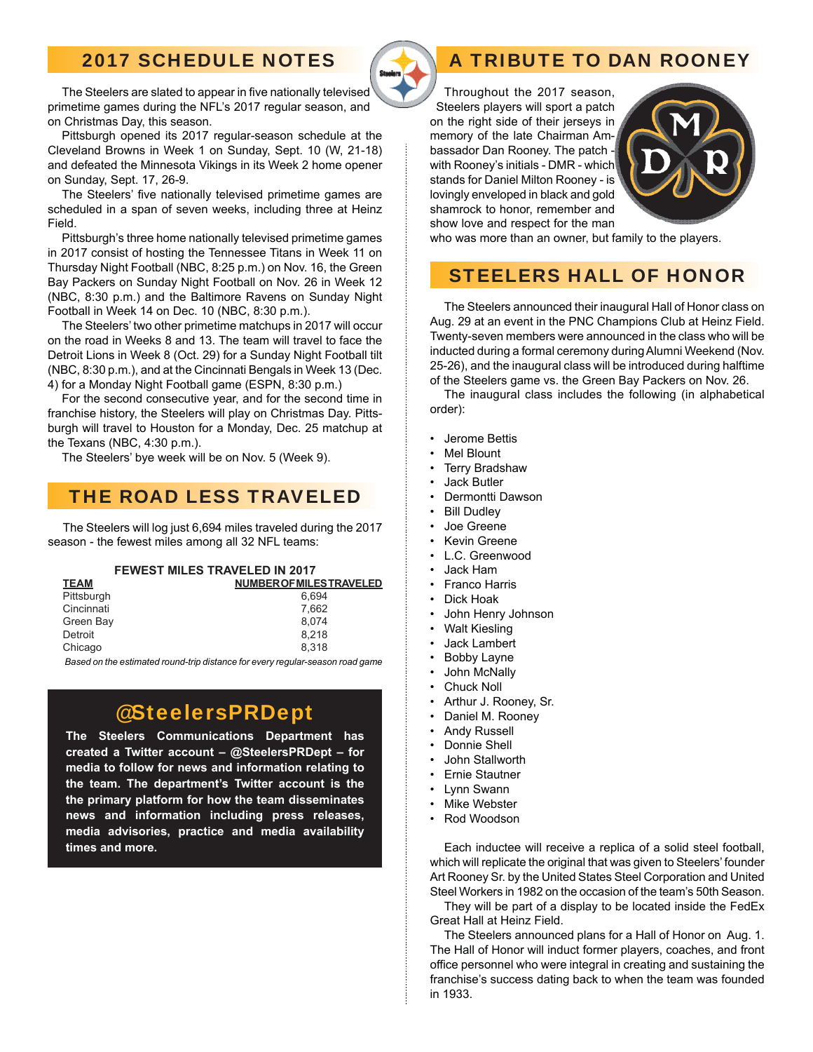## 2017 SCHEDULE NOTES

The Steelers are slated to appear in five nationally televised primetime games during the NFL's 2017 regular season, and on Christmas Day, this season.

Pittsburgh opened its 2017 regular-season schedule at the Cleveland Browns in Week 1 on Sunday, Sept. 10 (W, 21-18) and defeated the Minnesota Vikings in its Week 2 home opener on Sunday, Sept. 17, 26-9.

The Steelers' five nationally televised primetime games are scheduled in a span of seven weeks, including three at Heinz Field.

Pittsburgh's three home nationally televised primetime games in 2017 consist of hosting the Tennessee Titans in Week 11 on Thursday Night Football (NBC, 8:25 p.m.) on Nov. 16, the Green Bay Packers on Sunday Night Football on Nov. 26 in Week 12 (NBC, 8:30 p.m.) and the Baltimore Ravens on Sunday Night Football in Week 14 on Dec. 10 (NBC, 8:30 p.m.).

The Steelers' two other primetime matchups in 2017 will occur on the road in Weeks 8 and 13. The team will travel to face the Detroit Lions in Week 8 (Oct. 29) for a Sunday Night Football tilt (NBC, 8:30 p.m.), and at the Cincinnati Bengals in Week 13 (Dec. 4) for a Monday Night Football game (ESPN, 8:30 p.m.)

For the second consecutive year, and for the second time in franchise history, the Steelers will play on Christmas Day. Pittsburgh will travel to Houston for a Monday, Dec. 25 matchup at the Texans (NBC, 4:30 p.m.).

The Steelers' bye week will be on Nov. 5 (Week 9).

## THE ROAD LESS TRAVELED

The Steelers will log just 6,694 miles traveled during the 2017 season - the fewest miles among all 32 NFL teams:

**FEWEST MILES TRAVELED IN 2017**

| TEAM | NUMBER OF MILES TRAVELED |
|---|---|
| Pittsburgh | 6,694 |
| Cincinnati | 7,662 |
| Green Bay | 8,074 |
| Detroit | 8,218 |
| Chicago | 8,318 |

*Based on the estimated round-trip distance for every regular-season road game*

## @SteelersPRDept

**The Steelers Communications Department has created a Twitter account – @SteelersPRDept – for media to follow for news and information relating to the team. The department's Twitter account is the the primary platform for how the team disseminates news and information including press releases, media advisories, practice and media availability times and more.**

## A TRIBUTE TO DAN ROONEY

Throughout the 2017 season, Steelers players will sport a patch on the right side of their jerseys in memory of the late Chairman Ambassador Dan Rooney. The patch - with Rooney's initials - DMR - which stands for Daniel Milton Rooney - is lovingly enveloped in black and gold shamrock to honor, remember and show love and respect for the man who was more than an owner, but family to the players.

## STEELERS HALL OF HONOR

The Steelers announced their inaugural Hall of Honor class on Aug. 29 at an event in the PNC Champions Club at Heinz Field. Twenty-seven members were announced in the class who will be inducted during a formal ceremony during Alumni Weekend (Nov. 25-26), and the inaugural class will be introduced during halftime of the Steelers game vs. the Green Bay Packers on Nov. 26.

The inaugural class includes the following (in alphabetical order):

- Jerome Bettis
- Mel Blount
- Terry Bradshaw
- Jack Butler
- Dermontti Dawson
- Bill Dudley
- Joe Greene
- Kevin Greene
- L.C. Greenwood
- Jack Ham
- Franco Harris
- Dick Hoak
- John Henry Johnson
- Walt Kiesling
- Jack Lambert
- Bobby Layne
- John McNally
- Chuck Noll
- Arthur J. Rooney, Sr.
- Daniel M. Rooney
- Andy Russell
- Donnie Shell
- John Stallworth
- Ernie Stautner
- Lynn Swann
- Mike Webster
- Rod Woodson

Each inductee will receive a replica of a solid steel football, which will replicate the original that was given to Steelers' founder Art Rooney Sr. by the United States Steel Corporation and United Steel Workers in 1982 on the occasion of the team's 50th Season.

They will be part of a display to be located inside the FedEx Great Hall at Heinz Field.

The Steelers announced plans for a Hall of Honor on Aug. 1. The Hall of Honor will induct former players, coaches, and front office personnel who were integral in creating and sustaining the franchise's success dating back to when the team was founded in 1933.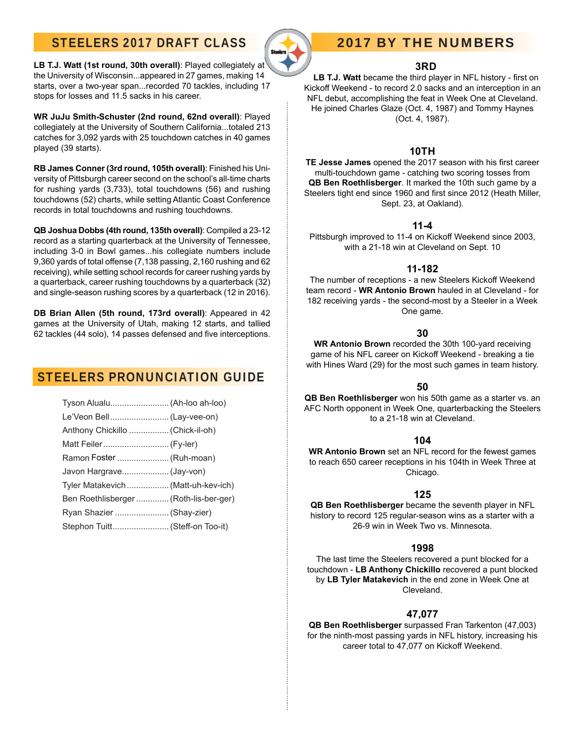## STEELERS 2017 DRAFT CLASS

**LB T.J. Watt (1st round, 30th overall)**: Played collegiately at the University of Wisconsin...appeared in 27 games, making 14 starts, over a two-year span...recorded 70 tackles, including 17 stops for losses and 11.5 sacks in his career.

**WR JuJu Smith-Schuster (2nd round, 62nd overall)**: Played collegiately at the University of Southern California...totaled 213 catches for 3,092 yards with 25 touchdown catches in 40 games played (39 starts).

**RB James Conner (3rd round, 105th overall)**: Finished his University of Pittsburgh career second on the school's all-time charts for rushing yards (3,733), total touchdowns (56) and rushing touchdowns (52) charts, while setting Atlantic Coast Conference records in total touchdowns and rushing touchdowns.

**QB Joshua Dobbs (4th round, 135th overall)**: Compiled a 23-12 record as a starting quarterback at the University of Tennessee, including 3-0 in Bowl games...his collegiate numbers include 9,360 yards of total offense (7,138 passing, 2,160 rushing and 62 receiving), while setting school records for career rushing yards by a quarterback, career rushing touchdowns by a quarterback (32) and single-season rushing scores by a quarterback (12 in 2016).

**DB Brian Allen (5th round, 173rd overall)**: Appeared in 42 games at the University of Utah, making 12 starts, and tallied 62 tackles (44 solo), 14 passes defensed and five interceptions.

## STEELERS PRONUNCIATION GUIDE

- Tyson Alualu......................... (Ah-loo ah-loo)
- Le'Veon Bell......................... (Lay-vee-on)
- Anthony Chickillo ................. (Chick-il-oh)
- Matt Feiler............................ (Fy-ler)
- Ramon Foster ...................... (Ruh-moan)
- Javon Hargrave.................... (Jay-von)
- Tyler Matakevich.................. (Matt-uh-kev-ich)
- Ben Roethlisberger .............. (Roth-lis-ber-ger)
- Ryan Shazier ....................... (Shay-zier)
- Stephon Tuitt........................ (Steff-on Too-it)

## 2017 BY THE NUMBERS

### 3RD

**LB T.J. Watt** became the third player in NFL history - first on Kickoff Weekend - to record 2.0 sacks and an interception in an NFL debut, accomplishing the feat in Week One at Cleveland. He joined Charles Glaze (Oct. 4, 1987) and Tommy Haynes (Oct. 4, 1987).

### 10TH

**TE Jesse James** opened the 2017 season with his first career multi-touchdown game - catching two scoring tosses from **QB Ben Roethlisberger**. It marked the 10th such game by a Steelers tight end since 1960 and first since 2012 (Heath Miller, Sept. 23, at Oakland).

### 11-4

Pittsburgh improved to 11-4 on Kickoff Weekend since 2003, with a 21-18 win at Cleveland on Sept. 10

### 11-182

The number of receptions - a new Steelers Kickoff Weekend team record - **WR Antonio Brown** hauled in at Cleveland - for 182 receiving yards - the second-most by a Steeler in a Week One game.

### 30

**WR Antonio Brown** recorded the 30th 100-yard receiving game of his NFL career on Kickoff Weekend - breaking a tie with Hines Ward (29) for the most such games in team history.

### 50

**QB Ben Roethlisberger** won his 50th game as a starter vs. an AFC North opponent in Week One, quarterbacking the Steelers to a 21-18 win at Cleveland.

### 104

**WR Antonio Brown** set an NFL record for the fewest games to reach 650 career receptions in his 104th in Week Three at Chicago.

### 125

**QB Ben Roethlisberger** became the seventh player in NFL history to record 125 regular-season wins as a starter with a 26-9 win in Week Two vs. Minnesota.

### 1998

The last time the Steelers recovered a punt blocked for a touchdown - **LB Anthony Chickillo** recovered a punt blocked by **LB Tyler Matakevich** in the end zone in Week One at Cleveland.

### 47,077

**QB Ben Roethlisberger** surpassed Fran Tarkenton (47,003) for the ninth-most passing yards in NFL history, increasing his career total to 47,077 on Kickoff Weekend.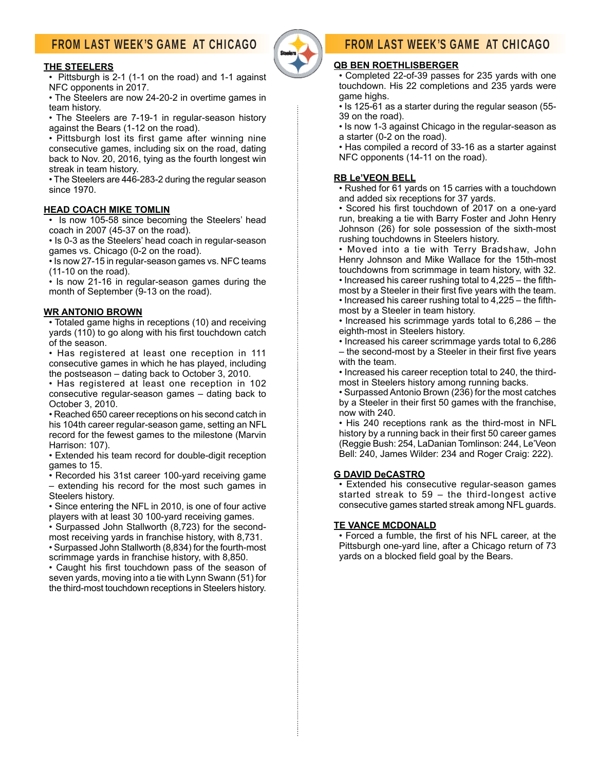## FROM LAST WEEK'S GAME AT CHICAGO

### THE STEELERS

- Pittsburgh is 2-1 (1-1 on the road) and 1-1 against NFC opponents in 2017.
- The Steelers are now 24-20-2 in overtime games in team history.
- The Steelers are 7-19-1 in regular-season history against the Bears (1-12 on the road).
- Pittsburgh lost its first game after winning nine consecutive games, including six on the road, dating back to Nov. 20, 2016, tying as the fourth longest win streak in team history.
- The Steelers are 446-283-2 during the regular season since 1970.

### HEAD COACH MIKE TOMLIN

- Is now 105-58 since becoming the Steelers' head coach in 2007 (45-37 on the road).
- Is 0-3 as the Steelers' head coach in regular-season games vs. Chicago (0-2 on the road).
- Is now 27-15 in regular-season games vs. NFC teams (11-10 on the road).
- Is now 21-16 in regular-season games during the month of September (9-13 on the road).

### WR ANTONIO BROWN

- Totaled game highs in receptions (10) and receiving yards (110) to go along with his first touchdown catch of the season.
- Has registered at least one reception in 111 consecutive games in which he has played, including the postseason – dating back to October 3, 2010.
- Has registered at least one reception in 102 consecutive regular-season games – dating back to October 3, 2010.
- Reached 650 career receptions on his second catch in his 104th career regular-season game, setting an NFL record for the fewest games to the milestone (Marvin Harrison: 107).
- Extended his team record for double-digit reception games to 15.
- Recorded his 31st career 100-yard receiving game – extending his record for the most such games in Steelers history.
- Since entering the NFL in 2010, is one of four active players with at least 30 100-yard receiving games.
- Surpassed John Stallworth (8,723) for the second-most receiving yards in franchise history, with 8,731.
- Surpassed John Stallworth (8,834) for the fourth-most scrimmage yards in franchise history, with 8,850.
- Caught his first touchdown pass of the season of seven yards, moving into a tie with Lynn Swann (51) for the third-most touchdown receptions in Steelers history.

## FROM LAST WEEK'S GAME AT CHICAGO

### QB BEN ROETHLISBERGER

- Completed 22-of-39 passes for 235 yards with one touchdown. His 22 completions and 235 yards were game highs.
- Is 125-61 as a starter during the regular season (55-39 on the road).
- Is now 1-3 against Chicago in the regular-season as a starter (0-2 on the road).
- Has compiled a record of 33-16 as a starter against NFC opponents (14-11 on the road).

### RB Le'VEON BELL

- Rushed for 61 yards on 15 carries with a touchdown and added six receptions for 37 yards.
- Scored his first touchdown of 2017 on a one-yard run, breaking a tie with Barry Foster and John Henry Johnson (26) for sole possession of the sixth-most rushing touchdowns in Steelers history.
- Moved into a tie with Terry Bradshaw, John Henry Johnson and Mike Wallace for the 15th-most touchdowns from scrimmage in team history, with 32.
- Increased his career rushing total to 4,225 – the fifth-most by a Steeler in their first five years with the team.
- Increased his career rushing total to 4,225 – the fifth-most by a Steeler in team history.
- Increased his scrimmage yards total to 6,286 – the eighth-most in Steelers history.
- Increased his career scrimmage yards total to 6,286 – the second-most by a Steeler in their first five years with the team.
- Increased his career reception total to 240, the third-most in Steelers history among running backs.
- Surpassed Antonio Brown (236) for the most catches by a Steeler in their first 50 games with the franchise, now with 240.
- His 240 receptions rank as the third-most in NFL history by a running back in their first 50 career games (Reggie Bush: 254, LaDanian Tomlinson: 244, Le'Veon Bell: 240, James Wilder: 234 and Roger Craig: 222).

### G DAVID DeCASTRO

- Extended his consecutive regular-season games started streak to 59 – the third-longest active consecutive games started streak among NFL guards.

### TE VANCE MCDONALD

- Forced a fumble, the first of his NFL career, at the Pittsburgh one-yard line, after a Chicago return of 73 yards on a blocked field goal by the Bears.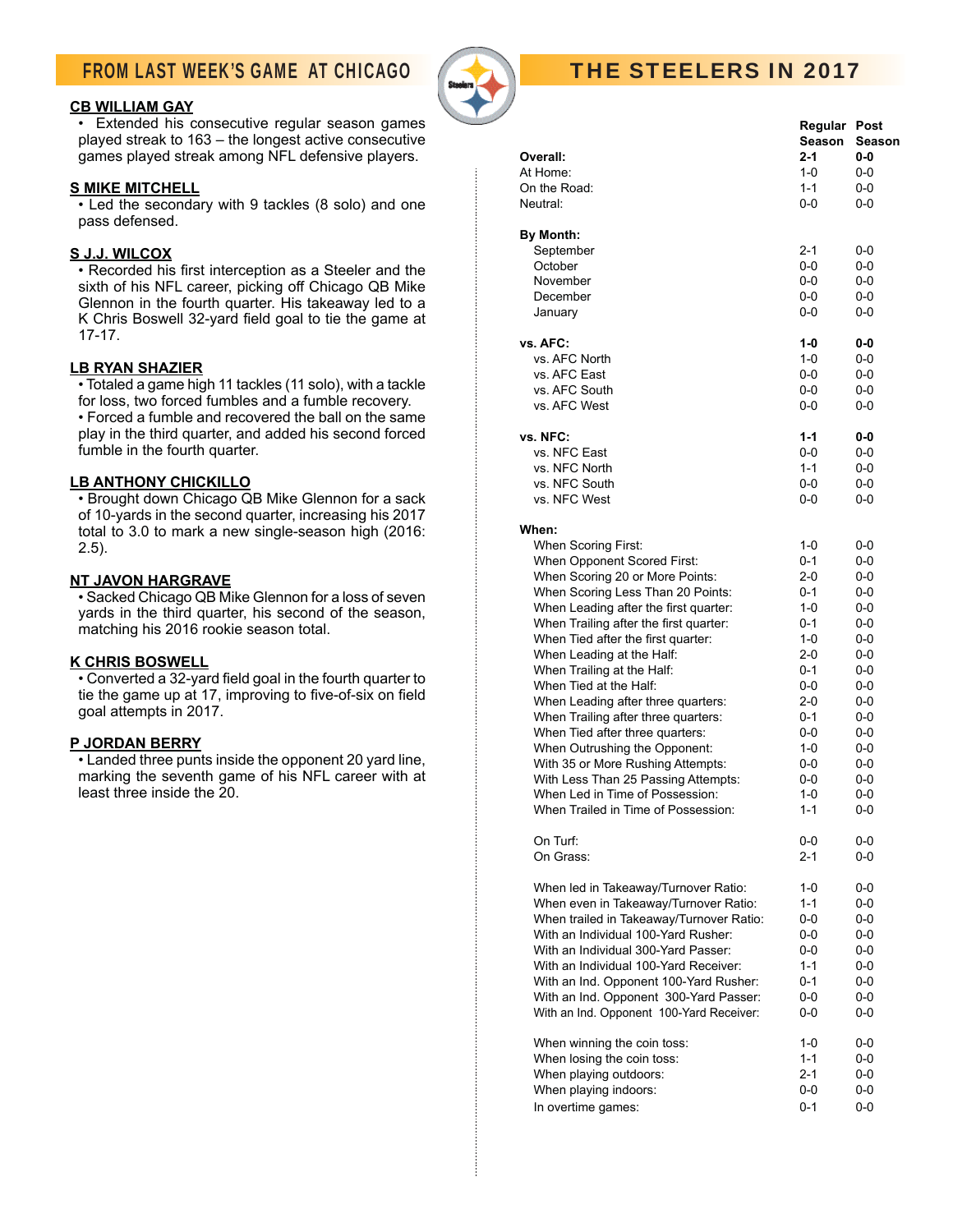## FROM LAST WEEK'S GAME AT CHICAGO

**CB WILLIAM GAY**

- Extended his consecutive regular season games played streak to 163 – the longest active consecutive games played streak among NFL defensive players.

**S MIKE MITCHELL**

- Led the secondary with 9 tackles (8 solo) and one pass defensed.

**S J.J. WILCOX**

- Recorded his first interception as a Steeler and the sixth of his NFL career, picking off Chicago QB Mike Glennon in the fourth quarter. His takeaway led to a K Chris Boswell 32-yard field goal to tie the game at 17-17.

**LB RYAN SHAZIER**

- Totaled a game high 11 tackles (11 solo), with a tackle for loss, two forced fumbles and a fumble recovery.
- Forced a fumble and recovered the ball on the same play in the third quarter, and added his second forced fumble in the fourth quarter.

**LB ANTHONY CHICKILLO**

- Brought down Chicago QB Mike Glennon for a sack of 10-yards in the second quarter, increasing his 2017 total to 3.0 to mark a new single-season high (2016: 2.5).

**NT JAVON HARGRAVE**

- Sacked Chicago QB Mike Glennon for a loss of seven yards in the third quarter, his second of the season, matching his 2016 rookie season total.

**K CHRIS BOSWELL**

- Converted a 32-yard field goal in the fourth quarter to tie the game up at 17, improving to five-of-six on field goal attempts in 2017.

**P JORDAN BERRY**

- Landed three punts inside the opponent 20 yard line, marking the seventh game of his NFL career with at least three inside the 20.

## THE STEELERS IN 2017

| | Regular Season | Post Season |
|---|---|---|
| **Overall:** | **2-1** | **0-0** |
| At Home: | 1-0 | 0-0 |
| On the Road: | 1-1 | 0-0 |
| Neutral: | 0-0 | 0-0 |
| **By Month:** | | |
| September | 2-1 | 0-0 |
| October | 0-0 | 0-0 |
| November | 0-0 | 0-0 |
| December | 0-0 | 0-0 |
| January | 0-0 | 0-0 |
| **vs. AFC:** | **1-0** | **0-0** |
| vs. AFC North | 1-0 | 0-0 |
| vs. AFC East | 0-0 | 0-0 |
| vs. AFC South | 0-0 | 0-0 |
| vs. AFC West | 0-0 | 0-0 |
| **vs. NFC:** | **1-1** | **0-0** |
| vs. NFC East | 0-0 | 0-0 |
| vs. NFC North | 1-1 | 0-0 |
| vs. NFC South | 0-0 | 0-0 |
| vs. NFC West | 0-0 | 0-0 |
| **When:** | | |
| When Scoring First: | 1-0 | 0-0 |
| When Opponent Scored First: | 0-1 | 0-0 |
| When Scoring 20 or More Points: | 2-0 | 0-0 |
| When Scoring Less Than 20 Points: | 0-1 | 0-0 |
| When Leading after the first quarter: | 1-0 | 0-0 |
| When Trailing after the first quarter: | 0-1 | 0-0 |
| When Tied after the first quarter: | 1-0 | 0-0 |
| When Leading at the Half: | 2-0 | 0-0 |
| When Trailing at the Half: | 0-1 | 0-0 |
| When Tied at the Half: | 0-0 | 0-0 |
| When Leading after three quarters: | 2-0 | 0-0 |
| When Trailing after three quarters: | 0-1 | 0-0 |
| When Tied after three quarters: | 0-0 | 0-0 |
| When Outrushing the Opponent: | 1-0 | 0-0 |
| With 35 or More Rushing Attempts: | 0-0 | 0-0 |
| With Less Than 25 Passing Attempts: | 0-0 | 0-0 |
| When Led in Time of Possession: | 1-0 | 0-0 |
| When Trailed in Time of Possession: | 1-1 | 0-0 |
| On Turf: | 0-0 | 0-0 |
| On Grass: | 2-1 | 0-0 |
| When led in Takeaway/Turnover Ratio: | 1-0 | 0-0 |
| When even in Takeaway/Turnover Ratio: | 1-1 | 0-0 |
| When trailed in Takeaway/Turnover Ratio: | 0-0 | 0-0 |
| With an Individual 100-Yard Rusher: | 0-0 | 0-0 |
| With an Individual 300-Yard Passer: | 0-0 | 0-0 |
| With an Individual 100-Yard Receiver: | 1-1 | 0-0 |
| With an Ind. Opponent 100-Yard Rusher: | 0-1 | 0-0 |
| With an Ind. Opponent 300-Yard Passer: | 0-0 | 0-0 |
| With an Ind. Opponent 100-Yard Receiver: | 0-0 | 0-0 |
| When winning the coin toss: | 1-0 | 0-0 |
| When losing the coin toss: | 1-1 | 0-0 |
| When playing outdoors: | 2-1 | 0-0 |
| When playing indoors: | 0-0 | 0-0 |
| In overtime games: | 0-1 | 0-0 |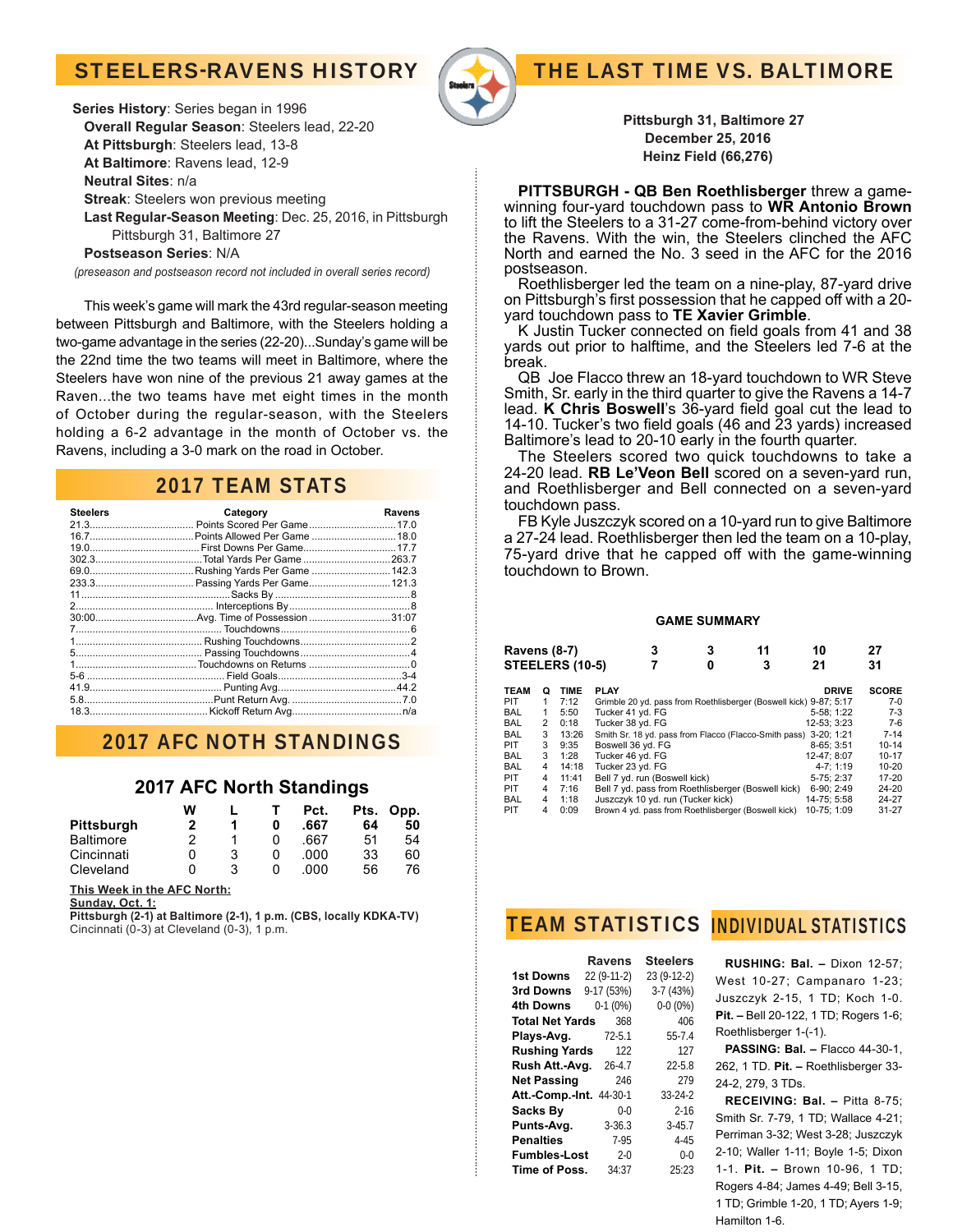## STEELERS-RAVENS HISTORY

**Series History**: Series began in 1996
**Overall Regular Season**: Steelers lead, 22-20
**At Pittsburgh**: Steelers lead, 13-8
**At Baltimore**: Ravens lead, 12-9
**Neutral Sites**: n/a
**Streak**: Steelers won previous meeting
**Last Regular-Season Meeting**: Dec. 25, 2016, in Pittsburgh
Pittsburgh 31, Baltimore 27
**Postseason Series**: N/A
*(preseason and postseason record not included in overall series record)*

This week's game will mark the 43rd regular-season meeting between Pittsburgh and Baltimore, with the Steelers holding a two-game advantage in the series (22-20)...Sunday's game will be the 22nd time the two teams will meet in Baltimore, where the Steelers have won nine of the previous 21 away games at the Raven...the two teams have met eight times in the month of October during the regular-season, with the Steelers holding a 6-2 advantage in the month of October vs. the Ravens, including a 3-0 mark on the road in October.

## 2017 TEAM STATS

| Steelers | Category | Ravens |
|---|---|---|
| 21.3 | Points Scored Per Game | 17.0 |
| 16.7 | Points Allowed Per Game | 18.0 |
| 19.0 | First Downs Per Game | 17.7 |
| 302.3 | Total Yards Per Game | 263.7 |
| 69.0 | Rushing Yards Per Game | 142.3 |
| 233.3 | Passing Yards Per Game | 121.3 |
| 11 | Sacks By | 8 |
| 2 | Interceptions By | 8 |
| 30:00 | Avg. Time of Possession | 31:07 |
| 7 | Touchdowns | 6 |
| 1 | Rushing Touchdowns | 2 |
| 5 | Passing Touchdowns | 4 |
| 1 | Touchdowns on Returns | 0 |
| 5-6 | Field Goals | 3-4 |
| 41.9 | Punting Avg. | 44.2 |
| 5.8 | Punt Return Avg. | 7.0 |
| 18.3 | Kickoff Return Avg. | n/a |

## 2017 AFC NOTH STANDINGS

### 2017 AFC North Standings

| | W | L | T | Pct. | Pts. | Opp. |
|---|---|---|---|---|---|---|
| **Pittsburgh** | **2** | **1** | **0** | **.667** | **64** | **50** |
| Baltimore | 2 | 1 | 0 | .667 | 51 | 54 |
| Cincinnati | 0 | 3 | 0 | .000 | 33 | 60 |
| Cleveland | 0 | 3 | 0 | .000 | 56 | 76 |

**This Week in the AFC North:**
**Sunday, Oct. 1:**
**Pittsburgh (2-1) at Baltimore (2-1), 1 p.m. (CBS, locally KDKA-TV)**
Cincinnati (0-3) at Cleveland (0-3), 1 p.m.

## THE LAST TIME VS. BALTIMORE

**Pittsburgh 31, Baltimore 27**
**December 25, 2016**
**Heinz Field (66,276)**

**PITTSBURGH - QB Ben Roethlisberger** threw a game-winning four-yard touchdown pass to **WR Antonio Brown** to lift the Steelers to a 31-27 come-from-behind victory over the Ravens. With the win, the Steelers clinched the AFC North and earned the No. 3 seed in the AFC for the 2016 postseason.

Roethlisberger led the team on a nine-play, 87-yard drive on Pittsburgh's first possession that he capped off with a 20-yard touchdown pass to **TE Xavier Grimble**.

K Justin Tucker connected on field goals from 41 and 38 yards out prior to halftime, and the Steelers led 7-6 at the break.

QB Joe Flacco threw an 18-yard touchdown to WR Steve Smith, Sr. early in the third quarter to give the Ravens a 14-7 lead. **K Chris Boswell**'s 36-yard field goal cut the lead to 14-10. Tucker's two field goals (46 and 23 yards) increased Baltimore's lead to 20-10 early in the fourth quarter.

The Steelers scored two quick touchdowns to take a 24-20 lead. **RB Le'Veon Bell** scored on a seven-yard run, and Roethlisberger and Bell connected on a seven-yard touchdown pass.

FB Kyle Juszczyk scored on a 10-yard run to give Baltimore a 27-24 lead. Roethlisberger then led the team on a 10-play, 75-yard drive that he capped off with the game-winning touchdown to Brown.

### GAME SUMMARY

| | 1 | 2 | 3 | 4 | F |
|---|---|---|---|---|---|
| **Ravens (8-7)** | 3 | 3 | 11 | 10 | 27 |
| **STEELERS (10-5)** | 7 | 0 | 3 | 21 | 31 |

| TEAM | Q | TIME | PLAY | DRIVE | SCORE |
|---|---|---|---|---|---|
| PIT | 1 | 7:12 | Grimble 20 yd. pass from Roethlisberger (Boswell kick) | 9-87; 5:17 | 7-0 |
| BAL | 1 | 5:50 | Tucker 41 yd. FG | 5-58; 1:22 | 7-3 |
| BAL | 2 | 0:18 | Tucker 38 yd. FG | 12-53; 3:23 | 7-6 |
| BAL | 3 | 13:26 | Smith Sr. 18 yd. pass from Flacco (Flacco-Smith pass) | 3-20; 1:21 | 7-14 |
| PIT | 3 | 9:35 | Boswell 36 yd. FG | 8-65; 3:51 | 10-14 |
| BAL | 3 | 1:28 | Tucker 46 yd. FG | 12-47; 8:07 | 10-17 |
| BAL | 4 | 14:18 | Tucker 23 yd. FG | 4-7; 1:19 | 10-20 |
| PIT | 4 | 11:41 | Bell 7 yd. run (Boswell kick) | 5-75; 2:37 | 17-20 |
| PIT | 4 | 7:16 | Bell 7 yd. pass from Roethlisberger (Boswell kick) | 6-90; 2:49 | 24-20 |
| BAL | 4 | 1:18 | Juszczyk 10 yd. run (Tucker kick) | 14-75; 5:58 | 24-27 |
| PIT | 4 | 0:09 | Brown 4 yd. pass from Roethlisberger (Boswell kick) | 10-75; 1:09 | 31-27 |

## TEAM STATISTICS

| | Ravens | Steelers |
|---|---|---|
| **1st Downs** | 22 (9-11-2) | 23 (9-12-2) |
| **3rd Downs** | 9-17 (53%) | 3-7 (43%) |
| **4th Downs** | 0-1 (0%) | 0-0 (0%) |
| **Total Net Yards** | 368 | 406 |
| **Plays-Avg.** | 72-5.1 | 55-7.4 |
| **Rushing Yards** | 122 | 127 |
| **Rush Att.-Avg.** | 26-4.7 | 22-5.8 |
| **Net Passing** | 246 | 279 |
| **Att.-Comp.-Int.** | 44-30-1 | 33-24-2 |
| **Sacks By** | 0-0 | 2-16 |
| **Punts-Avg.** | 3-36.3 | 3-45.7 |
| **Penalties** | 7-95 | 4-45 |
| **Fumbles-Lost** | 2-0 | 0-0 |
| **Time of Poss.** | 34:37 | 25:23 |

## INDIVIDUAL STATISTICS

**RUSHING: Bal. –** Dixon 12-57; West 10-27; Campanaro 1-23; Juszczyk 2-15, 1 TD; Koch 1-0. **Pit. –** Bell 20-122, 1 TD; Rogers 1-6; Roethlisberger 1-(-1).

**PASSING: Bal. –** Flacco 44-30-1, 262, 1 TD. **Pit. –** Roethlisberger 33-24-2, 279, 3 TDs.

**RECEIVING: Bal. –** Pitta 8-75; Smith Sr. 7-79, 1 TD; Wallace 4-21; Perriman 3-32; West 3-28; Juszczyk 2-10; Waller 1-11; Boyle 1-5; Dixon 1-1. **Pit. –** Brown 10-96, 1 TD; Rogers 4-84; James 4-49; Bell 3-15, 1 TD; Grimble 1-20, 1 TD; Ayers 1-9; Hamilton 1-6.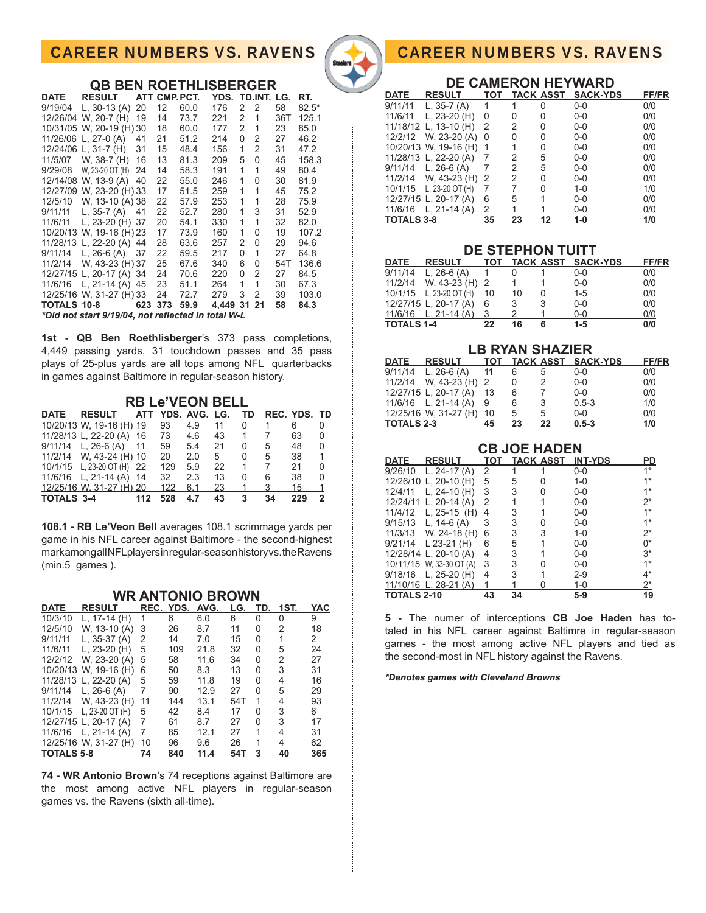# CAREER NUMBERS VS. RAVENS

## QB BEN ROETHLISBERGER

| DATE | RESULT | ATT | CMP. | PCT. | YDS. | TD. | INT. | LG. | RT. |
|---|---|---|---|---|---|---|---|---|---|
| 9/19/04 | L, 30-13 (A) | 20 | 12 | 60.0 | 176 | 2 | 2 | 58 | 82.5* |
| 12/26/04 | W, 20-7 (H) | 19 | 14 | 73.7 | 221 | 2 | 1 | 36T | 125.1 |
| 10/31/05 | W, 20-19 (H) | 30 | 18 | 60.0 | 177 | 2 | 1 | 23 | 85.0 |
| 11/26/06 | L, 27-0 (A) | 41 | 21 | 51.2 | 214 | 0 | 2 | 27 | 46.2 |
| 12/24/06 | L, 31-7 (H) | 31 | 15 | 48.4 | 156 | 1 | 2 | 31 | 47.2 |
| 11/5/07 | W, 38-7 (H) | 16 | 13 | 81.3 | 209 | 5 | 0 | 45 | 158.3 |
| 9/29/08 | W, 23-20 OT (H) | 24 | 14 | 58.3 | 191 | 1 | 1 | 49 | 80.4 |
| 12/14/08 | W, 13-9 (A) | 40 | 22 | 55.0 | 246 | 1 | 0 | 30 | 81.9 |
| 12/27/09 | W, 23-20 (H) | 33 | 17 | 51.5 | 259 | 1 | 1 | 45 | 75.2 |
| 12/5/10 | W, 13-10 (A) | 38 | 22 | 57.9 | 253 | 1 | 1 | 28 | 75.9 |
| 9/11/11 | L, 35-7 (A) | 41 | 22 | 52.7 | 280 | 1 | 3 | 31 | 52.9 |
| 11/6/11 | L, 23-20 (H) | 37 | 20 | 54.1 | 330 | 1 | 1 | 32 | 82.0 |
| 10/20/13 | W, 19-16 (H) | 23 | 17 | 73.9 | 160 | 1 | 0 | 19 | 107.2 |
| 11/28/13 | L, 22-20 (A) | 44 | 28 | 63.6 | 257 | 2 | 0 | 29 | 94.6 |
| 9/11/14 | L, 26-6 (A) | 37 | 22 | 59.5 | 217 | 0 | 1 | 27 | 64.8 |
| 11/2/14 | W, 43-23 (H) | 37 | 25 | 67.6 | 340 | 6 | 0 | 54T | 136.6 |
| 12/27/15 | L, 20-17 (A) | 34 | 24 | 70.6 | 220 | 0 | 2 | 27 | 84.5 |
| 11/6/16 | L, 21-14 (A) | 45 | 23 | 51.1 | 264 | 1 | 1 | 30 | 67.3 |
| 12/25/16 | W, 31-27 (H) | 33 | 24 | 72.7 | 279 | 3 | 2 | 39 | 103.0 |
| **TOTALS** | **10-8** | **623** | **373** | **59.9** | **4,449** | **31** | **21** | **58** | **84.3** |

*Did not start 9/19/04, not reflected in total W-L*

**1st - QB Ben Roethlisberger**'s 373 pass completions, 4,449 passing yards, 31 touchdown passes and 35 pass plays of 25-plus yards are all tops among NFL quarterbacks in games against Baltimore in regular-season history.

## RB Le'VEON BELL

| DATE | RESULT | ATT | YDS. | AVG. | LG. | TD | REC. | YDS. | TD |
|---|---|---|---|---|---|---|---|---|---|
| 10/20/13 | W, 19-16 (H) | 19 | 93 | 4.9 | 11 | 0 | 1 | 6 | 0 |
| 11/28/13 | L, 22-20 (A) | 16 | 73 | 4.6 | 43 | 1 | 7 | 63 | 0 |
| 9/11/14 | L, 26-6 (A) | 11 | 59 | 5.4 | 21 | 0 | 5 | 48 | 0 |
| 11/2/14 | W, 43-24 (H) | 10 | 20 | 2.0 | 5 | 0 | 5 | 38 | 1 |
| 10/1/15 | L, 23-20 OT (H) | 22 | 129 | 5.9 | 22 | 1 | 7 | 21 | 0 |
| 11/6/16 | L, 21-14 (A) | 14 | 32 | 2.3 | 13 | 0 | 6 | 38 | 0 |
| 12/25/16 | W, 31-27 (H) | 20 | 122 | 6.1 | 23 | 1 | 3 | 15 | 1 |
| **TOTALS** | **3-4** | **112** | **528** | **4.7** | **43** | **3** | **34** | **229** | **2** |

**108.1 - RB Le'Veon Bell** averages 108.1 scrimmage yards per game in his NFL career against Baltimore - the second-highest mark among all NFL players in regular-season history vs. the Ravens (min.5 games ).

## WR ANTONIO BROWN

| DATE | RESULT | REC. | YDS. | AVG. | LG. | TD. | 1ST. | YAC |
|---|---|---|---|---|---|---|---|---|
| 10/3/10 | L, 17-14 (H) | 1 | 6 | 6.0 | 6 | 0 | 0 | 9 |
| 12/5/10 | W, 13-10 (A) | 3 | 26 | 8.7 | 11 | 0 | 2 | 18 |
| 9/11/11 | L, 35-37 (A) | 2 | 14 | 7.0 | 15 | 0 | 1 | 2 |
| 11/6/11 | L, 23-20 (H) | 5 | 109 | 21.8 | 32 | 0 | 5 | 24 |
| 12/2/12 | W, 23-20 (A) | 5 | 58 | 11.6 | 34 | 0 | 2 | 27 |
| 10/20/13 | W, 19-16 (H) | 6 | 50 | 8.3 | 13 | 0 | 3 | 31 |
| 11/28/13 | L, 22-20 (A) | 5 | 59 | 11.8 | 19 | 0 | 4 | 16 |
| 9/11/14 | L, 26-6 (A) | 7 | 90 | 12.9 | 27 | 0 | 5 | 29 |
| 11/2/14 | W, 43-23 (H) | 11 | 144 | 13.1 | 54T | 1 | 4 | 93 |
| 10/1/15 | L, 23-20 OT (H) | 5 | 42 | 8.4 | 17 | 0 | 3 | 6 |
| 12/27/15 | L, 20-17 (A) | 7 | 61 | 8.7 | 27 | 0 | 3 | 17 |
| 11/6/16 | L, 21-14 (A) | 7 | 85 | 12.1 | 27 | 1 | 4 | 31 |
| 12/25/16 | W, 31-27 (H) | 10 | 96 | 9.6 | 26 | 1 | 4 | 62 |
| **TOTALS** | **5-8** | **74** | **840** | **11.4** | **54T** | **3** | **40** | **365** |

**74 - WR Antonio Brown**'s 74 receptions against Baltimore are the most among active NFL players in regular-season games vs. the Ravens (sixth all-time).

# CAREER NUMBERS VS. RAVENS

## DE CAMERON HEYWARD

| DATE | RESULT | TOT | TACK | ASST | SACK-YDS | FF/FR |
|---|---|---|---|---|---|---|
| 9/11/11 | L, 35-7 (A) | 1 | 1 | 0 | 0-0 | 0/0 |
| 11/6/11 | L, 23-20 (H) | 0 | 0 | 0 | 0-0 | 0/0 |
| 11/18/12 | L, 13-10 (H) | 2 | 2 | 0 | 0-0 | 0/0 |
| 12/2/12 | W, 23-20 (A) | 0 | 0 | 0 | 0-0 | 0/0 |
| 10/20/13 | W, 19-16 (H) | 1 | 1 | 0 | 0-0 | 0/0 |
| 11/28/13 | L, 22-20 (A) | 7 | 2 | 5 | 0-0 | 0/0 |
| 9/11/14 | L, 26-6 (A) | 7 | 2 | 5 | 0-0 | 0/0 |
| 11/2/14 | W, 43-23 (H) | 2 | 2 | 0 | 0-0 | 0/0 |
| 10/1/15 | L, 23-20 OT (H) | 7 | 7 | 0 | 1-0 | 1/0 |
| 12/27/15 | L, 20-17 (A) | 6 | 5 | 1 | 0-0 | 0/0 |
| 11/6/16 | L, 21-14 (A) | 2 | 1 | 1 | 0-0 | 0/0 |
| **TOTALS** | **3-8** | **35** | **23** | **12** | **1-0** | **1/0** |

## DE STEPHON TUITT

| DATE | RESULT | TOT | TACK | ASST | SACK-YDS | FF/FR |
|---|---|---|---|---|---|---|
| 9/11/14 | L, 26-6 (A) | 1 | 0 | 1 | 0-0 | 0/0 |
| 11/2/14 | W, 43-23 (H) | 2 | 1 | 1 | 0-0 | 0/0 |
| 10/1/15 | L, 23-20 OT (H) | 10 | 10 | 0 | 1-5 | 0/0 |
| 12/27/15 | L, 20-17 (A) | 6 | 3 | 3 | 0-0 | 0/0 |
| 11/6/16 | L, 21-14 (A) | 3 | 2 | 1 | 0-0 | 0/0 |
| **TOTALS** | **1-4** | **22** | **16** | **6** | **1-5** | **0/0** |

## LB RYAN SHAZIER

| DATE | RESULT | TOT | TACK | ASST | SACK-YDS | FF/FR |
|---|---|---|---|---|---|---|
| 9/11/14 | L, 26-6 (A) | 11 | 6 | 5 | 0-0 | 0/0 |
| 11/2/14 | W, 43-23 (H) | 2 | 0 | 2 | 0-0 | 0/0 |
| 12/27/15 | L, 20-17 (A) | 13 | 6 | 7 | 0-0 | 0/0 |
| 11/6/16 | L, 21-14 (A) | 9 | 6 | 3 | 0.5-3 | 1/0 |
| 12/25/16 | W, 31-27 (H) | 10 | 5 | 5 | 0-0 | 0/0 |
| **TOTALS** | **2-3** | **45** | **23** | **22** | **0.5-3** | **1/0** |

## CB JOE HADEN

| DATE | RESULT | TOT | TACK | ASST | INT-YDS | PD |
|---|---|---|---|---|---|---|
| 9/26/10 | L, 24-17 (A) | 2 | 1 | 1 | 0-0 | 1* |
| 12/26/10 | L, 20-10 (H) | 5 | 5 | 0 | 1-0 | 1* |
| 12/4/11 | L, 24-10 (H) | 3 | 3 | 0 | 0-0 | 1* |
| 12/24/11 | L, 20-14 (A) | 2 | 1 | 1 | 0-0 | 2* |
| 11/4/12 | L, 25-15 (H) | 4 | 3 | 1 | 0-0 | 1* |
| 9/15/13 | L, 14-6 (A) | 3 | 3 | 0 | 0-0 | 1* |
| 11/3/13 | W, 24-18 (H) | 6 | 3 | 3 | 1-0 | 2* |
| 9/21/14 | L 23-21 (H) | 6 | 5 | 1 | 0-0 | 0* |
| 12/28/14 | L, 20-10 (A) | 4 | 3 | 1 | 0-0 | 3* |
| 10/11/15 | W, 33-30 OT (A) | 3 | 3 | 0 | 0-0 | 1* |
| 9/18/16 | L, 25-20 (H) | 4 | 3 | 1 | 2-9 | 4* |
| 11/10/16 | L, 28-21 (A) | 1 | 1 | 0 | 1-0 | 2* |
| **TOTALS** | **2-10** | **43** | **34** | | **5-9** | **19** |

**5 -** The numer of interceptions **CB Joe Haden** has totaled in his NFL career against Baltimre in regular-season games - the most among active NFL players and tied as the second-most in NFL history against the Ravens.

***Denotes games with Cleveland Browns***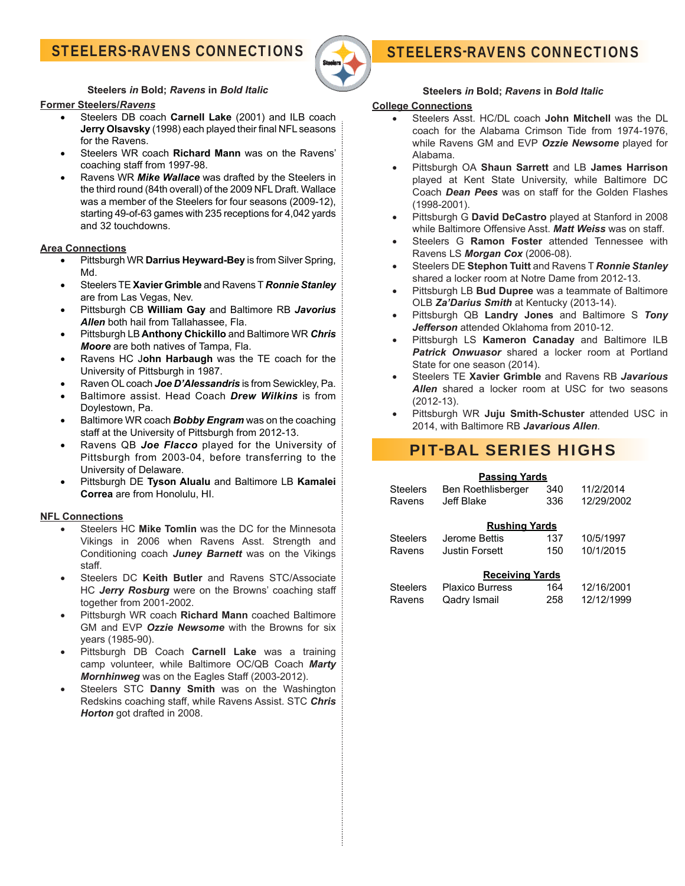## STEELERS-RAVENS CONNECTIONS

**Steelers *in* Bold; *Ravens* in *Bold Italic***

**Former Steelers/*Ravens***

- Steelers DB coach **Carnell Lake** (2001) and ILB coach **Jerry Olsavsky** (1998) each played their final NFL seasons for the Ravens.
- Steelers WR coach **Richard Mann** was on the Ravens' coaching staff from 1997-98.
- Ravens WR ***Mike Wallace*** was drafted by the Steelers in the third round (84th overall) of the 2009 NFL Draft. Wallace was a member of the Steelers for four seasons (2009-12), starting 49-of-63 games with 235 receptions for 4,042 yards and 32 touchdowns.

**Area Connections**

- Pittsburgh WR **Darrius Heyward-Bey** is from Silver Spring, Md.
- Steelers TE **Xavier Grimble** and Ravens T ***Ronnie Stanley*** are from Las Vegas, Nev.
- Pittsburgh CB **William Gay** and Baltimore RB ***Javorius Allen*** both hail from Tallahassee, Fla.
- Pittsburgh LB **Anthony Chickillo** and Baltimore WR ***Chris Moore*** are both natives of Tampa, Fla.
- Ravens HC J**ohn Harbaugh** was the TE coach for the University of Pittsburgh in 1987.
- Raven OL coach ***Joe D'Alessandris*** is from Sewickley, Pa.
- Baltimore assist. Head Coach ***Drew Wilkins*** is from Doylestown, Pa.
- Baltimore WR coach ***Bobby Engram*** was on the coaching staff at the University of Pittsburgh from 2012-13.
- Ravens QB ***Joe Flacco*** played for the University of Pittsburgh from 2003-04, before transferring to the University of Delaware.
- Pittsburgh DE **Tyson Alualu** and Baltimore LB **Kamalei Correa** are from Honolulu, HI.

**NFL Connections**

- Steelers HC **Mike Tomlin** was the DC for the Minnesota Vikings in 2006 when Ravens Asst. Strength and Conditioning coach ***Juney Barnett*** was on the Vikings staff.
- Steelers DC **Keith Butler** and Ravens STC/Associate HC ***Jerry Rosburg*** were on the Browns' coaching staff together from 2001-2002.
- Pittsburgh WR coach **Richard Mann** coached Baltimore GM and EVP ***Ozzie Newsome*** with the Browns for six years (1985-90).
- Pittsburgh DB Coach **Carnell Lake** was a training camp volunteer, while Baltimore OC/QB Coach ***Marty Mornhinweg*** was on the Eagles Staff (2003-2012).
- Steelers STC **Danny Smith** was on the Washington Redskins coaching staff, while Ravens Assist. STC ***Chris Horton*** got drafted in 2008.

**College Connections**

- Steelers Asst. HC/DL coach **John Mitchell** was the DL coach for the Alabama Crimson Tide from 1974-1976, while Ravens GM and EVP ***Ozzie Newsome*** played for Alabama.
- Pittsburgh OA **Shaun Sarrett** and LB **James Harrison** played at Kent State University, while Baltimore DC Coach ***Dean Pees*** was on staff for the Golden Flashes (1998-2001).
- Pittsburgh G **David DeCastro** played at Stanford in 2008 while Baltimore Offensive Asst. ***Matt Weiss*** was on staff.
- Steelers G **Ramon Foster** attended Tennessee with Ravens LS ***Morgan Cox*** (2006-08).
- Steelers DE **Stephon Tuitt** and Ravens T ***Ronnie Stanley*** shared a locker room at Notre Dame from 2012-13.
- Pittsburgh LB **Bud Dupree** was a teammate of Baltimore OLB ***Za'Darius Smith*** at Kentucky (2013-14).
- Pittsburgh QB **Landry Jones** and Baltimore S ***Tony Jefferson*** attended Oklahoma from 2010-12.
- Pittsburgh LS **Kameron Canaday** and Baltimore ILB ***Patrick Onwuasor*** shared a locker room at Portland State for one season (2014).
- Steelers TE **Xavier Grimble** and Ravens RB ***Javarious Allen*** shared a locker room at USC for two seasons (2012-13).
- Pittsburgh WR **Juju Smith-Schuster** attended USC in 2014, with Baltimore RB ***Javarious Allen***.

## PIT-BAL SERIES HIGHS

**Passing Yards**

| | | | |
|---|---|---|---|
| Steelers | Ben Roethlisberger | 340 | 11/2/2014 |
| Ravens | Jeff Blake | 336 | 12/29/2002 |

**Rushing Yards**

| | | | |
|---|---|---|---|
| Steelers | Jerome Bettis | 137 | 10/5/1997 |
| Ravens | Justin Forsett | 150 | 10/1/2015 |

**Receiving Yards**

| | | | |
|---|---|---|---|
| Steelers | Plaxico Burress | 164 | 12/16/2001 |
| Ravens | Qadry Ismail | 258 | 12/12/1999 |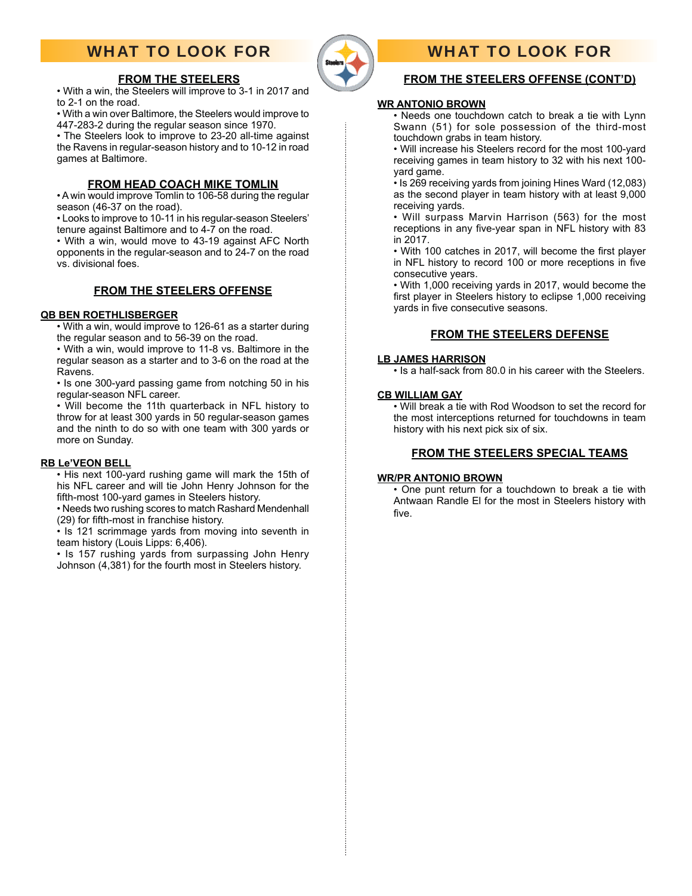## WHAT TO LOOK FOR

### FROM THE STEELERS

- With a win, the Steelers will improve to 3-1 in 2017 and to 2-1 on the road.
- With a win over Baltimore, the Steelers would improve to 447-283-2 during the regular season since 1970.
- The Steelers look to improve to 23-20 all-time against the Ravens in regular-season history and to 10-12 in road games at Baltimore.

### FROM HEAD COACH MIKE TOMLIN

- A win would improve Tomlin to 106-58 during the regular season (46-37 on the road).
- Looks to improve to 10-11 in his regular-season Steelers' tenure against Baltimore and to 4-7 on the road.
- With a win, would move to 43-19 against AFC North opponents in the regular-season and to 24-7 on the road vs. divisional foes.

### FROM THE STEELERS OFFENSE

**QB BEN ROETHLISBERGER**

- With a win, would improve to 126-61 as a starter during the regular season and to 56-39 on the road.
- With a win, would improve to 11-8 vs. Baltimore in the regular season as a starter and to 3-6 on the road at the Ravens.
- Is one 300-yard passing game from notching 50 in his regular-season NFL career.
- Will become the 11th quarterback in NFL history to throw for at least 300 yards in 50 regular-season games and the ninth to do so with one team with 300 yards or more on Sunday.

**RB Le'VEON BELL**

- His next 100-yard rushing game will mark the 15th of his NFL career and will tie John Henry Johnson for the fifth-most 100-yard games in Steelers history.
- Needs two rushing scores to match Rashard Mendenhall (29) for fifth-most in franchise history.
- Is 121 scrimmage yards from moving into seventh in team history (Louis Lipps: 6,406).
- Is 157 rushing yards from surpassing John Henry Johnson (4,381) for the fourth most in Steelers history.

## WHAT TO LOOK FOR

### FROM THE STEELERS OFFENSE (CONT'D)

**WR ANTONIO BROWN**

- Needs one touchdown catch to break a tie with Lynn Swann (51) for sole possession of the third-most touchdown grabs in team history.
- Will increase his Steelers record for the most 100-yard receiving games in team history to 32 with his next 100-yard game.
- Is 269 receiving yards from joining Hines Ward (12,083) as the second player in team history with at least 9,000 receiving yards.
- Will surpass Marvin Harrison (563) for the most receptions in any five-year span in NFL history with 83 in 2017.
- With 100 catches in 2017, will become the first player in NFL history to record 100 or more receptions in five consecutive years.
- With 1,000 receiving yards in 2017, would become the first player in Steelers history to eclipse 1,000 receiving yards in five consecutive seasons.

### FROM THE STEELERS DEFENSE

**LB JAMES HARRISON**

- Is a half-sack from 80.0 in his career with the Steelers.

**CB WILLIAM GAY**

- Will break a tie with Rod Woodson to set the record for the most interceptions returned for touchdowns in team history with his next pick six of six.

### FROM THE STEELERS SPECIAL TEAMS

**WR/PR ANTONIO BROWN**

- One punt return for a touchdown to break a tie with Antwaan Randle El for the most in Steelers history with five.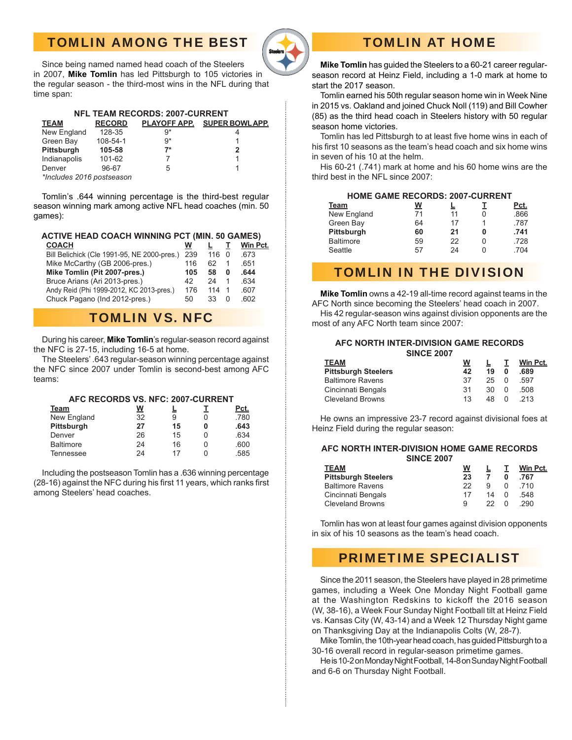## TOMLIN AMONG THE BEST

Since being named named head coach of the Steelers in 2007, **Mike Tomlin** has led Pittsburgh to 105 victories in the regular season - the third-most wins in the NFL during that time span:

**NFL TEAM RECORDS: 2007-CURRENT**

| TEAM | RECORD | PLAYOFF APP. | SUPER BOWL APP. |
|---|---|---|---|
| New England | 128-35 | 9* | 4 |
| Green Bay | 108-54-1 | 9* | 1 |
| **Pittsburgh** | **105-58** | **7*** | **2** |
| Indianapolis | 101-62 | 7 | 1 |
| Denver | 96-67 | 5 | 1 |

*Includes 2016 postseason*

Tomlin's .644 winning percentage is the third-best regular season winning mark among active NFL head coaches (min. 50 games):

**ACTIVE HEAD COACH WINNING PCT (MIN. 50 GAMES)**

| COACH | W | L | T | Win Pct. |
|---|---|---|---|---|
| Bill Belichick (Cle 1991-95, NE 2000-pres.) | 239 | 116 | 0 | .673 |
| Mike McCarthy (GB 2006-pres.) | 116 | 62 | 1 | .651 |
| **Mike Tomlin (Pit 2007-pres.)** | **105** | **58** | **0** | **.644** |
| Bruce Arians (Ari 2013-pres.) | 42 | 24 | 1 | .634 |
| Andy Reid (Phi 1999-2012, KC 2013-pres.) | 176 | 114 | 1 | .607 |
| Chuck Pagano (Ind 2012-pres.) | 50 | 33 | 0 | .602 |

## TOMLIN VS. NFC

During his career, **Mike Tomlin**'s regular-season record against the NFC is 27-15, including 16-5 at home.

The Steelers' .643 regular-season winning percentage against the NFC since 2007 under Tomlin is second-best among AFC teams:

**AFC RECORDS VS. NFC: 2007-CURRENT**

| Team | W | L | T | Pct. |
|---|---|---|---|---|
| New England | 32 | 9 | 0 | .780 |
| **Pittsburgh** | **27** | **15** | **0** | **.643** |
| Denver | 26 | 15 | 0 | .634 |
| Baltimore | 24 | 16 | 0 | .600 |
| Tennessee | 24 | 17 | 0 | .585 |

Including the postseason Tomlin has a .636 winning percentage (28-16) against the NFC during his first 11 years, which ranks first among Steelers' head coaches.

## TOMLIN AT HOME

**Mike Tomlin** has guided the Steelers to a 60-21 career regular-season record at Heinz Field, including a 1-0 mark at home to start the 2017 season.

Tomlin earned his 50th regular season home win in Week Nine in 2015 vs. Oakland and joined Chuck Noll (119) and Bill Cowher (85) as the third head coach in Steelers history with 50 regular season home victories.

Tomlin has led Pittsburgh to at least five home wins in each of his first 10 seasons as the team's head coach and six home wins in seven of his 10 at the helm.

His 60-21 (.741) mark at home and his 60 home wins are the third best in the NFL since 2007:

**HOME GAME RECORDS: 2007-CURRENT**

| Team | W | L | T | Pct. |
|---|---|---|---|---|
| New England | 71 | 11 | 0 | .866 |
| Green Bay | 64 | 17 | 1 | .787 |
| **Pittsburgh** | **60** | **21** | **0** | **.741** |
| Baltimore | 59 | 22 | 0 | .728 |
| Seattle | 57 | 24 | 0 | .704 |

## TOMLIN IN THE DIVISION

**Mike Tomlin** owns a 42-19 all-time record against teams in the AFC North since becoming the Steelers' head coach in 2007.

His 42 regular-season wins against division opponents are the most of any AFC North team since 2007:

**AFC NORTH INTER-DIVISION GAME RECORDS SINCE 2007**

| TEAM | W | L | T | Win Pct. |
|---|---|---|---|---|
| **Pittsburgh Steelers** | **42** | **19** | **0** | **.689** |
| Baltimore Ravens | 37 | 25 | 0 | .597 |
| Cincinnati Bengals | 31 | 30 | 0 | .508 |
| Cleveland Browns | 13 | 48 | 0 | .213 |

He owns an impressive 23-7 record against divisional foes at Heinz Field during the regular season:

**AFC NORTH INTER-DIVISION HOME GAME RECORDS SINCE 2007**

| TEAM | W | L | T | Win Pct. |
|---|---|---|---|---|
| **Pittsburgh Steelers** | **23** | **7** | **0** | **.767** |
| Baltimore Ravens | 22 | 9 | 0 | .710 |
| Cincinnati Bengals | 17 | 14 | 0 | .548 |
| Cleveland Browns | 9 | 22 | 0 | .290 |

Tomlin has won at least four games against division opponents in six of his 10 seasons as the team's head coach.

## PRIMETIME SPECIALIST

Since the 2011 season, the Steelers have played in 28 primetime games, including a Week One Monday Night Football game at the Washington Redskins to kickoff the 2016 season (W, 38-16), a Week Four Sunday Night Football tilt at Heinz Field vs. Kansas City (W, 43-14) and a Week 12 Thursday Night game on Thanksgiving Day at the Indianapolis Colts (W, 28-7).

Mike Tomlin, the 10th-year head coach, has guided Pittsburgh to a 30-16 overall record in regular-season primetime games.

He is 10-2 on Monday Night Football, 14-8 on Sunday Night Football and 6-6 on Thursday Night Football.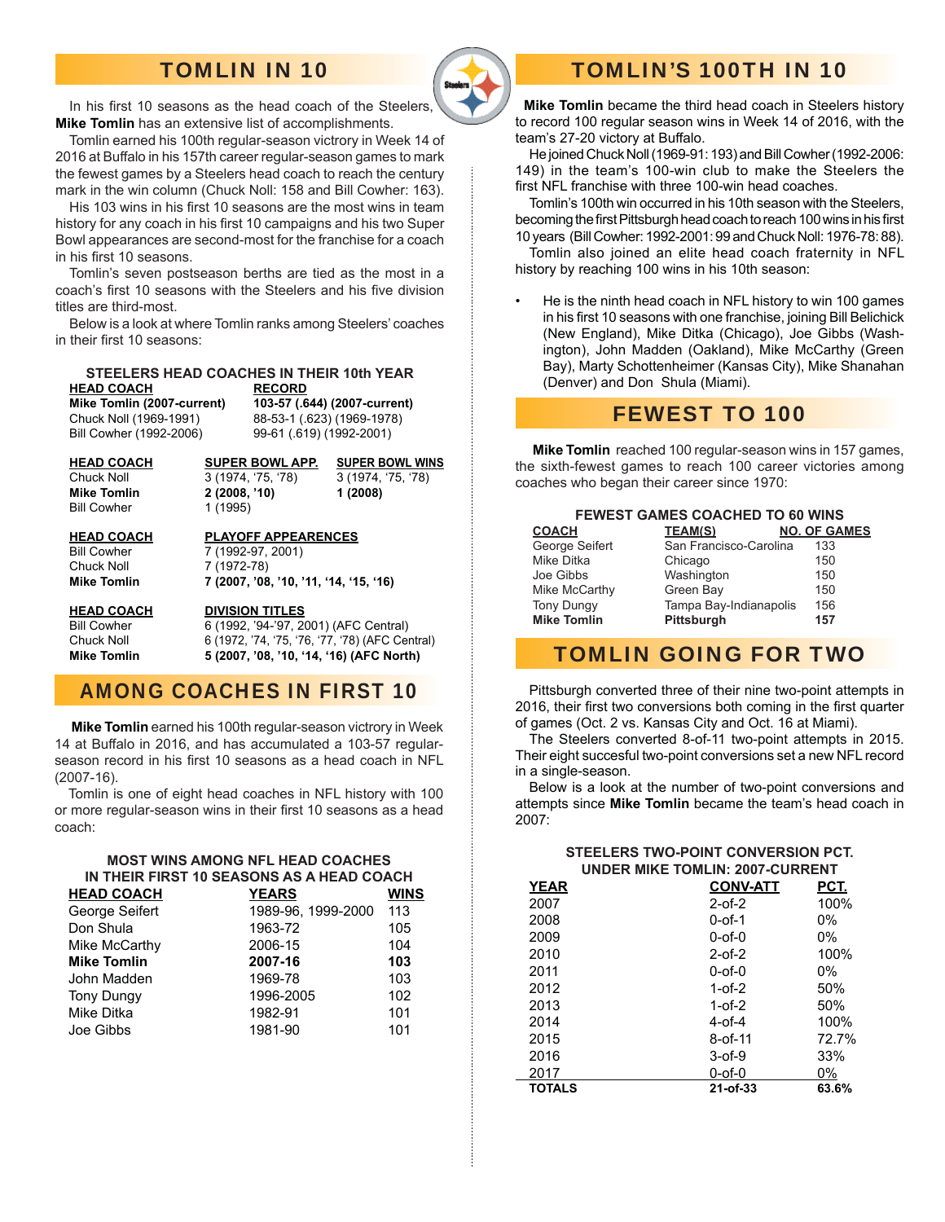## TOMLIN IN 10

In his first 10 seasons as the head coach of the Steelers, **Mike Tomlin** has an extensive list of accomplishments.

Tomlin earned his 100th regular-season victrory in Week 14 of 2016 at Buffalo in his 157th career regular-season games to mark the fewest games by a Steelers head coach to reach the century mark in the win column (Chuck Noll: 158 and Bill Cowher: 163).

His 103 wins in his first 10 seasons are the most wins in team history for any coach in his first 10 campaigns and his two Super Bowl appearances are second-most for the franchise for a coach in his first 10 seasons.

Tomlin's seven postseason berths are tied as the most in a coach's first 10 seasons with the Steelers and his five division titles are third-most.

Below is a look at where Tomlin ranks among Steelers' coaches in their first 10 seasons:

**STEELERS HEAD COACHES IN THEIR 10th YEAR**

| HEAD COACH | RECORD |
|---|---|
| **Mike Tomlin (2007-current)** | **103-57 (.644) (2007-current)** |
| Chuck Noll (1969-1991) | 88-53-1 (.623) (1969-1978) |
| Bill Cowher (1992-2006) | 99-61 (.619) (1992-2001) |

| HEAD COACH | SUPER BOWL APP. | SUPER BOWL WINS |
|---|---|---|
| Chuck Noll | 3 (1974, '75, '78) | 3 (1974, '75, '78) |
| **Mike Tomlin** | **2 (2008, '10)** | **1 (2008)** |
| Bill Cowher | 1 (1995) | |

| HEAD COACH | PLAYOFF APPEARENCES |
|---|---|
| Bill Cowher | 7 (1992-97, 2001) |
| Chuck Noll | 7 (1972-78) |
| **Mike Tomlin** | **7 (2007, '08, '10, '11, '14, '15, '16)** |

| HEAD COACH | DIVISION TITLES |
|---|---|
| Bill Cowher | 6 (1992, '94-'97, 2001) (AFC Central) |
| Chuck Noll | 6 (1972, '74, '75, '76, '77, '78) (AFC Central) |
| **Mike Tomlin** | **5 (2007, '08, '10, '14, '16) (AFC North)** |

## AMONG COACHES IN FIRST 10

**Mike Tomlin** earned his 100th regular-season victrory in Week 14 at Buffalo in 2016, and has accumulated a 103-57 regular-season record in his first 10 seasons as a head coach in NFL (2007-16).

Tomlin is one of eight head coaches in NFL history with 100 or more regular-season wins in their first 10 seasons as a head coach:

**MOST WINS AMONG NFL HEAD COACHES IN THEIR FIRST 10 SEASONS AS A HEAD COACH**

| HEAD COACH | YEARS | WINS |
|---|---|---|
| George Seifert | 1989-96, 1999-2000 | 113 |
| Don Shula | 1963-72 | 105 |
| Mike McCarthy | 2006-15 | 104 |
| **Mike Tomlin** | **2007-16** | **103** |
| John Madden | 1969-78 | 103 |
| Tony Dungy | 1996-2005 | 102 |
| Mike Ditka | 1982-91 | 101 |
| Joe Gibbs | 1981-90 | 101 |

## TOMLIN'S 100TH IN 10

**Mike Tomlin** became the third head coach in Steelers history to record 100 regular season wins in Week 14 of 2016, with the team's 27-20 victory at Buffalo.

He joined Chuck Noll (1969-91: 193) and Bill Cowher (1992-2006: 149) in the team's 100-win club to make the Steelers the first NFL franchise with three 100-win head coaches.

Tomlin's 100th win occurred in his 10th season with the Steelers, becoming the first Pittsburgh head coach to reach 100 wins in his first 10 years (Bill Cowher: 1992-2001: 99 and Chuck Noll: 1976-78: 88).

Tomlin also joined an elite head coach fraternity in NFL history by reaching 100 wins in his 10th season:

- He is the ninth head coach in NFL history to win 100 games in his first 10 seasons with one franchise, joining Bill Belichick (New England), Mike Ditka (Chicago), Joe Gibbs (Washington), John Madden (Oakland), Mike McCarthy (Green Bay), Marty Schottenheimer (Kansas City), Mike Shanahan (Denver) and Don Shula (Miami).

## FEWEST TO 100

**Mike Tomlin** reached 100 regular-season wins in 157 games, the sixth-fewest games to reach 100 career victories among coaches who began their career since 1970:

**FEWEST GAMES COACHED TO 60 WINS**

| COACH | TEAM(S) | NO. OF GAMES |
|---|---|---|
| George Seifert | San Francisco-Carolina | 133 |
| Mike Ditka | Chicago | 150 |
| Joe Gibbs | Washington | 150 |
| Mike McCarthy | Green Bay | 150 |
| Tony Dungy | Tampa Bay-Indianapolis | 156 |
| **Mike Tomlin** | **Pittsburgh** | **157** |

## TOMLIN GOING FOR TWO

Pittsburgh converted three of their nine two-point attempts in 2016, their first two conversions both coming in the first quarter of games (Oct. 2 vs. Kansas City and Oct. 16 at Miami).

The Steelers converted 8-of-11 two-point attempts in 2015. Their eight successful two-point conversions set a new NFL record in a single-season.

Below is a look at the number of two-point conversions and attempts since **Mike Tomlin** became the team's head coach in 2007:

**STEELERS TWO-POINT CONVERSION PCT. UNDER MIKE TOMLIN: 2007-CURRENT**

| YEAR | CONV-ATT | PCT. |
|---|---|---|
| 2007 | 2-of-2 | 100% |
| 2008 | 0-of-1 | 0% |
| 2009 | 0-of-0 | 0% |
| 2010 | 2-of-2 | 100% |
| 2011 | 0-of-0 | 0% |
| 2012 | 1-of-2 | 50% |
| 2013 | 1-of-2 | 50% |
| 2014 | 4-of-4 | 100% |
| 2015 | 8-of-11 | 72.7% |
| 2016 | 3-of-9 | 33% |
| 2017 | 0-of-0 | 0% |
| **TOTALS** | **21-of-33** | **63.6%** |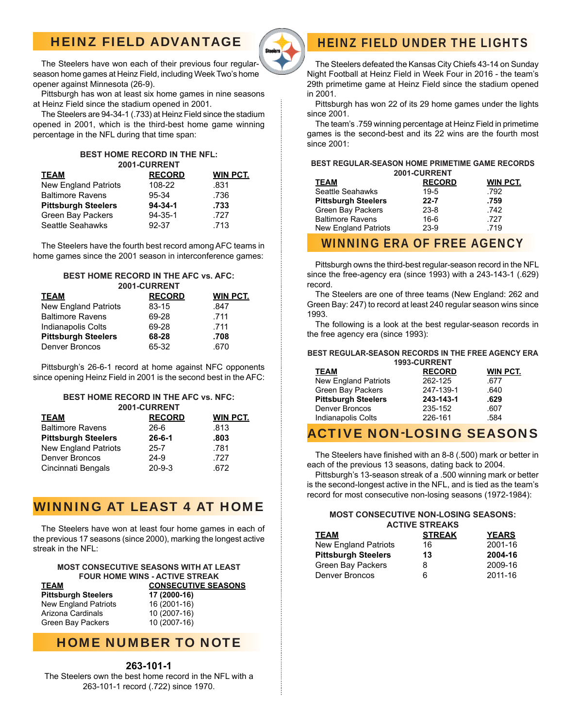## HEINZ FIELD ADVANTAGE

The Steelers have won each of their previous four regular-season home games at Heinz Field, including Week Two's home opener against Minnesota (26-9).

Pittsburgh has won at least six home games in nine seasons at Heinz Field since the stadium opened in 2001.

The Steelers are 94-34-1 (.733) at Heinz Field since the stadium opened in 2001, which is the third-best home game winning percentage in the NFL during that time span:

**BEST HOME RECORD IN THE NFL: 2001-CURRENT**

| TEAM | RECORD | WIN PCT. |
|---|---|---|
| New England Patriots | 108-22 | .831 |
| Baltimore Ravens | 95-34 | .736 |
| **Pittsburgh Steelers** | **94-34-1** | **.733** |
| Green Bay Packers | 94-35-1 | .727 |
| Seattle Seahawks | 92-37 | .713 |

The Steelers have the fourth best record among AFC teams in home games since the 2001 season in interconference games:

**BEST HOME RECORD IN THE AFC vs. AFC: 2001-CURRENT**

| TEAM | RECORD | WIN PCT. |
|---|---|---|
| New England Patriots | 83-15 | .847 |
| Baltimore Ravens | 69-28 | .711 |
| Indianapolis Colts | 69-28 | .711 |
| **Pittsburgh Steelers** | **68-28** | **.708** |
| Denver Broncos | 65-32 | .670 |

Pittsburgh's 26-6-1 record at home against NFC opponents since opening Heinz Field in 2001 is the second best in the AFC:

**BEST HOME RECORD IN THE AFC vs. NFC: 2001-CURRENT**

| TEAM | RECORD | WIN PCT. |
|---|---|---|
| Baltimore Ravens | 26-6 | .813 |
| **Pittsburgh Steelers** | **26-6-1** | **.803** |
| New England Patriots | 25-7 | .781 |
| Denver Broncos | 24-9 | .727 |
| Cincinnati Bengals | 20-9-3 | .672 |

## WINNING AT LEAST 4 AT HOME

The Steelers have won at least four home games in each of the previous 17 seasons (since 2000), marking the longest active streak in the NFL:

**MOST CONSECUTIVE SEASONS WITH AT LEAST FOUR HOME WINS - ACTIVE STREAK**

| TEAM | CONSECUTIVE SEASONS |
|---|---|
| **Pittsburgh Steelers** | **17 (2000-16)** |
| New England Patriots | 16 (2001-16) |
| Arizona Cardinals | 10 (2007-16) |
| Green Bay Packers | 10 (2007-16) |

## HOME NUMBER TO NOTE

**263-101-1**

The Steelers own the best home record in the NFL with a 263-101-1 record (.722) since 1970.

## HEINZ FIELD UNDER THE LIGHTS

The Steelers defeated the Kansas City Chiefs 43-14 on Sunday Night Football at Heinz Field in Week Four in 2016 - the team's 29th primetime game at Heinz Field since the stadium opened in 2001.

Pittsburgh has won 22 of its 29 home games under the lights since 2001.

The team's .759 winning percentage at Heinz Field in primetime games is the second-best and its 22 wins are the fourth most since 2001:

**BEST REGULAR-SEASON HOME PRIMETIME GAME RECORDS 2001-CURRENT**

| TEAM | RECORD | WIN PCT. |
|---|---|---|
| Seattle Seahawks | 19-5 | .792 |
| **Pittsburgh Steelers** | **22-7** | **.759** |
| Green Bay Packers | 23-8 | .742 |
| Baltimore Ravens | 16-6 | .727 |
| New England Patriots | 23-9 | .719 |

## WINNING ERA OF FREE AGENCY

Pittsburgh owns the third-best regular-season record in the NFL since the free-agency era (since 1993) with a 243-143-1 (.629) record.

The Steelers are one of three teams (New England: 262 and Green Bay: 247) to record at least 240 regular season wins since 1993.

The following is a look at the best regular-season records in the free agency era (since 1993):

**BEST REGULAR-SEASON RECORDS IN THE FREE AGENCY ERA 1993-CURRENT**

| TEAM | RECORD | WIN PCT. |
|---|---|---|
| New England Patriots | 262-125 | .677 |
| Green Bay Packers | 247-139-1 | .640 |
| **Pittsburgh Steelers** | **243-143-1** | **.629** |
| Denver Broncos | 235-152 | .607 |
| Indianapolis Colts | 226-161 | .584 |

## ACTIVE NON-LOSING SEASONS

The Steelers have finished with an 8-8 (.500) mark or better in each of the previous 13 seasons, dating back to 2004.

Pittsburgh's 13-season streak of a .500 winning mark or better is the second-longest active in the NFL, and is tied as the team's record for most consecutive non-losing seasons (1972-1984):

**MOST CONSECUTIVE NON-LOSING SEASONS: ACTIVE STREAKS**

| TEAM | STREAK | YEARS |
|---|---|---|
| New England Patriots | 16 | 2001-16 |
| **Pittsburgh Steelers** | **13** | **2004-16** |
| Green Bay Packers | 8 | 2009-16 |
| Denver Broncos | 6 | 2011-16 |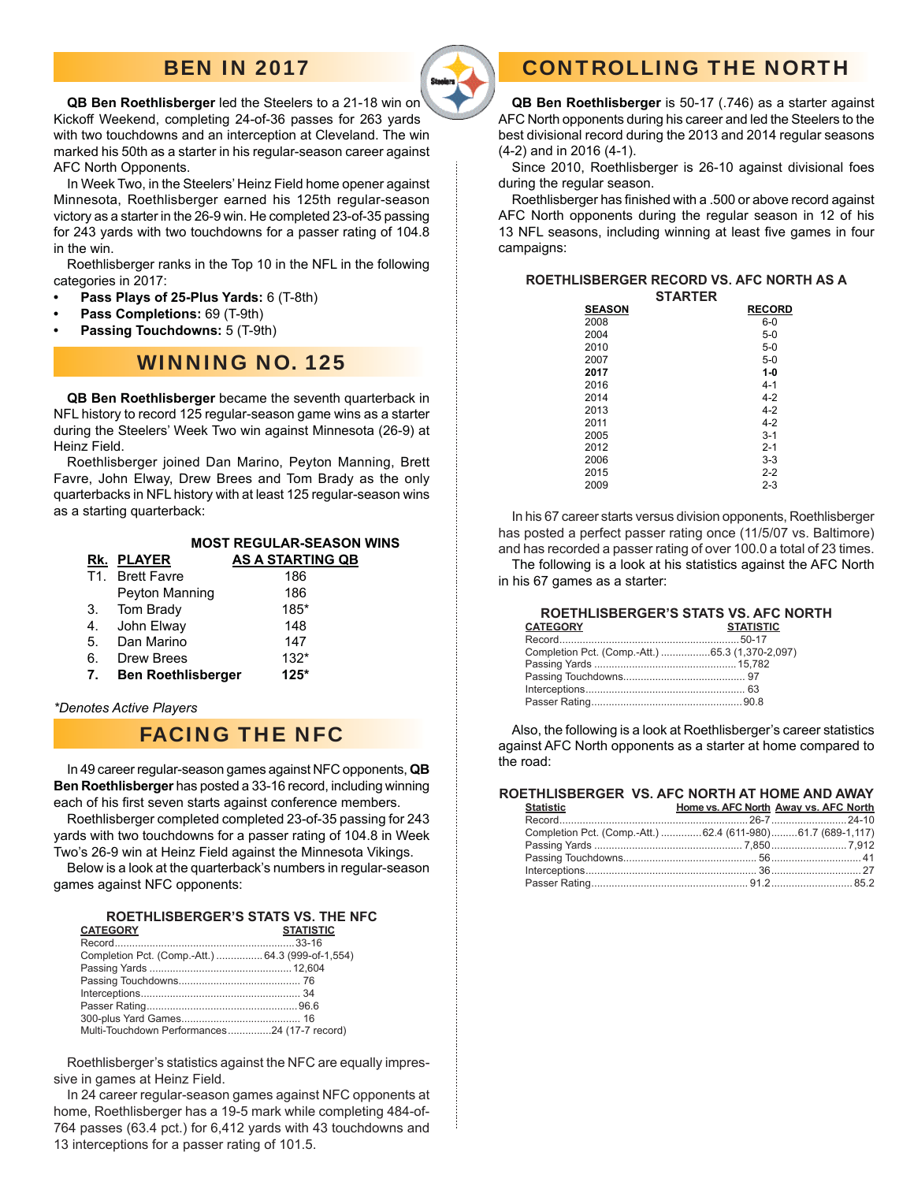## BEN IN 2017

**QB Ben Roethlisberger** led the Steelers to a 21-18 win on Kickoff Weekend, completing 24-of-36 passes for 263 yards with two touchdowns and an interception at Cleveland. The win marked his 50th as a starter in his regular-season career against AFC North Opponents.

In Week Two, in the Steelers' Heinz Field home opener against Minnesota, Roethlisberger earned his 125th regular-season victory as a starter in the 26-9 win. He completed 23-of-35 passing for 243 yards with two touchdowns for a passer rating of 104.8 in the win.

Roethlisberger ranks in the Top 10 in the NFL in the following categories in 2017:

- **Pass Plays of 25-Plus Yards:** 6 (T-8th)
- **Pass Completions:** 69 (T-9th)
- **Passing Touchdowns:** 5 (T-9th)

## WINNING NO. 125

**QB Ben Roethlisberger** became the seventh quarterback in NFL history to record 125 regular-season game wins as a starter during the Steelers' Week Two win against Minnesota (26-9) at Heinz Field.

Roethlisberger joined Dan Marino, Peyton Manning, Brett Favre, John Elway, Drew Brees and Tom Brady as the only quarterbacks in NFL history with at least 125 regular-season wins as a starting quarterback:

| Rk. | PLAYER | MOST REGULAR-SEASON WINS AS A STARTING QB |
|---|---|---|
| T1. | Brett Favre | 186 |
| | Peyton Manning | 186 |
| 3. | Tom Brady | 185* |
| 4. | John Elway | 148 |
| 5. | Dan Marino | 147 |
| 6. | Drew Brees | 132* |
| **7.** | **Ben Roethlisberger** | **125*** |

*\*Denotes Active Players*

## FACING THE NFC

In 49 career regular-season games against NFC opponents, **QB Ben Roethlisberger** has posted a 33-16 record, including winning each of his first seven starts against conference members.

Roethlisberger completed 23-of-35 passing for 243 yards with two touchdowns for a passer rating of 104.8 in Week Two's 26-9 win at Heinz Field against the Minnesota Vikings.

Below is a look at the quarterback's numbers in regular-season games against NFC opponents:

**ROETHLISBERGER'S STATS VS. THE NFC**

| CATEGORY | STATISTIC |
|---|---|
| Record | 33-16 |
| Completion Pct. (Comp.-Att.) | 64.3 (999-of-1,554) |
| Passing Yards | 12,604 |
| Passing Touchdowns | 76 |
| Interceptions | 34 |
| Passer Rating | 96.6 |
| 300-plus Yard Games | 16 |
| Multi-Touchdown Performances | 24 (17-7 record) |

Roethlisberger's statistics against the NFC are equally impressive in games at Heinz Field.

In 24 career regular-season games against NFC opponents at home, Roethlisberger has a 19-5 mark while completing 484-of-764 passes (63.4 pct.) for 6,412 yards with 43 touchdowns and 13 interceptions for a passer rating of 101.5.

## CONTROLLING THE NORTH

**QB Ben Roethlisberger** is 50-17 (.746) as a starter against AFC North opponents during his career and led the Steelers to the best divisional record during the 2013 and 2014 regular seasons (4-2) and in 2016 (4-1).

Since 2010, Roethlisberger is 26-10 against divisional foes during the regular season.

Roethlisberger has finished with a .500 or above record against AFC North opponents during the regular season in 12 of his 13 NFL seasons, including winning at least five games in four campaigns:

**ROETHLISBERGER RECORD VS. AFC NORTH AS A STARTER**

| SEASON | RECORD |
|---|---|
| 2008 | 6-0 |
| 2004 | 5-0 |
| 2010 | 5-0 |
| 2007 | 5-0 |
| **2017** | **1-0** |
| 2016 | 4-1 |
| 2014 | 4-2 |
| 2013 | 4-2 |
| 2011 | 4-2 |
| 2005 | 3-1 |
| 2012 | 2-1 |
| 2006 | 3-3 |
| 2015 | 2-2 |
| 2009 | 2-3 |

In his 67 career starts versus division opponents, Roethlisberger has posted a perfect passer rating once (11/5/07 vs. Baltimore) and has recorded a passer rating of over 100.0 a total of 23 times.

The following is a look at his statistics against the AFC North in his 67 games as a starter:

**ROETHLISBERGER'S STATS VS. AFC NORTH**

| CATEGORY | STATISTIC |
|---|---|
| Record | 50-17 |
| Completion Pct. (Comp.-Att.) | 65.3 (1,370-2,097) |
| Passing Yards | 15,782 |
| Passing Touchdowns | 97 |
| Interceptions | 63 |
| Passer Rating | 90.8 |

Also, the following is a look at Roethlisberger's career statistics against AFC North opponents as a starter at home compared to the road:

**ROETHLISBERGER VS. AFC NORTH AT HOME AND AWAY**

| Statistic | Home vs. AFC North | Away vs. AFC North |
|---|---|---|
| Record | 26-7 | 24-10 |
| Completion Pct. (Comp.-Att.) | 62.4 (611-980) | 61.7 (689-1,117) |
| Passing Yards | 7,850 | 7,912 |
| Passing Touchdowns | 56 | 41 |
| Interceptions | 36 | 27 |
| Passer Rating | 91.2 | 85.2 |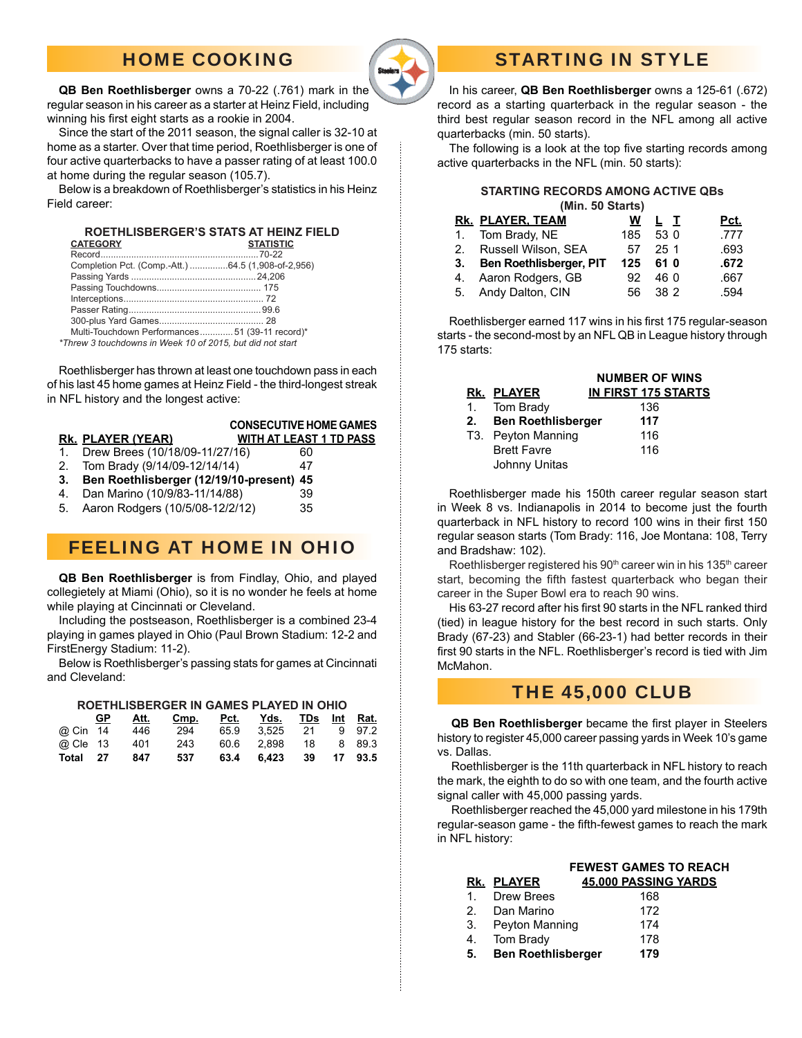## HOME COOKING

**QB Ben Roethlisberger** owns a 70-22 (.761) mark in the regular season in his career as a starter at Heinz Field, including winning his first eight starts as a rookie in 2004.

Since the start of the 2011 season, the signal caller is 32-10 at home as a starter. Over that time period, Roethlisberger is one of four active quarterbacks to have a passer rating of at least 100.0 at home during the regular season (105.7).

Below is a breakdown of Roethlisberger's statistics in his Heinz Field career:

**ROETHLISBERGER'S STATS AT HEINZ FIELD**

| CATEGORY | STATISTIC |
|---|---|
| Record | 70-22 |
| Completion Pct. (Comp.-Att.) | 64.5 (1,908-of-2,956) |
| Passing Yards | 24,206 |
| Passing Touchdowns | 175 |
| Interceptions | 72 |
| Passer Rating | 99.6 |
| 300-plus Yard Games | 28 |
| Multi-Touchdown Performances | 51 (39-11 record)* |

*Threw 3 touchdowns in Week 10 of 2015, but did not start

Roethlisberger has thrown at least one touchdown pass in each of his last 45 home games at Heinz Field - the third-longest streak in NFL history and the longest active:

| Rk. | PLAYER (YEAR) | CONSECUTIVE HOME GAMES WITH AT LEAST 1 TD PASS |
|---|---|---|
| 1. | Drew Brees (10/18/09-11/27/16) | 60 |
| 2. | Tom Brady (9/14/09-12/14/14) | 47 |
| **3.** | **Ben Roethlisberger (12/19/10-present)** | **45** |
| 4. | Dan Marino (10/9/83-11/14/88) | 39 |
| 5. | Aaron Rodgers (10/5/08-12/2/12) | 35 |

## FEELING AT HOME IN OHIO

**QB Ben Roethlisberger** is from Findlay, Ohio, and played collegietely at Miami (Ohio), so it is no wonder he feels at home while playing at Cincinnati or Cleveland.

Including the postseason, Roethlisberger is a combined 23-4 playing in games played in Ohio (Paul Brown Stadium: 12-2 and FirstEnergy Stadium: 11-2).

Below is Roethlisberger's passing stats for games at Cincinnati and Cleveland:

**ROETHLISBERGER IN GAMES PLAYED IN OHIO**

| | GP | Att. | Cmp. | Pct. | Yds. | TDs | Int | Rat. |
|---|---|---|---|---|---|---|---|---|
| @ Cin | 14 | 446 | 294 | 65.9 | 3,525 | 21 | 9 | 97.2 |
| @ Cle | 13 | 401 | 243 | 60.6 | 2,898 | 18 | 8 | 89.3 |
| **Total** | **27** | **847** | **537** | **63.4** | **6,423** | **39** | **17** | **93.5** |

## STARTING IN STYLE

In his career, **QB Ben Roethlisberger** owns a 125-61 (.672) record as a starting quarterback in the regular season - the third best regular season record in the NFL among all active quarterbacks (min. 50 starts).

The following is a look at the top five starting records among active quarterbacks in the NFL (min. 50 starts):

**STARTING RECORDS AMONG ACTIVE QBs (Min. 50 Starts)**

| Rk. | PLAYER, TEAM | W | L | T | Pct. |
|---|---|---|---|---|---|
| 1. | Tom Brady, NE | 185 | 53 | 0 | .777 |
| 2. | Russell Wilson, SEA | 57 | 25 | 1 | .693 |
| **3.** | **Ben Roethlisberger, PIT** | **125** | **61** | **0** | **.672** |
| 4. | Aaron Rodgers, GB | 92 | 46 | 0 | .667 |
| 5. | Andy Dalton, CIN | 56 | 38 | 2 | .594 |

Roethlisberger earned 117 wins in his first 175 regular-season starts - the second-most by an NFL QB in League history through 175 starts:

| Rk. | PLAYER | NUMBER OF WINS IN FIRST 175 STARTS |
|---|---|---|
| 1. | Tom Brady | 136 |
| **2.** | **Ben Roethlisberger** | **117** |
| T3. | Peyton Manning | 116 |
| | Brett Favre | 116 |
| | Johnny Unitas | |

Roethlisberger made his 150th career regular season start in Week 8 vs. Indianapolis in 2014 to become just the fourth quarterback in NFL history to record 100 wins in their first 150 regular season starts (Tom Brady: 116, Joe Montana: 108, Terry and Bradshaw: 102).

Roethlisberger registered his 90th career win in his 135th career start, becoming the fifth fastest quarterback who began their career in the Super Bowl era to reach 90 wins.

His 63-27 record after his first 90 starts in the NFL ranked third (tied) in league history for the best record in such starts. Only Brady (67-23) and Stabler (66-23-1) had better records in their first 90 starts in the NFL. Roethlisberger's record is tied with Jim McMahon.

## THE 45,000 CLUB

**QB Ben Roethlisberger** became the first player in Steelers history to register 45,000 career passing yards in Week 10's game vs. Dallas.

Roethlisberger is the 11th quarterback in NFL history to reach the mark, the eighth to do so with one team, and the fourth active signal caller with 45,000 passing yards.

Roethlisberger reached the 45,000 yard milestone in his 179th regular-season game - the fifth-fewest games to reach the mark in NFL history:

| Rk. | PLAYER | FEWEST GAMES TO REACH 45,000 PASSING YARDS |
|---|---|---|
| 1. | Drew Brees | 168 |
| 2. | Dan Marino | 172 |
| 3. | Peyton Manning | 174 |
| 4. | Tom Brady | 178 |
| **5.** | **Ben Roethlisberger** | **179** |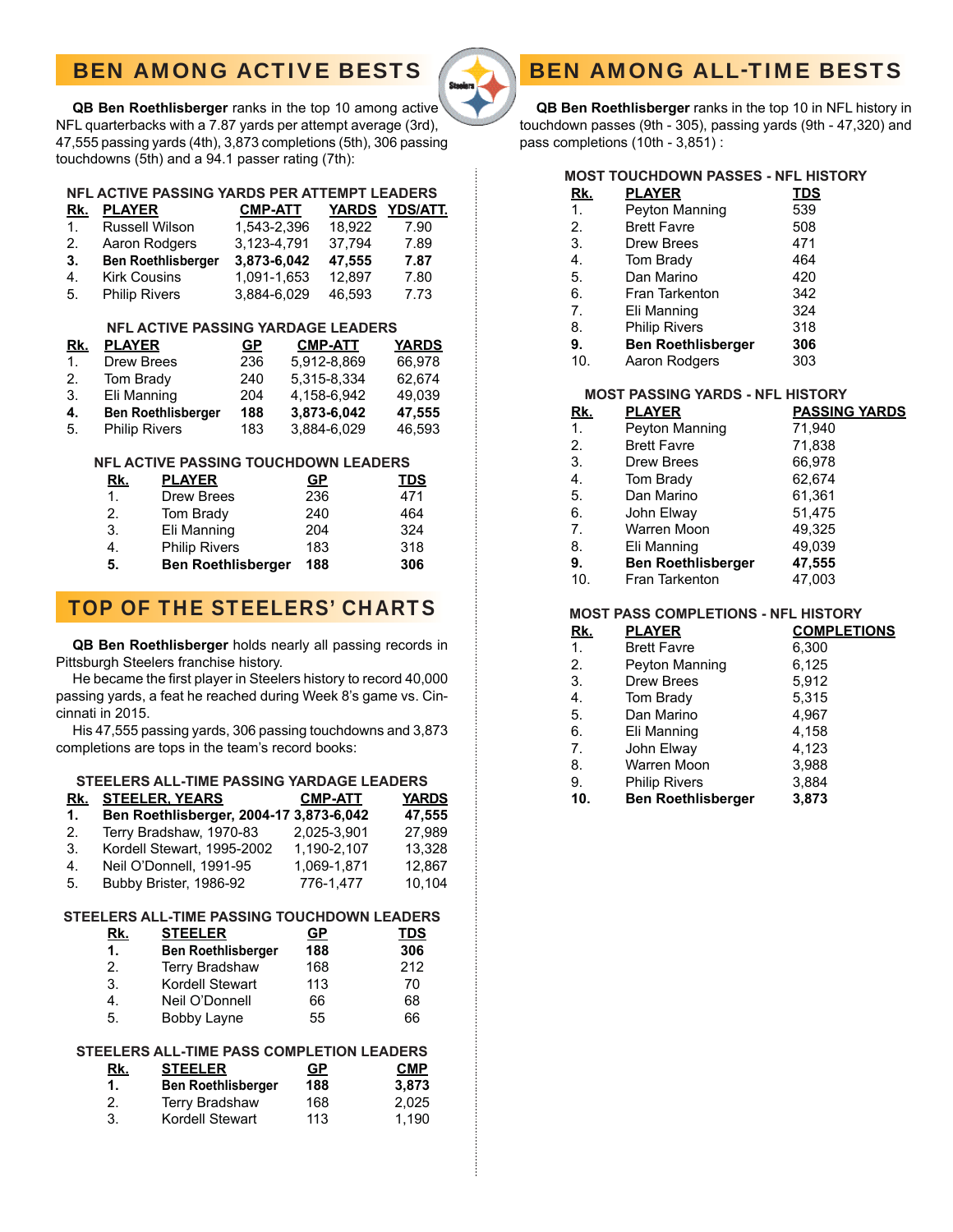## BEN AMONG ACTIVE BESTS

**QB Ben Roethlisberger** ranks in the top 10 among active NFL quarterbacks with a 7.87 yards per attempt average (3rd), 47,555 passing yards (4th), 3,873 completions (5th), 306 passing touchdowns (5th) and a 94.1 passer rating (7th):

### NFL ACTIVE PASSING YARDS PER ATTEMPT LEADERS

| Rk. | PLAYER | CMP-ATT | YARDS | YDS/ATT. |
|---|---|---|---|---|
| 1. | Russell Wilson | 1,543-2,396 | 18,922 | 7.90 |
| 2. | Aaron Rodgers | 3,123-4,791 | 37,794 | 7.89 |
| **3.** | **Ben Roethlisberger** | **3,873-6,042** | **47,555** | **7.87** |
| 4. | Kirk Cousins | 1,091-1,653 | 12,897 | 7.80 |
| 5. | Philip Rivers | 3,884-6,029 | 46,593 | 7.73 |

### NFL ACTIVE PASSING YARDAGE LEADERS

| Rk. | PLAYER | GP | CMP-ATT | YARDS |
|---|---|---|---|---|
| 1. | Drew Brees | 236 | 5,912-8,869 | 66,978 |
| 2. | Tom Brady | 240 | 5,315-8,334 | 62,674 |
| 3. | Eli Manning | 204 | 4,158-6,942 | 49,039 |
| **4.** | **Ben Roethlisberger** | **188** | **3,873-6,042** | **47,555** |
| 5. | Philip Rivers | 183 | 3,884-6,029 | 46,593 |

### NFL ACTIVE PASSING TOUCHDOWN LEADERS

| Rk. | PLAYER | GP | TDS |
|---|---|---|---|
| 1. | Drew Brees | 236 | 471 |
| 2. | Tom Brady | 240 | 464 |
| 3. | Eli Manning | 204 | 324 |
| 4. | Philip Rivers | 183 | 318 |
| **5.** | **Ben Roethlisberger** | **188** | **306** |

## TOP OF THE STEELERS' CHARTS

**QB Ben Roethlisberger** holds nearly all passing records in Pittsburgh Steelers franchise history.

He became the first player in Steelers history to record 40,000 passing yards, a feat he reached during Week 8's game vs. Cincinnati in 2015.

His 47,555 passing yards, 306 passing touchdowns and 3,873 completions are tops in the team's record books:

### STEELERS ALL-TIME PASSING YARDAGE LEADERS

| Rk. | STEELER, YEARS | CMP-ATT | YARDS |
|---|---|---|---|
| **1.** | **Ben Roethlisberger, 2004-17** | **3,873-6,042** | **47,555** |
| 2. | Terry Bradshaw, 1970-83 | 2,025-3,901 | 27,989 |
| 3. | Kordell Stewart, 1995-2002 | 1,190-2,107 | 13,328 |
| 4. | Neil O'Donnell, 1991-95 | 1,069-1,871 | 12,867 |
| 5. | Bubby Brister, 1986-92 | 776-1,477 | 10,104 |

### STEELERS ALL-TIME PASSING TOUCHDOWN LEADERS

| Rk. | STEELER | GP | TDS |
|---|---|---|---|
| **1.** | **Ben Roethlisberger** | **188** | **306** |
| 2. | Terry Bradshaw | 168 | 212 |
| 3. | Kordell Stewart | 113 | 70 |
| 4. | Neil O'Donnell | 66 | 68 |
| 5. | Bobby Layne | 55 | 66 |

### STEELERS ALL-TIME PASS COMPLETION LEADERS

| Rk. | STEELER | GP | CMP |
|---|---|---|---|
| **1.** | **Ben Roethlisberger** | **188** | **3,873** |
| 2. | Terry Bradshaw | 168 | 2,025 |
| 3. | Kordell Stewart | 113 | 1,190 |

## BEN AMONG ALL-TIME BESTS

**QB Ben Roethlisberger** ranks in the top 10 in NFL history in touchdown passes (9th - 305), passing yards (9th - 47,320) and pass completions (10th - 3,851) :

### MOST TOUCHDOWN PASSES - NFL HISTORY

| Rk. | PLAYER | TDS |
|---|---|---|
| 1. | Peyton Manning | 539 |
| 2. | Brett Favre | 508 |
| 3. | Drew Brees | 471 |
| 4. | Tom Brady | 464 |
| 5. | Dan Marino | 420 |
| 6. | Fran Tarkenton | 342 |
| 7. | Eli Manning | 324 |
| 8. | Philip Rivers | 318 |
| **9.** | **Ben Roethlisberger** | **306** |
| 10. | Aaron Rodgers | 303 |

### MOST PASSING YARDS - NFL HISTORY

| Rk. | PLAYER | PASSING YARDS |
|---|---|---|
| 1. | Peyton Manning | 71,940 |
| 2. | Brett Favre | 71,838 |
| 3. | Drew Brees | 66,978 |
| 4. | Tom Brady | 62,674 |
| 5. | Dan Marino | 61,361 |
| 6. | John Elway | 51,475 |
| 7. | Warren Moon | 49,325 |
| 8. | Eli Manning | 49,039 |
| **9.** | **Ben Roethlisberger** | **47,555** |
| 10. | Fran Tarkenton | 47,003 |

### MOST PASS COMPLETIONS - NFL HISTORY

| Rk. | PLAYER | COMPLETIONS |
|---|---|---|
| 1. | Brett Favre | 6,300 |
| 2. | Peyton Manning | 6,125 |
| 3. | Drew Brees | 5,912 |
| 4. | Tom Brady | 5,315 |
| 5. | Dan Marino | 4,967 |
| 6. | Eli Manning | 4,158 |
| 7. | John Elway | 4,123 |
| 8. | Warren Moon | 3,988 |
| 9. | Philip Rivers | 3,884 |
| **10.** | **Ben Roethlisberger** | **3,873** |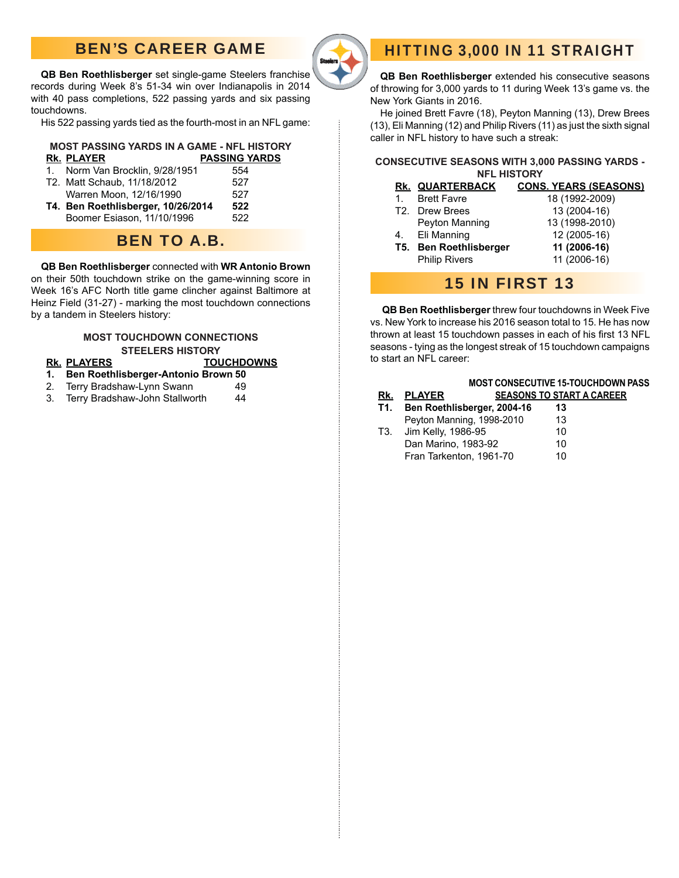## BEN'S CAREER GAME

**QB Ben Roethlisberger** set single-game Steelers franchise records during Week 8's 51-34 win over Indianapolis in 2014 with 40 pass completions, 522 passing yards and six passing touchdowns.

His 522 passing yards tied as the fourth-most in an NFL game:

**MOST PASSING YARDS IN A GAME - NFL HISTORY**

| Rk. | PLAYER | PASSING YARDS |
|---|---|---|
| 1. | Norm Van Brocklin, 9/28/1951 | 554 |
| T2. | Matt Schaub, 11/18/2012 | 527 |
| | Warren Moon, 12/16/1990 | 527 |
| **T4.** | **Ben Roethlisberger, 10/26/2014** | **522** |
| | Boomer Esiason, 11/10/1996 | 522 |

## BEN TO A.B.

**QB Ben Roethlisberger** connected with **WR Antonio Brown** on their 50th touchdown strike on the game-winning score in Week 16's AFC North title game clincher against Baltimore at Heinz Field (31-27) - marking the most touchdown connections by a tandem in Steelers history:

**MOST TOUCHDOWN CONNECTIONS STEELERS HISTORY**

| Rk. | PLAYERS | TOUCHDOWNS |
|---|---|---|
| **1.** | **Ben Roethlisberger-Antonio Brown** | **50** |
| 2. | Terry Bradshaw-Lynn Swann | 49 |
| 3. | Terry Bradshaw-John Stallworth | 44 |

## HITTING 3,000 IN 11 STRAIGHT

**QB Ben Roethlisberger** extended his consecutive seasons of throwing for 3,000 yards to 11 during Week 13's game vs. the New York Giants in 2016.

He joined Brett Favre (18), Peyton Manning (13), Drew Brees (13), Eli Manning (12) and Philip Rivers (11) as just the sixth signal caller in NFL history to have such a streak:

**CONSECUTIVE SEASONS WITH 3,000 PASSING YARDS - NFL HISTORY**

| Rk. | QUARTERBACK | CONS. YEARS (SEASONS) |
|---|---|---|
| 1. | Brett Favre | 18 (1992-2009) |
| T2. | Drew Brees | 13 (2004-16) |
| | Peyton Manning | 13 (1998-2010) |
| 4. | Eli Manning | 12 (2005-16) |
| **T5.** | **Ben Roethlisberger** | **11 (2006-16)** |
| | Philip Rivers | 11 (2006-16) |

## 15 IN FIRST 13

**QB Ben Roethlisberger** threw four touchdowns in Week Five vs. New York to increase his 2016 season total to 15. He has now thrown at least 15 touchdown passes in each of his first 13 NFL seasons - tying as the longest streak of 15 touchdown campaigns to start an NFL career:

| Rk. | PLAYER | MOST CONSECUTIVE 15-TOUCHDOWN PASS SEASONS TO START A CAREER |
|---|---|---|
| **T1.** | **Ben Roethlisberger, 2004-16** | **13** |
| | Peyton Manning, 1998-2010 | 13 |
| T3. | Jim Kelly, 1986-95 | 10 |
| | Dan Marino, 1983-92 | 10 |
| | Fran Tarkenton, 1961-70 | 10 |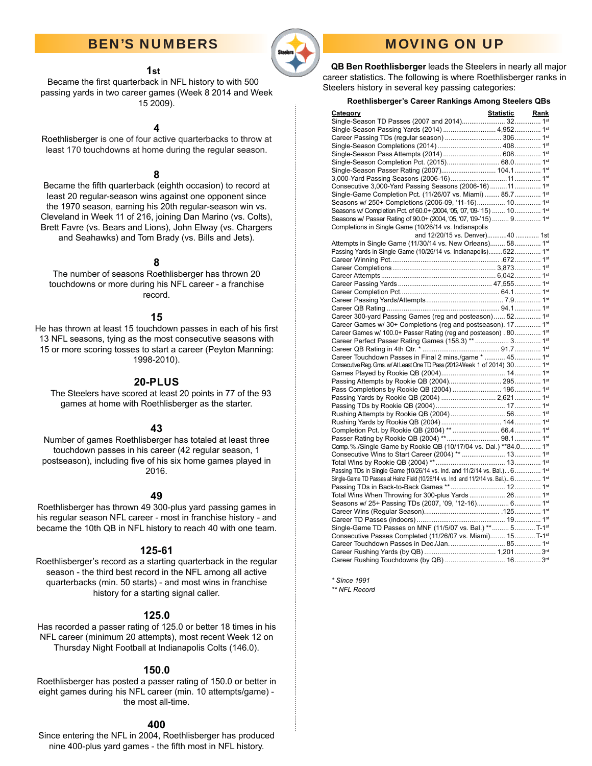## BEN'S NUMBERS

### 1st

Became the first quarterback in NFL history to with 500 passing yards in two career games (Week 8 2014 and Week 15 2009).

### 4

Roethlisberger is one of four active quarterbacks to throw at least 170 touchdowns at home during the regular season.

### 8

Became the fifth quarterback (eighth occasion) to record at least 20 regular-season wins against one opponent since the 1970 season, earning his 20th regular-season win vs. Cleveland in Week 11 of 216, joining Dan Marino (vs. Colts), Brett Favre (vs. Bears and Lions), John Elway (vs. Chargers and Seahawks) and Tom Brady (vs. Bills and Jets).

### 8

The number of seasons Roethlisberger has thrown 20 touchdowns or more during his NFL career - a franchise record.

### 15

He has thrown at least 15 touchdown passes in each of his first 13 NFL seasons, tying as the most consecutive seasons with 15 or more scoring tosses to start a career (Peyton Manning: 1998-2010).

### 20-PLUS

The Steelers have scored at least 20 points in 77 of the 93 games at home with Roethlisberger as the starter.

### 43

Number of games Roethlisberger has totaled at least three touchdown passes in his career (42 regular season, 1 postseason), including five of his six home games played in 2016.

### 49

Roethlisberger has thrown 49 300-plus yard passing games in his regular season NFL career - most in franchise history - and became the 10th QB in NFL history to reach 40 with one team.

### 125-61

Roethlisberger's record as a starting quarterback in the regular season - the third best record in the NFL among all active quarterbacks (min. 50 starts) - and most wins in franchise history for a starting signal caller.

### 125.0

Has recorded a passer rating of 125.0 or better 18 times in his NFL career (minimum 20 attempts), most recent Week 12 on Thursday Night Football at Indianapolis Colts (146.0).

### 150.0

Roethlisberger has posted a passer rating of 150.0 or better in eight games during his NFL career (min. 10 attempts/game) - the most all-time.

### 400

Since entering the NFL in 2004, Roethlisberger has produced nine 400-plus yard games - the fifth most in NFL history.

## MOVING ON UP

**QB Ben Roethlisberger** leads the Steelers in nearly all major career statistics. The following is where Roethlisberger ranks in Steelers history in several key passing categories:

**Roethlisberger's Career Rankings Among Steelers QBs**

| Category | Statistic | Rank |
|---|---|---|
| Single-Season TD Passes (2007 and 2014) | 32 | 1st |
| Single-Season Passing Yards (2014) | 4,952 | 1st |
| Career Passing TDs (regular season) | 306 | 1st |
| Single-Season Completions (2014) | 408 | 1st |
| Single-Season Pass Attempts (2014) | 608 | 1st |
| Single-Season Completion Pct. (2015) | 68.0 | 1st |
| Single-Season Passer Rating (2007) | 104.1 | 1st |
| 3,000-Yard Passing Seasons (2006-16) | 11 | 1st |
| Consecutive 3,000-Yard Passing Seasons (2006-16) | 11 | 1st |
| Single-Game Completion Pct. (11/26/07 vs. Miami) | 85.7 | 1st |
| Seasons w/ 250+ Completions (2006-09, '11-16) | 10 | 1st |
| Seasons w/ Completion Pct. of 60.0+ (2004, '05, '07, '09-'15) | 10 | 1st |
| Seasons w/ Passer Rating of 90.0+ (2004, '05, '07, '09-'15) | 9 | 1st |
| Completions in Single Game (10/26/14 vs. Indianapolis and 12/20/15 vs. Denver) | 40 | 1st |
| Attempts in Single Game (11/30/14 vs. New Orleans) | 58 | 1st |
| Passing Yards in Single Game (10/26/14 vs. Indianapolis) | 522 | 1st |
| Career Winning Pct. | .672 | 1st |
| Career Completions | 3,873 | 1st |
| Career Attempts | 6,042 | 1st |
| Career Passing Yards | 47,555 | 1st |
| Career Completion Pct. | 64.1 | 1st |
| Career Passing Yards/Attempts | 7.9 | 1st |
| Career QB Rating | 94.1 | 1st |
| Career 300-yard Passing Games (reg and posteason) | 52 | 1st |
| Career Games w/ 30+ Completions (reg and postseason) | 17 | 1st |
| Career Games w/ 100.0+ Passer Rating (reg and posteason) | 80 | 1st |
| Career Perfect Passer Rating Games (158.3) ** | 3 | 1st |
| Career QB Rating in 4th Qtr. * | 91.7 | 1st |
| Career Touchdown Passes in Final 2 mins./game * | 45 | 1st |
| Consecutive Reg. Gms. w/ At Least One TD Pass (2012-Week 1 of 2014) | 30 | 1st |
| Games Played by Rookie QB (2004) | 14 | 1st |
| Passing Attempts by Rookie QB (2004) | 295 | 1st |
| Pass Completions by Rookie QB (2004) | 196 | 1st |
| Passing Yards by Rookie QB (2004) | 2,621 | 1st |
| Passing TDs by Rookie QB (2004) | 17 | 1st |
| Rushing Attempts by Rookie QB (2004) | 56 | 1st |
| Rushing Yards by Rookie QB (2004) | 144 | 1st |
| Completion Pct. by Rookie QB (2004) ** | 66.4 | 1st |
| Passer Rating by Rookie QB (2004) ** | 98.1 | 1st |
| Comp. %./Single Game by Rookie QB (10/17/04 vs. Dal.) ** | 84.0 | 1st |
| Consecutive Wins to Start Career (2004) ** | 13 | 1st |
| Total Wins by Rookie QB (2004) ** | 13 | 1st |
| Passing TDs in Single Game (10/26/14 vs. Ind. and 11/2/14 vs. Bal.) | 6 | 1st |
| Single-Game TD Passes at Heinz Field (10/26/14 vs. Ind. and 11/2/14 vs. Bal.) | 6 | 1st |
| Passing TDs in Back-to-Back Games ** | 12 | 1st |
| Total Wins When Throwing for 300-plus Yards | 26 | 1st |
| Seasons w/ 25+ Passing TDs (2007, '09, '12-16) | 6 | 1st |
| Career Wins (Regular Season) | 125 | 1st |
| Career TD Passes (indoors) | 19 | 1st |
| Single-Game TD Passes on MNF (11/5/07 vs. Bal.) ** | 5 | T-1st |
| Consecutive Passes Completed (11/26/07 vs. Miami) | 15 | T-1st |
| Career Touchdown Passes in Dec./Jan. | 85 | 1st |
| Career Rushing Yards (by QB) | 1,201 | 3rd |
| Career Rushing Touchdowns (by QB) | 16 | 3rd |

*\* Since 1991*

*\*\* NFL Record*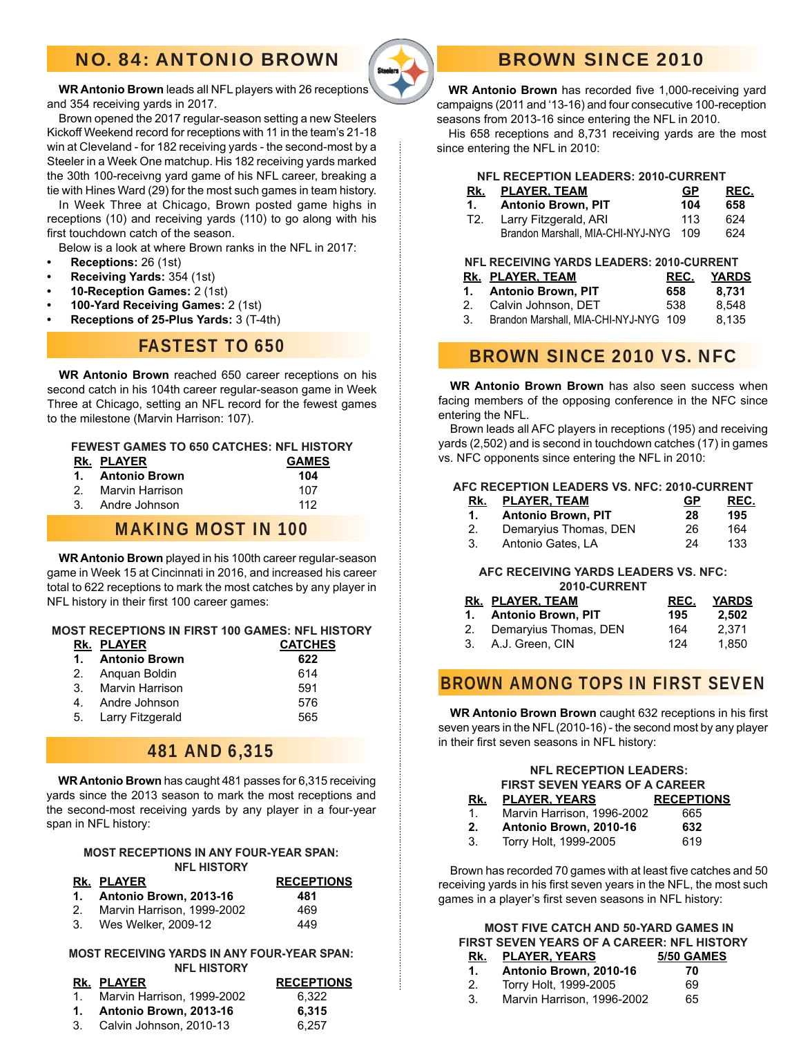## NO. 84: ANTONIO BROWN

**WR Antonio Brown** leads all NFL players with 26 receptions and 354 receiving yards in 2017.

Brown opened the 2017 regular-season setting a new Steelers Kickoff Weekend record for receptions with 11 in the team's 21-18 win at Cleveland - for 182 receiving yards - the second-most by a Steeler in a Week One matchup. His 182 receiving yards marked the 30th 100-receivng yard game of his NFL career, breaking a tie with Hines Ward (29) for the most such games in team history.

In Week Three at Chicago, Brown posted game highs in receptions (10) and receiving yards (110) to go along with his first touchdown catch of the season.

Below is a look at where Brown ranks in the NFL in 2017:

- **Receptions:** 26 (1st)
- **Receiving Yards:** 354 (1st)
- **10-Reception Games:** 2 (1st)
- **100-Yard Receiving Games:** 2 (1st)
- **Receptions of 25-Plus Yards:** 3 (T-4th)

## FASTEST TO 650

**WR Antonio Brown** reached 650 career receptions on his second catch in his 104th career regular-season game in Week Three at Chicago, setting an NFL record for the fewest games to the milestone (Marvin Harrison: 107).

**FEWEST GAMES TO 650 CATCHES: NFL HISTORY**

| Rk. | PLAYER | GAMES |
|---|---|---|
| **1.** | **Antonio Brown** | **104** |
| 2. | Marvin Harrison | 107 |
| 3. | Andre Johnson | 112 |

## MAKING MOST IN 100

**WR Antonio Brown** played in his 100th career regular-season game in Week 15 at Cincinnati in 2016, and increased his career total to 622 receptions to mark the most catches by any player in NFL history in their first 100 career games:

**MOST RECEPTIONS IN FIRST 100 GAMES: NFL HISTORY**

| Rk. | PLAYER | CATCHES |
|---|---|---|
| **1.** | **Antonio Brown** | **622** |
| 2. | Anquan Boldin | 614 |
| 3. | Marvin Harrison | 591 |
| 4. | Andre Johnson | 576 |
| 5. | Larry Fitzgerald | 565 |

## 481 AND 6,315

**WR Antonio Brown** has caught 481 passes for 6,315 receiving yards since the 2013 season to mark the most receptions and the second-most receiving yards by any player in a four-year span in NFL history:

**MOST RECEPTIONS IN ANY FOUR-YEAR SPAN: NFL HISTORY**

| Rk. | PLAYER | RECEPTIONS |
|---|---|---|
| **1.** | **Antonio Brown, 2013-16** | **481** |
| 2. | Marvin Harrison, 1999-2002 | 469 |
| 3. | Wes Welker, 2009-12 | 449 |

**MOST RECEIVING YARDS IN ANY FOUR-YEAR SPAN: NFL HISTORY**

| Rk. | PLAYER | RECEPTIONS |
|---|---|---|
| 1. | Marvin Harrison, 1999-2002 | 6,322 |
| **1.** | **Antonio Brown, 2013-16** | **6,315** |
| 3. | Calvin Johnson, 2010-13 | 6,257 |

## BROWN SINCE 2010

**WR Antonio Brown** has recorded five 1,000-receiving yard campaigns (2011 and '13-16) and four consecutive 100-reception seasons from 2013-16 since entering the NFL in 2010.

His 658 receptions and 8,731 receiving yards are the most since entering the NFL in 2010:

**NFL RECEPTION LEADERS: 2010-CURRENT**

| Rk. | PLAYER, TEAM | GP | REC. |
|---|---|---|---|
| **1.** | **Antonio Brown, PIT** | **104** | **658** |
| T2. | Larry Fitzgerald, ARI | 113 | 624 |
| | Brandon Marshall, MIA-CHI-NYJ-NYG | 109 | 624 |

**NFL RECEIVING YARDS LEADERS: 2010-CURRENT**

| Rk. | PLAYER, TEAM | REC. | YARDS |
|---|---|---|---|
| **1.** | **Antonio Brown, PIT** | **658** | **8,731** |
| 2. | Calvin Johnson, DET | 538 | 8,548 |
| 3. | Brandon Marshall, MIA-CHI-NYJ-NYG | 109 | 8,135 |

## BROWN SINCE 2010 VS. NFC

**WR Antonio Brown Brown** has also seen success when facing members of the opposing conference in the NFC since entering the NFL.

Brown leads all AFC players in receptions (195) and receiving yards (2,502) and is second in touchdown catches (17) in games vs. NFC opponents since entering the NFL in 2010:

**AFC RECEPTION LEADERS VS. NFC: 2010-CURRENT**

| Rk. | PLAYER, TEAM | GP | REC. |
|---|---|---|---|
| **1.** | **Antonio Brown, PIT** | **28** | **195** |
| 2. | Demaryius Thomas, DEN | 26 | 164 |
| 3. | Antonio Gates, LA | 24 | 133 |

**AFC RECEIVING YARDS LEADERS VS. NFC: 2010-CURRENT**

| Rk. | PLAYER, TEAM | REC. | YARDS |
|---|---|---|---|
| **1.** | **Antonio Brown, PIT** | **195** | **2,502** |
| 2. | Demaryius Thomas, DEN | 164 | 2,371 |
| 3. | A.J. Green, CIN | 124 | 1,850 |

## BROWN AMONG TOPS IN FIRST SEVEN

**WR Antonio Brown Brown** caught 632 receptions in his first seven years in the NFL (2010-16) - the second most by any player in their first seven seasons in NFL history:

**NFL RECEPTION LEADERS: FIRST SEVEN YEARS OF A CAREER**

| Rk. | PLAYER, YEARS | RECEPTIONS |
|---|---|---|
| 1. | Marvin Harrison, 1996-2002 | 665 |
| **2.** | **Antonio Brown, 2010-16** | **632** |
| 3. | Torry Holt, 1999-2005 | 619 |

Brown has recorded 70 games with at least five catches and 50 receiving yards in his first seven years in the NFL, the most such games in a player's first seven seasons in NFL history:

**MOST FIVE CATCH AND 50-YARD GAMES IN FIRST SEVEN YEARS OF A CAREER: NFL HISTORY**

| Rk. | PLAYER, YEARS | 5/50 GAMES |
|---|---|---|
| **1.** | **Antonio Brown, 2010-16** | **70** |
| 2. | Torry Holt, 1999-2005 | 69 |
| 3. | Marvin Harrison, 1996-2002 | 65 |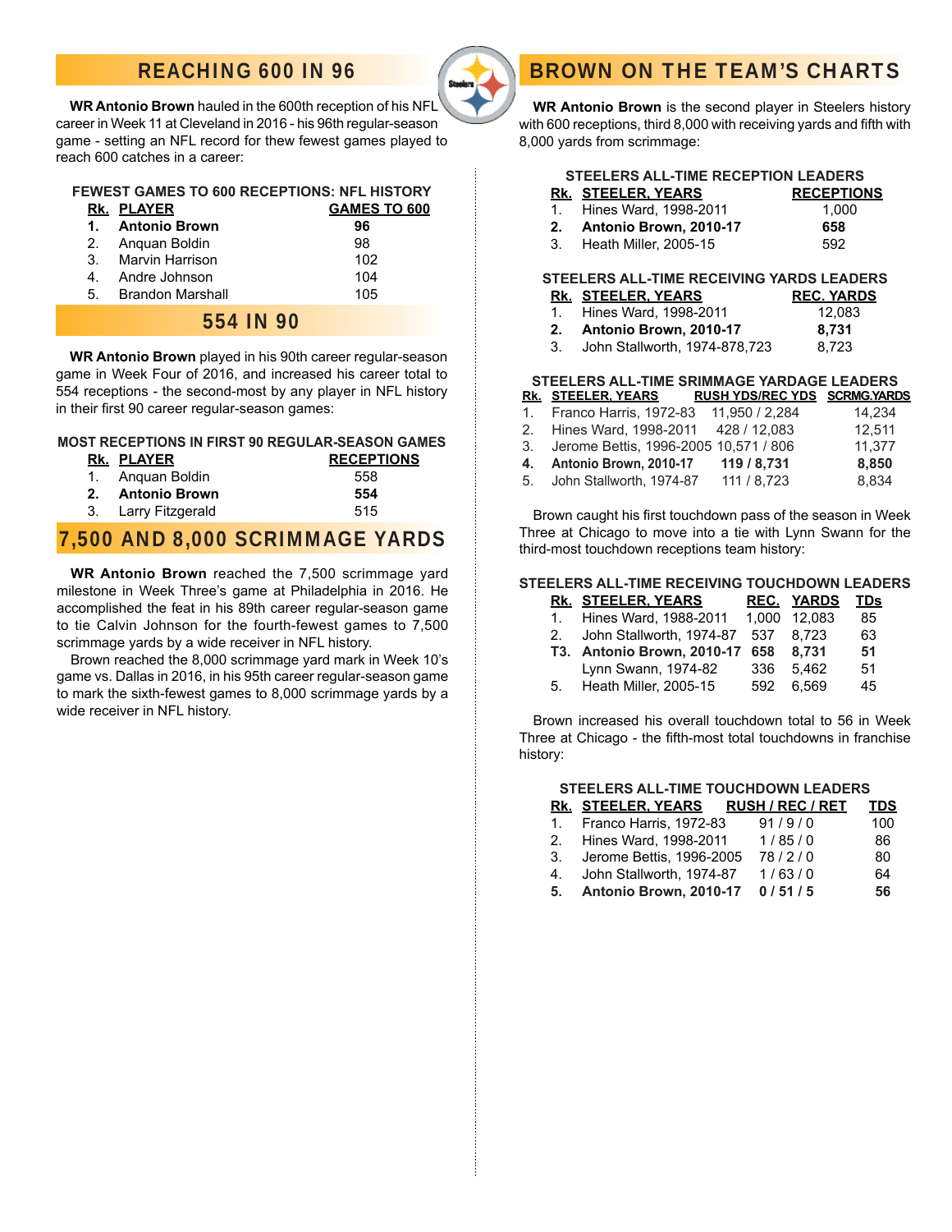## REACHING 600 IN 96

**WR Antonio Brown** hauled in the 600th reception of his NFL career in Week 11 at Cleveland in 2016 - his 96th regular-season game - setting an NFL record for thew fewest games played to reach 600 catches in a career:

**FEWEST GAMES TO 600 RECEPTIONS: NFL HISTORY**

| Rk. | PLAYER | GAMES TO 600 |
|---|---|---|
| **1.** | **Antonio Brown** | **96** |
| 2. | Anquan Boldin | 98 |
| 3. | Marvin Harrison | 102 |
| 4. | Andre Johnson | 104 |
| 5. | Brandon Marshall | 105 |

## 554 IN 90

**WR Antonio Brown** played in his 90th career regular-season game in Week Four of 2016, and increased his career total to 554 receptions - the second-most by any player in NFL history in their first 90 career regular-season games:

**MOST RECEPTIONS IN FIRST 90 REGULAR-SEASON GAMES**

| Rk. | PLAYER | RECEPTIONS |
|---|---|---|
| 1. | Anquan Boldin | 558 |
| **2.** | **Antonio Brown** | **554** |
| 3. | Larry Fitzgerald | 515 |

## 7,500 AND 8,000 SCRIMMAGE YARDS

**WR Antonio Brown** reached the 7,500 scrimmage yard milestone in Week Three's game at Philadelphia in 2016. He accomplished the feat in his 89th career regular-season game to tie Calvin Johnson for the fourth-fewest games to 7,500 scrimmage yards by a wide receiver in NFL history.

Brown reached the 8,000 scrimmage yard mark in Week 10's game vs. Dallas in 2016, in his 95th career regular-season game to mark the sixth-fewest games to 8,000 scrimmage yards by a wide receiver in NFL history.

## BROWN ON THE TEAM'S CHARTS

**WR Antonio Brown** is the second player in Steelers history with 600 receptions, third 8,000 with receiving yards and fifth with 8,000 yards from scrimmage:

**STEELERS ALL-TIME RECEPTION LEADERS**

| Rk. | STEELER, YEARS | RECEPTIONS |
|---|---|---|
| 1. | Hines Ward, 1998-2011 | 1,000 |
| **2.** | **Antonio Brown, 2010-17** | **658** |
| 3. | Heath Miller, 2005-15 | 592 |

**STEELERS ALL-TIME RECEIVING YARDS LEADERS**

| Rk. | STEELER, YEARS | REC. YARDS |
|---|---|---|
| 1. | Hines Ward, 1998-2011 | 12,083 |
| **2.** | **Antonio Brown, 2010-17** | **8,731** |
| 3. | John Stallworth, 1974-878,723 | 8,723 |

**STEELERS ALL-TIME SRIMMAGE YARDAGE LEADERS**

| Rk. | STEELER, YEARS | RUSH YDS/REC YDS | SCRMG.YARDS |
|---|---|---|---|
| 1. | Franco Harris, 1972-83 | 11,950 / 2,284 | 14,234 |
| 2. | Hines Ward, 1998-2011 | 428 / 12,083 | 12,511 |
| 3. | Jerome Bettis, 1996-2005 | 10,571 / 806 | 11,377 |
| **4.** | **Antonio Brown, 2010-17** | **119 / 8,731** | **8,850** |
| 5. | John Stallworth, 1974-87 | 111 / 8,723 | 8,834 |

Brown caught his first touchdown pass of the season in Week Three at Chicago to move into a tie with Lynn Swann for the third-most touchdown receptions team history:

**STEELERS ALL-TIME RECEIVING TOUCHDOWN LEADERS**

| Rk. | STEELER, YEARS | REC. | YARDS | TDs |
|---|---|---|---|---|
| 1. | Hines Ward, 1988-2011 | 1,000 | 12,083 | 85 |
| 2. | John Stallworth, 1974-87 | 537 | 8,723 | 63 |
| **T3.** | **Antonio Brown, 2010-17** | **658** | **8,731** | **51** |
| | Lynn Swann, 1974-82 | 336 | 5,462 | 51 |
| 5. | Heath Miller, 2005-15 | 592 | 6,569 | 45 |

Brown increased his overall touchdown total to 56 in Week Three at Chicago - the fifth-most total touchdowns in franchise history:

**STEELERS ALL-TIME TOUCHDOWN LEADERS**

| Rk. | STEELER, YEARS | RUSH / REC / RET | TDS |
|---|---|---|---|
| 1. | Franco Harris, 1972-83 | 91 / 9 / 0 | 100 |
| 2. | Hines Ward, 1998-2011 | 1 / 85 / 0 | 86 |
| 3. | Jerome Bettis, 1996-2005 | 78 / 2 / 0 | 80 |
| 4. | John Stallworth, 1974-87 | 1 / 63 / 0 | 64 |
| **5.** | **Antonio Brown, 2010-17** | **0 / 51 / 5** | **56** |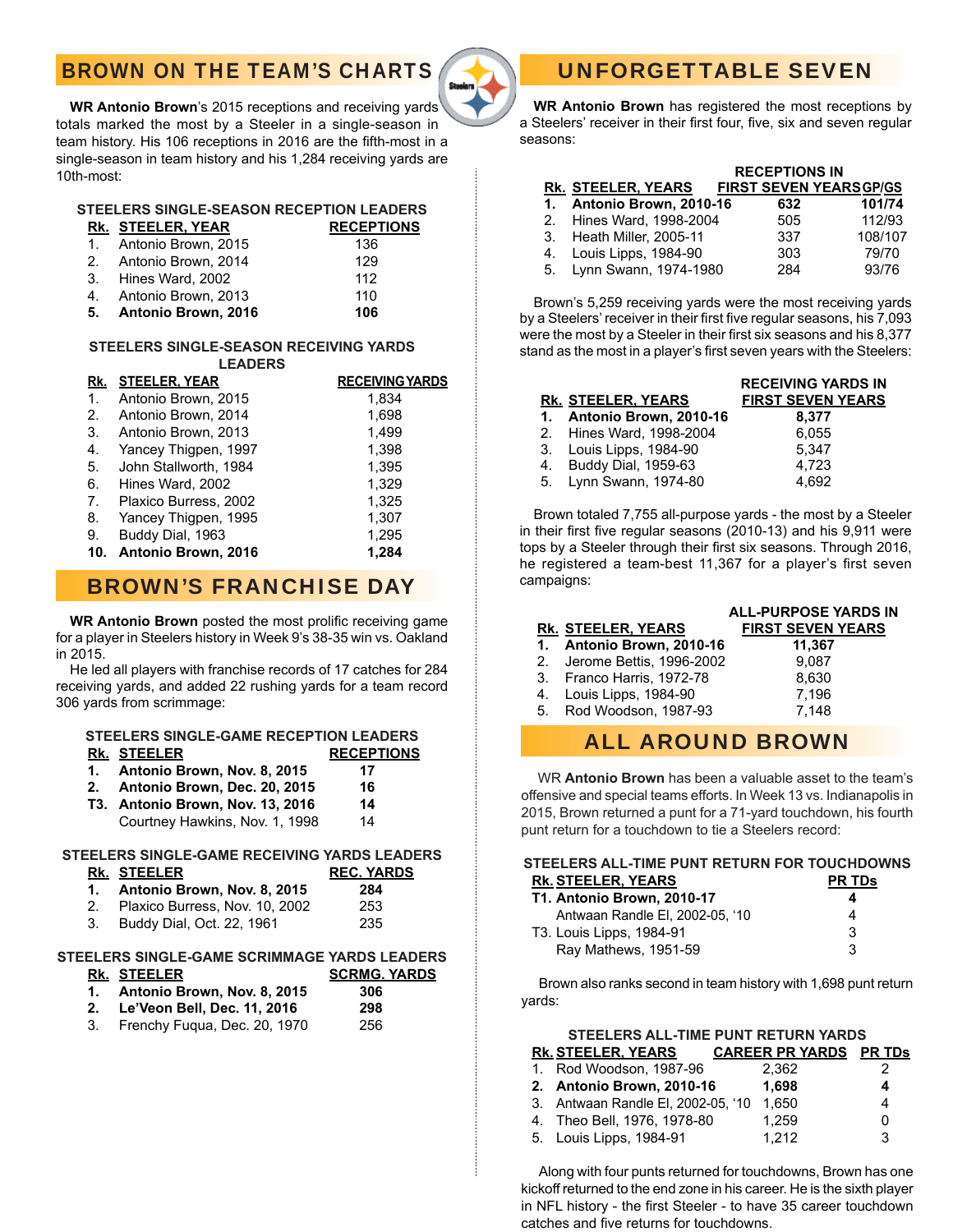## BROWN ON THE TEAM'S CHARTS

**WR Antonio Brown**'s 2015 receptions and receiving yards totals marked the most by a Steeler in a single-season in team history. His 106 receptions in 2016 are the fifth-most in a single-season in team history and his 1,284 receiving yards are 10th-most:

### STEELERS SINGLE-SEASON RECEPTION LEADERS

| Rk. | STEELER, YEAR | RECEPTIONS |
|---|---|---|
| 1. | Antonio Brown, 2015 | 136 |
| 2. | Antonio Brown, 2014 | 129 |
| 3. | Hines Ward, 2002 | 112 |
| 4. | Antonio Brown, 2013 | 110 |
| **5.** | **Antonio Brown, 2016** | **106** |

### STEELERS SINGLE-SEASON RECEIVING YARDS LEADERS

| Rk. | STEELER, YEAR | RECEIVING YARDS |
|---|---|---|
| 1. | Antonio Brown, 2015 | 1,834 |
| 2. | Antonio Brown, 2014 | 1,698 |
| 3. | Antonio Brown, 2013 | 1,499 |
| 4. | Yancey Thigpen, 1997 | 1,398 |
| 5. | John Stallworth, 1984 | 1,395 |
| 6. | Hines Ward, 2002 | 1,329 |
| 7. | Plaxico Burress, 2002 | 1,325 |
| 8. | Yancey Thigpen, 1995 | 1,307 |
| 9. | Buddy Dial, 1963 | 1,295 |
| **10.** | **Antonio Brown, 2016** | **1,284** |

## BROWN'S FRANCHISE DAY

**WR Antonio Brown** posted the most prolific receiving game for a player in Steelers history in Week 9's 38-35 win vs. Oakland in 2015.

He led all players with franchise records of 17 catches for 284 receiving yards, and added 22 rushing yards for a team record 306 yards from scrimmage:

### STEELERS SINGLE-GAME RECEPTION LEADERS

| Rk. | STEELER | RECEPTIONS |
|---|---|---|
| **1.** | **Antonio Brown, Nov. 8, 2015** | **17** |
| **2.** | **Antonio Brown, Dec. 20, 2015** | **16** |
| **T3.** | **Antonio Brown, Nov. 13, 2016** | **14** |
| | Courtney Hawkins, Nov. 1, 1998 | 14 |

### STEELERS SINGLE-GAME RECEIVING YARDS LEADERS

| Rk. | STEELER | REC. YARDS |
|---|---|---|
| **1.** | **Antonio Brown, Nov. 8, 2015** | **284** |
| 2. | Plaxico Burress, Nov. 10, 2002 | 253 |
| 3. | Buddy Dial, Oct. 22, 1961 | 235 |

### STEELERS SINGLE-GAME SCRIMMAGE YARDS LEADERS

| Rk. | STEELER | SCRMG. YARDS |
|---|---|---|
| **1.** | **Antonio Brown, Nov. 8, 2015** | **306** |
| **2.** | **Le'Veon Bell, Dec. 11, 2016** | **298** |
| 3. | Frenchy Fuqua, Dec. 20, 1970 | 256 |

## UNFORGETTABLE SEVEN

**WR Antonio Brown** has registered the most receptions by a Steelers' receiver in their first four, five, six and seven regular seasons:

| Rk. | STEELER, YEARS | RECEPTIONS IN FIRST SEVEN YEARS | GP/GS |
|---|---|---|---|
| **1.** | **Antonio Brown, 2010-16** | **632** | **101/74** |
| 2. | Hines Ward, 1998-2004 | 505 | 112/93 |
| 3. | Heath Miller, 2005-11 | 337 | 108/107 |
| 4. | Louis Lipps, 1984-90 | 303 | 79/70 |
| 5. | Lynn Swann, 1974-1980 | 284 | 93/76 |

Brown's 5,259 receiving yards were the most receiving yards by a Steelers' receiver in their first five regular seasons, his 7,093 were the most by a Steeler in their first six seasons and his 8,377 stand as the most in a player's first seven years with the Steelers:

| Rk. | STEELER, YEARS | RECEIVING YARDS IN FIRST SEVEN YEARS |
|---|---|---|
| **1.** | **Antonio Brown, 2010-16** | **8,377** |
| 2. | Hines Ward, 1998-2004 | 6,055 |
| 3. | Louis Lipps, 1984-90 | 5,347 |
| 4. | Buddy Dial, 1959-63 | 4,723 |
| 5. | Lynn Swann, 1974-80 | 4,692 |

Brown totaled 7,755 all-purpose yards - the most by a Steeler in their first five regular seasons (2010-13) and his 9,911 were tops by a Steeler through their first six seasons. Through 2016, he registered a team-best 11,367 for a player's first seven campaigns:

| Rk. | STEELER, YEARS | ALL-PURPOSE YARDS IN FIRST SEVEN YEARS |
|---|---|---|
| **1.** | **Antonio Brown, 2010-16** | **11,367** |
| 2. | Jerome Bettis, 1996-2002 | 9,087 |
| 3. | Franco Harris, 1972-78 | 8,630 |
| 4. | Louis Lipps, 1984-90 | 7,196 |
| 5. | Rod Woodson, 1987-93 | 7,148 |

## ALL AROUND BROWN

WR **Antonio Brown** has been a valuable asset to the team's offensive and special teams efforts. In Week 13 vs. Indianapolis in 2015, Brown returned a punt for a 71-yard touchdown, his fourth punt return for a touchdown to tie a Steelers record:

### STEELERS ALL-TIME PUNT RETURN FOR TOUCHDOWNS

| Rk. | STEELER, YEARS | PR TDs |
|---|---|---|
| **T1.** | **Antonio Brown, 2010-17** | **4** |
| | Antwaan Randle El, 2002-05, '10 | 4 |
| T3. | Louis Lipps, 1984-91 | 3 |
| | Ray Mathews, 1951-59 | 3 |

Brown also ranks second in team history with 1,698 punt return yards:

### STEELERS ALL-TIME PUNT RETURN YARDS

| Rk. | STEELER, YEARS | CAREER PR YARDS | PR TDs |
|---|---|---|---|
| 1. | Rod Woodson, 1987-96 | 2,362 | 2 |
| **2.** | **Antonio Brown, 2010-16** | **1,698** | **4** |
| 3. | Antwaan Randle El, 2002-05, '10 | 1,650 | 4 |
| 4. | Theo Bell, 1976, 1978-80 | 1,259 | 0 |
| 5. | Louis Lipps, 1984-91 | 1,212 | 3 |

Along with four punts returned for touchdowns, Brown has one kickoff returned to the end zone in his career. He is the sixth player in NFL history - the first Steeler - to have 35 career touchdown catches and five returns for touchdowns.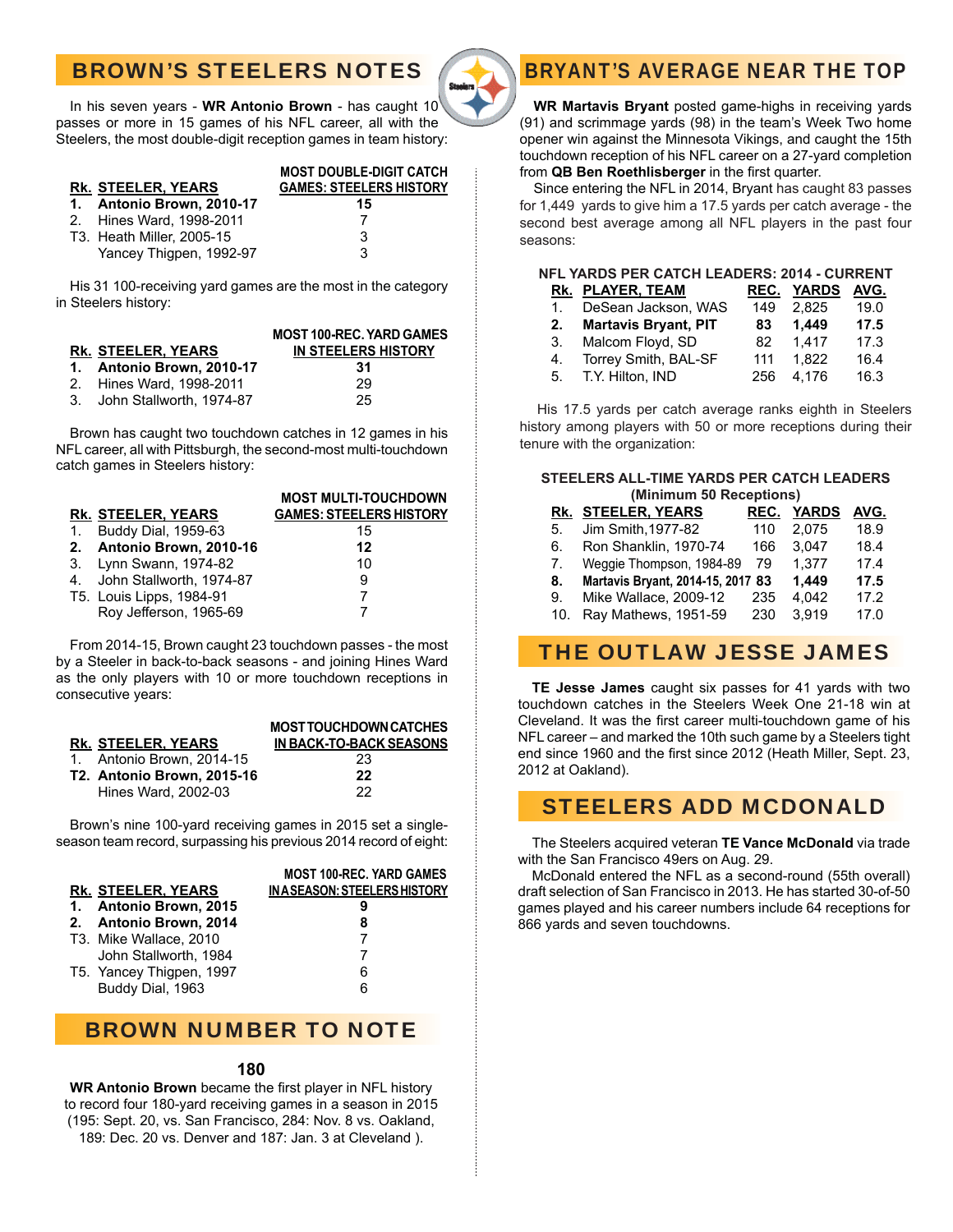## BROWN'S STEELERS NOTES

In his seven years - **WR Antonio Brown** - has caught 10 passes or more in 15 games of his NFL career, all with the Steelers, the most double-digit reception games in team history:

| Rk. | STEELER, YEARS | MOST DOUBLE-DIGIT CATCH GAMES: STEELERS HISTORY |
|---|---|---|
| **1.** | **Antonio Brown, 2010-17** | **15** |
| 2. | Hines Ward, 1998-2011 | 7 |
| T3. | Heath Miller, 2005-15 | 3 |
| | Yancey Thigpen, 1992-97 | 3 |

His 31 100-receiving yard games are the most in the category in Steelers history:

| Rk. | STEELER, YEARS | MOST 100-REC. YARD GAMES IN STEELERS HISTORY |
|---|---|---|
| **1.** | **Antonio Brown, 2010-17** | **31** |
| 2. | Hines Ward, 1998-2011 | 29 |
| 3. | John Stallworth, 1974-87 | 25 |

Brown has caught two touchdown catches in 12 games in his NFL career, all with Pittsburgh, the second-most multi-touchdown catch games in Steelers history:

| Rk. | STEELER, YEARS | MOST MULTI-TOUCHDOWN GAMES: STEELERS HISTORY |
|---|---|---|
| 1. | Buddy Dial, 1959-63 | 15 |
| **2.** | **Antonio Brown, 2010-16** | **12** |
| 3. | Lynn Swann, 1974-82 | 10 |
| 4. | John Stallworth, 1974-87 | 9 |
| T5. | Louis Lipps, 1984-91 | 7 |
| | Roy Jefferson, 1965-69 | 7 |

From 2014-15, Brown caught 23 touchdown passes - the most by a Steeler in back-to-back seasons - and joining Hines Ward as the only players with 10 or more touchdown receptions in consecutive years:

| Rk. | STEELER, YEARS | MOST TOUCHDOWN CATCHES IN BACK-TO-BACK SEASONS |
|---|---|---|
| 1. | Antonio Brown, 2014-15 | 23 |
| **T2.** | **Antonio Brown, 2015-16** | **22** |
| | Hines Ward, 2002-03 | 22 |

Brown's nine 100-yard receiving games in 2015 set a single-season team record, surpassing his previous 2014 record of eight:

| Rk. | STEELER, YEARS | MOST 100-REC. YARD GAMES IN A SEASON: STEELERS HISTORY |
|---|---|---|
| **1.** | **Antonio Brown, 2015** | **9** |
| **2.** | **Antonio Brown, 2014** | **8** |
| T3. | Mike Wallace, 2010 | 7 |
| | John Stallworth, 1984 | 7 |
| T5. | Yancey Thigpen, 1997 | 6 |
| | Buddy Dial, 1963 | 6 |

## BROWN NUMBER TO NOTE

**180**

**WR Antonio Brown** became the first player in NFL history to record four 180-yard receiving games in a season in 2015 (195: Sept. 20, vs. San Francisco, 284: Nov. 8 vs. Oakland, 189: Dec. 20 vs. Denver and 187: Jan. 3 at Cleveland ).

## BRYANT'S AVERAGE NEAR THE TOP

**WR Martavis Bryant** posted game-highs in receiving yards (91) and scrimmage yards (98) in the team's Week Two home opener win against the Minnesota Vikings, and caught the 15th touchdown reception of his NFL career on a 27-yard completion from **QB Ben Roethlisberger** in the first quarter.

Since entering the NFL in 2014, Bryant has caught 83 passes for 1,449 yards to give him a 17.5 yards per catch average - the second best average among all NFL players in the past four seasons:

**NFL YARDS PER CATCH LEADERS: 2014 - CURRENT**

| Rk. | PLAYER, TEAM | REC. | YARDS | AVG. |
|---|---|---|---|---|
| 1. | DeSean Jackson, WAS | 149 | 2,825 | 19.0 |
| **2.** | **Martavis Bryant, PIT** | **83** | **1,449** | **17.5** |
| 3. | Malcom Floyd, SD | 82 | 1,417 | 17.3 |
| 4. | Torrey Smith, BAL-SF | 111 | 1,822 | 16.4 |
| 5. | T.Y. Hilton, IND | 256 | 4,176 | 16.3 |

His 17.5 yards per catch average ranks eighth in Steelers history among players with 50 or more receptions during their tenure with the organization:

**STEELERS ALL-TIME YARDS PER CATCH LEADERS (Minimum 50 Receptions)**

| Rk. | STEELER, YEARS | REC. | YARDS | AVG. |
|---|---|---|---|---|
| 5. | Jim Smith,1977-82 | 110 | 2,075 | 18.9 |
| 6. | Ron Shanklin, 1970-74 | 166 | 3,047 | 18.4 |
| 7. | Weggie Thompson, 1984-89 | 79 | 1,377 | 17.4 |
| **8.** | **Martavis Bryant, 2014-15, 2017** | **83** | **1,449** | **17.5** |
| 9. | Mike Wallace, 2009-12 | 235 | 4,042 | 17.2 |
| 10. | Ray Mathews, 1951-59 | 230 | 3,919 | 17.0 |

## THE OUTLAW JESSE JAMES

**TE Jesse James** caught six passes for 41 yards with two touchdown catches in the Steelers Week One 21-18 win at Cleveland. It was the first career multi-touchdown game of his NFL career – and marked the 10th such game by a Steelers tight end since 1960 and the first since 2012 (Heath Miller, Sept. 23, 2012 at Oakland).

## STEELERS ADD MCDONALD

The Steelers acquired veteran **TE Vance McDonald** via trade with the San Francisco 49ers on Aug. 29.

McDonald entered the NFL as a second-round (55th overall) draft selection of San Francisco in 2013. He has started 30-of-50 games played and his career numbers include 64 receptions for 866 yards and seven touchdowns.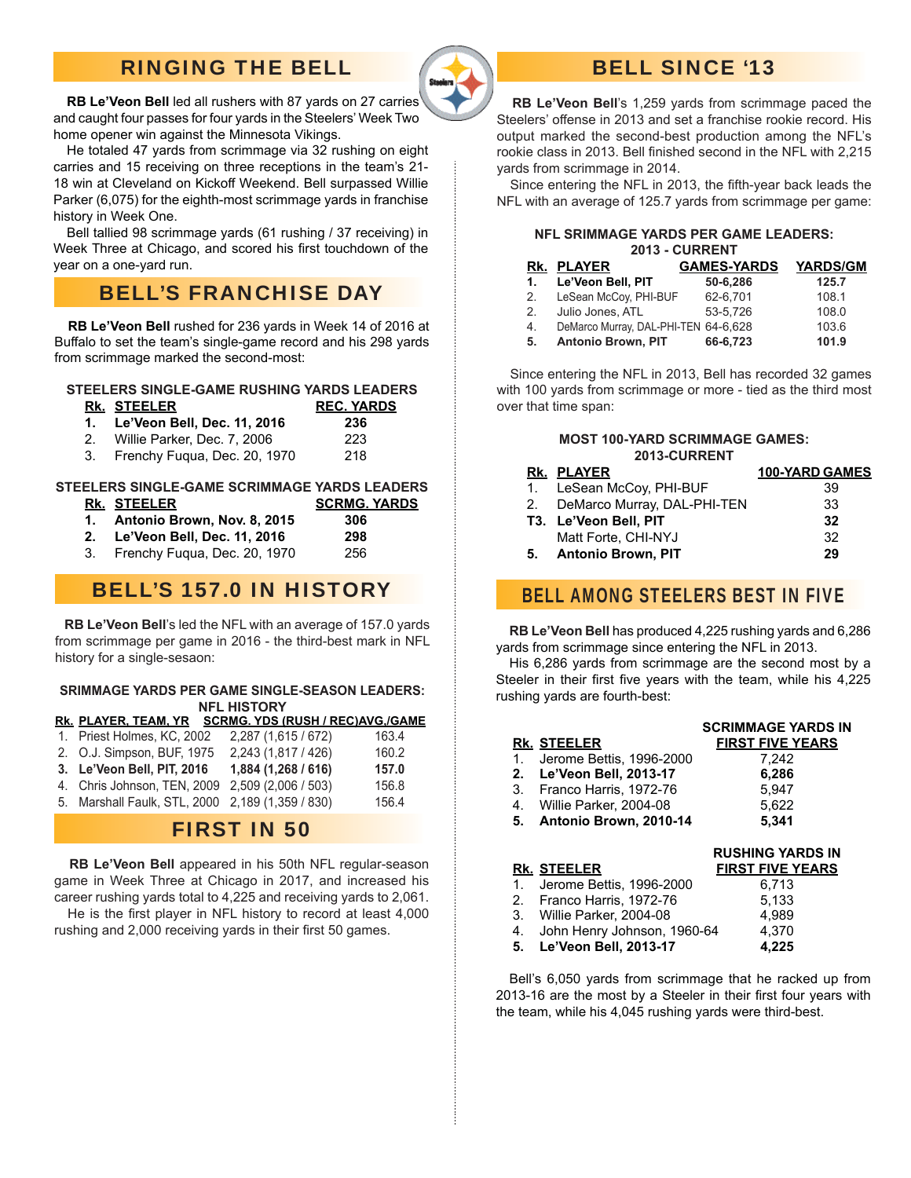## RINGING THE BELL

**RB Le'Veon Bell** led all rushers with 87 yards on 27 carries and caught four passes for four yards in the Steelers' Week Two home opener win against the Minnesota Vikings.

He totaled 47 yards from scrimmage via 32 rushing on eight carries and 15 receiving on three receptions in the team's 21-18 win at Cleveland on Kickoff Weekend. Bell surpassed Willie Parker (6,075) for the eighth-most scrimmage yards in franchise history in Week One.

Bell tallied 98 scrimmage yards (61 rushing / 37 receiving) in Week Three at Chicago, and scored his first touchdown of the year on a one-yard run.

## BELL'S FRANCHISE DAY

**RB Le'Veon Bell** rushed for 236 yards in Week 14 of 2016 at Buffalo to set the team's single-game record and his 298 yards from scrimmage marked the second-most:

**STEELERS SINGLE-GAME RUSHING YARDS LEADERS**

| Rk. | STEELER | REC. YARDS |
|---|---|---|
| **1.** | **Le'Veon Bell, Dec. 11, 2016** | **236** |
| 2. | Willie Parker, Dec. 7, 2006 | 223 |
| 3. | Frenchy Fuqua, Dec. 20, 1970 | 218 |

**STEELERS SINGLE-GAME SCRIMMAGE YARDS LEADERS**

| Rk. | STEELER | SCRMG. YARDS |
|---|---|---|
| **1.** | **Antonio Brown, Nov. 8, 2015** | **306** |
| **2.** | **Le'Veon Bell, Dec. 11, 2016** | **298** |
| 3. | Frenchy Fuqua, Dec. 20, 1970 | 256 |

## BELL'S 157.0 IN HISTORY

**RB Le'Veon Bell**'s led the NFL with an average of 157.0 yards from scrimmage per game in 2016 - the third-best mark in NFL history for a single-sesaon:

**SRIMMAGE YARDS PER GAME SINGLE-SEASON LEADERS: NFL HISTORY**

| Rk. | PLAYER, TEAM, YR | SCRMG. YDS (RUSH / REC) | AVG./GAME |
|---|---|---|---|
| 1. | Priest Holmes, KC, 2002 | 2,287 (1,615 / 672) | 163.4 |
| 2. | O.J. Simpson, BUF, 1975 | 2,243 (1,817 / 426) | 160.2 |
| **3.** | **Le'Veon Bell, PIT, 2016** | **1,884 (1,268 / 616)** | **157.0** |
| 4. | Chris Johnson, TEN, 2009 | 2,509 (2,006 / 503) | 156.8 |
| 5. | Marshall Faulk, STL, 2000 | 2,189 (1,359 / 830) | 156.4 |

## FIRST IN 50

**RB Le'Veon Bell** appeared in his 50th NFL regular-season game in Week Three at Chicago in 2017, and increased his career rushing yards total to 4,225 and receiving yards to 2,061.

He is the first player in NFL history to record at least 4,000 rushing and 2,000 receiving yards in their first 50 games.

## BELL SINCE '13

**RB Le'Veon Bell**'s 1,259 yards from scrimmage paced the Steelers' offense in 2013 and set a franchise rookie record. His output marked the second-best production among the NFL's rookie class in 2013. Bell finished second in the NFL with 2,215 yards from scrimmage in 2014.

Since entering the NFL in 2013, the fifth-year back leads the NFL with an average of 125.7 yards from scrimmage per game:

**NFL SRIMMAGE YARDS PER GAME LEADERS: 2013 - CURRENT**

| Rk. | PLAYER | GAMES-YARDS | YARDS/GM |
|---|---|---|---|
| **1.** | **Le'Veon Bell, PIT** | **50-6,286** | **125.7** |
| 2. | LeSean McCoy, PHI-BUF | 62-6,701 | 108.1 |
| 2. | Julio Jones, ATL | 53-5,726 | 108.0 |
| 4. | DeMarco Murray, DAL-PHI-TEN | 64-6,628 | 103.6 |
| **5.** | **Antonio Brown, PIT** | **66-6,723** | **101.9** |

Since entering the NFL in 2013, Bell has recorded 32 games with 100 yards from scrimmage or more - tied as the third most over that time span:

**MOST 100-YARD SCRIMMAGE GAMES: 2013-CURRENT**

| Rk. | PLAYER | 100-YARD GAMES |
|---|---|---|
| 1. | LeSean McCoy, PHI-BUF | 39 |
| 2. | DeMarco Murray, DAL-PHI-TEN | 33 |
| **T3.** | **Le'Veon Bell, PIT** | **32** |
| | Matt Forte, CHI-NYJ | 32 |
| **5.** | **Antonio Brown, PIT** | **29** |

## BELL AMONG STEELERS BEST IN FIVE

**RB Le'Veon Bell** has produced 4,225 rushing yards and 6,286 yards from scrimmage since entering the NFL in 2013.

His 6,286 yards from scrimmage are the second most by a Steeler in their first five years with the team, while his 4,225 rushing yards are fourth-best:

| Rk. | STEELER | SCRIMMAGE YARDS IN FIRST FIVE YEARS |
|---|---|---|
| 1. | Jerome Bettis, 1996-2000 | 7,242 |
| **2.** | **Le'Veon Bell, 2013-17** | **6,286** |
| 3. | Franco Harris, 1972-76 | 5,947 |
| 4. | Willie Parker, 2004-08 | 5,622 |
| **5.** | **Antonio Brown, 2010-14** | **5,341** |

| Rk. | STEELER | RUSHING YARDS IN FIRST FIVE YEARS |
|---|---|---|
| 1. | Jerome Bettis, 1996-2000 | 6,713 |
| 2. | Franco Harris, 1972-76 | 5,133 |
| 3. | Willie Parker, 2004-08 | 4,989 |
| 4. | John Henry Johnson, 1960-64 | 4,370 |
| **5.** | **Le'Veon Bell, 2013-17** | **4,225** |

Bell's 6,050 yards from scrimmage that he racked up from 2013-16 are the most by a Steeler in their first four years with the team, while his 4,045 rushing yards were third-best.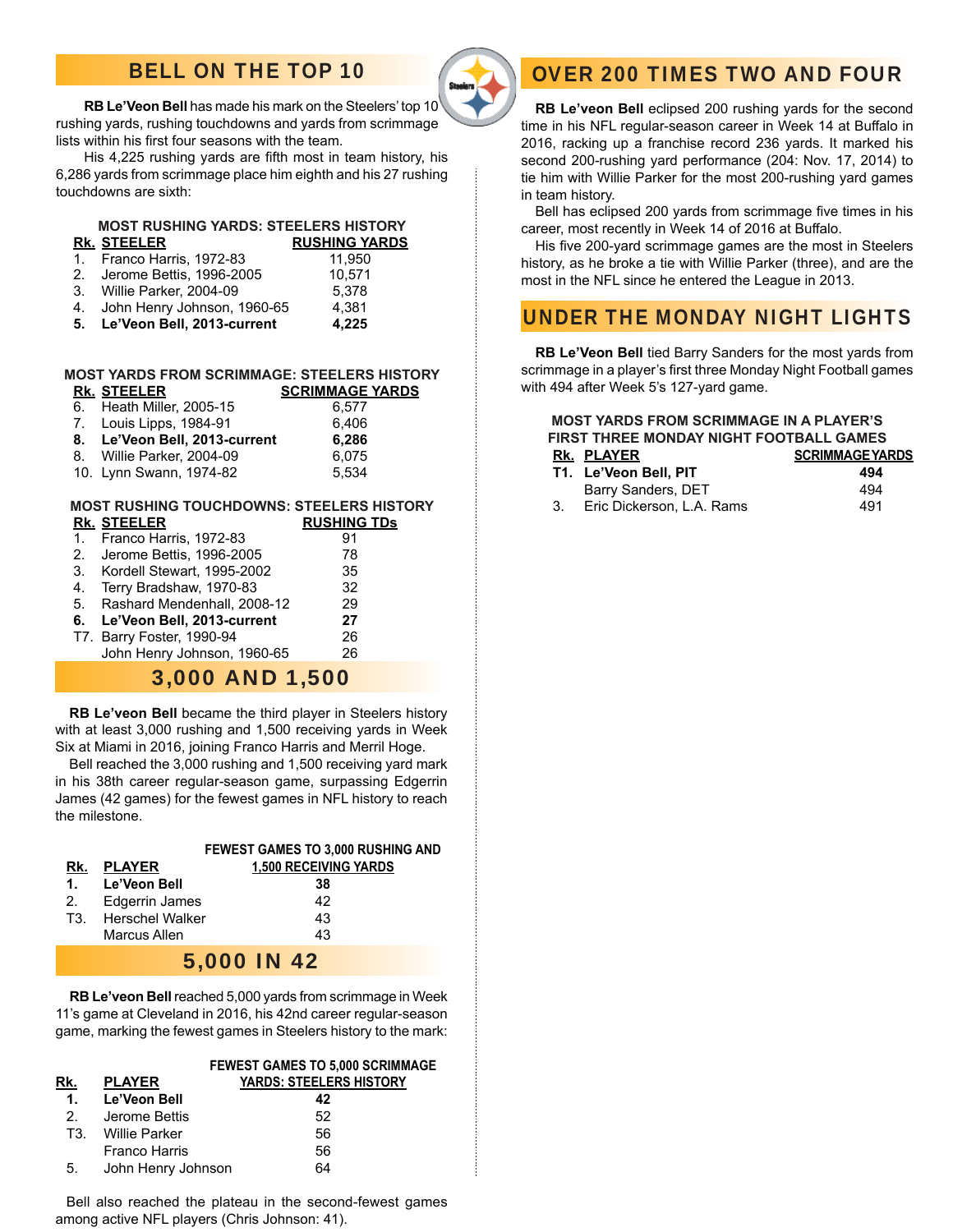## BELL ON THE TOP 10

**RB Le'Veon Bell** has made his mark on the Steelers' top 10 rushing yards, rushing touchdowns and yards from scrimmage lists within his first four seasons with the team.

His 4,225 rushing yards are fifth most in team history, his 6,286 yards from scrimmage place him eighth and his 27 rushing touchdowns are sixth:

**MOST RUSHING YARDS: STEELERS HISTORY**

| Rk. | STEELER | RUSHING YARDS |
|---|---|---|
| 1. | Franco Harris, 1972-83 | 11,950 |
| 2. | Jerome Bettis, 1996-2005 | 10,571 |
| 3. | Willie Parker, 2004-09 | 5,378 |
| 4. | John Henry Johnson, 1960-65 | 4,381 |
| **5.** | **Le'Veon Bell, 2013-current** | **4,225** |

**MOST YARDS FROM SCRIMMAGE: STEELERS HISTORY**

| Rk. | STEELER | SCRIMMAGE YARDS |
|---|---|---|
| 6. | Heath Miller, 2005-15 | 6,577 |
| 7. | Louis Lipps, 1984-91 | 6,406 |
| **8.** | **Le'Veon Bell, 2013-current** | **6,286** |
| 8. | Willie Parker, 2004-09 | 6,075 |
| 10. | Lynn Swann, 1974-82 | 5,534 |

**MOST RUSHING TOUCHDOWNS: STEELERS HISTORY**

| Rk. | STEELER | RUSHING TDs |
|---|---|---|
| 1. | Franco Harris, 1972-83 | 91 |
| 2. | Jerome Bettis, 1996-2005 | 78 |
| 3. | Kordell Stewart, 1995-2002 | 35 |
| 4. | Terry Bradshaw, 1970-83 | 32 |
| 5. | Rashard Mendenhall, 2008-12 | 29 |
| **6.** | **Le'Veon Bell, 2013-current** | **27** |
| T7. | Barry Foster, 1990-94 | 26 |
| | John Henry Johnson, 1960-65 | 26 |

## 3,000 AND 1,500

**RB Le'veon Bell** became the third player in Steelers history with at least 3,000 rushing and 1,500 receiving yards in Week Six at Miami in 2016, joining Franco Harris and Merril Hoge.

Bell reached the 3,000 rushing and 1,500 receiving yard mark in his 38th career regular-season game, surpassing Edgerrin James (42 games) for the fewest games in NFL history to reach the milestone.

| Rk. | PLAYER | FEWEST GAMES TO 3,000 RUSHING AND 1,500 RECEIVING YARDS |
|---|---|---|
| **1.** | **Le'Veon Bell** | **38** |
| 2. | Edgerrin James | 42 |
| T3. | Herschel Walker | 43 |
| | Marcus Allen | 43 |

## 5,000 IN 42

**RB Le'veon Bell** reached 5,000 yards from scrimmage in Week 11's game at Cleveland in 2016, his 42nd career regular-season game, marking the fewest games in Steelers history to the mark:

| Rk. | PLAYER | FEWEST GAMES TO 5,000 SCRIMMAGE YARDS: STEELERS HISTORY |
|---|---|---|
| **1.** | **Le'Veon Bell** | **42** |
| 2. | Jerome Bettis | 52 |
| T3. | Willie Parker | 56 |
| | Franco Harris | 56 |
| 5. | John Henry Johnson | 64 |

Bell also reached the plateau in the second-fewest games among active NFL players (Chris Johnson: 41).

## OVER 200 TIMES TWO AND FOUR

**RB Le'veon Bell** eclipsed 200 rushing yards for the second time in his NFL regular-season career in Week 14 at Buffalo in 2016, racking up a franchise record 236 yards. It marked his second 200-rushing yard performance (204: Nov. 17, 2014) to tie him with Willie Parker for the most 200-rushing yard games in team history.

Bell has eclipsed 200 yards from scrimmage five times in his career, most recently in Week 14 of 2016 at Buffalo.

His five 200-yard scrimmage games are the most in Steelers history, as he broke a tie with Willie Parker (three), and are the most in the NFL since he entered the League in 2013.

## UNDER THE MONDAY NIGHT LIGHTS

**RB Le'Veon Bell** tied Barry Sanders for the most yards from scrimmage in a player's first three Monday Night Football games with 494 after Week 5's 127-yard game.

**MOST YARDS FROM SCRIMMAGE IN A PLAYER'S FIRST THREE MONDAY NIGHT FOOTBALL GAMES**

| Rk. | PLAYER | SCRIMMAGE YARDS |
|---|---|---|
| **T1.** | **Le'Veon Bell, PIT** | **494** |
| | Barry Sanders, DET | 494 |
| 3. | Eric Dickerson, L.A. Rams | 491 |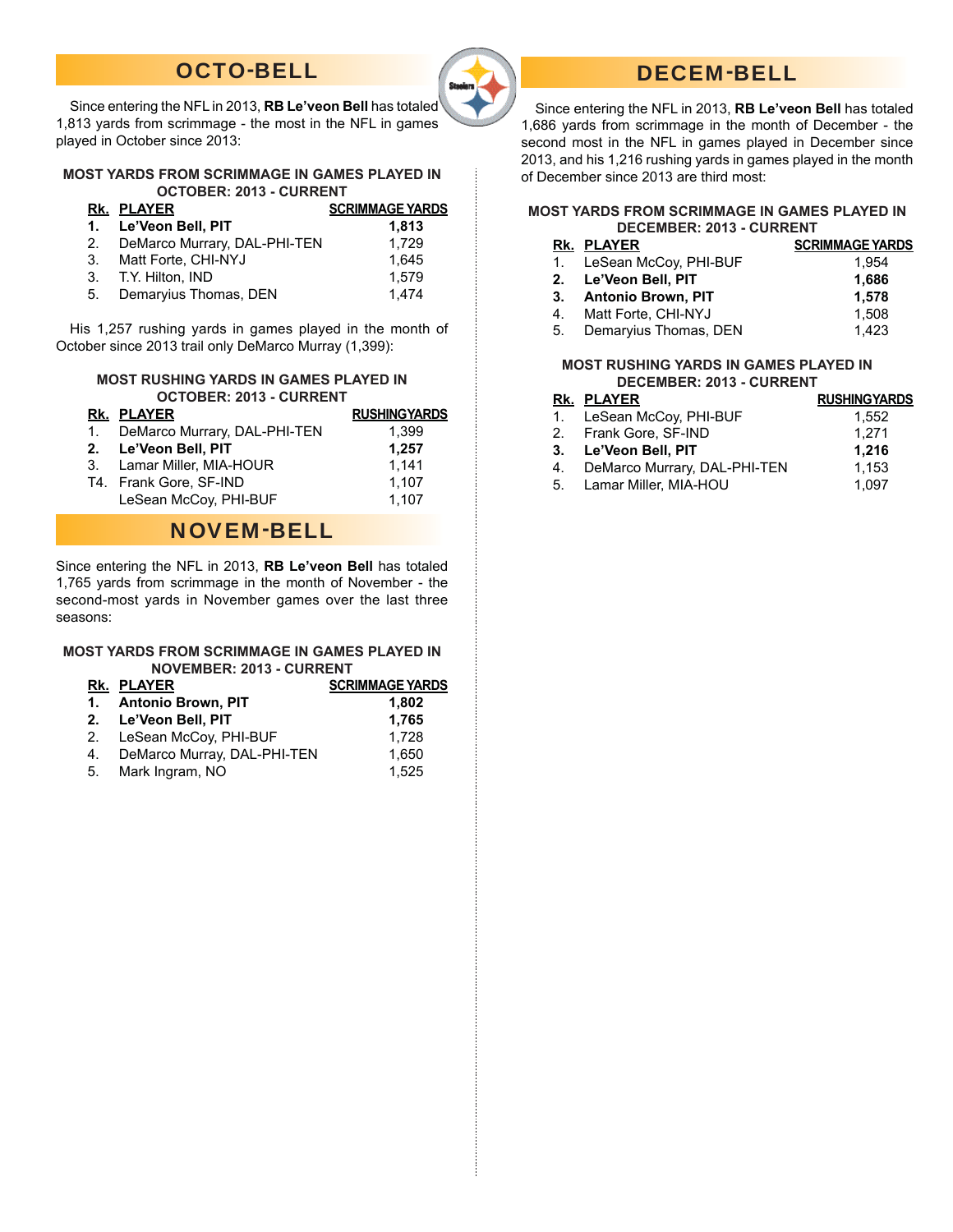## OCTO-BELL

Since entering the NFL in 2013, **RB Le'veon Bell** has totaled 1,813 yards from scrimmage - the most in the NFL in games played in October since 2013:

**MOST YARDS FROM SCRIMMAGE IN GAMES PLAYED IN OCTOBER: 2013 - CURRENT**

| Rk. | PLAYER | SCRIMMAGE YARDS |
|---|---|---|
| **1.** | **Le'Veon Bell, PIT** | **1,813** |
| 2. | DeMarco Murray, DAL-PHI-TEN | 1,729 |
| 3. | Matt Forte, CHI-NYJ | 1,645 |
| 3. | T.Y. Hilton, IND | 1,579 |
| 5. | Demaryius Thomas, DEN | 1,474 |

His 1,257 rushing yards in games played in the month of October since 2013 trail only DeMarco Murray (1,399):

**MOST RUSHING YARDS IN GAMES PLAYED IN OCTOBER: 2013 - CURRENT**

| Rk. | PLAYER | RUSHINGYARDS |
|---|---|---|
| 1. | DeMarco Murray, DAL-PHI-TEN | 1,399 |
| **2.** | **Le'Veon Bell, PIT** | **1,257** |
| 3. | Lamar Miller, MIA-HOUR | 1,141 |
| T4. | Frank Gore, SF-IND | 1,107 |
| | LeSean McCoy, PHI-BUF | 1,107 |

## NOVEM-BELL

Since entering the NFL in 2013, **RB Le'veon Bell** has totaled 1,765 yards from scrimmage in the month of November - the second-most yards in November games over the last three seasons:

**MOST YARDS FROM SCRIMMAGE IN GAMES PLAYED IN NOVEMBER: 2013 - CURRENT**

| Rk. | PLAYER | SCRIMMAGE YARDS |
|---|---|---|
| **1.** | **Antonio Brown, PIT** | **1,802** |
| **2.** | **Le'Veon Bell, PIT** | **1,765** |
| 2. | LeSean McCoy, PHI-BUF | 1,728 |
| 4. | DeMarco Murray, DAL-PHI-TEN | 1,650 |
| 5. | Mark Ingram, NO | 1,525 |

## DECEM-BELL

Since entering the NFL in 2013, **RB Le'veon Bell** has totaled 1,686 yards from scrimmage in the month of December - the second most in the NFL in games played in December since 2013, and his 1,216 rushing yards in games played in the month of December since 2013 are third most:

**MOST YARDS FROM SCRIMMAGE IN GAMES PLAYED IN DECEMBER: 2013 - CURRENT**

| Rk. | PLAYER | SCRIMMAGE YARDS |
|---|---|---|
| 1. | LeSean McCoy, PHI-BUF | 1,954 |
| **2.** | **Le'Veon Bell, PIT** | **1,686** |
| **3.** | **Antonio Brown, PIT** | **1,578** |
| 4. | Matt Forte, CHI-NYJ | 1,508 |
| 5. | Demaryius Thomas, DEN | 1,423 |

**MOST RUSHING YARDS IN GAMES PLAYED IN DECEMBER: 2013 - CURRENT**

| Rk. | PLAYER | RUSHINGYARDS |
|---|---|---|
| 1. | LeSean McCoy, PHI-BUF | 1,552 |
| 2. | Frank Gore, SF-IND | 1,271 |
| **3.** | **Le'Veon Bell, PIT** | **1,216** |
| 4. | DeMarco Murray, DAL-PHI-TEN | 1,153 |
| 5. | Lamar Miller, MIA-HOU | 1,097 |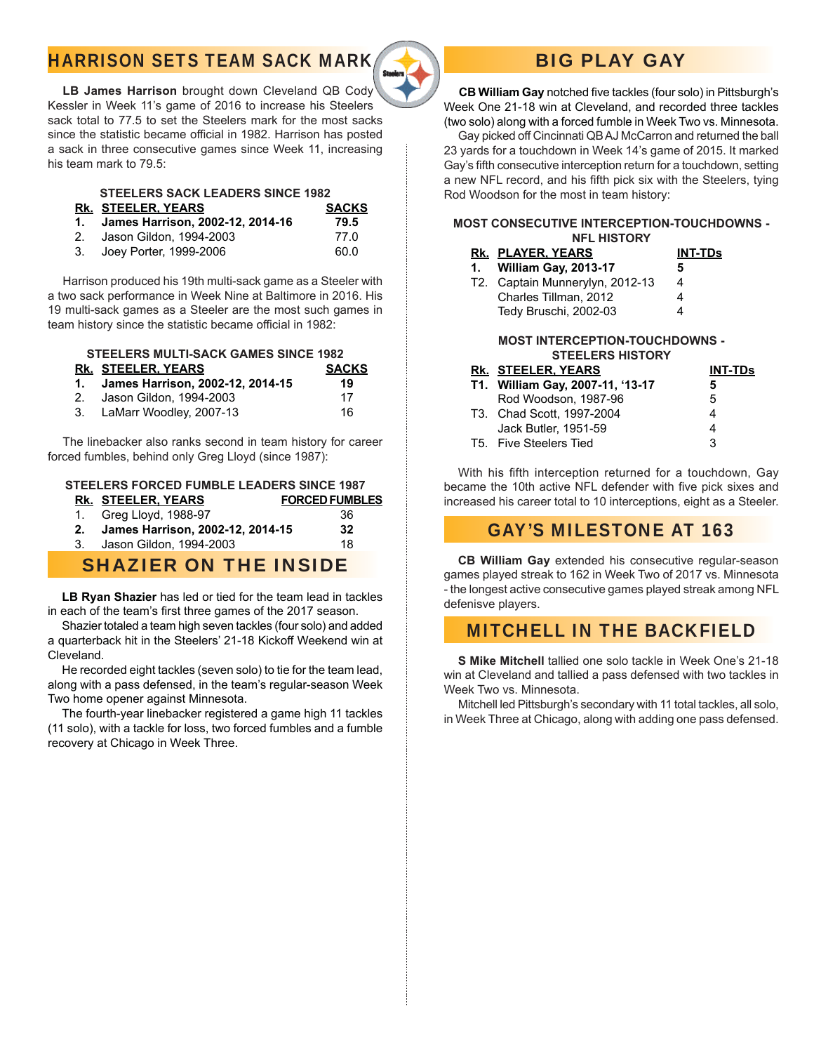## HARRISON SETS TEAM SACK MARK

**LB James Harrison** brought down Cleveland QB Cody Kessler in Week 11's game of 2016 to increase his Steelers sack total to 77.5 to set the Steelers mark for the most sacks since the statistic became official in 1982. Harrison has posted a sack in three consecutive games since Week 11, increasing his team mark to 79.5:

**STEELERS SACK LEADERS SINCE 1982**

| Rk. | STEELER, YEARS | SACKS |
|---|---|---|
| **1.** | **James Harrison, 2002-12, 2014-16** | **79.5** |
| 2. | Jason Gildon, 1994-2003 | 77.0 |
| 3. | Joey Porter, 1999-2006 | 60.0 |

Harrison produced his 19th multi-sack game as a Steeler with a two sack performance in Week Nine at Baltimore in 2016. His 19 multi-sack games as a Steeler are the most such games in team history since the statistic became official in 1982:

**STEELERS MULTI-SACK GAMES SINCE 1982**

| Rk. | STEELER, YEARS | SACKS |
|---|---|---|
| **1.** | **James Harrison, 2002-12, 2014-15** | **19** |
| 2. | Jason Gildon, 1994-2003 | 17 |
| 3. | LaMarr Woodley, 2007-13 | 16 |

The linebacker also ranks second in team history for career forced fumbles, behind only Greg Lloyd (since 1987):

**STEELERS FORCED FUMBLE LEADERS SINCE 1987**

| Rk. | STEELER, YEARS | FORCED FUMBLES |
|---|---|---|
| 1. | Greg Lloyd, 1988-97 | 36 |
| **2.** | **James Harrison, 2002-12, 2014-15** | **32** |
| 3. | Jason Gildon, 1994-2003 | 18 |

## SHAZIER ON THE INSIDE

**LB Ryan Shazier** has led or tied for the team lead in tackles in each of the team's first three games of the 2017 season.

Shazier totaled a team high seven tackles (four solo) and added a quarterback hit in the Steelers' 21-18 Kickoff Weekend win at Cleveland.

He recorded eight tackles (seven solo) to tie for the team lead, along with a pass defensed, in the team's regular-season Week Two home opener against Minnesota.

The fourth-year linebacker registered a game high 11 tackles (11 solo), with a tackle for loss, two forced fumbles and a fumble recovery at Chicago in Week Three.

## BIG PLAY GAY

**CB William Gay** notched five tackles (four solo) in Pittsburgh's Week One 21-18 win at Cleveland, and recorded three tackles (two solo) along with a forced fumble in Week Two vs. Minnesota.

Gay picked off Cincinnati QB AJ McCarron and returned the ball 23 yards for a touchdown in Week 14's game of 2015. It marked Gay's fifth consecutive interception return for a touchdown, setting a new NFL record, and his fifth pick six with the Steelers, tying Rod Woodson for the most in team history:

**MOST CONSECUTIVE INTERCEPTION-TOUCHDOWNS - NFL HISTORY**

| Rk. | PLAYER, YEARS | INT-TDs |
|---|---|---|
| **1.** | **William Gay, 2013-17** | **5** |
| T2. | Captain Munnerlyn, 2012-13 | 4 |
| | Charles Tillman, 2012 | 4 |
| | Tedy Bruschi, 2002-03 | 4 |

**MOST INTERCEPTION-TOUCHDOWNS - STEELERS HISTORY**

| Rk. | STEELER, YEARS | INT-TDs |
|---|---|---|
| **T1.** | **William Gay, 2007-11, '13-17** | **5** |
| | Rod Woodson, 1987-96 | 5 |
| T3. | Chad Scott, 1997-2004 | 4 |
| | Jack Butler, 1951-59 | 4 |
| T5. | Five Steelers Tied | 3 |

With his fifth interception returned for a touchdown, Gay became the 10th active NFL defender with five pick sixes and increased his career total to 10 interceptions, eight as a Steeler.

## GAY'S MILESTONE AT 163

**CB William Gay** extended his consecutive regular-season games played streak to 162 in Week Two of 2017 vs. Minnesota - the longest active consecutive games played streak among NFL defenisve players.

## MITCHELL IN THE BACKFIELD

**S Mike Mitchell** tallied one solo tackle in Week One's 21-18 win at Cleveland and tallied a pass defensed with two tackles in Week Two vs. Minnesota.

Mitchell led Pittsburgh's secondary with 11 total tackles, all solo, in Week Three at Chicago, along with adding one pass defensed.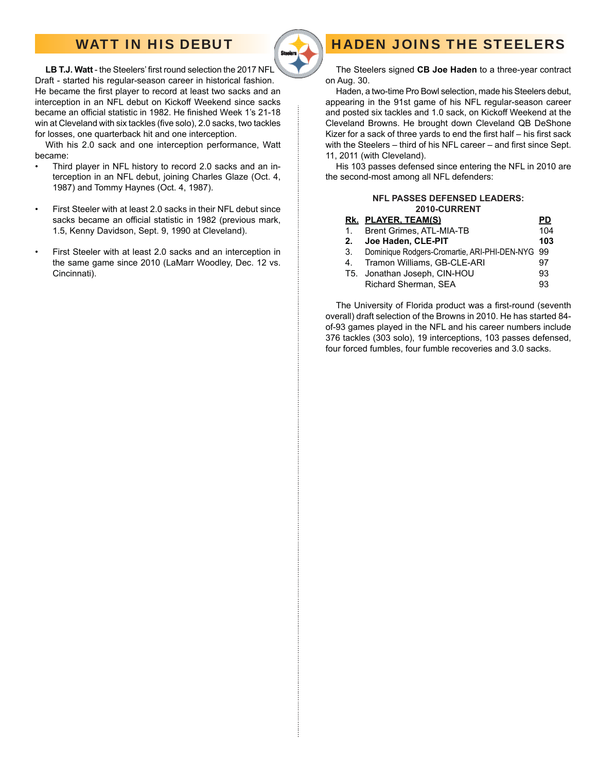## WATT IN HIS DEBUT

**LB T.J. Watt** - the Steelers' first round selection the 2017 NFL Draft - started his regular-season career in historical fashion. He became the first player to record at least two sacks and an interception in an NFL debut on Kickoff Weekend since sacks became an official statistic in 1982. He finished Week 1's 21-18 win at Cleveland with six tackles (five solo), 2.0 sacks, two tackles for losses, one quarterback hit and one interception.

With his 2.0 sack and one interception performance, Watt became:

- Third player in NFL history to record 2.0 sacks and an interception in an NFL debut, joining Charles Glaze (Oct. 4, 1987) and Tommy Haynes (Oct. 4, 1987).
- First Steeler with at least 2.0 sacks in their NFL debut since sacks became an official statistic in 1982 (previous mark, 1.5, Kenny Davidson, Sept. 9, 1990 at Cleveland).
- First Steeler with at least 2.0 sacks and an interception in the same game since 2010 (LaMarr Woodley, Dec. 12 vs. Cincinnati).

## HADEN JOINS THE STEELERS

The Steelers signed **CB Joe Haden** to a three-year contract on Aug. 30.

Haden, a two-time Pro Bowl selection, made his Steelers debut, appearing in the 91st game of his NFL regular-season career and posted six tackles and 1.0 sack, on Kickoff Weekend at the Cleveland Browns. He brought down Cleveland QB DeShone Kizer for a sack of three yards to end the first half – his first sack with the Steelers – third of his NFL career – and first since Sept. 11, 2011 (with Cleveland).

His 103 passes defensed since entering the NFL in 2010 are the second-most among all NFL defenders:

**NFL PASSES DEFENSED LEADERS: 2010-CURRENT**

| Rk. | PLAYER, TEAM(S) | PD |
|---|---|---|
| 1. | Brent Grimes, ATL-MIA-TB | 104 |
| **2.** | **Joe Haden, CLE-PIT** | **103** |
| 3. | Dominique Rodgers-Cromartie, ARI-PHI-DEN-NYG | 99 |
| 4. | Tramon Williams, GB-CLE-ARI | 97 |
| T5. | Jonathan Joseph, CIN-HOU | 93 |
| | Richard Sherman, SEA | 93 |

The University of Florida product was a first-round (seventh overall) draft selection of the Browns in 2010. He has started 84-of-93 games played in the NFL and his career numbers include 376 tackles (303 solo), 19 interceptions, 103 passes defensed, four forced fumbles, four fumble recoveries and 3.0 sacks.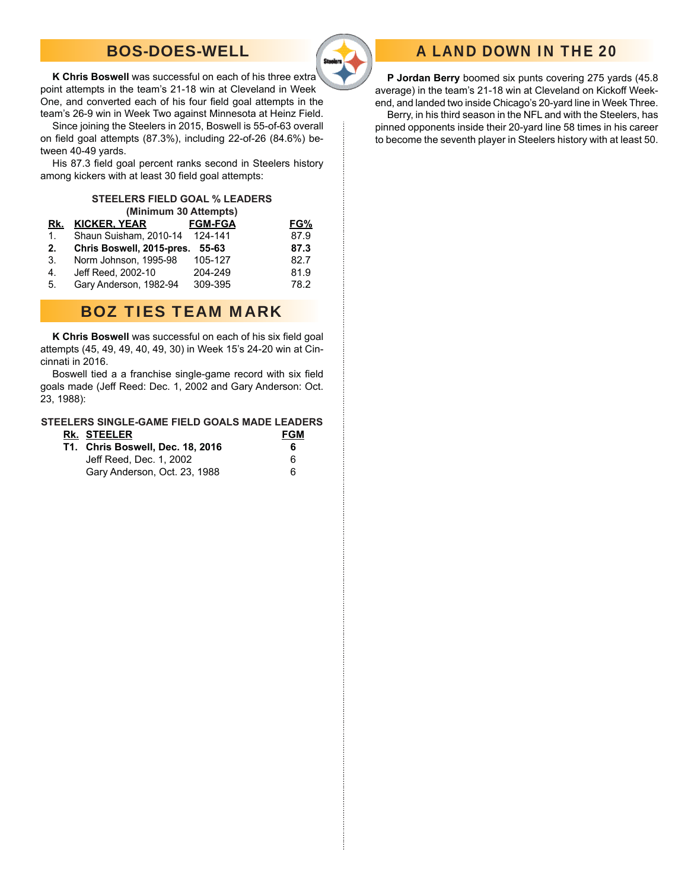## BOS-DOES-WELL

**K Chris Boswell** was successful on each of his three extra point attempts in the team's 21-18 win at Cleveland in Week One, and converted each of his four field goal attempts in the team's 26-9 win in Week Two against Minnesota at Heinz Field.

Since joining the Steelers in 2015, Boswell is 55-of-63 overall on field goal attempts (87.3%), including 22-of-26 (84.6%) between 40-49 yards.

His 87.3 field goal percent ranks second in Steelers history among kickers with at least 30 field goal attempts:

**STEELERS FIELD GOAL % LEADERS**
**(Minimum 30 Attempts)**

| Rk. | KICKER, YEAR | FGM-FGA | FG% |
|---|---|---|---|
| 1. | Shaun Suisham, 2010-14 | 124-141 | 87.9 |
| **2.** | **Chris Boswell, 2015-pres.** | **55-63** | **87.3** |
| 3. | Norm Johnson, 1995-98 | 105-127 | 82.7 |
| 4. | Jeff Reed, 2002-10 | 204-249 | 81.9 |
| 5. | Gary Anderson, 1982-94 | 309-395 | 78.2 |

## BOZ TIES TEAM MARK

**K Chris Boswell** was successful on each of his six field goal attempts (45, 49, 49, 40, 49, 30) in Week 15's 24-20 win at Cincinnati in 2016.

Boswell tied a a franchise single-game record with six field goals made (Jeff Reed: Dec. 1, 2002 and Gary Anderson: Oct. 23, 1988):

**STEELERS SINGLE-GAME FIELD GOALS MADE LEADERS**

| Rk. | STEELER | FGM |
|---|---|---|
| **T1.** | **Chris Boswell, Dec. 18, 2016** | **6** |
| | Jeff Reed, Dec. 1, 2002 | 6 |
| | Gary Anderson, Oct. 23, 1988 | 6 |

## A LAND DOWN IN THE 20

**P Jordan Berry** boomed six punts covering 275 yards (45.8 average) in the team's 21-18 win at Cleveland on Kickoff Weekend, and landed two inside Chicago's 20-yard line in Week Three.

Berry, in his third season in the NFL and with the Steelers, has pinned opponents inside their 20-yard line 58 times in his career to become the seventh player in Steelers history with at least 50.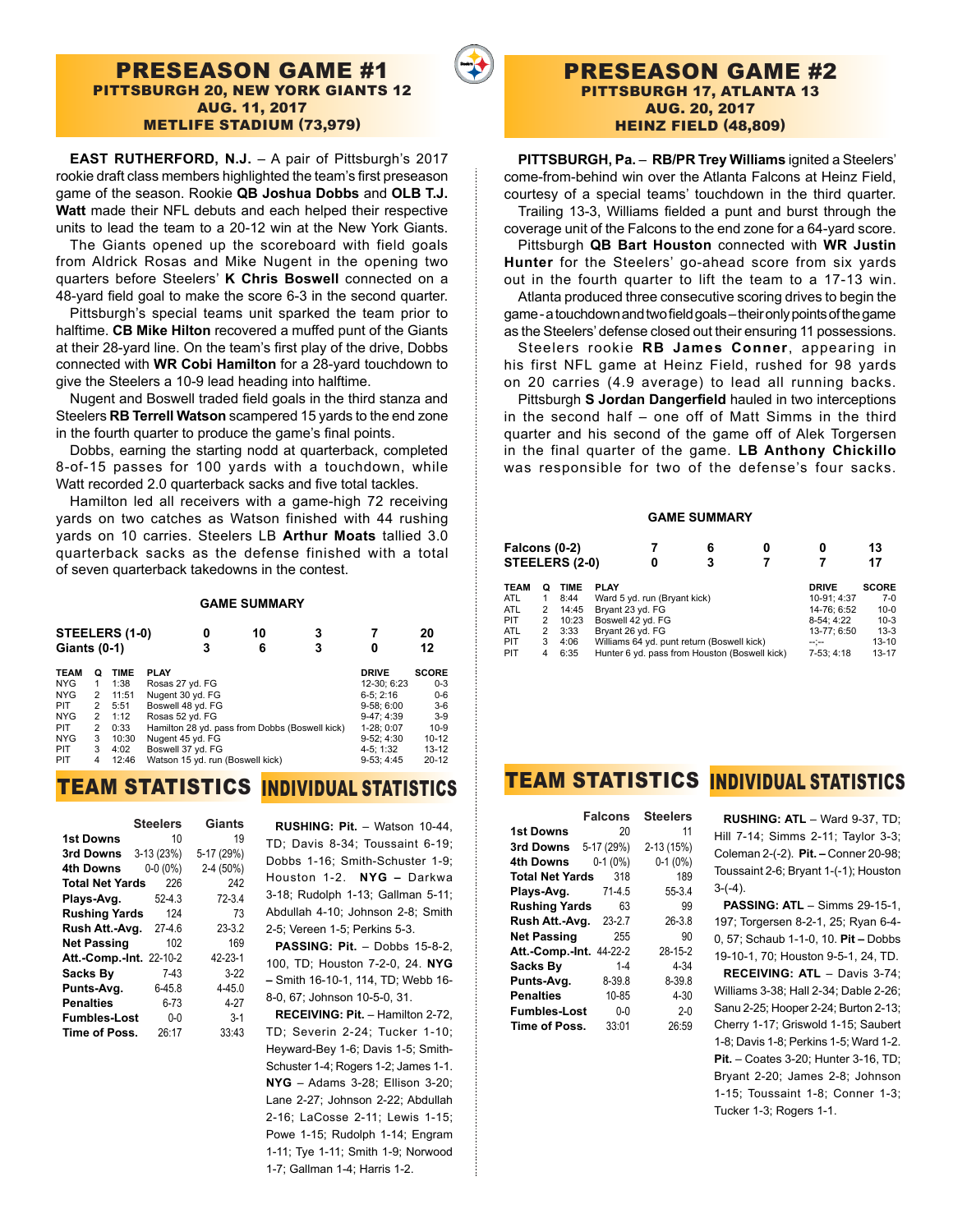# PRESEASON GAME #1
### PITTSBURGH 20, NEW YORK GIANTS 12
### AUG. 11, 2017
### METLIFE STADIUM (73,979)

**EAST RUTHERFORD, N.J.** – A pair of Pittsburgh's 2017 rookie draft class members highlighted the team's first preseason game of the season. Rookie **QB Joshua Dobbs** and **OLB T.J. Watt** made their NFL debuts and each helped their respective units to lead the team to a 20-12 win at the New York Giants.

The Giants opened up the scoreboard with field goals from Aldrick Rosas and Mike Nugent in the opening two quarters before Steelers' **K Chris Boswell** connected on a 48-yard field goal to make the score 6-3 in the second quarter.

Pittsburgh's special teams unit sparked the team prior to halftime. **CB Mike Hilton** recovered a muffed punt of the Giants at their 28-yard line. On the team's first play of the drive, Dobbs connected with **WR Cobi Hamilton** for a 28-yard touchdown to give the Steelers a 10-9 lead heading into halftime.

Nugent and Boswell traded field goals in the third stanza and Steelers **RB Terrell Watson** scampered 15 yards to the end zone in the fourth quarter to produce the game's final points.

Dobbs, earning the starting nodd at quarterback, completed 8-of-15 passes for 100 yards with a touchdown, while Watt recorded 2.0 quarterback sacks and five total tackles.

Hamilton led all receivers with a game-high 72 receiving yards on two catches as Watson finished with 44 rushing yards on 10 carries. Steelers LB **Arthur Moats** tallied 3.0 quarterback sacks as the defense finished with a total of seven quarterback takedowns in the contest.

#### GAME SUMMARY

| | 1 | 2 | 3 | 4 | F |
|---|---|---|---|---|---|
| STEELERS (1-0) | 0 | 10 | 3 | 7 | 20 |
| Giants (0-1) | 3 | 6 | 3 | 0 | 12 |

| TEAM | Q | TIME | PLAY | DRIVE | SCORE |
|---|---|---|---|---|---|
| NYG | 1 | 1:38 | Rosas 27 yd. FG | 12-30; 6:23 | 0-3 |
| NYG | 2 | 11:51 | Nugent 30 yd. FG | 6-5; 2:16 | 0-6 |
| PIT | 2 | 5:51 | Boswell 48 yd. FG | 9-58; 6:00 | 3-6 |
| NYG | 2 | 1:12 | Rosas 52 yd. FG | 9-47; 4:39 | 3-9 |
| PIT | 2 | 0:33 | Hamilton 28 yd. pass from Dobbs (Boswell kick) | 1-28; 0:07 | 10-9 |
| NYG | 3 | 10:30 | Nugent 45 yd. FG | 9-52; 4:30 | 10-12 |
| PIT | 3 | 4:02 | Boswell 37 yd. FG | 4-5; 1:32 | 13-12 |
| PIT | 4 | 12:46 | Watson 15 yd. run (Boswell kick) | 9-53; 4:45 | 20-12 |

## TEAM STATISTICS

| | Steelers | Giants |
|---|---|---|
| 1st Downs | 10 | 19 |
| 3rd Downs | 3-13 (23%) | 5-17 (29%) |
| 4th Downs | 0-0 (0%) | 2-4 (50%) |
| Total Net Yards | 226 | 242 |
| Plays-Avg. | 52-4.3 | 72-3.4 |
| Rushing Yards | 124 | 73 |
| Rush Att.-Avg. | 27-4.6 | 23-3.2 |
| Net Passing | 102 | 169 |
| Att.-Comp.-Int. | 22-10-2 | 42-23-1 |
| Sacks By | 7-43 | 3-22 |
| Punts-Avg. | 6-45.8 | 4-45.0 |
| Penalties | 6-73 | 4-27 |
| Fumbles-Lost | 0-0 | 3-1 |
| Time of Poss. | 26:17 | 33:43 |

## INDIVIDUAL STATISTICS

**RUSHING: Pit.** – Watson 10-44, TD; Davis 8-34; Toussaint 6-19; Dobbs 1-16; Smith-Schuster 1-9; Houston 1-2. **NYG** – Darkwa 3-18; Rudolph 1-13; Gallman 5-11; Abdullah 4-10; Johnson 2-8; Smith 2-5; Vereen 1-5; Perkins 5-3.

**PASSING: Pit.** – Dobbs 15-8-2, 100, TD; Houston 7-2-0, 24. **NYG** – Smith 16-10-1, 114, TD; Webb 16-8-0, 67; Johnson 10-5-0, 31.

**RECEIVING: Pit.** – Hamilton 2-72, TD; Severin 2-24; Tucker 1-10; Heyward-Bey 1-6; Davis 1-5; Smith-Schuster 1-4; Rogers 1-2; James 1-1. **NYG** – Adams 3-28; Ellison 3-20; Lane 2-27; Johnson 2-22; Abdullah 2-16; LaCosse 2-11; Lewis 1-15; Powe 1-15; Rudolph 1-14; Engram 1-11; Tye 1-11; Smith 1-9; Norwood 1-7; Gallman 1-4; Harris 1-2.

# PRESEASON GAME #2
### PITTSBURGH 17, ATLANTA 13
### AUG. 20, 2017
### HEINZ FIELD (48,809)

**PITTSBURGH, Pa.** – **RB/PR Trey Williams** ignited a Steelers' come-from-behind win over the Atlanta Falcons at Heinz Field, courtesy of a special teams' touchdown in the third quarter.

Trailing 13-3, Williams fielded a punt and burst through the coverage unit of the Falcons to the end zone for a 64-yard score.

Pittsburgh **QB Bart Houston** connected with **WR Justin Hunter** for the Steelers' go-ahead score from six yards out in the fourth quarter to lift the team to a 17-13 win.

Atlanta produced three consecutive scoring drives to begin the game - a touchdown and two field goals – their only points of the game as the Steelers' defense closed out their ensuring 11 possessions.

Steelers rookie **RB James Conner**, appearing in his first NFL game at Heinz Field, rushed for 98 yards on 20 carries (4.9 average) to lead all running backs.

Pittsburgh **S Jordan Dangerfield** hauled in two interceptions in the second half – one off of Matt Simms in the third quarter and his second of the game off of Alek Torgersen in the final quarter of the game. **LB Anthony Chickillo** was responsible for two of the defense's four sacks.

#### GAME SUMMARY

| | 1 | 2 | 3 | 4 | F |
|---|---|---|---|---|---|
| Falcons (0-2) | 7 | 6 | 0 | 0 | 13 |
| STEELERS (2-0) | 0 | 3 | 7 | 7 | 17 |

| TEAM | Q | TIME | PLAY | DRIVE | SCORE |
|---|---|---|---|---|---|
| ATL | 1 | 8:44 | Ward 5 yd. run (Bryant kick) | 10-91; 4:37 | 7-0 |
| ATL | 2 | 14:45 | Bryant 23 yd. FG | 14-76; 6:52 | 10-0 |
| PIT | 2 | 10:23 | Boswell 42 yd. FG | 8-54; 4:22 | 10-3 |
| ATL | 2 | 3:33 | Bryant 26 yd. FG | 13-77; 6:50 | 13-3 |
| PIT | 3 | 4:06 | Williams 64 yd. punt return (Boswell kick) | --;-- | 13-10 |
| PIT | 4 | 6:35 | Hunter 6 yd. pass from Houston (Boswell kick) | 7-53; 4:18 | 13-17 |

## TEAM STATISTICS

| | Falcons | Steelers |
|---|---|---|
| 1st Downs | 20 | 11 |
| 3rd Downs | 5-17 (29%) | 2-13 (15%) |
| 4th Downs | 0-1 (0%) | 0-1 (0%) |
| Total Net Yards | 318 | 189 |
| Plays-Avg. | 71-4.5 | 55-3.4 |
| Rushing Yards | 63 | 99 |
| Rush Att.-Avg. | 23-2.7 | 26-3.8 |
| Net Passing | 255 | 90 |
| Att.-Comp.-Int. | 44-22-2 | 28-15-2 |
| Sacks By | 1-4 | 4-34 |
| Punts-Avg. | 8-39.8 | 8-39.8 |
| Penalties | 10-85 | 4-30 |
| Fumbles-Lost | 0-0 | 2-0 |
| Time of Poss. | 33:01 | 26:59 |

## INDIVIDUAL STATISTICS

**RUSHING: ATL** – Ward 9-37, TD; Hill 7-14; Simms 2-11; Taylor 3-3; Coleman 2-(-2). **Pit.** – Conner 20-98; Toussaint 2-6; Bryant 1-(-1); Houston 3-(-4).

**PASSING: ATL** – Simms 29-15-1, 197; Torgersen 8-2-1, 25; Ryan 6-4-0, 57; Schaub 1-1-0, 10. **Pit.** – Dobbs 19-10-1, 70; Houston 9-5-1, 24, TD.

**RECEIVING: ATL** – Davis 3-74; Williams 3-38; Hall 2-34; Dable 2-26; Sanu 2-25; Hooper 2-24; Burton 2-13; Cherry 1-17; Griswold 1-15; Saubert 1-8; Davis 1-8; Perkins 1-5; Ward 1-2. **Pit.** – Coates 3-20; Hunter 3-16, TD; Bryant 2-20; James 2-8; Johnson 1-15; Toussaint 1-8; Conner 1-3; Tucker 1-3; Rogers 1-1.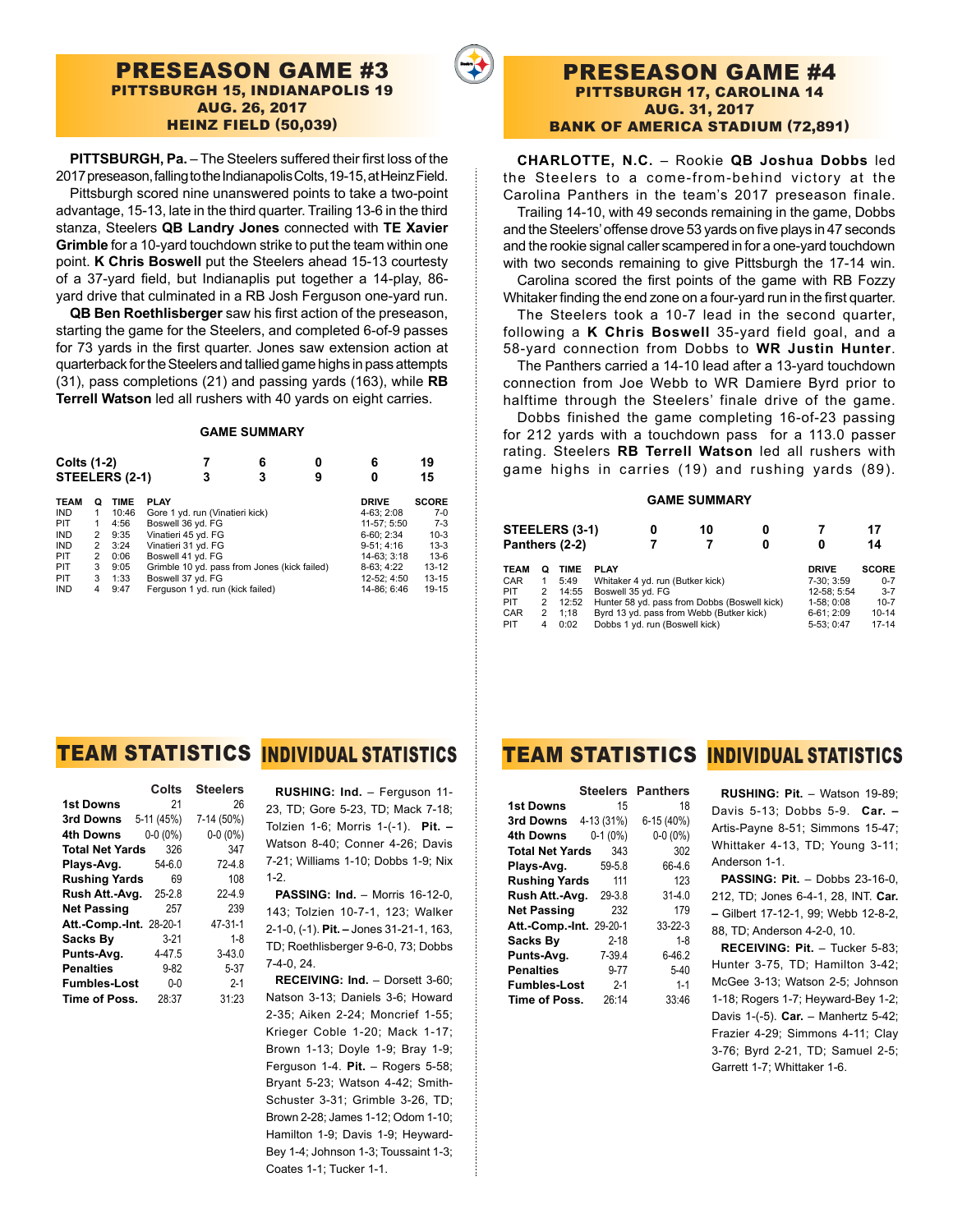# PRESEASON GAME #3

### PITTSBURGH 15, INDIANAPOLIS 19
### AUG. 26, 2017
### HEINZ FIELD (50,039)

**PITTSBURGH, Pa.** – The Steelers suffered their first loss of the 2017 preseason, falling to the Indianapolis Colts, 19-15, at Heinz Field.

Pittsburgh scored nine unanswered points to take a two-point advantage, 15-13, late in the third quarter. Trailing 13-6 in the third stanza, Steelers **QB Landry Jones** connected with **TE Xavier Grimble** for a 10-yard touchdown strike to put the team within one point. **K Chris Boswell** put the Steelers ahead 15-13 courtesy of a 37-yard field, but Indianaplis put together a 14-play, 86-yard drive that culminated in a RB Josh Ferguson one-yard run.

**QB Ben Roethlisberger** saw his first action of the preseason, starting the game for the Steelers, and completed 6-of-9 passes for 73 yards in the first quarter. Jones saw extension action at quarterback for the Steelers and tallied game highs in pass attempts (31), pass completions (21) and passing yards (163), while **RB Terrell Watson** led all rushers with 40 yards on eight carries.

**GAME SUMMARY**

| | 1 | 2 | 3 | 4 | F |
|---|---|---|---|---|---|
| Colts (1-2) | 7 | 6 | 0 | 6 | 19 |
| STEELERS (2-1) | 3 | 3 | 9 | 0 | 15 |

| TEAM | Q | TIME | PLAY | DRIVE | SCORE |
|---|---|---|---|---|---|
| IND | 1 | 10:46 | Gore 1 yd. run (Vinatieri kick) | 4-63; 2:08 | 7-0 |
| PIT | 1 | 4:56 | Boswell 36 yd. FG | 11-57; 5:50 | 7-3 |
| IND | 2 | 9:35 | Vinatieri 45 yd. FG | 6-60; 2:34 | 10-3 |
| IND | 2 | 3:24 | Vinatieri 31 yd. FG | 9-51; 4:16 | 13-3 |
| PIT | 2 | 0:06 | Boswell 41 yd. FG | 14-63; 3:18 | 13-6 |
| PIT | 3 | 9:05 | Grimble 10 yd. pass from Jones (kick failed) | 8-63; 4:22 | 13-12 |
| PIT | 3 | 1:33 | Boswell 37 yd. FG | 12-52; 4:50 | 13-15 |
| IND | 4 | 9:47 | Ferguson 1 yd. run (kick failed) | 14-86; 6:46 | 19-15 |

## TEAM STATISTICS

| | Colts | Steelers |
|---|---|---|
| **1st Downs** | 21 | 26 |
| **3rd Downs** | 5-11 (45%) | 7-14 (50%) |
| **4th Downs** | 0-0 (0%) | 0-0 (0%) |
| **Total Net Yards** | 326 | 347 |
| **Plays-Avg.** | 54-6.0 | 72-4.8 |
| **Rushing Yards** | 69 | 108 |
| **Rush Att.-Avg.** | 25-2.8 | 22-4.9 |
| **Net Passing** | 257 | 239 |
| **Att.-Comp.-Int.** | 28-20-1 | 47-31-1 |
| **Sacks By** | 3-21 | 1-8 |
| **Punts-Avg.** | 4-47.5 | 3-43.0 |
| **Penalties** | 9-82 | 5-37 |
| **Fumbles-Lost** | 0-0 | 2-1 |
| **Time of Poss.** | 28:37 | 31:23 |

## INDIVIDUAL STATISTICS

**RUSHING: Ind.** – Ferguson 11-23, TD; Gore 5-23, TD; Mack 7-18; Tolzien 1-6; Morris 1-(-1). **Pit.** – Watson 8-40; Conner 4-26; Davis 7-21; Williams 1-10; Dobbs 1-9; Nix 1-2.

**PASSING: Ind.** – Morris 16-12-0, 143; Tolzien 10-7-1, 123; Walker 2-1-0, (-1). **Pit.** – Jones 31-21-1, 163, TD; Roethlisberger 9-6-0, 73; Dobbs 7-4-0, 24.

**RECEIVING: Ind.** – Dorsett 3-60; Natson 3-13; Daniels 3-6; Howard 2-35; Aiken 2-24; Moncrief 1-55; Krieger Coble 1-20; Mack 1-17; Brown 1-13; Doyle 1-9; Bray 1-9; Ferguson 1-4. **Pit.** – Rogers 5-58; Bryant 5-23; Watson 4-42; Smith-Schuster 3-31; Grimble 3-26, TD; Brown 2-28; James 1-12; Odom 1-10; Hamilton 1-9; Davis 1-9; Heyward-Bey 1-4; Johnson 1-3; Toussaint 1-3; Coates 1-1; Tucker 1-1.

# PRESEASON GAME #4

### PITTSBURGH 17, CAROLINA 14
### AUG. 31, 2017
### BANK OF AMERICA STADIUM (72,891)

**CHARLOTTE, N.C.** – Rookie **QB Joshua Dobbs** led the Steelers to a come-from-behind victory at the Carolina Panthers in the team's 2017 preseason finale.

Trailing 14-10, with 49 seconds remaining in the game, Dobbs and the Steelers' offense drove 53 yards on five plays in 47 seconds and the rookie signal caller scampered in for a one-yard touchdown with two seconds remaining to give Pittsburgh the 17-14 win.

Carolina scored the first points of the game with RB Fozzy Whitaker finding the end zone on a four-yard run in the first quarter.

The Steelers took a 10-7 lead in the second quarter, following a **K Chris Boswell** 35-yard field goal, and a 58-yard connection from Dobbs to **WR Justin Hunter**.

The Panthers carried a 14-10 lead after a 13-yard touchdown connection from Joe Webb to WR Damiere Byrd prior to halftime through the Steelers' finale drive of the game.

Dobbs finished the game completing 16-of-23 passing for 212 yards with a touchdown pass for a 113.0 passer rating. Steelers **RB Terrell Watson** led all rushers with game highs in carries (19) and rushing yards (89).

**GAME SUMMARY**

| | 1 | 2 | 3 | 4 | F |
|---|---|---|---|---|---|
| STEELERS (3-1) | 0 | 10 | 0 | 7 | 17 |
| Panthers (2-2) | 7 | 7 | 0 | 0 | 14 |

| TEAM | Q | TIME | PLAY | DRIVE | SCORE |
|---|---|---|---|---|---|
| CAR | 1 | 5:49 | Whitaker 4 yd. run (Butker kick) | 7-30; 3:59 | 0-7 |
| PIT | 2 | 14:55 | Boswell 35 yd. FG | 12-58; 5:54 | 3-7 |
| PIT | 2 | 12:52 | Hunter 58 yd. pass from Dobbs (Boswell kick) | 1-58; 0:08 | 10-7 |
| CAR | 2 | 1;18 | Byrd 13 yd. pass from Webb (Butker kick) | 6-61; 2:09 | 10-14 |
| PIT | 4 | 0:02 | Dobbs 1 yd. run (Boswell kick) | 5-53; 0:47 | 17-14 |

## TEAM STATISTICS

| | Steelers | Panthers |
|---|---|---|
| **1st Downs** | 15 | 18 |
| **3rd Downs** | 4-13 (31%) | 6-15 (40%) |
| **4th Downs** | 0-1 (0%) | 0-0 (0%) |
| **Total Net Yards** | 343 | 302 |
| **Plays-Avg.** | 59-5.8 | 66-4.6 |
| **Rushing Yards** | 111 | 123 |
| **Rush Att.-Avg.** | 29-3.8 | 31-4.0 |
| **Net Passing** | 232 | 179 |
| **Att.-Comp.-Int.** | 29-20-1 | 33-22-3 |
| **Sacks By** | 2-18 | 1-8 |
| **Punts-Avg.** | 7-39.4 | 6-46.2 |
| **Penalties** | 9-77 | 5-40 |
| **Fumbles-Lost** | 2-1 | 1-1 |
| **Time of Poss.** | 26:14 | 33:46 |

## INDIVIDUAL STATISTICS

**RUSHING: Pit.** – Watson 19-89; Davis 5-13; Dobbs 5-9. **Car.** – Artis-Payne 8-51; Simmons 15-47; Whittaker 4-13, TD; Young 3-11; Anderson 1-1.

**PASSING: Pit.** – Dobbs 23-16-0, 212, TD; Jones 6-4-1, 28, INT. **Car.** – Gilbert 17-12-1, 99; Webb 12-8-2, 88, TD; Anderson 4-2-0, 10.

**RECEIVING: Pit.** – Tucker 5-83; Hunter 3-75, TD; Hamilton 3-42; McGee 3-13; Watson 2-5; Johnson 1-18; Rogers 1-7; Heyward-Bey 1-2; Davis 1-(-5). **Car.** – Manhertz 5-42; Frazier 4-29; Simmons 4-11; Clay 3-76; Byrd 2-21, TD; Samuel 2-5; Garrett 1-7; Whittaker 1-6.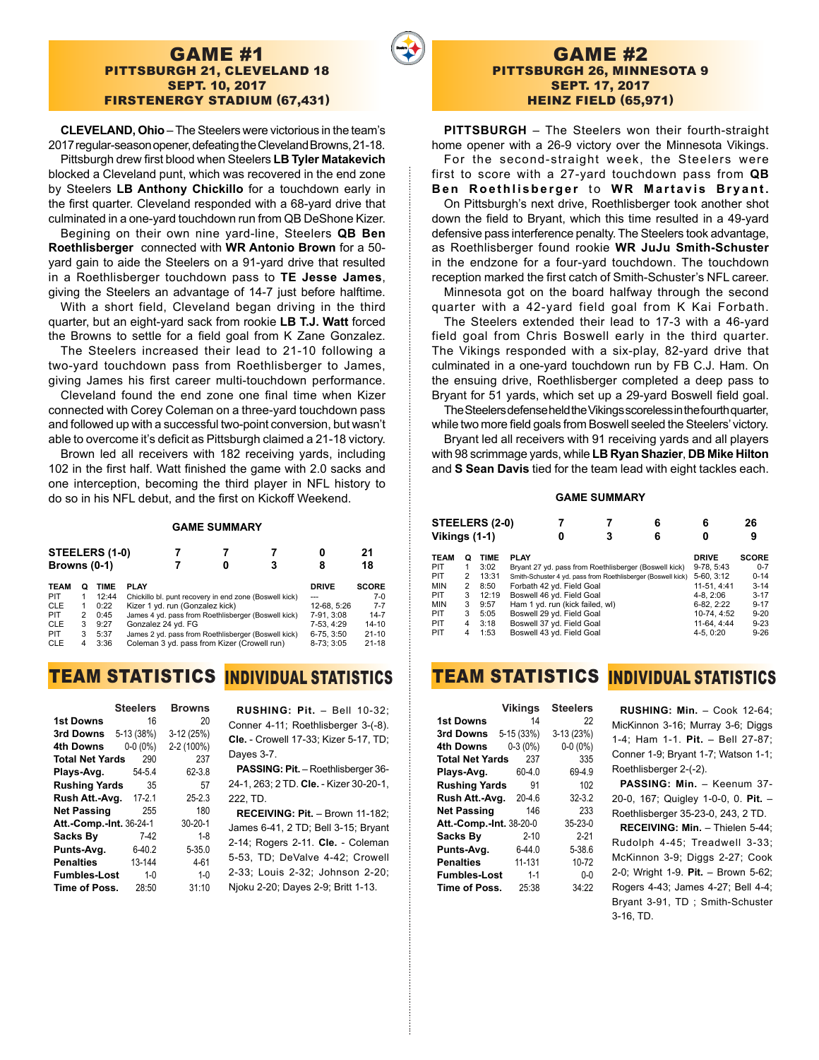# GAME #1

## PITTSBURGH 21, CLEVELAND 18
## SEPT. 10, 2017
## FIRSTENERGY STADIUM (67,431)

**CLEVELAND, Ohio** – The Steelers were victorious in the team's 2017 regular-season opener, defeating the Cleveland Browns, 21-18.

Pittsburgh drew first blood when Steelers **LB Tyler Matakevich** blocked a Cleveland punt, which was recovered in the end zone by Steelers **LB Anthony Chickillo** for a touchdown early in the first quarter. Cleveland responded with a 68-yard drive that culminated in a one-yard touchdown run from QB DeShone Kizer.

Begining on their own nine yard-line, Steelers **QB Ben Roethlisberger** connected with **WR Antonio Brown** for a 50-yard gain to aide the Steelers on a 91-yard drive that resulted in a Roethlisberger touchdown pass to **TE Jesse James**, giving the Steelers an advantage of 14-7 just before halftime.

With a short field, Cleveland began driving in the third quarter, but an eight-yard sack from rookie **LB T.J. Watt** forced the Browns to settle for a field goal from K Zane Gonzalez.

The Steelers increased their lead to 21-10 following a two-yard touchdown pass from Roethlisberger to James, giving James his first career multi-touchdown performance.

Cleveland found the end zone one final time when Kizer connected with Corey Coleman on a three-yard touchdown pass and followed up with a successful two-point conversion, but wasn't able to overcome it's deficit as Pittsburgh claimed a 21-18 victory.

Brown led all receivers with 182 receiving yards, including 102 in the first half. Watt finished the game with 2.0 sacks and one interception, becoming the third player in NFL history to do so in his NFL debut, and the first on Kickoff Weekend.

### GAME SUMMARY

| | 1 | 2 | 3 | 4 | Final |
|---|---|---|---|---|---|
| **STEELERS (1-0)** | 7 | 7 | 7 | 0 | 21 |
| **Browns (0-1)** | 7 | 0 | 3 | 8 | 18 |

| TEAM | Q | TIME | PLAY | DRIVE | SCORE |
|---|---|---|---|---|---|
| PIT | 1 | 12:44 | Chickillo bl. punt recovery in end zone (Boswell kick) | --- | 7-0 |
| CLE | 1 | 0:22 | Kizer 1 yd. run (Gonzalez kick) | 12-68, 5:26 | 7-7 |
| PIT | 2 | 0:45 | James 4 yd. pass from Roethlisberger (Boswell kick) | 7-91, 3:08 | 14-7 |
| CLE | 3 | 9:27 | Gonzalez 24 yd. FG | 7-53, 4:29 | 14-10 |
| PIT | 3 | 5:37 | James 2 yd. pass from Roethlisberger (Boswell kick) | 6-75, 3:50 | 21-10 |
| CLE | 4 | 3:36 | Coleman 3 yd. pass from Kizer (Crowell run) | 8-73; 3:05 | 21-18 |

## TEAM STATISTICS

| | Steelers | Browns |
|---|---|---|
| **1st Downs** | 16 | 20 |
| **3rd Downs** | 5-13 (38%) | 3-12 (25%) |
| **4th Downs** | 0-0 (0%) | 2-2 (100%) |
| **Total Net Yards** | 290 | 237 |
| **Plays-Avg.** | 54-5.4 | 62-3.8 |
| **Rushing Yards** | 35 | 57 |
| **Rush Att.-Avg.** | 17-2.1 | 25-2.3 |
| **Net Passing** | 255 | 180 |
| **Att.-Comp.-Int.** | 36-24-1 | 30-20-1 |
| **Sacks By** | 7-42 | 1-8 |
| **Punts-Avg.** | 6-40.2 | 5-35.0 |
| **Penalties** | 13-144 | 4-61 |
| **Fumbles-Lost** | 1-0 | 1-0 |
| **Time of Poss.** | 28:50 | 31:10 |

## INDIVIDUAL STATISTICS

**RUSHING: Pit.** – Bell 10-32; Conner 4-11; Roethlisberger 3-(-8). **Cle.** - Crowell 17-33; Kizer 5-17, TD; Dayes 3-7.

**PASSING: Pit.** – Roethlisberger 36-24-1, 263; 2 TD. **Cle.** - Kizer 30-20-1, 222, TD.

**RECEIVING: Pit.** – Brown 11-182; James 6-41, 2 TD; Bell 3-15; Bryant 2-14; Rogers 2-11. **Cle.** - Coleman 5-53, TD; DeValve 4-42; Crowell 2-33; Louis 2-32; Johnson 2-20; Njoku 2-20; Dayes 2-9; Britt 1-13.

# GAME #2

## PITTSBURGH 26, MINNESOTA 9
## SEPT. 17, 2017
## HEINZ FIELD (65,971)

**PITTSBURGH** – The Steelers won their fourth-straight home opener with a 26-9 victory over the Minnesota Vikings.

For the second-straight week, the Steelers were first to score with a 27-yard touchdown pass from **QB Ben Roethlisberger** to **WR Martavis Bryant.**

On Pittsburgh's next drive, Roethlisberger took another shot down the field to Bryant, which this time resulted in a 49-yard defensive pass interference penalty. The Steelers took advantage, as Roethlisberger found rookie **WR JuJu Smith-Schuster** in the endzone for a four-yard touchdown. The touchdown reception marked the first catch of Smith-Schuster's NFL career.

Minnesota got on the board halfway through the second quarter with a 42-yard field goal from K Kai Forbath.

The Steelers extended their lead to 17-3 with a 46-yard field goal from Chris Boswell early in the third quarter. The Vikings responded with a six-play, 82-yard drive that culminated in a one-yard touchdown run by FB C.J. Ham. On the ensuing drive, Roethlisberger completed a deep pass to Bryant for 51 yards, which set up a 29-yard Boswell field goal.

The Steelers defense held the Vikings scoreless in the fourth quarter, while two more field goals from Boswell seeled the Steelers' victory.

Bryant led all receivers with 91 receiving yards and all players with 98 scrimmage yards, while **LB Ryan Shazier**, **DB Mike Hilton** and **S Sean Davis** tied for the team lead with eight tackles each.

### GAME SUMMARY

| | 1 | 2 | 3 | 4 | Final |
|---|---|---|---|---|---|
| **STEELERS (2-0)** | 7 | 7 | 6 | 6 | 26 |
| **Vikings (1-1)** | 0 | 3 | 6 | 0 | 9 |

| TEAM | Q | TIME | PLAY | DRIVE | SCORE |
|---|---|---|---|---|---|
| PIT | 1 | 3:02 | Bryant 27 yd. pass from Roethlisberger (Boswell kick) | 9-78, 5:43 | 0-7 |
| PIT | 2 | 13:31 | Smith-Schuster 4 yd. pass from Roethlisberger (Boswell kick) | 5-60, 3:12 | 0-14 |
| MIN | 2 | 8:50 | Forbath 42 yd. Field Goal | 11-51, 4:41 | 3-14 |
| PIT | 3 | 12:19 | Boswell 46 yd. Field Goal | 4-8, 2:06 | 3-17 |
| MIN | 3 | 9:57 | Ham 1 yd. run (kick failed, wl) | 6-82, 2:22 | 9-17 |
| PIT | 3 | 5:05 | Boswell 29 yd. Field Goal | 10-74, 4:52 | 9-20 |
| PIT | 4 | 3:18 | Boswell 37 yd. Field Goal | 11-64, 4:44 | 9-23 |
| PIT | 4 | 1:53 | Boswell 43 yd. Field Goal | 4-5, 0:20 | 9-26 |

## TEAM STATISTICS

| | Vikings | Steelers |
|---|---|---|
| **1st Downs** | 14 | 22 |
| **3rd Downs** | 5-15 (33%) | 3-13 (23%) |
| **4th Downs** | 0-3 (0%) | 0-0 (0%) |
| **Total Net Yards** | 237 | 335 |
| **Plays-Avg.** | 60-4.0 | 69-4.9 |
| **Rushing Yards** | 91 | 102 |
| **Rush Att.-Avg.** | 20-4.6 | 32-3.2 |
| **Net Passing** | 146 | 233 |
| **Att.-Comp.-Int.** | 38-20-0 | 35-23-0 |
| **Sacks By** | 2-10 | 2-21 |
| **Punts-Avg.** | 6-44.0 | 5-38.6 |
| **Penalties** | 11-131 | 10-72 |
| **Fumbles-Lost** | 1-1 | 0-0 |
| **Time of Poss.** | 25:38 | 34:22 |

## INDIVIDUAL STATISTICS

**RUSHING: Min.** – Cook 12-64; MicKinnon 3-16; Murray 3-6; Diggs 1-4; Ham 1-1. **Pit.** – Bell 27-87; Conner 1-9; Bryant 1-7; Watson 1-1; Roethlisberger 2-(-2).

**PASSING: Min.** – Keenum 37-20-0, 167; Quigley 1-0-0, 0. **Pit.** – Roethlisberger 35-23-0, 243, 2 TD.

**RECEIVING: Min.** – Thielen 5-44; Rudolph 4-45; Treadwell 3-33; McKinnon 3-9; Diggs 2-27; Cook 2-0; Wright 1-9. **Pit.** – Brown 5-62; Rogers 4-43; James 4-27; Bell 4-4; Bryant 3-91, TD ; Smith-Schuster 3-16, TD.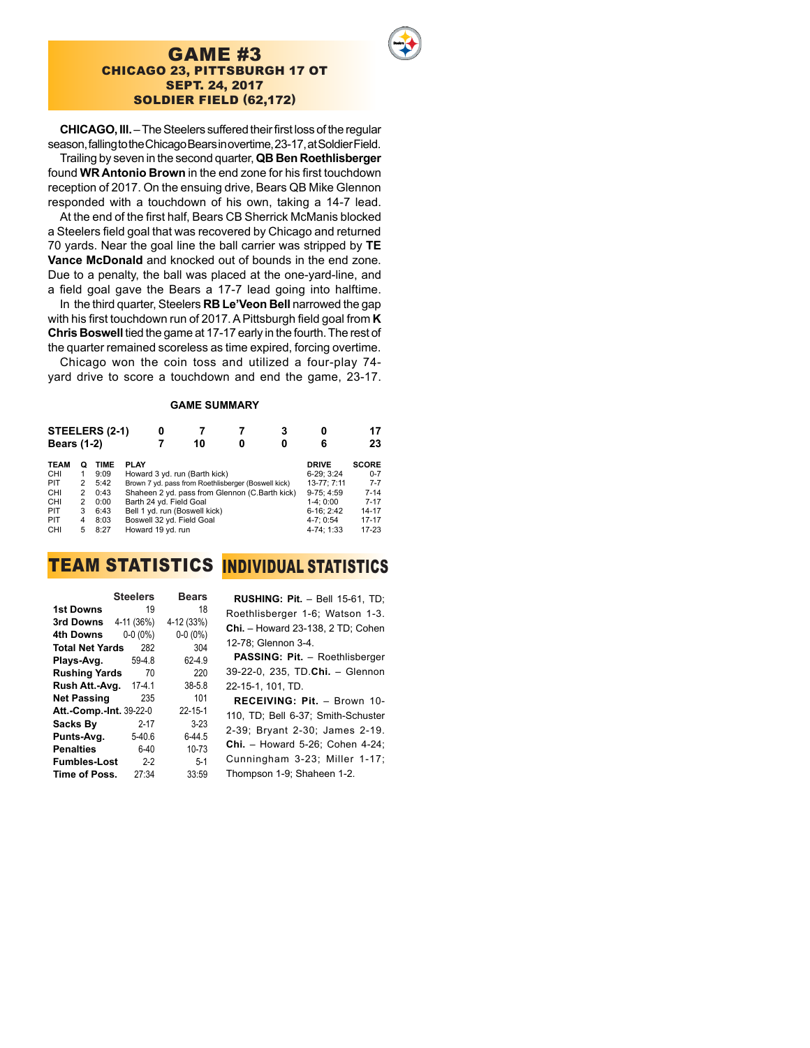# GAME #3

### CHICAGO 23, PITTSBURGH 17 OT
### SEPT. 24, 2017
### SOLDIER FIELD (62,172)

**CHICAGO, Ill.** – The Steelers suffered their first loss of the regular season, falling to the Chicago Bears in overtime, 23-17, at Soldier Field.

Trailing by seven in the second quarter, **QB Ben Roethlisberger** found **WR Antonio Brown** in the end zone for his first touchdown reception of 2017. On the ensuing drive, Bears QB Mike Glennon responded with a touchdown of his own, taking a 14-7 lead.

At the end of the first half, Bears CB Sherrick McManis blocked a Steelers field goal that was recovered by Chicago and returned 70 yards. Near the goal line the ball carrier was stripped by **TE Vance McDonald** and knocked out of bounds in the end zone. Due to a penalty, the ball was placed at the one-yard-line, and a field goal gave the Bears a 17-7 lead going into halftime.

In the third quarter, Steelers **RB Le'Veon Bell** narrowed the gap with his first touchdown run of 2017. A Pittsburgh field goal from **K Chris Boswell** tied the game at 17-17 early in the fourth. The rest of the quarter remained scoreless as time expired, forcing overtime.

Chicago won the coin toss and utilized a four-play 74-yard drive to score a touchdown and end the game, 23-17.

## GAME SUMMARY

| | 1 | 2 | 3 | 4 | OT | F |
|---|---|---|---|---|---|---|
| STEELERS (2-1) | 0 | 7 | 7 | 3 | 0 | 17 |
| Bears (1-2) | 7 | 10 | 0 | 0 | 6 | 23 |

| TEAM | Q | TIME | PLAY | DRIVE | SCORE |
|---|---|---|---|---|---|
| CHI | 1 | 9:09 | Howard 3 yd. run (Barth kick) | 6-29; 3:24 | 0-7 |
| PIT | 2 | 5:42 | Brown 7 yd. pass from Roethlisberger (Boswell kick) | 13-77; 7:11 | 7-7 |
| CHI | 2 | 0:43 | Shaheen 2 yd. pass from Glennon (C.Barth kick) | 9-75; 4:59 | 7-14 |
| CHI | 2 | 0:00 | Barth 24 yd. Field Goal | 1-4; 0:00 | 7-17 |
| PIT | 3 | 6:43 | Bell 1 yd. run (Boswell kick) | 6-16; 2:42 | 14-17 |
| PIT | 4 | 8:03 | Boswell 32 yd. Field Goal | 4-7; 0:54 | 17-17 |
| CHI | 5 | 8:27 | Howard 19 yd. run | 4-74; 1:33 | 17-23 |

## TEAM STATISTICS

| | Steelers | Bears |
|---|---|---|
| 1st Downs | 19 | 18 |
| 3rd Downs | 4-11 (36%) | 4-12 (33%) |
| 4th Downs | 0-0 (0%) | 0-0 (0%) |
| Total Net Yards | 282 | 304 |
| Plays-Avg. | 59-4.8 | 62-4.9 |
| Rushing Yards | 70 | 220 |
| Rush Att.-Avg. | 17-4.1 | 38-5.8 |
| Net Passing | 235 | 101 |
| Att.-Comp.-Int. | 39-22-0 | 22-15-1 |
| Sacks By | 2-17 | 3-23 |
| Punts-Avg. | 5-40.6 | 6-44.5 |
| Penalties | 6-40 | 10-73 |
| Fumbles-Lost | 2-2 | 5-1 |
| Time of Poss. | 27:34 | 33:59 |

## INDIVIDUAL STATISTICS

**RUSHING: Pit.** – Bell 15-61, TD; Roethlisberger 1-6; Watson 1-3. **Chi.** – Howard 23-138, 2 TD; Cohen 12-78; Glennon 3-4.

**PASSING: Pit.** – Roethlisberger 39-22-0, 235, TD. **Chi.** – Glennon 22-15-1, 101, TD.

**RECEIVING: Pit.** – Brown 10-110, TD; Bell 6-37; Smith-Schuster 2-39; Bryant 2-30; James 2-19. **Chi.** – Howard 5-26; Cohen 4-24; Cunningham 3-23; Miller 1-17; Thompson 1-9; Shaheen 1-2.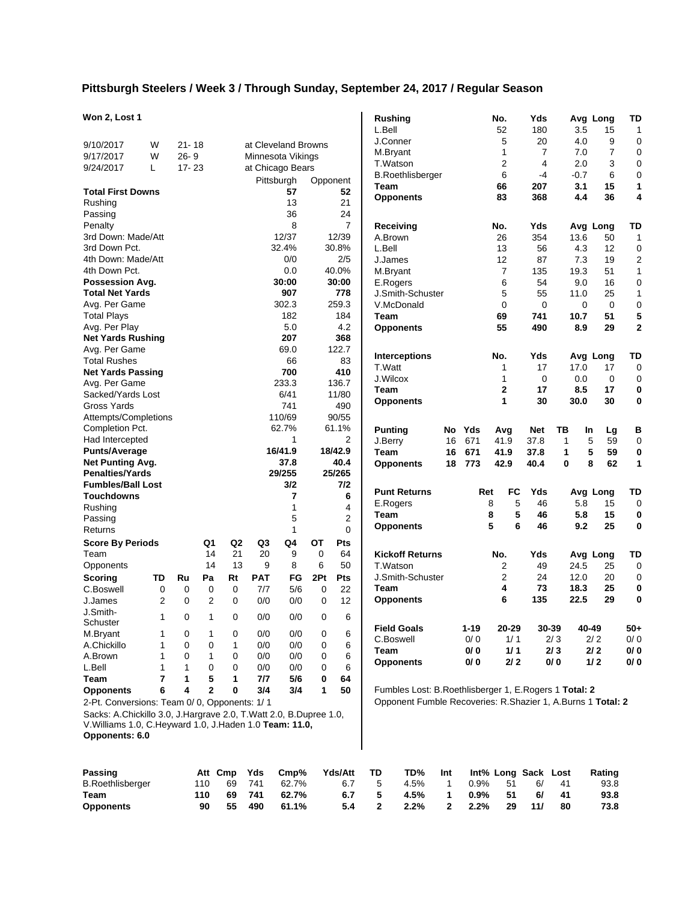## Pittsburgh Steelers / Week 3 / Through Sunday, September 24, 2017 / Regular Season

**Won 2, Lost 1**

| Date | Result | Score | Opponent |
|---|---|---|---|
| 9/10/2017 | W | 21- 18 | at Cleveland Browns |
| 9/17/2017 | W | 26- 9 | Minnesota Vikings |
| 9/24/2017 | L | 17- 23 | at Chicago Bears |

| | Pittsburgh | Opponent |
|---|---|---|
| **Total First Downs** | **57** | **52** |
| Rushing | 13 | 21 |
| Passing | 36 | 24 |
| Penalty | 8 | 7 |
| 3rd Down: Made/Att | 12/37 | 12/39 |
| 3rd Down Pct. | 32.4% | 30.8% |
| 4th Down: Made/Att | 0/0 | 2/5 |
| 4th Down Pct. | 0.0 | 40.0% |
| **Possession Avg.** | **30:00** | **30:00** |
| **Total Net Yards** | **907** | **778** |
| Avg. Per Game | 302.3 | 259.3 |
| Total Plays | 182 | 184 |
| Avg. Per Play | 5.0 | 4.2 |
| **Net Yards Rushing** | **207** | **368** |
| Avg. Per Game | 69.0 | 122.7 |
| Total Rushes | 66 | 83 |
| **Net Yards Passing** | **700** | **410** |
| Avg. Per Game | 233.3 | 136.7 |
| Sacked/Yards Lost | 6/41 | 11/80 |
| Gross Yards | 741 | 490 |
| Attempts/Completions | 110/69 | 90/55 |
| Completion Pct. | 62.7% | 61.1% |
| Had Intercepted | 1 | 2 |
| **Punts/Average** | **16/41.9** | **18/42.9** |
| **Net Punting Avg.** | **37.8** | **40.4** |
| **Penalties/Yards** | **29/255** | **25/265** |
| **Fumbles/Ball Lost** | **3/2** | **7/2** |
| **Touchdowns** | **7** | **6** |
| Rushing | 1 | 4 |
| Passing | 5 | 2 |
| Returns | 1 | 0 |

| **Score By Periods** | Q1 | Q2 | Q3 | Q4 | OT | Pts |
|---|---|---|---|---|---|---|
| Team | 14 | 21 | 20 | 9 | 0 | 64 |
| Opponents | 14 | 13 | 9 | 8 | 6 | 50 |

| **Scoring** | TD | Ru | Pa | Rt | PAT | FG | 2Pt | Pts |
|---|---|---|---|---|---|---|---|---|
| C.Boswell | 0 | 0 | 0 | 0 | 7/7 | 5/6 | 0 | 22 |
| J.James | 2 | 0 | 2 | 0 | 0/0 | 0/0 | 0 | 12 |
| J.Smith-Schuster | 1 | 0 | 1 | 0 | 0/0 | 0/0 | 0 | 6 |
| M.Bryant | 1 | 0 | 1 | 0 | 0/0 | 0/0 | 0 | 6 |
| A.Chickillo | 1 | 0 | 0 | 1 | 0/0 | 0/0 | 0 | 6 |
| A.Brown | 1 | 0 | 1 | 0 | 0/0 | 0/0 | 0 | 6 |
| L.Bell | 1 | 1 | 0 | 0 | 0/0 | 0/0 | 0 | 6 |
| **Team** | **7** | **1** | **5** | **1** | **7/7** | **5/6** | **0** | **64** |
| **Opponents** | **6** | **4** | **2** | **0** | **3/4** | **3/4** | **1** | **50** |

2-Pt. Conversions: Team 0/ 0, Opponents: 1/ 1

Sacks: A.Chickillo 3.0, J.Hargrave 2.0, T.Watt 2.0, B.Dupree 1.0, V.Williams 1.0, C.Heyward 1.0, J.Haden 1.0 **Team: 11.0, Opponents: 6.0**

| **Rushing** | No. | Yds | Avg | Long | TD |
|---|---|---|---|---|---|
| L.Bell | 52 | 180 | 3.5 | 15 | 1 |
| J.Conner | 5 | 20 | 4.0 | 9 | 0 |
| M.Bryant | 1 | 7 | 7.0 | 7 | 0 |
| T.Watson | 2 | 4 | 2.0 | 3 | 0 |
| B.Roethlisberger | 6 | -4 | -0.7 | 6 | 0 |
| **Team** | **66** | **207** | **3.1** | **15** | **1** |
| **Opponents** | **83** | **368** | **4.4** | **36** | **4** |

| **Receiving** | No. | Yds | Avg | Long | TD |
|---|---|---|---|---|---|
| A.Brown | 26 | 354 | 13.6 | 50 | 1 |
| L.Bell | 13 | 56 | 4.3 | 12 | 0 |
| J.James | 12 | 87 | 7.3 | 19 | 2 |
| M.Bryant | 7 | 135 | 19.3 | 51 | 1 |
| E.Rogers | 6 | 54 | 9.0 | 16 | 0 |
| J.Smith-Schuster | 5 | 55 | 11.0 | 25 | 1 |
| V.McDonald | 0 | 0 | 0 | 0 | 0 |
| **Team** | **69** | **741** | **10.7** | **51** | **5** |
| **Opponents** | **55** | **490** | **8.9** | **29** | **2** |

| **Interceptions** | No. | Yds | Avg | Long | TD |
|---|---|---|---|---|---|
| T.Watt | 1 | 17 | 17.0 | 17 | 0 |
| J.Wilcox | 1 | 0 | 0.0 | 0 | 0 |
| **Team** | **2** | **17** | **8.5** | **17** | **0** |
| **Opponents** | **1** | **30** | **30.0** | **30** | **0** |

| **Punting** | No | Yds | Avg | Net | TB | In | Lg | B |
|---|---|---|---|---|---|---|---|---|
| J.Berry | 16 | 671 | 41.9 | 37.8 | 1 | 5 | 59 | 0 |
| **Team** | **16** | **671** | **41.9** | **37.8** | **1** | **5** | **59** | **0** |
| **Opponents** | **18** | **773** | **42.9** | **40.4** | **0** | **8** | **62** | **1** |

| **Punt Returns** | Ret | FC | Yds | Avg | Long | TD |
|---|---|---|---|---|---|---|
| E.Rogers | 8 | 5 | 46 | 5.8 | 15 | 0 |
| **Team** | **8** | **5** | **46** | **5.8** | **15** | **0** |
| **Opponents** | **5** | **6** | **46** | **9.2** | **25** | **0** |

| **Kickoff Returns** | No. | Yds | Avg | Long | TD |
|---|---|---|---|---|---|
| T.Watson | 2 | 49 | 24.5 | 25 | 0 |
| J.Smith-Schuster | 2 | 24 | 12.0 | 20 | 0 |
| **Team** | **4** | **73** | **18.3** | **25** | **0** |
| **Opponents** | **6** | **135** | **22.5** | **29** | **0** |

| **Field Goals** | 1-19 | 20-29 | 30-39 | 40-49 | 50+ |
|---|---|---|---|---|---|
| C.Boswell | 0/ 0 | 1/ 1 | 2/ 3 | 2/ 2 | 0/ 0 |
| **Team** | **0/ 0** | **1/ 1** | **2/ 3** | **2/ 2** | **0/ 0** |
| **Opponents** | **0/ 0** | **2/ 2** | **0/ 0** | **1/ 2** | **0/ 0** |

Fumbles Lost: B.Roethlisberger 1, E.Rogers 1 **Total: 2**

Opponent Fumble Recoveries: R.Shazier 1, A.Burns 1 **Total: 2**

| **Passing** | Att | Cmp | Yds | Cmp% | Yds/Att | TD | TD% | Int | Int% | Long | Sack | Lost | Rating |
|---|---|---|---|---|---|---|---|---|---|---|---|---|---|
| B.Roethlisberger | 110 | 69 | 741 | 62.7% | 6.7 | 5 | 4.5% | 1 | 0.9% | 51 | 6/ | 41 | 93.8 |
| **Team** | **110** | **69** | **741** | **62.7%** | **6.7** | **5** | **4.5%** | **1** | **0.9%** | **51** | **6/** | **41** | **93.8** |
| **Opponents** | **90** | **55** | **490** | **61.1%** | **5.4** | **2** | **2.2%** | **2** | **2.2%** | **29** | **11/** | **80** | **73.8** |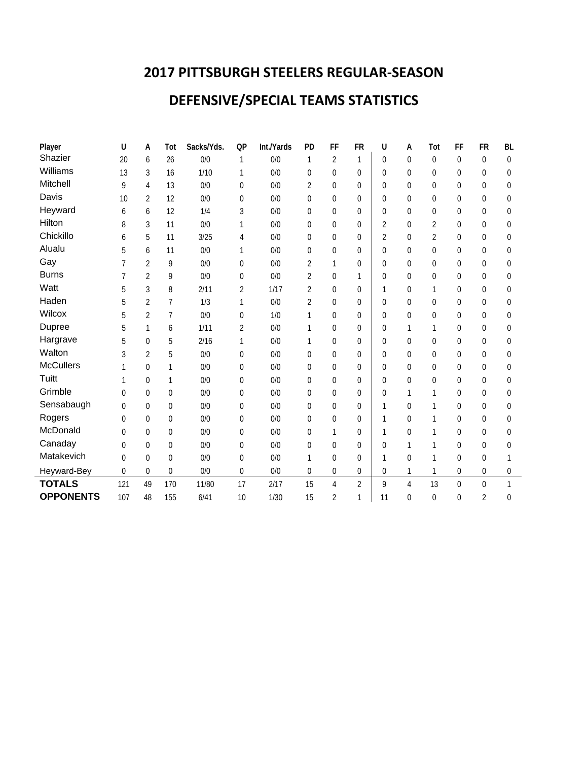# 2017 PITTSBURGH STEELERS REGULAR-SEASON

# DEFENSIVE/SPECIAL TEAMS STATISTICS

| Player | U | A | Tot | Sacks/Yds. | QP | Int./Yards | PD | FF | FR | U | A | Tot | FF | FR | BL |
|---|---|---|---|---|---|---|---|---|---|---|---|---|---|---|---|
| Shazier | 20 | 6 | 26 | 0/0 | 1 | 0/0 | 1 | 2 | 1 | 0 | 0 | 0 | 0 | 0 | 0 |
| Williams | 13 | 3 | 16 | 1/10 | 1 | 0/0 | 0 | 0 | 0 | 0 | 0 | 0 | 0 | 0 | 0 |
| Mitchell | 9 | 4 | 13 | 0/0 | 0 | 0/0 | 2 | 0 | 0 | 0 | 0 | 0 | 0 | 0 | 0 |
| Davis | 10 | 2 | 12 | 0/0 | 0 | 0/0 | 0 | 0 | 0 | 0 | 0 | 0 | 0 | 0 | 0 |
| Heyward | 6 | 6 | 12 | 1/4 | 3 | 0/0 | 0 | 0 | 0 | 0 | 0 | 0 | 0 | 0 | 0 |
| Hilton | 8 | 3 | 11 | 0/0 | 1 | 0/0 | 0 | 0 | 0 | 2 | 0 | 2 | 0 | 0 | 0 |
| Chickillo | 6 | 5 | 11 | 3/25 | 4 | 0/0 | 0 | 0 | 0 | 2 | 0 | 2 | 0 | 0 | 0 |
| Alualu | 5 | 6 | 11 | 0/0 | 1 | 0/0 | 0 | 0 | 0 | 0 | 0 | 0 | 0 | 0 | 0 |
| Gay | 7 | 2 | 9 | 0/0 | 0 | 0/0 | 2 | 1 | 0 | 0 | 0 | 0 | 0 | 0 | 0 |
| Burns | 7 | 2 | 9 | 0/0 | 0 | 0/0 | 2 | 0 | 1 | 0 | 0 | 0 | 0 | 0 | 0 |
| Watt | 5 | 3 | 8 | 2/11 | 2 | 1/17 | 2 | 0 | 0 | 1 | 0 | 1 | 0 | 0 | 0 |
| Haden | 5 | 2 | 7 | 1/3 | 1 | 0/0 | 2 | 0 | 0 | 0 | 0 | 0 | 0 | 0 | 0 |
| Wilcox | 5 | 2 | 7 | 0/0 | 0 | 1/0 | 1 | 0 | 0 | 0 | 0 | 0 | 0 | 0 | 0 |
| Dupree | 5 | 1 | 6 | 1/11 | 2 | 0/0 | 1 | 0 | 0 | 0 | 1 | 1 | 0 | 0 | 0 |
| Hargrave | 5 | 0 | 5 | 2/16 | 1 | 0/0 | 1 | 0 | 0 | 0 | 0 | 0 | 0 | 0 | 0 |
| Walton | 3 | 2 | 5 | 0/0 | 0 | 0/0 | 0 | 0 | 0 | 0 | 0 | 0 | 0 | 0 | 0 |
| McCullers | 1 | 0 | 1 | 0/0 | 0 | 0/0 | 0 | 0 | 0 | 0 | 0 | 0 | 0 | 0 | 0 |
| Tuitt | 1 | 0 | 1 | 0/0 | 0 | 0/0 | 0 | 0 | 0 | 0 | 0 | 0 | 0 | 0 | 0 |
| Grimble | 0 | 0 | 0 | 0/0 | 0 | 0/0 | 0 | 0 | 0 | 0 | 1 | 1 | 0 | 0 | 0 |
| Sensabaugh | 0 | 0 | 0 | 0/0 | 0 | 0/0 | 0 | 0 | 0 | 1 | 0 | 1 | 0 | 0 | 0 |
| Rogers | 0 | 0 | 0 | 0/0 | 0 | 0/0 | 0 | 0 | 0 | 1 | 0 | 1 | 0 | 0 | 0 |
| McDonald | 0 | 0 | 0 | 0/0 | 0 | 0/0 | 0 | 1 | 0 | 1 | 0 | 1 | 0 | 0 | 0 |
| Canaday | 0 | 0 | 0 | 0/0 | 0 | 0/0 | 0 | 0 | 0 | 0 | 1 | 1 | 0 | 0 | 0 |
| Matakevich | 0 | 0 | 0 | 0/0 | 0 | 0/0 | 1 | 0 | 0 | 1 | 0 | 1 | 0 | 0 | 1 |
| Heyward-Bey | 0 | 0 | 0 | 0/0 | 0 | 0/0 | 0 | 0 | 0 | 0 | 1 | 1 | 0 | 0 | 0 |
| **TOTALS** | 121 | 49 | 170 | 11/80 | 17 | 2/17 | 15 | 4 | 2 | 9 | 4 | 13 | 0 | 0 | 1 |
| **OPPONENTS** | 107 | 48 | 155 | 6/41 | 10 | 1/30 | 15 | 2 | 1 | 11 | 0 | 0 | 0 | 2 | 0 |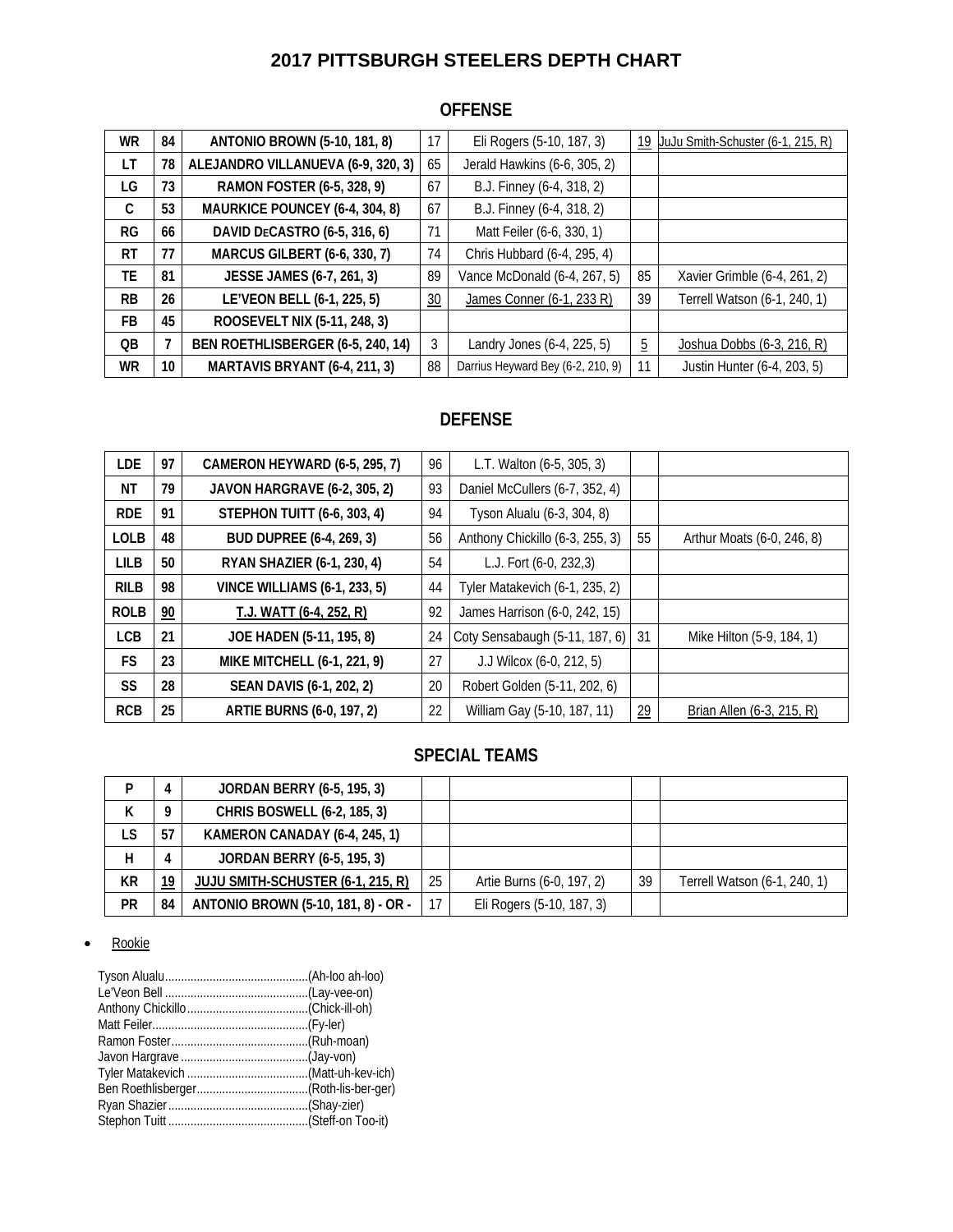# 2017 PITTSBURGH STEELERS DEPTH CHART

## OFFENSE

| | | | | | | |
|---|---|---|---|---|---|---|
| **WR** | **84** | **ANTONIO BROWN (5-10, 181, 8)** | 17 | Eli Rogers (5-10, 187, 3) | 19 | JuJu Smith-Schuster (6-1, 215, R) |
| **LT** | **78** | **ALEJANDRO VILLANUEVA (6-9, 320, 3)** | 65 | Jerald Hawkins (6-6, 305, 2) | | |
| **LG** | **73** | **RAMON FOSTER (6-5, 328, 9)** | 67 | B.J. Finney (6-4, 318, 2) | | |
| **C** | **53** | **MAURKICE POUNCEY (6-4, 304, 8)** | 67 | B.J. Finney (6-4, 318, 2) | | |
| **RG** | **66** | **DAVID DeCASTRO (6-5, 316, 6)** | 71 | Matt Feiler (6-6, 330, 1) | | |
| **RT** | **77** | **MARCUS GILBERT (6-6, 330, 7)** | 74 | Chris Hubbard (6-4, 295, 4) | | |
| **TE** | **81** | **JESSE JAMES (6-7, 261, 3)** | 89 | Vance McDonald (6-4, 267, 5) | 85 | Xavier Grimble (6-4, 261, 2) |
| **RB** | **26** | **LE'VEON BELL (6-1, 225, 5)** | 30 | James Conner (6-1, 233 R) | 39 | Terrell Watson (6-1, 240, 1) |
| **FB** | **45** | **ROOSEVELT NIX (5-11, 248, 3)** | | | | |
| **QB** | **7** | **BEN ROETHLISBERGER (6-5, 240, 14)** | 3 | Landry Jones (6-4, 225, 5) | 5 | Joshua Dobbs (6-3, 216, R) |
| **WR** | **10** | **MARTAVIS BRYANT (6-4, 211, 3)** | 88 | Darrius Heyward Bey (6-2, 210, 9) | 11 | Justin Hunter (6-4, 203, 5) |

## DEFENSE

| | | | | | | |
|---|---|---|---|---|---|---|
| **LDE** | **97** | **CAMERON HEYWARD (6-5, 295, 7)** | 96 | L.T. Walton (6-5, 305, 3) | | |
| **NT** | **79** | **JAVON HARGRAVE (6-2, 305, 2)** | 93 | Daniel McCullers (6-7, 352, 4) | | |
| **RDE** | **91** | **STEPHON TUITT (6-6, 303, 4)** | 94 | Tyson Alualu (6-3, 304, 8) | | |
| **LOLB** | **48** | **BUD DUPREE (6-4, 269, 3)** | 56 | Anthony Chickillo (6-3, 255, 3) | 55 | Arthur Moats (6-0, 246, 8) |
| **LILB** | **50** | **RYAN SHAZIER (6-1, 230, 4)** | 54 | L.J. Fort (6-0, 232,3) | | |
| **RILB** | **98** | **VINCE WILLIAMS (6-1, 233, 5)** | 44 | Tyler Matakevich (6-1, 235, 2) | | |
| **ROLB** | **90** | **T.J. WATT (6-4, 252, R)** | 92 | James Harrison (6-0, 242, 15) | | |
| **LCB** | **21** | **JOE HADEN (5-11, 195, 8)** | 24 | Coty Sensabaugh (5-11, 187, 6) | 31 | Mike Hilton (5-9, 184, 1) |
| **FS** | **23** | **MIKE MITCHELL (6-1, 221, 9)** | 27 | J.J Wilcox (6-0, 212, 5) | | |
| **SS** | **28** | **SEAN DAVIS (6-1, 202, 2)** | 20 | Robert Golden (5-11, 202, 6) | | |
| **RCB** | **25** | **ARTIE BURNS (6-0, 197, 2)** | 22 | William Gay (5-10, 187, 11) | 29 | Brian Allen (6-3, 215, R) |

## SPECIAL TEAMS

| | | | | | | |
|---|---|---|---|---|---|---|
| **P** | **4** | **JORDAN BERRY (6-5, 195, 3)** | | | | |
| **K** | **9** | **CHRIS BOSWELL (6-2, 185, 3)** | | | | |
| **LS** | **57** | **KAMERON CANADAY (6-4, 245, 1)** | | | | |
| **H** | **4** | **JORDAN BERRY (6-5, 195, 3)** | | | | |
| **KR** | **19** | **JUJU SMITH-SCHUSTER (6-1, 215, R)** | 25 | Artie Burns (6-0, 197, 2) | 39 | Terrell Watson (6-1, 240, 1) |
| **PR** | **84** | **ANTONIO BROWN (5-10, 181, 8) - OR -** | 17 | Eli Rogers (5-10, 187, 3) | | |

- Rookie

Tyson Alualu..........................................(Ah-loo ah-loo)
Le'Veon Bell ..........................................(Lay-vee-on)
Anthony Chickillo....................................(Chick-ill-oh)
Matt Feiler..............................................(Fy-ler)
Ramon Foster.........................................(Ruh-moan)
Javon Hargrave ......................................(Jay-von)
Tyler Matakevich ....................................(Matt-uh-kev-ich)
Ben Roethlisberger.................................(Roth-lis-ber-ger)
Ryan Shazier..........................................(Shay-zier)
Stephon Tuitt .........................................(Steff-on Too-it)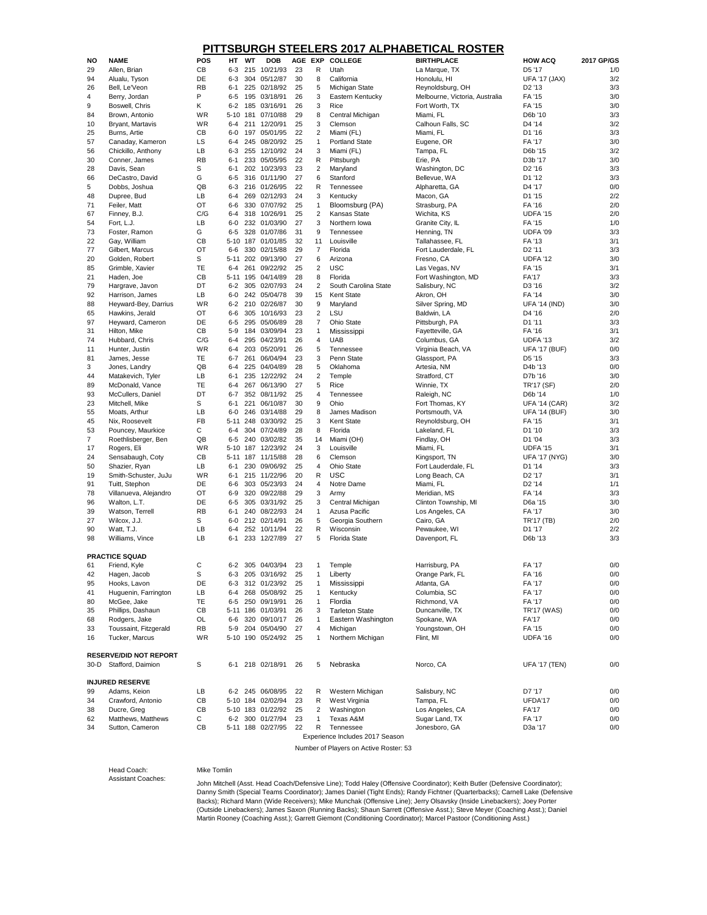# PITTSBURGH STEELERS 2017 ALPHABETICAL ROSTER

| NO | NAME | POS | HT | WT | DOB | AGE | EXP | COLLEGE | BIRTHPLACE | HOW ACQ | 2017 GP/GS |
|---|---|---|---|---|---|---|---|---|---|---|---|
| 29 | Allen, Brian | CB | 6-3 | 215 | 10/21/93 | 23 | R | Utah | La Marque, TX | D5 '17 | 1/0 |
| 94 | Alualu, Tyson | DE | 6-3 | 304 | 05/12/87 | 30 | 8 | California | Honolulu, HI | UFA '17 (JAX) | 3/2 |
| 26 | Bell, Le'Veon | RB | 6-1 | 225 | 02/18/92 | 25 | 5 | Michigan State | Reynoldsburg, OH | D2 '13 | 3/3 |
| 4 | Berry, Jordan | P | 6-5 | 195 | 03/18/91 | 26 | 3 | Eastern Kentucky | Melbourne, Victoria, Australia | FA '15 | 3/0 |
| 9 | Boswell, Chris | K | 6-2 | 185 | 03/16/91 | 26 | 3 | Rice | Fort Worth, TX | FA '15 | 3/0 |
| 84 | Brown, Antonio | WR | 5-10 | 181 | 07/10/88 | 29 | 8 | Central Michigan | Miami, FL | D6b '10 | 3/3 |
| 10 | Bryant, Martavis | WR | 6-4 | 211 | 12/20/91 | 25 | 3 | Clemson | Calhoun Falls, SC | D4 '14 | 3/2 |
| 25 | Burns, Artie | CB | 6-0 | 197 | 05/01/95 | 22 | 2 | Miami (FL) | Miami, FL | D1 '16 | 3/3 |
| 57 | Canaday, Kameron | LS | 6-4 | 245 | 08/20/92 | 25 | 1 | Portland State | Eugene, OR | FA '17 | 3/0 |
| 56 | Chickillo, Anthony | LB | 6-3 | 255 | 12/10/92 | 24 | 3 | Miami (FL) | Tampa, FL | D6b '15 | 3/2 |
| 30 | Conner, James | RB | 6-1 | 233 | 05/05/95 | 22 | R | Pittsburgh | Erie, PA | D3b '17 | 3/0 |
| 28 | Davis, Sean | S | 6-1 | 202 | 10/23/93 | 23 | 2 | Maryland | Washington, DC | D2 '16 | 3/3 |
| 66 | DeCastro, David | G | 6-5 | 316 | 01/11/90 | 27 | 6 | Stanford | Bellevue, WA | D1 '12 | 3/3 |
| 5 | Dobbs, Joshua | QB | 6-3 | 216 | 01/26/95 | 22 | R | Tennessee | Alpharetta, GA | D4 '17 | 0/0 |
| 48 | Dupree, Bud | LB | 6-4 | 269 | 02/12/93 | 24 | 3 | Kentucky | Macon, GA | D1 '15 | 2/2 |
| 71 | Feiler, Matt | OT | 6-6 | 330 | 07/07/92 | 25 | 1 | Bloomsburg (PA) | Strasburg, PA | FA '16 | 2/0 |
| 67 | Finney, B.J. | C/G | 6-4 | 318 | 10/26/91 | 25 | 2 | Kansas State | Wichita, KS | UDFA '15 | 2/0 |
| 54 | Fort, L.J. | LB | 6-0 | 232 | 01/03/90 | 27 | 3 | Northern Iowa | Granite City, IL | FA '15 | 1/0 |
| 73 | Foster, Ramon | G | 6-5 | 328 | 01/07/86 | 31 | 9 | Tennessee | Henning, TN | UDFA '09 | 3/3 |
| 22 | Gay, William | CB | 5-10 | 187 | 01/01/85 | 32 | 11 | Louisville | Tallahassee, FL | D5 '07 | 3/1 |
| 77 | Gilbert, Marcus | OT | 6-6 | 330 | 02/15/88 | 29 | 7 | Florida | Fort Lauderdale, FL | D2 '11 | 3/3 |
| 20 | Golden, Robert | S | 5-11 | 202 | 09/13/90 | 27 | 6 | Arizona | Fresno, CA | UDFA '12 | 3/0 |
| 85 | Grimble, Xavier | TE | 6-4 | 261 | 09/22/92 | 25 | 2 | USC | Las Vegas, NV | FA '15 | 3/1 |
| 21 | Haden, Joe | CB | 5-11 | 195 | 04/14/89 | 28 | 8 | Florida | Fort Washington, MD | FA'17 | 3/3 |
| 79 | Hargrave, Javon | DT | 6-2 | 305 | 02/07/93 | 24 | 2 | South Carolina State | Salisbury, NC | D3 '16 | 3/2 |
| 92 | Harrison, James | LB | 6-0 | 242 | 05/04/78 | 39 | 15 | Kent State | Akron, OH | FA '14 | 3/0 |
| 88 | Heyward-Bey, Darrius | WR | 6-2 | 210 | 02/26/87 | 30 | 9 | Maryland | Silver Spring, MD | UFA '14 (IND) | 3/0 |
| 65 | Hawkins, Jerald | OT | 6-6 | 305 | 10/16/93 | 23 | 2 | LSU | Baldwin, LA | D4 '16 | 2/0 |
| 97 | Heyward, Cameron | DE | 6-5 | 295 | 05/06/89 | 28 | 7 | Ohio State | Pittsburgh, PA | D1 '11 | 3/3 |
| 31 | Hilton, Mike | CB | 5-9 | 184 | 03/09/94 | 23 | 1 | Mississippi | Fayetteville, GA | FA '16 | 3/1 |
| 74 | Hubbard, Chris | C/G | 6-4 | 295 | 04/23/91 | 26 | 4 | UAB | Columbus, GA | UDFA '13 | 3/2 |
| 11 | Hunter, Justin | WR | 6-4 | 203 | 05/20/91 | 26 | 5 | Tennessee | Virginia Beach, VA | UFA '17 (BUF) | 0/0 |
| 81 | James, Jesse | TE | 6-7 | 261 | 06/04/94 | 23 | 3 | Penn State | Glassport, PA | D5 '15 | 3/3 |
| 3 | Jones, Landry | QB | 6-4 | 225 | 04/04/89 | 28 | 5 | Oklahoma | Artesia, NM | D4b '13 | 0/0 |
| 44 | Matakevich, Tyler | LB | 6-1 | 235 | 12/22/92 | 24 | 2 | Temple | Stratford, CT | D7b '16 | 3/0 |
| 89 | McDonald, Vance | TE | 6-4 | 267 | 06/13/90 | 27 | 5 | Rice | Winnie, TX | TR'17 (SF) | 2/0 |
| 93 | McCullers, Daniel | DT | 6-7 | 352 | 08/11/92 | 25 | 4 | Tennessee | Raleigh, NC | D6b '14 | 1/0 |
| 23 | Mitchell, Mike | S | 6-1 | 221 | 06/10/87 | 30 | 9 | Ohio | Fort Thomas, KY | UFA '14 (CAR) | 3/2 |
| 55 | Moats, Arthur | LB | 6-0 | 246 | 03/14/88 | 29 | 8 | James Madison | Portsmouth, VA | UFA '14 (BUF) | 3/0 |
| 45 | Nix, Roosevelt | FB | 5-11 | 248 | 03/30/92 | 25 | 3 | Kent State | Reynoldsburg, OH | FA '15 | 3/1 |
| 53 | Pouncey, Maurkice | C | 6-4 | 304 | 07/24/89 | 28 | 8 | Florida | Lakeland, FL | D1 '10 | 3/3 |
| 7 | Roethlisberger, Ben | QB | 6-5 | 240 | 03/02/82 | 35 | 14 | Miami (OH) | Findlay, OH | D1 '04 | 3/3 |
| 17 | Rogers, Eli | WR | 5-10 | 187 | 12/23/92 | 24 | 3 | Louisville | Miami, FL | UDFA '15 | 3/1 |
| 24 | Sensabaugh, Coty | CB | 5-11 | 187 | 11/15/88 | 28 | 6 | Clemson | Kingsport, TN | UFA '17 (NYG) | 3/0 |
| 50 | Shazier, Ryan | LB | 6-1 | 230 | 09/06/92 | 25 | 4 | Ohio State | Fort Lauderdale, FL | D1 '14 | 3/3 |
| 19 | Smith-Schuster, JuJu | WR | 6-1 | 215 | 11/22/96 | 20 | R | USC | Long Beach, CA | D2 '17 | 3/1 |
| 91 | Tuitt, Stephon | DE | 6-6 | 303 | 05/23/93 | 24 | 4 | Notre Dame | Miami, FL | D2 '14 | 1/1 |
| 78 | Villanueva, Alejandro | OT | 6-9 | 320 | 09/22/88 | 29 | 3 | Army | Meridian, MS | FA '14 | 3/3 |
| 96 | Walton, L.T. | DE | 6-5 | 305 | 03/31/92 | 25 | 3 | Central Michigan | Clinton Township, MI | D6a '15 | 3/0 |
| 39 | Watson, Terrell | RB | 6-1 | 240 | 08/22/93 | 24 | 1 | Azusa Pacific | Los Angeles, CA | FA '17 | 3/0 |
| 27 | Wilcox, J.J. | S | 6-0 | 212 | 02/14/91 | 26 | 5 | Georgia Southern | Cairo, GA | TR'17 (TB) | 2/0 |
| 90 | Watt, T.J. | LB | 6-4 | 252 | 10/11/94 | 22 | R | Wisconsin | Pewaukee, WI | D1 '17 | 2/2 |
| 98 | Williams, Vince | LB | 6-1 | 233 | 12/27/89 | 27 | 5 | Florida State | Davenport, FL | D6b '13 | 3/3 |
| | **PRACTICE SQUAD** | | | | | | | | | | |
| 61 | Friend, Kyle | C | 6-2 | 305 | 04/03/94 | 23 | 1 | Temple | Harrisburg, PA | FA '17 | 0/0 |
| 42 | Hagen, Jacob | S | 6-3 | 205 | 03/16/92 | 25 | 1 | Liberty | Orange Park, FL | FA '16 | 0/0 |
| 95 | Hooks, Lavon | DE | 6-3 | 312 | 01/23/92 | 25 | 1 | Mississippi | Atlanta, GA | FA '17 | 0/0 |
| 41 | Huguenin, Farrington | LB | 6-4 | 268 | 05/08/92 | 25 | 1 | Kentucky | Columbia, SC | FA '17 | 0/0 |
| 80 | McGee, Jake | TE | 6-5 | 250 | 09/19/91 | 26 | 1 | Flordia | Richmond, VA | FA '17 | 0/0 |
| 35 | Phillips, Dashaun | CB | 5-11 | 186 | 01/03/91 | 26 | 3 | Tarleton State | Duncanville, TX | TR'17 (WAS) | 0/0 |
| 68 | Rodgers, Jake | OL | 6-6 | 320 | 09/10/17 | 26 | 1 | Eastern Washington | Spokane, WA | FA'17 | 0/0 |
| 33 | Toussaint, Fitzgerald | RB | 5-9 | 204 | 05/04/90 | 27 | 4 | Michigan | Youngstown, OH | FA '15 | 0/0 |
| 16 | Tucker, Marcus | WR | 5-10 | 190 | 05/24/92 | 25 | 1 | Northern Michigan | Flint, MI | UDFA '16 | 0/0 |
| | **RESERVE/DID NOT REPORT** | | | | | | | | | | |
| 30-D | Stafford, Daimion | S | 6-1 | 218 | 02/18/91 | 26 | 5 | Nebraska | Norco, CA | UFA '17 (TEN) | 0/0 |
| | **INJURED RESERVE** | | | | | | | | | | |
| 99 | Adams, Keion | LB | 6-2 | 245 | 06/08/95 | 22 | R | Western Michigan | Salisbury, NC | D7 '17 | 0/0 |
| 34 | Crawford, Antonio | CB | 5-10 | 184 | 02/02/94 | 23 | R | West Virginia | Tampa, FL | UFDA'17 | 0/0 |
| 38 | Ducre, Greg | CB | 5-10 | 183 | 01/22/92 | 25 | 2 | Washington | Los Angeles, CA | FA'17 | 0/0 |
| 62 | Matthews, Matthews | C | 6-2 | 300 | 01/27/94 | 23 | 1 | Texas A&M | Sugar Land, TX | FA '17 | 0/0 |
| 34 | Sutton, Cameron | CB | 5-11 | 188 | 02/27/95 | 22 | R | Tennessee | Jonesboro, GA | D3a '17 | 0/0 |

Experience Includes 2017 Season

Number of Players on Active Roster: 53

Head Coach: Mike Tomlin

Assistant Coaches: John Mitchell (Asst. Head Coach/Defensive Line); Todd Haley (Offensive Coordinator); Keith Butler (Defensive Coordinator); Danny Smith (Special Teams Coordinator); James Daniel (Tight Ends); Randy Fichtner (Quarterbacks); Carnell Lake (Defensive Backs); Richard Mann (Wide Receivers); Mike Munchak (Offensive Line); Jerry Olsavsky (Inside Linebackers); Joey Porter (Outside Linebackers); James Saxon (Running Backs); Shaun Sarrett (Offensive Asst.); Steve Meyer (Coaching Asst.); Daniel Martin Rooney (Coaching Asst.); Garrett Giemont (Conditioning Coordinator); Marcel Pastoor (Conditioning Asst.)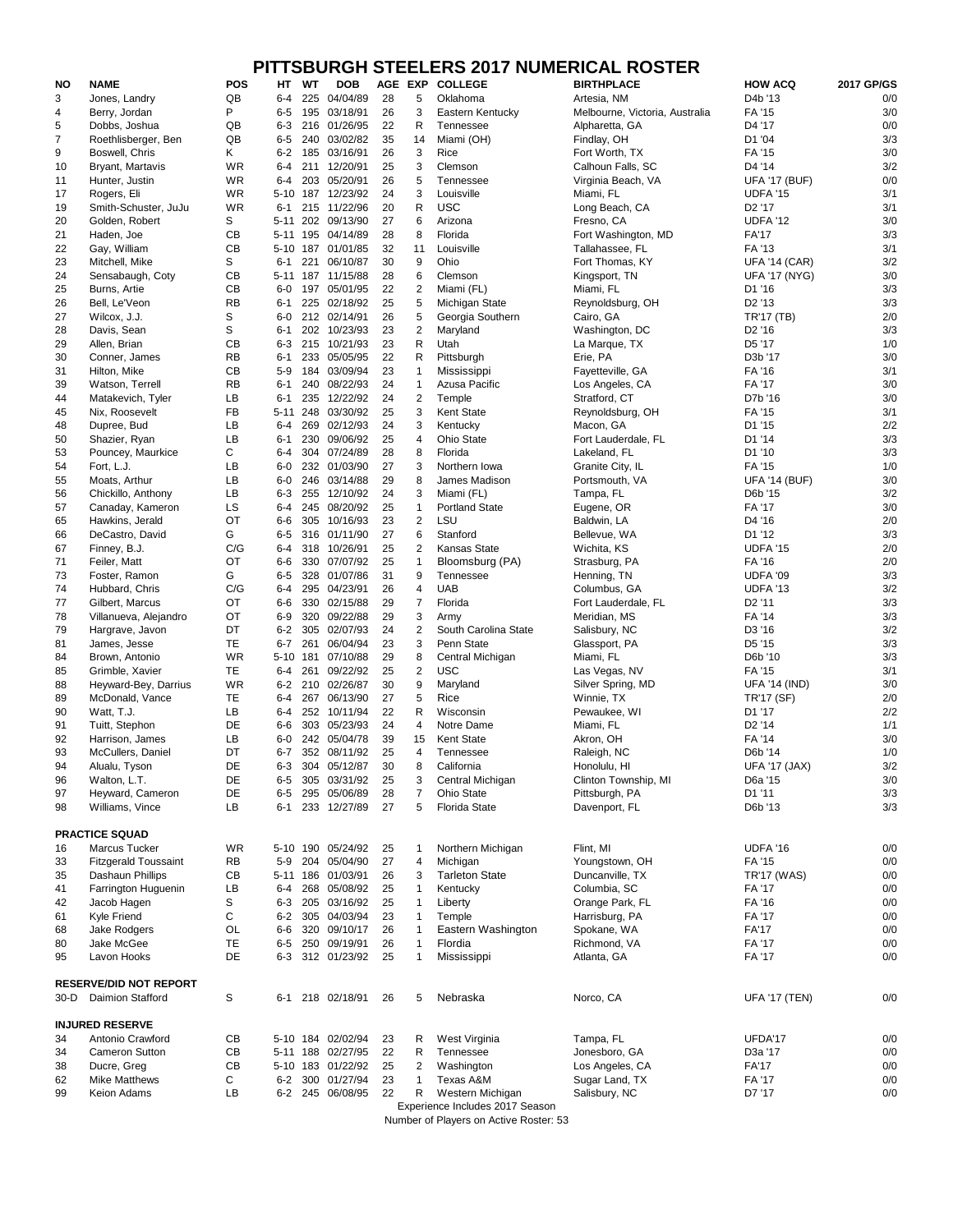# PITTSBURGH STEELERS 2017 NUMERICAL ROSTER

| NO | NAME | POS | HT | WT | DOB | AGE | EXP | COLLEGE | BIRTHPLACE | HOW ACQ | 2017 GP/GS |
|---|---|---|---|---|---|---|---|---|---|---|---|
| 3 | Jones, Landry | QB | 6-4 | 225 | 04/04/89 | 28 | 5 | Oklahoma | Artesia, NM | D4b '13 | 0/0 |
| 4 | Berry, Jordan | P | 6-5 | 195 | 03/18/91 | 26 | 3 | Eastern Kentucky | Melbourne, Victoria, Australia | FA '15 | 3/0 |
| 5 | Dobbs, Joshua | QB | 6-3 | 216 | 01/26/95 | 22 | R | Tennessee | Alpharetta, GA | D4 '17 | 0/0 |
| 7 | Roethlisberger, Ben | QB | 6-5 | 240 | 03/02/82 | 35 | 14 | Miami (OH) | Findlay, OH | D1 '04 | 3/3 |
| 9 | Boswell, Chris | K | 6-2 | 185 | 03/16/91 | 26 | 3 | Rice | Fort Worth, TX | FA '15 | 3/0 |
| 10 | Bryant, Martavis | WR | 6-4 | 211 | 12/20/91 | 25 | 3 | Clemson | Calhoun Falls, SC | D4 '14 | 3/2 |
| 11 | Hunter, Justin | WR | 6-4 | 203 | 05/20/91 | 26 | 5 | Tennessee | Virginia Beach, VA | UFA '17 (BUF) | 0/0 |
| 17 | Rogers, Eli | WR | 5-10 | 187 | 12/23/92 | 24 | 3 | Louisville | Miami, FL | UDFA '15 | 3/1 |
| 19 | Smith-Schuster, JuJu | WR | 6-1 | 215 | 11/22/96 | 20 | R | USC | Long Beach, CA | D2 '17 | 3/1 |
| 20 | Golden, Robert | S | 5-11 | 202 | 09/13/90 | 27 | 6 | Arizona | Fresno, CA | UDFA '12 | 3/0 |
| 21 | Haden, Joe | CB | 5-11 | 195 | 04/14/89 | 28 | 8 | Florida | Fort Washington, MD | FA'17 | 3/3 |
| 22 | Gay, William | CB | 5-10 | 187 | 01/01/85 | 32 | 11 | Louisville | Tallahassee, FL | FA '13 | 3/1 |
| 23 | Mitchell, Mike | S | 6-1 | 221 | 06/10/87 | 30 | 9 | Ohio | Fort Thomas, KY | UFA '14 (CAR) | 3/2 |
| 24 | Sensabaugh, Coty | CB | 5-11 | 187 | 11/15/88 | 28 | 6 | Clemson | Kingsport, TN | UFA '17 (NYG) | 3/0 |
| 25 | Burns, Artie | CB | 6-0 | 197 | 05/01/95 | 22 | 2 | Miami (FL) | Miami, FL | D1 '16 | 3/3 |
| 26 | Bell, Le'Veon | RB | 6-1 | 225 | 02/18/92 | 25 | 5 | Michigan State | Reynoldsburg, OH | D2 '13 | 3/3 |
| 27 | Wilcox, J.J. | S | 6-0 | 212 | 02/14/91 | 26 | 5 | Georgia Southern | Cairo, GA | TR'17 (TB) | 2/0 |
| 28 | Davis, Sean | S | 6-1 | 202 | 10/23/93 | 23 | 2 | Maryland | Washington, DC | D2 '16 | 3/3 |
| 29 | Allen, Brian | CB | 6-3 | 215 | 10/21/93 | 23 | R | Utah | La Marque, TX | D5 '17 | 1/0 |
| 30 | Conner, James | RB | 6-1 | 233 | 05/05/95 | 22 | R | Pittsburgh | Erie, PA | D3b '17 | 3/0 |
| 31 | Hilton, Mike | CB | 5-9 | 184 | 03/09/94 | 23 | 1 | Mississippi | Fayetteville, GA | FA '16 | 3/1 |
| 39 | Watson, Terrell | RB | 6-1 | 240 | 08/22/93 | 24 | 1 | Azusa Pacific | Los Angeles, CA | FA '17 | 3/0 |
| 44 | Matakevich, Tyler | LB | 6-1 | 235 | 12/22/92 | 24 | 2 | Temple | Stratford, CT | D7b '16 | 3/0 |
| 45 | Nix, Roosevelt | FB | 5-11 | 248 | 03/30/92 | 25 | 3 | Kent State | Reynoldsburg, OH | FA '15 | 3/1 |
| 48 | Dupree, Bud | LB | 6-4 | 269 | 02/12/93 | 24 | 3 | Kentucky | Macon, GA | D1 '15 | 2/2 |
| 50 | Shazier, Ryan | LB | 6-1 | 230 | 09/06/92 | 25 | 4 | Ohio State | Fort Lauderdale, FL | D1 '14 | 3/3 |
| 53 | Pouncey, Maurkice | C | 6-4 | 304 | 07/24/89 | 28 | 8 | Florida | Lakeland, FL | D1 '10 | 3/3 |
| 54 | Fort, L.J. | LB | 6-0 | 232 | 01/03/90 | 27 | 3 | Northern Iowa | Granite City, IL | FA '15 | 1/0 |
| 55 | Moats, Arthur | LB | 6-0 | 246 | 03/14/88 | 29 | 8 | James Madison | Portsmouth, VA | UFA '14 (BUF) | 3/0 |
| 56 | Chickillo, Anthony | LB | 6-3 | 255 | 12/10/92 | 24 | 3 | Miami (FL) | Tampa, FL | D6b '15 | 3/2 |
| 57 | Canaday, Kameron | LS | 6-4 | 245 | 08/20/92 | 25 | 1 | Portland State | Eugene, OR | FA '17 | 3/0 |
| 65 | Hawkins, Jerald | OT | 6-6 | 305 | 10/16/93 | 23 | 2 | LSU | Baldwin, LA | D4 '16 | 2/0 |
| 66 | DeCastro, David | G | 6-5 | 316 | 01/11/90 | 27 | 6 | Stanford | Bellevue, WA | D1 '12 | 3/3 |
| 67 | Finney, B.J. | C/G | 6-4 | 318 | 10/26/91 | 25 | 2 | Kansas State | Wichita, KS | UDFA '15 | 2/0 |
| 71 | Feiler, Matt | OT | 6-6 | 330 | 07/07/92 | 25 | 1 | Bloomsburg (PA) | Strasburg, PA | FA '16 | 2/0 |
| 73 | Foster, Ramon | G | 6-5 | 328 | 01/07/86 | 31 | 9 | Tennessee | Henning, TN | UDFA '09 | 3/3 |
| 74 | Hubbard, Chris | C/G | 6-4 | 295 | 04/23/91 | 26 | 4 | UAB | Columbus, GA | UDFA '13 | 3/2 |
| 77 | Gilbert, Marcus | OT | 6-6 | 330 | 02/15/88 | 29 | 7 | Florida | Fort Lauderdale, FL | D2 '11 | 3/3 |
| 78 | Villanueva, Alejandro | OT | 6-9 | 320 | 09/22/88 | 29 | 3 | Army | Meridian, MS | FA '14 | 3/3 |
| 79 | Hargrave, Javon | DT | 6-2 | 305 | 02/07/93 | 24 | 2 | South Carolina State | Salisbury, NC | D3 '16 | 3/2 |
| 81 | James, Jesse | TE | 6-7 | 261 | 06/04/94 | 23 | 3 | Penn State | Glassport, PA | D5 '15 | 3/3 |
| 84 | Brown, Antonio | WR | 5-10 | 181 | 07/10/88 | 29 | 8 | Central Michigan | Miami, FL | D6b '10 | 3/3 |
| 85 | Grimble, Xavier | TE | 6-4 | 261 | 09/22/92 | 25 | 2 | USC | Las Vegas, NV | FA '15 | 3/1 |
| 88 | Heyward-Bey, Darrius | WR | 6-2 | 210 | 02/26/87 | 30 | 9 | Maryland | Silver Spring, MD | UFA '14 (IND) | 3/0 |
| 89 | McDonald, Vance | TE | 6-4 | 267 | 06/13/90 | 27 | 5 | Rice | Winnie, TX | TR'17 (SF) | 2/0 |
| 90 | Watt, T.J. | LB | 6-4 | 252 | 10/11/94 | 22 | R | Wisconsin | Pewaukee, WI | D1 '17 | 2/2 |
| 91 | Tuitt, Stephon | DE | 6-6 | 303 | 05/23/93 | 24 | 4 | Notre Dame | Miami, FL | D2 '14 | 1/1 |
| 92 | Harrison, James | LB | 6-0 | 242 | 05/04/78 | 39 | 15 | Kent State | Akron, OH | FA '14 | 3/0 |
| 93 | McCullers, Daniel | DT | 6-7 | 352 | 08/11/92 | 25 | 4 | Tennessee | Raleigh, NC | D6b '14 | 1/0 |
| 94 | Alualu, Tyson | DE | 6-3 | 304 | 05/12/87 | 30 | 8 | California | Honolulu, HI | UFA '17 (JAX) | 3/2 |
| 96 | Walton, L.T. | DE | 6-5 | 305 | 03/31/92 | 25 | 3 | Central Michigan | Clinton Township, MI | D6a '15 | 3/0 |
| 97 | Heyward, Cameron | DE | 6-5 | 295 | 05/06/89 | 28 | 7 | Ohio State | Pittsburgh, PA | D1 '11 | 3/3 |
| 98 | Williams, Vince | LB | 6-1 | 233 | 12/27/89 | 27 | 5 | Florida State | Davenport, FL | D6b '13 | 3/3 |
| | **PRACTICE SQUAD** | | | | | | | | | | |
| 16 | Marcus Tucker | WR | 5-10 | 190 | 05/24/92 | 25 | 1 | Northern Michigan | Flint, MI | UDFA '16 | 0/0 |
| 33 | Fitzgerald Toussaint | RB | 5-9 | 204 | 05/04/90 | 27 | 4 | Michigan | Youngstown, OH | FA '15 | 0/0 |
| 35 | Dashaun Phillips | CB | 5-11 | 186 | 01/03/91 | 26 | 3 | Tarleton State | Duncanville, TX | TR'17 (WAS) | 0/0 |
| 41 | Farrington Huguenin | LB | 6-4 | 268 | 05/08/92 | 25 | 1 | Kentucky | Columbia, SC | FA '17 | 0/0 |
| 42 | Jacob Hagen | S | 6-3 | 205 | 03/16/92 | 25 | 1 | Liberty | Orange Park, FL | FA '16 | 0/0 |
| 61 | Kyle Friend | C | 6-2 | 305 | 04/03/94 | 23 | 1 | Temple | Harrisburg, PA | FA '17 | 0/0 |
| 68 | Jake Rodgers | OL | 6-6 | 320 | 09/10/17 | 26 | 1 | Eastern Washington | Spokane, WA | FA'17 | 0/0 |
| 80 | Jake McGee | TE | 6-5 | 250 | 09/19/91 | 26 | 1 | Flordia | Richmond, VA | FA '17 | 0/0 |
| 95 | Lavon Hooks | DE | 6-3 | 312 | 01/23/92 | 25 | 1 | Mississippi | Atlanta, GA | FA '17 | 0/0 |
| | **RESERVE/DID NOT REPORT** | | | | | | | | | | |
| 30-D | Daimion Stafford | S | 6-1 | 218 | 02/18/91 | 26 | 5 | Nebraska | Norco, CA | UFA '17 (TEN) | 0/0 |
| | **INJURED RESERVE** | | | | | | | | | | |
| 34 | Antonio Crawford | CB | 5-10 | 184 | 02/02/94 | 23 | R | West Virginia | Tampa, FL | UFDA'17 | 0/0 |
| 34 | Cameron Sutton | CB | 5-11 | 188 | 02/27/95 | 22 | R | Tennessee | Jonesboro, GA | D3a '17 | 0/0 |
| 38 | Ducre, Greg | CB | 5-10 | 183 | 01/22/92 | 25 | 2 | Washington | Los Angeles, CA | FA'17 | 0/0 |
| 62 | Mike Matthews | C | 6-2 | 300 | 01/27/94 | 23 | 1 | Texas A&M | Sugar Land, TX | FA '17 | 0/0 |
| 99 | Keion Adams | LB | 6-2 | 245 | 06/08/95 | 22 | R | Western Michigan | Salisbury, NC | D7 '17 | 0/0 |

Experience Includes 2017 Season

Number of Players on Active Roster: 53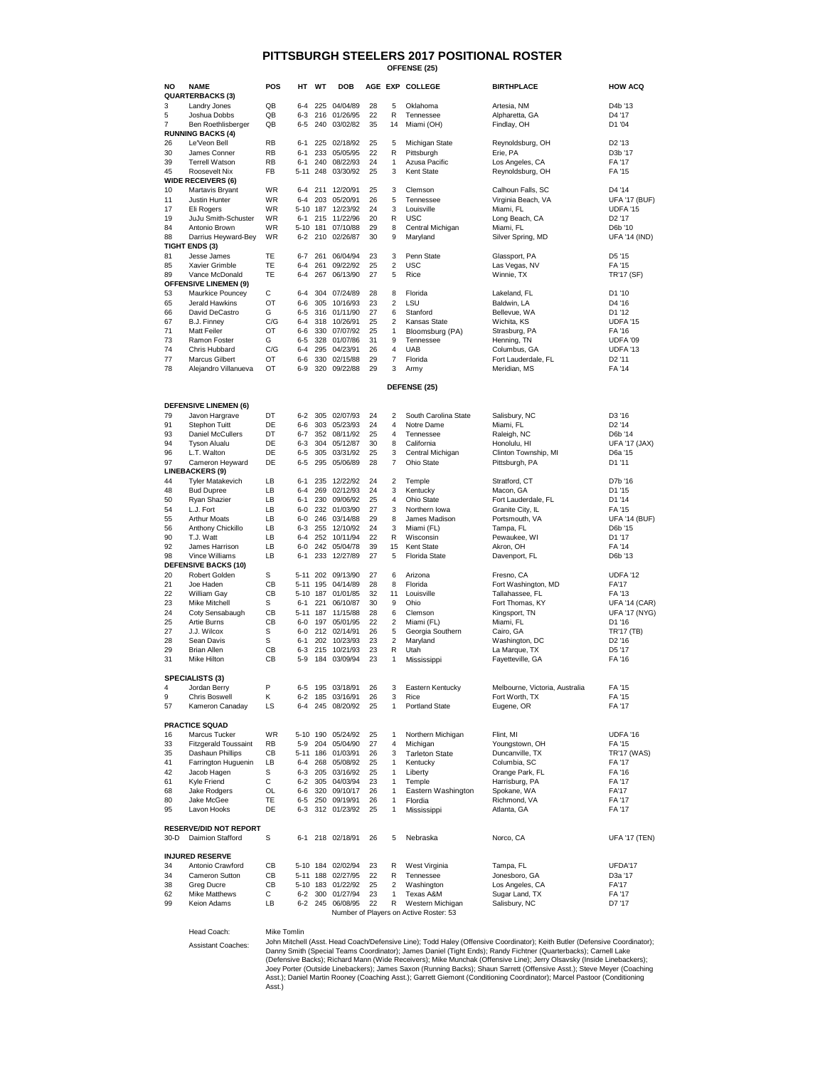# PITTSBURGH STEELERS 2017 POSITIONAL ROSTER

## OFFENSE (25)

| NO | NAME | POS | HT | WT | DOB | AGE | EXP | COLLEGE | BIRTHPLACE | HOW ACQ |
|---|---|---|---|---|---|---|---|---|---|---|
| | **QUARTERBACKS (3)** | | | | | | | | | |
| 3 | Landry Jones | QB | 6-4 | 225 | 04/04/89 | 28 | 5 | Oklahoma | Artesia, NM | D4b '13 |
| 5 | Joshua Dobbs | QB | 6-3 | 216 | 01/26/95 | 22 | R | Tennessee | Alpharetta, GA | D4 '17 |
| 7 | Ben Roethlisberger | QB | 6-5 | 240 | 03/02/82 | 35 | 14 | Miami (OH) | Findlay, OH | D1 '04 |
| | **RUNNING BACKS (4)** | | | | | | | | | |
| 26 | Le'Veon Bell | RB | 6-1 | 225 | 02/18/92 | 25 | 5 | Michigan State | Reynoldsburg, OH | D2 '13 |
| 30 | James Conner | RB | 6-1 | 233 | 05/05/95 | 22 | R | Pittsburgh | Erie, PA | D3b '17 |
| 39 | Terrell Watson | RB | 6-1 | 240 | 08/22/93 | 24 | 1 | Azusa Pacific | Los Angeles, CA | FA '17 |
| 45 | Roosevelt Nix | FB | 5-11 | 248 | 03/30/92 | 25 | 3 | Kent State | Reynoldsburg, OH | FA '15 |
| | **WIDE RECEIVERS (6)** | | | | | | | | | |
| 10 | Martavis Bryant | WR | 6-4 | 211 | 12/20/91 | 25 | 3 | Clemson | Calhoun Falls, SC | D4 '14 |
| 11 | Justin Hunter | WR | 6-4 | 203 | 05/20/91 | 26 | 5 | Tennessee | Virginia Beach, VA | UFA '17 (BUF) |
| 17 | Eli Rogers | WR | 5-10 | 187 | 12/23/92 | 24 | 3 | Louisville | Miami, FL | UDFA '15 |
| 19 | JuJu Smith-Schuster | WR | 6-1 | 215 | 11/22/96 | 20 | R | USC | Long Beach, CA | D2 '17 |
| 84 | Antonio Brown | WR | 5-10 | 181 | 07/10/88 | 29 | 8 | Central Michigan | Miami, FL | D6b '10 |
| 88 | Darrius Heyward-Bey | WR | 6-2 | 210 | 02/26/87 | 30 | 9 | Maryland | Silver Spring, MD | UFA '14 (IND) |
| | **TIGHT ENDS (3)** | | | | | | | | | |
| 81 | Jesse James | TE | 6-7 | 261 | 06/04/94 | 23 | 3 | Penn State | Glassport, PA | D5 '15 |
| 85 | Xavier Grimble | TE | 6-4 | 261 | 09/22/92 | 25 | 2 | USC | Las Vegas, NV | FA '15 |
| 89 | Vance McDonald | TE | 6-4 | 267 | 06/13/90 | 27 | 5 | Rice | Winnie, TX | TR'17 (SF) |
| | **OFFENSIVE LINEMEN (9)** | | | | | | | | | |
| 53 | Maurkice Pouncey | C | 6-4 | 304 | 07/24/89 | 28 | 8 | Florida | Lakeland, FL | D1 '10 |
| 65 | Jerald Hawkins | OT | 6-6 | 305 | 10/16/93 | 23 | 2 | LSU | Baldwin, LA | D4 '16 |
| 66 | David DeCastro | G | 6-5 | 316 | 01/11/90 | 27 | 6 | Stanford | Bellevue, WA | D1 '12 |
| 67 | B.J. Finney | C/G | 6-4 | 318 | 10/26/91 | 25 | 2 | Kansas State | Wichita, KS | UDFA '15 |
| 71 | Matt Feiler | OT | 6-6 | 330 | 07/07/92 | 25 | 1 | Bloomsburg (PA) | Strasburg, PA | FA '16 |
| 73 | Ramon Foster | G | 6-5 | 328 | 01/07/86 | 31 | 9 | Tennessee | Henning, TN | UDFA '09 |
| 74 | Chris Hubbard | C/G | 6-4 | 295 | 04/23/91 | 26 | 4 | UAB | Columbus, GA | UDFA '13 |
| 77 | Marcus Gilbert | OT | 6-6 | 330 | 02/15/88 | 29 | 7 | Florida | Fort Lauderdale, FL | D2 '11 |
| 78 | Alejandro Villanueva | OT | 6-9 | 320 | 09/22/88 | 29 | 3 | Army | Meridian, MS | FA '14 |

## DEFENSE (25)

| NO | NAME | POS | HT | WT | DOB | AGE | EXP | COLLEGE | BIRTHPLACE | HOW ACQ |
|---|---|---|---|---|---|---|---|---|---|---|
| | **DEFENSIVE LINEMEN (6)** | | | | | | | | | |
| 79 | Javon Hargrave | DT | 6-2 | 305 | 02/07/93 | 24 | 2 | South Carolina State | Salisbury, NC | D3 '16 |
| 91 | Stephon Tuitt | DE | 6-6 | 303 | 05/23/93 | 24 | 4 | Notre Dame | Miami, FL | D2 '14 |
| 93 | Daniel McCullers | DT | 6-7 | 352 | 08/11/92 | 25 | 4 | Tennessee | Raleigh, NC | D6b '14 |
| 94 | Tyson Alualu | DE | 6-3 | 304 | 05/12/87 | 30 | 8 | California | Honolulu, HI | UFA '17 (JAX) |
| 96 | L.T. Walton | DE | 6-5 | 305 | 03/31/92 | 25 | 3 | Central Michigan | Clinton Township, MI | D6a '15 |
| 97 | Cameron Heyward | DE | 6-5 | 295 | 05/06/89 | 28 | 7 | Ohio State | Pittsburgh, PA | D1 '11 |
| | **LINEBACKERS (9)** | | | | | | | | | |
| 44 | Tyler Matakevich | LB | 6-1 | 235 | 12/22/92 | 24 | 2 | Temple | Stratford, CT | D7b '16 |
| 48 | Bud Dupree | LB | 6-4 | 269 | 02/12/93 | 24 | 3 | Kentucky | Macon, GA | D1 '15 |
| 50 | Ryan Shazier | LB | 6-1 | 230 | 09/06/92 | 25 | 4 | Ohio State | Fort Lauderdale, FL | D1 '14 |
| 54 | L.J. Fort | LB | 6-0 | 232 | 01/03/90 | 27 | 3 | Northern Iowa | Granite City, IL | FA '15 |
| 55 | Arthur Moats | LB | 6-0 | 246 | 03/14/88 | 29 | 8 | James Madison | Portsmouth, VA | UFA '14 (BUF) |
| 56 | Anthony Chickillo | LB | 6-3 | 255 | 12/10/92 | 24 | 3 | Miami (FL) | Tampa, FL | D6b '15 |
| 90 | T.J. Watt | LB | 6-4 | 252 | 10/11/94 | 22 | R | Wisconsin | Pewaukee, WI | D1 '17 |
| 92 | James Harrison | LB | 6-0 | 242 | 05/04/78 | 39 | 15 | Kent State | Akron, OH | FA '14 |
| 98 | Vince Williams | LB | 6-1 | 233 | 12/27/89 | 27 | 5 | Florida State | Davenport, FL | D6b '13 |
| | **DEFENSIVE BACKS (10)** | | | | | | | | | |
| 20 | Robert Golden | S | 5-11 | 202 | 09/13/90 | 27 | 6 | Arizona | Fresno, CA | UDFA '12 |
| 21 | Joe Haden | CB | 5-11 | 195 | 04/14/89 | 28 | 8 | Florida | Fort Washington, MD | FA'17 |
| 22 | William Gay | CB | 5-10 | 187 | 01/01/85 | 32 | 11 | Louisville | Tallahassee, FL | FA '13 |
| 23 | Mike Mitchell | S | 6-1 | 221 | 06/10/87 | 30 | 9 | Ohio | Fort Thomas, KY | UFA '14 (CAR) |
| 24 | Coty Sensabaugh | CB | 5-11 | 187 | 11/15/88 | 28 | 6 | Clemson | Kingsport, TN | UFA '17 (NYG) |
| 25 | Artie Burns | CB | 6-0 | 197 | 05/01/95 | 22 | 2 | Miami (FL) | Miami, FL | D1 '16 |
| 27 | J.J. Wilcox | S | 6-0 | 212 | 02/14/91 | 26 | 5 | Georgia Southern | Cairo, GA | TR'17 (TB) |
| 28 | Sean Davis | S | 6-1 | 202 | 10/23/93 | 23 | 2 | Maryland | Washington, DC | D2 '16 |
| 29 | Brian Allen | CB | 6-3 | 215 | 10/21/93 | 23 | R | Utah | La Marque, TX | D5 '17 |
| 31 | Mike Hilton | CB | 5-9 | 184 | 03/09/94 | 23 | 1 | Mississippi | Fayetteville, GA | FA '16 |
| | **SPECIALISTS (3)** | | | | | | | | | |
| 4 | Jordan Berry | P | 6-5 | 195 | 03/18/91 | 26 | 3 | Eastern Kentucky | Melbourne, Victoria, Australia | FA '15 |
| 9 | Chris Boswell | K | 6-2 | 185 | 03/16/91 | 26 | 3 | Rice | Fort Worth, TX | FA '15 |
| 57 | Kameron Canaday | LS | 6-4 | 245 | 08/20/92 | 25 | 1 | Portland State | Eugene, OR | FA '17 |
| | **PRACTICE SQUAD** | | | | | | | | | |
| 16 | Marcus Tucker | WR | 5-10 | 190 | 05/24/92 | 25 | 1 | Northern Michigan | Flint, MI | UDFA '16 |
| 33 | Fitzgerald Toussaint | RB | 5-9 | 204 | 05/04/90 | 27 | 4 | Michigan | Youngstown, OH | FA '15 |
| 35 | Dashaun Phillips | CB | 5-11 | 186 | 01/03/91 | 26 | 3 | Tarleton State | Duncanville, TX | TR'17 (WAS) |
| 41 | Farrington Huguenin | LB | 6-4 | 268 | 05/08/92 | 25 | 1 | Kentucky | Columbia, SC | FA '17 |
| 42 | Jacob Hagen | S | 6-3 | 205 | 03/16/92 | 25 | 1 | Liberty | Orange Park, FL | FA '16 |
| 61 | Kyle Friend | C | 6-2 | 305 | 04/03/94 | 23 | 1 | Temple | Harrisburg, PA | FA '17 |
| 68 | Jake Rodgers | OL | 6-6 | 320 | 09/10/17 | 26 | 1 | Eastern Washington | Spokane, WA | FA'17 |
| 80 | Jake McGee | TE | 6-5 | 250 | 09/19/91 | 26 | 1 | Flordia | Richmond, VA | FA '17 |
| 95 | Lavon Hooks | DE | 6-3 | 312 | 01/23/92 | 25 | 1 | Mississippi | Atlanta, GA | FA '17 |
| | **RESERVE/DID NOT REPORT** | | | | | | | | | |
| 30-D | Daimion Stafford | S | 6-1 | 218 | 02/18/91 | 26 | 5 | Nebraska | Norco, CA | UFA '17 (TEN) |
| | **INJURED RESERVE** | | | | | | | | | |
| 34 | Antonio Crawford | CB | 5-10 | 184 | 02/02/94 | 23 | R | West Virginia | Tampa, FL | UFDA'17 |
| 34 | Cameron Sutton | CB | 5-11 | 188 | 02/27/95 | 22 | R | Tennessee | Jonesboro, GA | D3a '17 |
| 38 | Greg Ducre | CB | 5-10 | 183 | 01/22/92 | 25 | 2 | Washington | Los Angeles, CA | FA'17 |
| 62 | Mike Matthews | C | 6-2 | 300 | 01/27/94 | 23 | 1 | Texas A&M | Sugar Land, TX | FA '17 |
| 99 | Keion Adams | LB | 6-2 | 245 | 06/08/95 | 22 | R | Western Michigan | Salisbury, NC | D7 '17 |

Number of Players on Active Roster: 53

**Head Coach:** Mike Tomlin

**Assistant Coaches:** John Mitchell (Asst. Head Coach/Defensive Line); Todd Haley (Offensive Coordinator); Keith Butler (Defensive Coordinator); Danny Smith (Special Teams Coordinator); James Daniel (Tight Ends); Randy Fichtner (Quarterbacks); Carnell Lake (Defensive Backs); Richard Mann (Wide Receivers); Mike Munchak (Offensive Line); Jerry Olsavsky (Inside Linebackers); Joey Porter (Outside Linebackers); James Saxon (Running Backs); Shaun Sarrett (Offensive Asst.); Steve Meyer (Coaching Asst.); Daniel Martin Rooney (Coaching Asst.); Garrett Giemont (Conditioning Coordinator); Marcel Pastoor (Conditioning Asst.)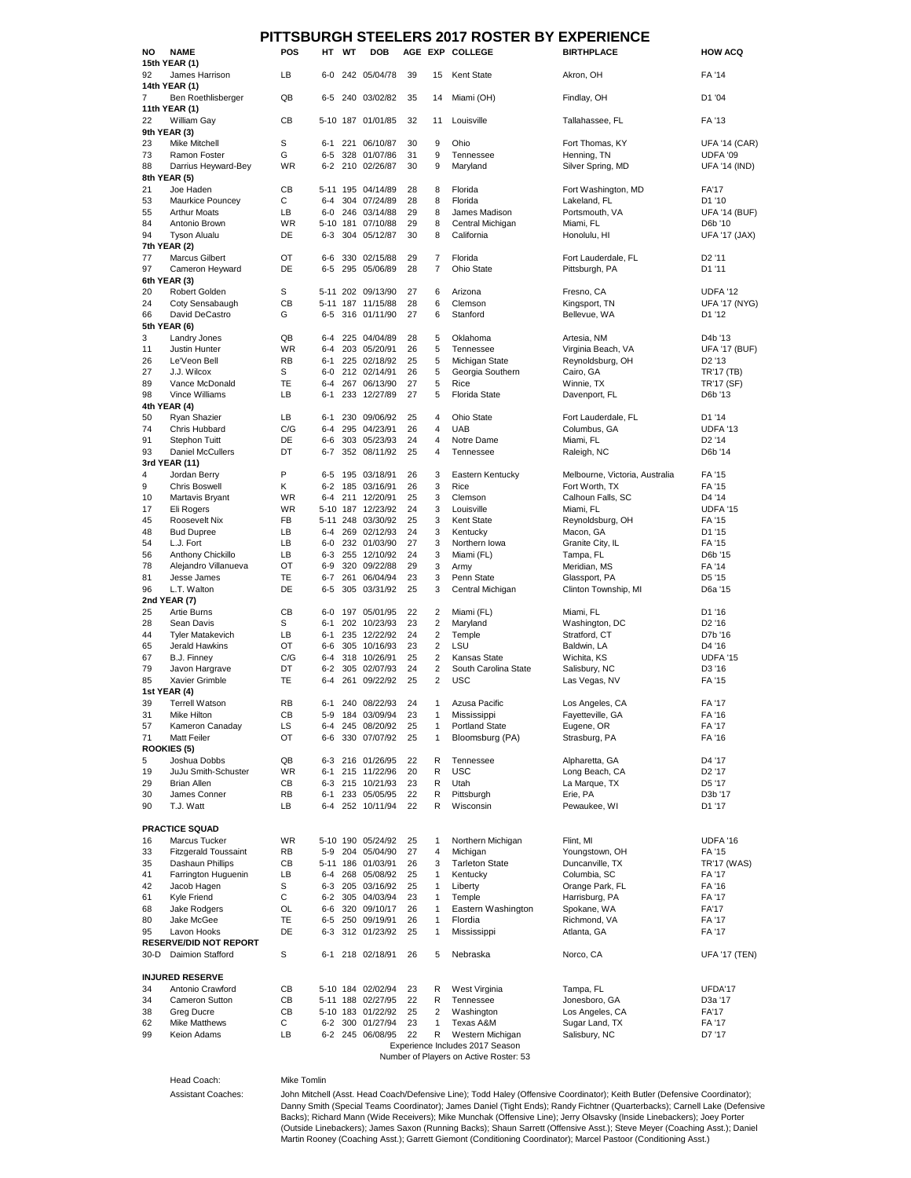# PITTSBURGH STEELERS 2017 ROSTER BY EXPERIENCE

| NO | NAME | POS | HT | WT | DOB | AGE | EXP | COLLEGE | BIRTHPLACE | HOW ACQ |
|---|---|---|---|---|---|---|---|---|---|---|
| | **15th YEAR (1)** | | | | | | | | | |
| 92 | James Harrison | LB | 6-0 | 242 | 05/04/78 | 39 | 15 | Kent State | Akron, OH | FA '14 |
| | **14th YEAR (1)** | | | | | | | | | |
| 7 | Ben Roethlisberger | QB | 6-5 | 240 | 03/02/82 | 35 | 14 | Miami (OH) | Findlay, OH | D1 '04 |
| | **11th YEAR (1)** | | | | | | | | | |
| 22 | William Gay | CB | 5-10 | 187 | 01/01/85 | 32 | 11 | Louisville | Tallahassee, FL | FA '13 |
| | **9th YEAR (3)** | | | | | | | | | |
| 23 | Mike Mitchell | S | 6-1 | 221 | 06/10/87 | 30 | 9 | Ohio | Fort Thomas, KY | UFA '14 (CAR) |
| 73 | Ramon Foster | G | 6-5 | 328 | 01/07/86 | 31 | 9 | Tennessee | Henning, TN | UDFA '09 |
| 88 | Darrius Heyward-Bey | WR | 6-2 | 210 | 02/26/87 | 30 | 9 | Maryland | Silver Spring, MD | UFA '14 (IND) |
| | **8th YEAR (5)** | | | | | | | | | |
| 21 | Joe Haden | CB | 5-11 | 195 | 04/14/89 | 28 | 8 | Florida | Fort Washington, MD | FA'17 |
| 53 | Maurkice Pouncey | C | 6-4 | 304 | 07/24/89 | 28 | 8 | Florida | Lakeland, FL | D1 '10 |
| 55 | Arthur Moats | LB | 6-0 | 246 | 03/14/88 | 29 | 8 | James Madison | Portsmouth, VA | UFA '14 (BUF) |
| 84 | Antonio Brown | WR | 5-10 | 181 | 07/10/88 | 29 | 8 | Central Michigan | Miami, FL | D6b '10 |
| 94 | Tyson Alualu | DE | 6-3 | 304 | 05/12/87 | 30 | 8 | California | Honolulu, HI | UFA '17 (JAX) |
| | **7th YEAR (2)** | | | | | | | | | |
| 77 | Marcus Gilbert | OT | 6-6 | 330 | 02/15/88 | 29 | 7 | Florida | Fort Lauderdale, FL | D2 '11 |
| 97 | Cameron Heyward | DE | 6-5 | 295 | 05/06/89 | 28 | 7 | Ohio State | Pittsburgh, PA | D1 '11 |
| | **6th YEAR (3)** | | | | | | | | | |
| 20 | Robert Golden | S | 5-11 | 202 | 09/13/90 | 27 | 6 | Arizona | Fresno, CA | UDFA '12 |
| 24 | Coty Sensabaugh | CB | 5-11 | 187 | 11/15/88 | 28 | 6 | Clemson | Kingsport, TN | UFA '17 (NYG) |
| 66 | David DeCastro | G | 6-5 | 316 | 01/11/90 | 27 | 6 | Stanford | Bellevue, WA | D1 '12 |
| | **5th YEAR (6)** | | | | | | | | | |
| 3 | Landry Jones | QB | 6-4 | 225 | 04/04/89 | 28 | 5 | Oklahoma | Artesia, NM | D4b '13 |
| 11 | Justin Hunter | WR | 6-4 | 203 | 05/20/91 | 26 | 5 | Tennessee | Virginia Beach, VA | UFA '17 (BUF) |
| 26 | Le'Veon Bell | RB | 6-1 | 225 | 02/18/92 | 25 | 5 | Michigan State | Reynoldsburg, OH | D2 '13 |
| 27 | J.J. Wilcox | S | 6-0 | 212 | 02/14/91 | 26 | 5 | Georgia Southern | Cairo, GA | TR'17 (TB) |
| 89 | Vance McDonald | TE | 6-4 | 267 | 06/13/90 | 27 | 5 | Rice | Winnie, TX | TR'17 (SF) |
| 98 | Vince Williams | LB | 6-1 | 233 | 12/27/89 | 27 | 5 | Florida State | Davenport, FL | D6b '13 |
| | **4th YEAR (4)** | | | | | | | | | |
| 50 | Ryan Shazier | LB | 6-1 | 230 | 09/06/92 | 25 | 4 | Ohio State | Fort Lauderdale, FL | D1 '14 |
| 74 | Chris Hubbard | C/G | 6-4 | 295 | 04/23/91 | 26 | 4 | UAB | Columbus, GA | UDFA '13 |
| 91 | Stephon Tuitt | DE | 6-6 | 303 | 05/23/93 | 24 | 4 | Notre Dame | Miami, FL | D2 '14 |
| 93 | Daniel McCullers | DT | 6-7 | 352 | 08/11/92 | 25 | 4 | Tennessee | Raleigh, NC | D6b '14 |
| | **3rd YEAR (11)** | | | | | | | | | |
| 4 | Jordan Berry | P | 6-5 | 195 | 03/18/91 | 26 | 3 | Eastern Kentucky | Melbourne, Victoria, Australia | FA '15 |
| 9 | Chris Boswell | K | 6-2 | 185 | 03/16/91 | 26 | 3 | Rice | Fort Worth, TX | FA '15 |
| 10 | Martavis Bryant | WR | 6-4 | 211 | 12/20/91 | 25 | 3 | Clemson | Calhoun Falls, SC | D4 '14 |
| 17 | Eli Rogers | WR | 5-10 | 187 | 12/23/92 | 24 | 3 | Louisville | Miami, FL | UDFA '15 |
| 45 | Roosevelt Nix | FB | 5-11 | 248 | 03/30/92 | 25 | 3 | Kent State | Reynoldsburg, OH | FA '15 |
| 48 | Bud Dupree | LB | 6-4 | 269 | 02/12/93 | 24 | 3 | Kentucky | Macon, GA | D1 '15 |
| 54 | L.J. Fort | LB | 6-0 | 232 | 01/03/90 | 27 | 3 | Northern Iowa | Granite City, IL | FA '15 |
| 56 | Anthony Chickillo | LB | 6-3 | 255 | 12/10/92 | 24 | 3 | Miami (FL) | Tampa, FL | D6b '15 |
| 78 | Alejandro Villanueva | OT | 6-9 | 320 | 09/22/88 | 29 | 3 | Army | Meridian, MS | FA '14 |
| 81 | Jesse James | TE | 6-7 | 261 | 06/04/94 | 23 | 3 | Penn State | Glassport, PA | D5 '15 |
| 96 | L.T. Walton | DE | 6-5 | 305 | 03/31/92 | 25 | 3 | Central Michigan | Clinton Township, MI | D6a '15 |
| | **2nd YEAR (7)** | | | | | | | | | |
| 25 | Artie Burns | CB | 6-0 | 197 | 05/01/95 | 22 | 2 | Miami (FL) | Miami, FL | D1 '16 |
| 28 | Sean Davis | S | 6-1 | 202 | 10/23/93 | 23 | 2 | Maryland | Washington, DC | D2 '16 |
| 44 | Tyler Matakevich | LB | 6-1 | 235 | 12/22/92 | 24 | 2 | Temple | Stratford, CT | D7b '16 |
| 65 | Jerald Hawkins | OT | 6-6 | 305 | 10/16/93 | 23 | 2 | LSU | Baldwin, LA | D4 '16 |
| 67 | B.J. Finney | C/G | 6-4 | 318 | 10/26/91 | 25 | 2 | Kansas State | Wichita, KS | UDFA '15 |
| 79 | Javon Hargrave | DT | 6-2 | 305 | 02/07/93 | 24 | 2 | South Carolina State | Salisbury, NC | D3 '16 |
| 85 | Xavier Grimble | TE | 6-4 | 261 | 09/22/92 | 25 | 2 | USC | Las Vegas, NV | FA '15 |
| | **1st YEAR (4)** | | | | | | | | | |
| 39 | Terrell Watson | RB | 6-1 | 240 | 08/22/93 | 24 | 1 | Azusa Pacific | Los Angeles, CA | FA '17 |
| 31 | Mike Hilton | CB | 5-9 | 184 | 03/09/94 | 23 | 1 | Mississippi | Fayetteville, GA | FA '16 |
| 57 | Kameron Canaday | LS | 6-4 | 245 | 08/20/92 | 25 | 1 | Portland State | Eugene, OR | FA '17 |
| 71 | Matt Feiler | OT | 6-6 | 330 | 07/07/92 | 25 | 1 | Bloomsburg (PA) | Strasburg, PA | FA '16 |
| | **ROOKIES (5)** | | | | | | | | | |
| 5 | Joshua Dobbs | QB | 6-3 | 216 | 01/26/95 | 22 | R | Tennessee | Alpharetta, GA | D4 '17 |
| 19 | JuJu Smith-Schuster | WR | 6-1 | 215 | 11/22/96 | 20 | R | USC | Long Beach, CA | D2 '17 |
| 29 | Brian Allen | CB | 6-3 | 215 | 10/21/93 | 23 | R | Utah | La Marque, TX | D5 '17 |
| 30 | James Conner | RB | 6-1 | 233 | 05/05/95 | 22 | R | Pittsburgh | Erie, PA | D3b '17 |
| 90 | T.J. Watt | LB | 6-4 | 252 | 10/11/94 | 22 | R | Wisconsin | Pewaukee, WI | D1 '17 |
| | **PRACTICE SQUAD** | | | | | | | | | |
| 16 | Marcus Tucker | WR | 5-10 | 190 | 05/24/92 | 25 | 1 | Northern Michigan | Flint, MI | UDFA '16 |
| 33 | Fitzgerald Toussaint | RB | 5-9 | 204 | 05/04/90 | 27 | 4 | Michigan | Youngstown, OH | FA '15 |
| 35 | Dashaun Phillips | CB | 5-11 | 186 | 01/03/91 | 26 | 3 | Tarleton State | Duncanville, TX | TR'17 (WAS) |
| 41 | Farrington Huguenin | LB | 6-4 | 268 | 05/08/92 | 25 | 1 | Kentucky | Columbia, SC | FA '17 |
| 42 | Jacob Hagen | S | 6-3 | 205 | 03/16/92 | 25 | 1 | Liberty | Orange Park, FL | FA '16 |
| 61 | Kyle Friend | C | 6-2 | 305 | 04/03/94 | 23 | 1 | Temple | Harrisburg, PA | FA '17 |
| 68 | Jake Rodgers | OL | 6-6 | 320 | 09/10/17 | 26 | 1 | Eastern Washington | Spokane, WA | FA'17 |
| 80 | Jake McGee | TE | 6-5 | 250 | 09/19/91 | 26 | 1 | Flordia | Richmond, VA | FA '17 |
| 95 | Lavon Hooks | DE | 6-3 | 312 | 01/23/92 | 25 | 1 | Mississippi | Atlanta, GA | FA '17 |
| | **RESERVE/DID NOT REPORT** | | | | | | | | | |
| 30-D | Daimion Stafford | S | 6-1 | 218 | 02/18/91 | 26 | 5 | Nebraska | Norco, CA | UFA '17 (TEN) |
| | **INJURED RESERVE** | | | | | | | | | |
| 34 | Antonio Crawford | CB | 5-10 | 184 | 02/02/94 | 23 | R | West Virginia | Tampa, FL | UFDA'17 |
| 34 | Cameron Sutton | CB | 5-11 | 188 | 02/27/95 | 22 | R | Tennessee | Jonesboro, GA | D3a '17 |
| 38 | Greg Ducre | CB | 5-10 | 183 | 01/22/92 | 25 | 2 | Washington | Los Angeles, CA | FA'17 |
| 62 | Mike Matthews | C | 6-2 | 300 | 01/27/94 | 23 | 1 | Texas A&M | Sugar Land, TX | FA '17 |
| 99 | Keion Adams | LB | 6-2 | 245 | 06/08/95 | 22 | R | Western Michigan | Salisbury, NC | D7 '17 |

Experience Includes 2017 Season

Number of Players on Active Roster: 53

Head Coach: Mike Tomlin

Assistant Coaches: John Mitchell (Asst. Head Coach/Defensive Line); Todd Haley (Offensive Coordinator); Keith Butler (Defensive Coordinator); Danny Smith (Special Teams Coordinator); James Daniel (Tight Ends); Randy Fichtner (Quarterbacks); Carnell Lake (Defensive Backs); Richard Mann (Wide Receivers); Mike Munchak (Offensive Line); Jerry Olsavsky (Inside Linebackers); Joey Porter (Outside Linebackers); James Saxon (Running Backs); Shaun Sarrett (Offensive Asst.); Steve Meyer (Coaching Asst.); Daniel Martin Rooney (Coaching Asst.); Garrett Giemont (Conditioning Coordinator); Marcel Pastoor (Conditioning Asst.)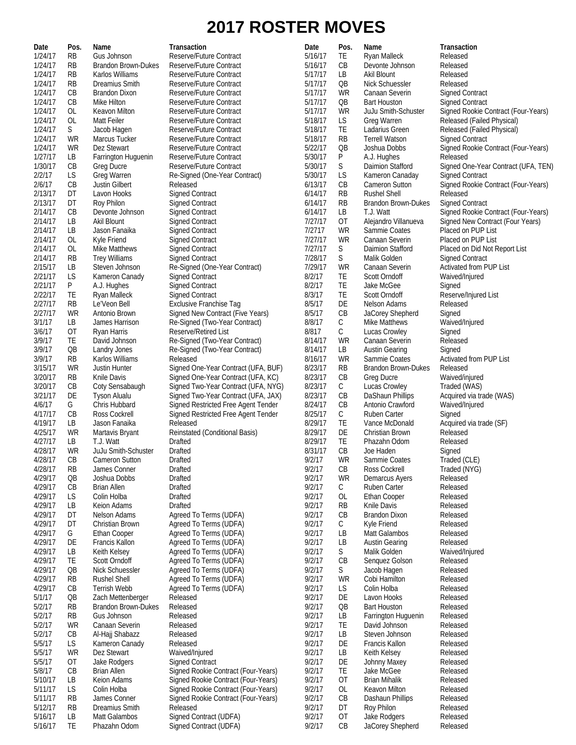# 2017 ROSTER MOVES

| Date | Pos. | Name | Transaction |
|---|---|---|---|
| 1/24/17 | RB | Gus Johnson | Reserve/Future Contract |
| 1/24/17 | RB | Brandon Brown-Dukes | Reserve/Future Contract |
| 1/24/17 | RB | Karlos Williams | Reserve/Future Contract |
| 1/24/17 | RB | Dreamius Smith | Reserve/Future Contract |
| 1/24/17 | CB | Brandon Dixon | Reserve/Future Contract |
| 1/24/17 | CB | Mike Hilton | Reserve/Future Contract |
| 1/24/17 | OL | Keavon Milton | Reserve/Future Contract |
| 1/24/17 | OL | Matt Feiler | Reserve/Future Contract |
| 1/24/17 | S | Jacob Hagen | Reserve/Future Contract |
| 1/24/17 | WR | Marcus Tucker | Reserve/Future Contract |
| 1/24/17 | WR | Dez Stewart | Reserve/Future Contract |
| 1/27/17 | LB | Farrington Huguenin | Reserve/Future Contract |
| 1/30/17 | CB | Greg Ducre | Reserve/Future Contract |
| 2/2/17 | LS | Greg Warren | Re-Signed (One-Year Contract) |
| 2/6/17 | CB | Justin Gilbert | Released |
| 2/13/17 | DT | Lavon Hooks | Signed Contract |
| 2/13/17 | DT | Roy Philon | Signed Contract |
| 2/14/17 | CB | Devonte Johnson | Signed Contract |
| 2/14/17 | LB | Akil Blount | Signed Contract |
| 2/14/17 | LB | Jason Fanaika | Signed Contract |
| 2/14/17 | OL | Kyle Friend | Signed Contract |
| 2/14/17 | OL | Mike Matthews | Signed Contract |
| 2/14/17 | RB | Trey Williams | Signed Contract |
| 2/15/17 | LB | Steven Johnson | Re-Signed (One-Year Contract) |
| 2/21/17 | LS | Kameron Canady | Signed Contract |
| 2/21/17 | P | A.J. Hughes | Signed Contract |
| 2/22/17 | TE | Ryan Malleck | Signed Contract |
| 2/27/17 | RB | Le'Veon Bell | Exclusive Franchise Tag |
| 2/27/17 | WR | Antonio Brown | Signed New Contract (Five Years) |
| 3/1/17 | LB | James Harrison | Re-Signed (Two-Year Contract) |
| 3/6/17 | OT | Ryan Harris | Reserve/Retired List |
| 3/9/17 | TE | David Johnson | Re-Signed (Two-Year Contract) |
| 3/9/17 | QB | Landry Jones | Re-Signed (Two-Year Contract) |
| 3/9/17 | RB | Karlos Williams | Released |
| 3/15/17 | WR | Justin Hunter | Signed One-Year Contract (UFA, BUF) |
| 3/20/17 | RB | Knile Davis | Signed One-Year Contract (UFA, KC) |
| 3/20/17 | CB | Coty Sensabaugh | Signed Two-Year Contract (UFA, NYG) |
| 3/21/17 | DE | Tyson Alualu | Signed Two-Year Contract (UFA, JAX) |
| 4/6/17 | G | Chris Hubbard | Signed Restricted Free Agent Tender |
| 4/17/17 | CB | Ross Cockrell | Signed Restricted Free Agent Tender |
| 4/19/17 | LB | Jason Fanaika | Released |
| 4/25/17 | WR | Martavis Bryant | Reinstated (Conditional Basis) |
| 4/27/17 | LB | T.J. Watt | Drafted |
| 4/28/17 | WR | JuJu Smith-Schuster | Drafted |
| 4/28/17 | CB | Cameron Sutton | Drafted |
| 4/28/17 | RB | James Conner | Drafted |
| 4/29/17 | QB | Joshua Dobbs | Drafted |
| 4/29/17 | CB | Brian Allen | Drafted |
| 4/29/17 | LS | Colin Holba | Drafted |
| 4/29/17 | LB | Keion Adams | Drafted |
| 4/29/17 | DT | Nelson Adams | Agreed To Terms (UDFA) |
| 4/29/17 | DT | Christian Brown | Agreed To Terms (UDFA) |
| 4/29/17 | G | Ethan Cooper | Agreed To Terms (UDFA) |
| 4/29/17 | DE | Francis Kallon | Agreed To Terms (UDFA) |
| 4/29/17 | LB | Keith Kelsey | Agreed To Terms (UDFA) |
| 4/29/17 | TE | Scott Orndoff | Agreed To Terms (UDFA) |
| 4/29/17 | QB | Nick Schuessler | Agreed To Terms (UDFA) |
| 4/29/17 | RB | Rushel Shell | Agreed To Terms (UDFA) |
| 4/29/17 | CB | Terrish Webb | Agreed To Terms (UDFA) |
| 5/1/17 | QB | Zach Mettenberger | Released |
| 5/2/17 | RB | Brandon Brown-Dukes | Released |
| 5/2/17 | RB | Gus Johnson | Released |
| 5/2/17 | WR | Canaan Severin | Released |
| 5/2/17 | CB | Al-Hajj Shabazz | Released |
| 5/5/17 | LS | Kameron Canady | Released |
| 5/5/17 | WR | Dez Stewart | Waived/Injured |
| 5/5/17 | OT | Jake Rodgers | Signed Contract |
| 5/8/17 | CB | Brian Allen | Signed Rookie Contract (Four-Years) |
| 5/10/17 | LB | Keion Adams | Signed Rookie Contract (Four-Years) |
| 5/11/17 | LS | Colin Holba | Signed Rookie Contract (Four-Years) |
| 5/11/17 | RB | James Conner | Signed Rookie Contract (Four-Years) |
| 5/12/17 | RB | Dreamius Smith | Released |
| 5/16/17 | LB | Matt Galambos | Signed Contract (UDFA) |
| 5/16/17 | TE | Phazahn Odom | Signed Contract (UDFA) |
| 5/16/17 | TE | Ryan Malleck | Released |
| 5/16/17 | CB | Devonte Johnson | Released |
| 5/17/17 | LB | Akil Blount | Released |
| 5/17/17 | QB | Nick Schuessler | Released |
| 5/17/17 | WR | Canaan Severin | Signed Contract |
| 5/17/17 | QB | Bart Houston | Signed Contract |
| 5/17/17 | WR | JuJu Smith-Schuster | Signed Rookie Contract (Four-Years) |
| 5/18/17 | LS | Greg Warren | Released (Failed Physical) |
| 5/18/17 | TE | Ladarius Green | Released (Failed Physical) |
| 5/18/17 | RB | Terrell Watson | Signed Contract |
| 5/22/17 | QB | Joshua Dobbs | Signed Rookie Contract (Four-Years) |
| 5/30/17 | P | A.J. Hughes | Released |
| 5/30/17 | S | Daimion Stafford | Signed One-Year Contract (UFA, TEN) |
| 5/30/17 | LS | Kameron Canaday | Signed Contract |
| 6/13/17 | CB | Cameron Sutton | Signed Rookie Contract (Four-Years) |
| 6/14/17 | RB | Rushel Shell | Released |
| 6/14/17 | RB | Brandon Brown-Dukes | Signed Contract |
| 6/14/17 | LB | T.J. Watt | Signed Rookie Contract (Four-Years) |
| 7/27/17 | OT | Alejandro Villanueva | Signed New Contract (Four Years) |
| 7/2717 | WR | Sammie Coates | Placed on PUP List |
| 7/27/17 | WR | Canaan Severin | Placed on PUP List |
| 7/27/17 | S | Daimion Stafford | Placed on Did Not Report List |
| 7/28/17 | S | Malik Golden | Signed Contract |
| 7/29/17 | WR | Canaan Severin | Activated from PUP List |
| 8/2/17 | TE | Scott Orndoff | Waived/Injured |
| 8/2/17 | TE | Jake McGee | Signed |
| 8/3/17 | TE | Scott Orndoff | Reserve/Injured List |
| 8/5/17 | DE | Nelson Adams | Released |
| 8/5/17 | CB | JaCorey Shepherd | Signed |
| 8/8/17 | C | Mike Matthews | Waived/Injured |
| 8/817 | C | Lucas Crowley | Signed |
| 8/14/17 | WR | Canaan Severin | Released |
| 8/14/17 | LB | Austin Gearing | Signed |
| 8/16/17 | WR | Sammie Coates | Activated from PUP List |
| 8/23/17 | RB | Brandon Brown-Dukes | Released |
| 8/23/17 | CB | Greg Ducre | Waived/injured |
| 8/23/17 | C | Lucas Crowley | Traded (WAS) |
| 8/23/17 | CB | DaShaun Phillips | Acquired via trade (WAS) |
| 8/24/17 | CB | Antonio Crawford | Waived/Injured |
| 8/25/17 | C | Ruben Carter | Signed |
| 8/29/17 | TE | Vance McDonald | Acquired via trade (SF) |
| 8/29/17 | DE | Christian Brown | Released |
| 8/29/17 | TE | Phazahn Odom | Released |
| 8/31/17 | CB | Joe Haden | Signed |
| 9/2/17 | WR | Sammie Coates | Traded (CLE) |
| 9/2/17 | CB | Ross Cockrell | Traded (NYG) |
| 9/2/17 | WR | Demarcus Ayers | Released |
| 9/2/17 | C | Ruben Carter | Released |
| 9/2/17 | OL | Ethan Cooper | Released |
| 9/2/17 | RB | Knile Davis | Released |
| 9/2/17 | CB | Brandon Dixon | Released |
| 9/2/17 | C | Kyle Friend | Released |
| 9/2/17 | LB | Matt Galambos | Released |
| 9/2/17 | LB | Austin Gearing | Released |
| 9/2/17 | S | Malik Golden | Waived/Injured |
| 9/2/17 | CB | Senquez Golson | Released |
| 9/2/17 | S | Jacob Hagen | Released |
| 9/2/17 | WR | Cobi Hamilton | Released |
| 9/2/17 | LS | Colin Holba | Released |
| 9/2/17 | DE | Lavon Hooks | Released |
| 9/2/17 | QB | Bart Houston | Released |
| 9/2/17 | LB | Farrington Huguenin | Released |
| 9/2/17 | TE | David Johnson | Released |
| 9/2/17 | LB | Steven Johnson | Released |
| 9/2/17 | DE | Francis Kallon | Released |
| 9/2/17 | LB | Keith Kelsey | Released |
| 9/2/17 | DE | Johnny Maxey | Released |
| 9/2/17 | TE | Jake McGee | Released |
| 9/2/17 | OT | Brian Mihalik | Released |
| 9/2/17 | OL | Keavon Milton | Released |
| 9/2/17 | CB | Dashaun Phillips | Released |
| 9/2/17 | DT | Roy Philon | Released |
| 9/2/17 | OT | Jake Rodgers | Released |
| 9/2/17 | CB | JaCorey Shepherd | Released |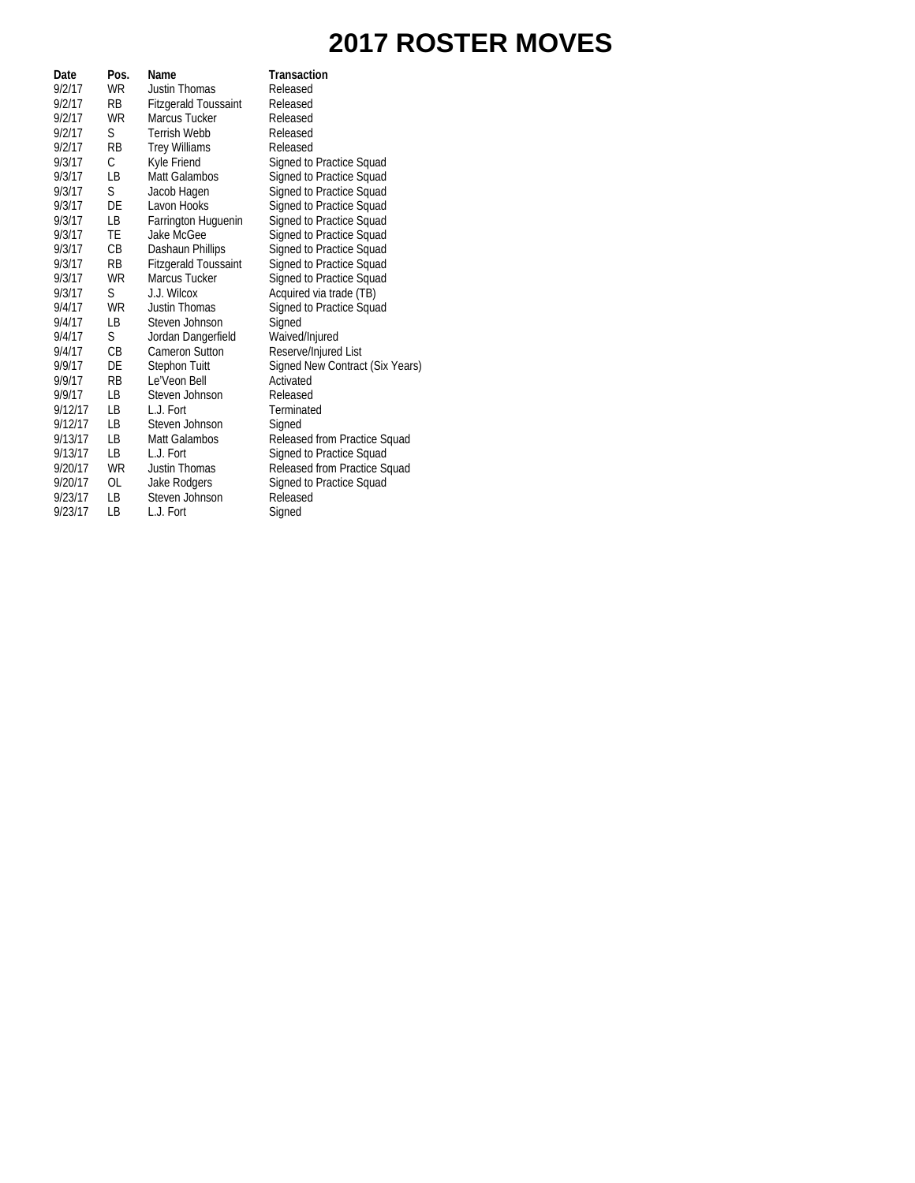# 2017 ROSTER MOVES

| Date | Pos. | Name | Transaction |
|---|---|---|---|
| 9/2/17 | WR | Justin Thomas | Released |
| 9/2/17 | RB | Fitzgerald Toussaint | Released |
| 9/2/17 | WR | Marcus Tucker | Released |
| 9/2/17 | S | Terrish Webb | Released |
| 9/2/17 | RB | Trey Williams | Released |
| 9/3/17 | C | Kyle Friend | Signed to Practice Squad |
| 9/3/17 | LB | Matt Galambos | Signed to Practice Squad |
| 9/3/17 | S | Jacob Hagen | Signed to Practice Squad |
| 9/3/17 | DE | Lavon Hooks | Signed to Practice Squad |
| 9/3/17 | LB | Farrington Huguenin | Signed to Practice Squad |
| 9/3/17 | TE | Jake McGee | Signed to Practice Squad |
| 9/3/17 | CB | Dashaun Phillips | Signed to Practice Squad |
| 9/3/17 | RB | Fitzgerald Toussaint | Signed to Practice Squad |
| 9/3/17 | WR | Marcus Tucker | Signed to Practice Squad |
| 9/3/17 | S | J.J. Wilcox | Acquired via trade (TB) |
| 9/4/17 | WR | Justin Thomas | Signed to Practice Squad |
| 9/4/17 | LB | Steven Johnson | Signed |
| 9/4/17 | S | Jordan Dangerfield | Waived/Injured |
| 9/4/17 | CB | Cameron Sutton | Reserve/Injured List |
| 9/9/17 | DE | Stephon Tuitt | Signed New Contract (Six Years) |
| 9/9/17 | RB | Le'Veon Bell | Activated |
| 9/9/17 | LB | Steven Johnson | Released |
| 9/12/17 | LB | L.J. Fort | Terminated |
| 9/12/17 | LB | Steven Johnson | Signed |
| 9/13/17 | LB | Matt Galambos | Released from Practice Squad |
| 9/13/17 | LB | L.J. Fort | Signed to Practice Squad |
| 9/20/17 | WR | Justin Thomas | Released from Practice Squad |
| 9/20/17 | OL | Jake Rodgers | Signed to Practice Squad |
| 9/23/17 | LB | Steven Johnson | Released |
| 9/23/17 | LB | L.J. Fort | Signed |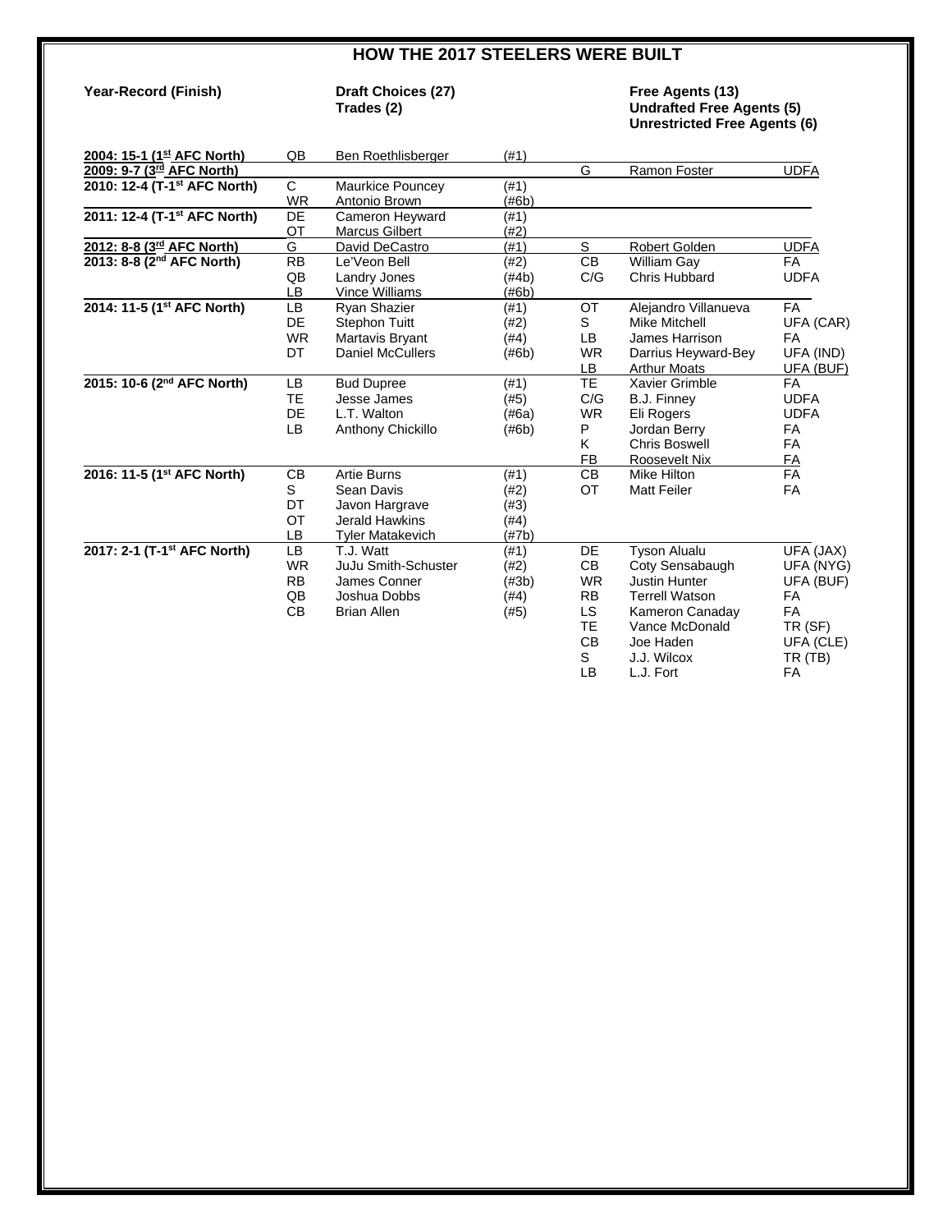## HOW THE 2017 STEELERS WERE BUILT

**Year-Record (Finish)** | **Draft Choices (27)** / **Trades (2)** | **Free Agents (13)** / **Undrafted Free Agents (5)** / **Unrestricted Free Agents (6)**

| Year-Record (Finish) | Pos | Draft Choice | Round | Pos | Player | Acquired |
|---|---|---|---|---|---|---|
| 2004: 15-1 (1st AFC North) | QB | Ben Roethlisberger | (#1) | | | |
| 2009: 9-7 (3rd AFC North) | | | | G | Ramon Foster | UDFA |
| 2010: 12-4 (T-1st AFC North) | C | Maurkice Pouncey | (#1) | | | |
| | WR | Antonio Brown | (#6b) | | | |
| 2011: 12-4 (T-1st AFC North) | DE | Cameron Heyward | (#1) | | | |
| | OT | Marcus Gilbert | (#2) | | | |
| 2012: 8-8 (3rd AFC North) | G | David DeCastro | (#1) | S | Robert Golden | UDFA |
| 2013: 8-8 (2nd AFC North) | RB | Le'Veon Bell | (#2) | CB | William Gay | FA |
| | QB | Landry Jones | (#4b) | C/G | Chris Hubbard | UDFA |
| | LB | Vince Williams | (#6b) | | | |
| 2014: 11-5 (1st AFC North) | LB | Ryan Shazier | (#1) | OT | Alejandro Villanueva | FA |
| | DE | Stephon Tuitt | (#2) | S | Mike Mitchell | UFA (CAR) |
| | WR | Martavis Bryant | (#4) | LB | James Harrison | FA |
| | DT | Daniel McCullers | (#6b) | WR | Darrius Heyward-Bey | UFA (IND) |
| | | | | LB | Arthur Moats | UFA (BUF) |
| 2015: 10-6 (2nd AFC North) | LB | Bud Dupree | (#1) | TE | Xavier Grimble | FA |
| | TE | Jesse James | (#5) | C/G | B.J. Finney | UDFA |
| | DE | L.T. Walton | (#6a) | WR | Eli Rogers | UDFA |
| | LB | Anthony Chickillo | (#6b) | P | Jordan Berry | FA |
| | | | | K | Chris Boswell | FA |
| | | | | FB | Roosevelt Nix | FA |
| 2016: 11-5 (1st AFC North) | CB | Artie Burns | (#1) | CB | Mike Hilton | FA |
| | S | Sean Davis | (#2) | OT | Matt Feiler | FA |
| | DT | Javon Hargrave | (#3) | | | |
| | OT | Jerald Hawkins | (#4) | | | |
| | LB | Tyler Matakevich | (#7b) | | | |
| 2017: 2-1 (T-1st AFC North) | LB | T.J. Watt | (#1) | DE | Tyson Alualu | UFA (JAX) |
| | WR | JuJu Smith-Schuster | (#2) | CB | Coty Sensabaugh | UFA (NYG) |
| | RB | James Conner | (#3b) | WR | Justin Hunter | UFA (BUF) |
| | QB | Joshua Dobbs | (#4) | RB | Terrell Watson | FA |
| | CB | Brian Allen | (#5) | LS | Kameron Canaday | FA |
| | | | | TE | Vance McDonald | TR (SF) |
| | | | | CB | Joe Haden | UFA (CLE) |
| | | | | S | J.J. Wilcox | TR (TB) |
| | | | | LB | L.J. Fort | FA |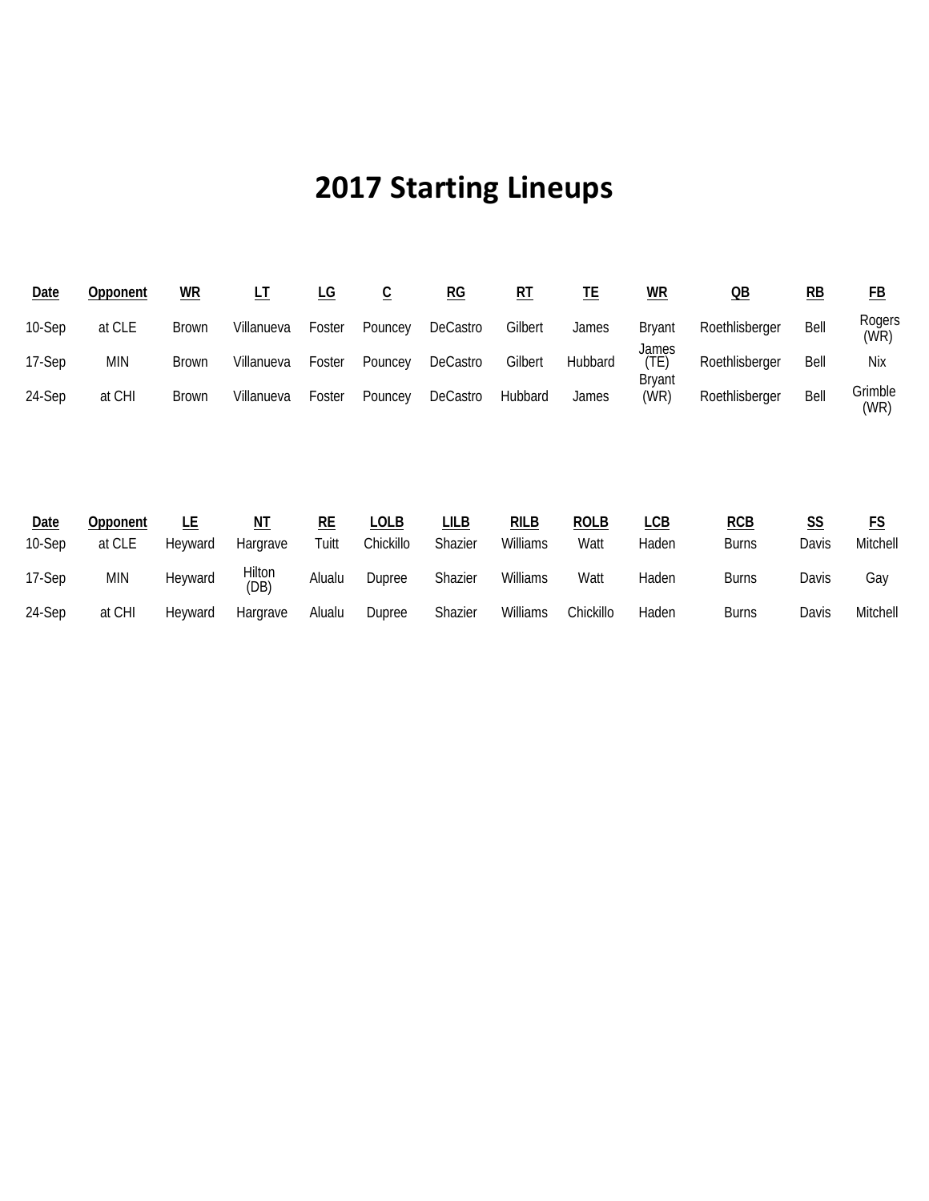# 2017 Starting Lineups

| Date | Opponent | WR | LT | LG | C | RG | RT | TE | WR | QB | RB | FB |
|---|---|---|---|---|---|---|---|---|---|---|---|---|
| 10-Sep | at CLE | Brown | Villanueva | Foster | Pouncey | DeCastro | Gilbert | James | Bryant | Roethlisberger | Bell | Rogers (WR) |
| 17-Sep | MIN | Brown | Villanueva | Foster | Pouncey | DeCastro | Gilbert | Hubbard | James (TE) | Roethlisberger | Bell | Nix |
| 24-Sep | at CHI | Brown | Villanueva | Foster | Pouncey | DeCastro | Hubbard | James | Bryant (WR) | Roethlisberger | Bell | Grimble (WR) |

| Date | Opponent | LE | NT | RE | LOLB | LILB | RILB | ROLB | LCB | RCB | SS | FS |
|---|---|---|---|---|---|---|---|---|---|---|---|---|
| 10-Sep | at CLE | Heyward | Hargrave | Tuitt | Chickillo | Shazier | Williams | Watt | Haden | Burns | Davis | Mitchell |
| 17-Sep | MIN | Heyward | Hilton (DB) | Alualu | Dupree | Shazier | Williams | Watt | Haden | Burns | Davis | Gay |
| 24-Sep | at CHI | Heyward | Hargrave | Alualu | Dupree | Shazier | Williams | Chickillo | Haden | Burns | Davis | Mitchell |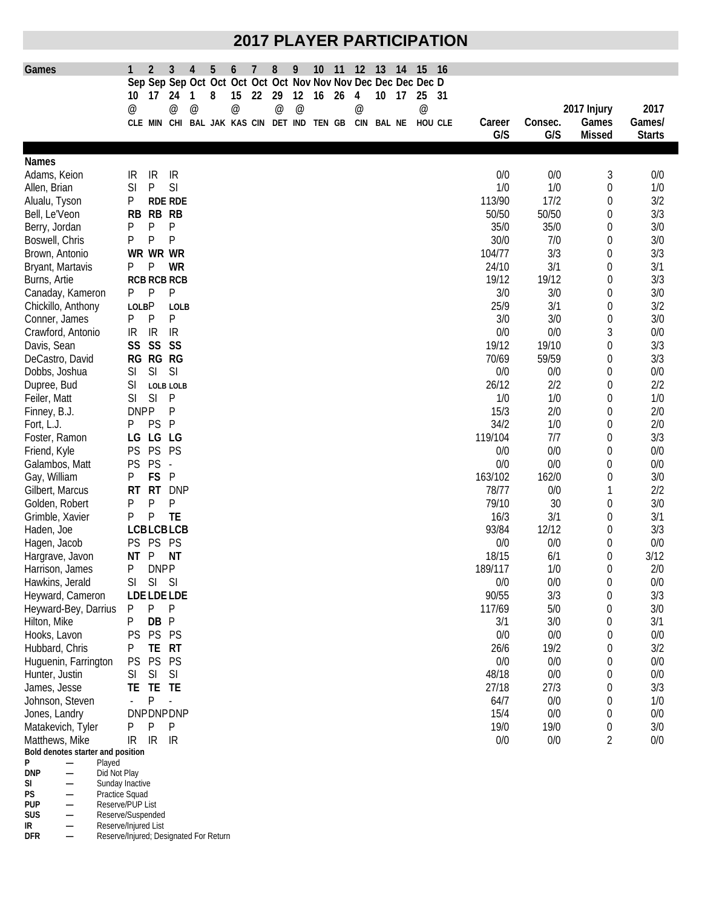# 2017 PLAYER PARTICIPATION

| Games | 1 | 2 | 3 | 4 | 5 | 6 | 7 | 8 | 9 | 10 | 11 | 12 | 13 | 14 | 15 | 16 | | | | |
|---|---|---|---|---|---|---|---|---|---|---|---|---|---|---|---|---|---|---|---|---|
| | Sep 10 | Sep 17 | Sep 24 | Oct 1 | Oct 8 | Oct 15 | Oct 22 | Oct 29 | Nov 12 | Nov 16 | Nov 26 | Dec 4 | Dec 10 | Dec 17 | Dec 25 | D 31 | | | | |
| | @ CLE | MIN | @ CHI | @ BAL | JAK | @ KAS | CIN | @ DET | @ IND | TEN | GB | @ CIN | BAL | NE | @ HOU | CLE | Career G/S | Consec. G/S | 2017 Injury Games Missed | 2017 Games/ Starts |
| **Names** | | | | | | | | | | | | | | | | | | | | |
| Adams, Keion | IR | IR | IR | | | | | | | | | | | | | | 0/0 | 0/0 | 3 | 0/0 |
| Allen, Brian | SI | P | SI | | | | | | | | | | | | | | 1/0 | 1/0 | 0 | 1/0 |
| Alualu, Tyson | P | **RDE** | **RDE** | | | | | | | | | | | | | | 113/90 | 17/2 | 0 | 3/2 |
| Bell, Le'Veon | **RB** | **RB** | **RB** | | | | | | | | | | | | | | 50/50 | 50/50 | 0 | 3/3 |
| Berry, Jordan | P | P | P | | | | | | | | | | | | | | 35/0 | 35/0 | 0 | 3/0 |
| Boswell, Chris | P | P | P | | | | | | | | | | | | | | 30/0 | 7/0 | 0 | 3/0 |
| Brown, Antonio | **WR** | **WR** | **WR** | | | | | | | | | | | | | | 104/77 | 3/3 | 0 | 3/3 |
| Bryant, Martavis | P | P | **WR** | | | | | | | | | | | | | | 24/10 | 3/1 | 0 | 3/1 |
| Burns, Artie | **RCB** | **RCB** | **RCB** | | | | | | | | | | | | | | 19/12 | 19/12 | 0 | 3/3 |
| Canaday, Kameron | P | P | P | | | | | | | | | | | | | | 3/0 | 3/0 | 0 | 3/0 |
| Chickillo, Anthony | **LOLB** | P | **LOLB** | | | | | | | | | | | | | | 25/9 | 3/1 | 0 | 3/2 |
| Conner, James | P | P | P | | | | | | | | | | | | | | 3/0 | 3/0 | 0 | 3/0 |
| Crawford, Antonio | IR | IR | IR | | | | | | | | | | | | | | 0/0 | 0/0 | 3 | 0/0 |
| Davis, Sean | **SS** | **SS** | **SS** | | | | | | | | | | | | | | 19/12 | 19/10 | 0 | 3/3 |
| DeCastro, David | **RG** | **RG** | **RG** | | | | | | | | | | | | | | 70/69 | 59/59 | 0 | 3/3 |
| Dobbs, Joshua | SI | SI | SI | | | | | | | | | | | | | | 0/0 | 0/0 | 0 | 0/0 |
| Dupree, Bud | SI | **LOLB** | **LOLB** | | | | | | | | | | | | | | 26/12 | 2/2 | 0 | 2/2 |
| Feiler, Matt | SI | SI | P | | | | | | | | | | | | | | 1/0 | 1/0 | 0 | 1/0 |
| Finney, B.J. | DNP | P | P | | | | | | | | | | | | | | 15/3 | 2/0 | 0 | 2/0 |
| Fort, L.J. | P | PS | P | | | | | | | | | | | | | | 34/2 | 1/0 | 0 | 2/0 |
| Foster, Ramon | **LG** | **LG** | **LG** | | | | | | | | | | | | | | 119/104 | 7/7 | 0 | 3/3 |
| Friend, Kyle | PS | PS | PS | | | | | | | | | | | | | | 0/0 | 0/0 | 0 | 0/0 |
| Galambos, Matt | PS | PS | - | | | | | | | | | | | | | | 0/0 | 0/0 | 0 | 0/0 |
| Gay, William | P | **FS** | P | | | | | | | | | | | | | | 163/102 | 162/0 | 0 | 3/0 |
| Gilbert, Marcus | **RT** | **RT** | DNP | | | | | | | | | | | | | | 78/77 | 0/0 | 1 | 2/2 |
| Golden, Robert | P | P | P | | | | | | | | | | | | | | 79/10 | 30 | 0 | 3/0 |
| Grimble, Xavier | P | P | **TE** | | | | | | | | | | | | | | 16/3 | 3/1 | 0 | 3/1 |
| Haden, Joe | **LCB** | **LCB** | **LCB** | | | | | | | | | | | | | | 93/84 | 12/12 | 0 | 3/3 |
| Hagen, Jacob | PS | PS | PS | | | | | | | | | | | | | | 0/0 | 0/0 | 0 | 0/0 |
| Hargrave, Javon | **NT** | P | **NT** | | | | | | | | | | | | | | 18/15 | 6/1 | 0 | 3/12 |
| Harrison, James | P | DNP | P | | | | | | | | | | | | | | 189/117 | 1/0 | 0 | 2/0 |
| Hawkins, Jerald | SI | SI | SI | | | | | | | | | | | | | | 0/0 | 0/0 | 0 | 0/0 |
| Heyward, Cameron | **LDE** | **LDE** | **LDE** | | | | | | | | | | | | | | 90/55 | 3/3 | 0 | 3/3 |
| Heyward-Bey, Darrius | P | P | P | | | | | | | | | | | | | | 117/69 | 5/0 | 0 | 3/0 |
| Hilton, Mike | P | **DB** | P | | | | | | | | | | | | | | 3/1 | 3/0 | 0 | 3/1 |
| Hooks, Lavon | PS | PS | PS | | | | | | | | | | | | | | 0/0 | 0/0 | 0 | 0/0 |
| Hubbard, Chris | P | **TE** | **RT** | | | | | | | | | | | | | | 26/6 | 19/2 | 0 | 3/2 |
| Huguenin, Farrington | PS | PS | PS | | | | | | | | | | | | | | 0/0 | 0/0 | 0 | 0/0 |
| Hunter, Justin | SI | SI | SI | | | | | | | | | | | | | | 48/18 | 0/0 | 0 | 0/0 |
| James, Jesse | **TE** | **TE** | **TE** | | | | | | | | | | | | | | 27/18 | 27/3 | 0 | 3/3 |
| Johnson, Steven | - | P | - | | | | | | | | | | | | | | 64/7 | 0/0 | 0 | 1/0 |
| Jones, Landry | DNP | DNP | DNP | | | | | | | | | | | | | | 15/4 | 0/0 | 0 | 0/0 |
| Matakevich, Tyler | P | P | P | | | | | | | | | | | | | | 19/0 | 19/0 | 0 | 3/0 |
| Matthews, Mike | IR | IR | IR | | | | | | | | | | | | | | 0/0 | 0/0 | 2 | 0/0 |

**Bold denotes starter and position**

- **P** — Played
- **DNP** — Did Not Play
- **SI** — Sunday Inactive
- **PS** — Practice Squad
- **PUP** — Reserve/PUP List
- **SUS** — Reserve/Suspended
- **IR** — Reserve/Injured List
- **DFR** — Reserve/Injured; Designated For Return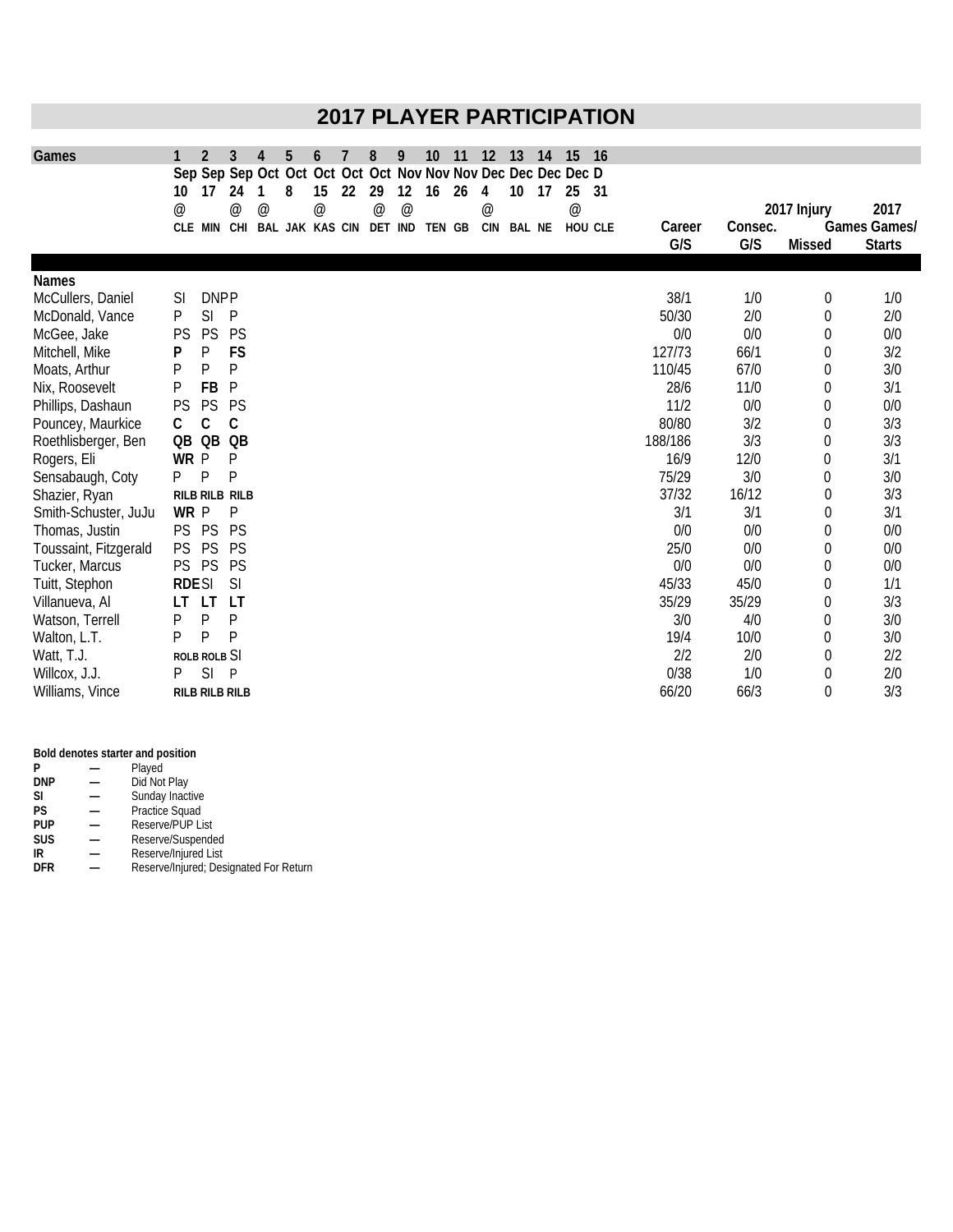# 2017 PLAYER PARTICIPATION

| Games | 1 Sep 10 @ CLE | 2 Sep 17 MIN | 3 Sep 24 @ CHI | 4 Oct 1 @ BAL | 5 Oct 8 JAK | 6 Oct 15 @ KAS | 7 Oct 22 CIN | 8 Oct 29 @ DET | 9 Nov 12 @ IND | 10 Nov 16 TEN | 11 Nov 26 GB | 12 Dec 4 @ CIN | 13 Dec 10 BAL | 14 Dec 17 NE | 15 Dec 25 @ HOU | 16 D 31 CLE | Career G/S | Consec. G/S | 2017 Injury Games Missed | 2017 Games/ Starts |
|---|---|---|---|---|---|---|---|---|---|---|---|---|---|---|---|---|---|---|---|---|
| **Names** | | | | | | | | | | | | | | | | | | | | |
| McCullers, Daniel | SI | DNP | P | | | | | | | | | | | | | | 38/1 | 1/0 | 0 | 1/0 |
| McDonald, Vance | P | SI | P | | | | | | | | | | | | | | 50/30 | 2/0 | 0 | 2/0 |
| McGee, Jake | PS | PS | PS | | | | | | | | | | | | | | 0/0 | 0/0 | 0 | 0/0 |
| Mitchell, Mike | **P** | P | **FS** | | | | | | | | | | | | | | 127/73 | 66/1 | 0 | 3/2 |
| Moats, Arthur | P | P | P | | | | | | | | | | | | | | 110/45 | 67/0 | 0 | 3/0 |
| Nix, Roosevelt | P | **FB** | P | | | | | | | | | | | | | | 28/6 | 11/0 | 0 | 3/1 |
| Phillips, Dashaun | PS | PS | PS | | | | | | | | | | | | | | 11/2 | 0/0 | 0 | 0/0 |
| Pouncey, Maurkice | **C** | **C** | **C** | | | | | | | | | | | | | | 80/80 | 3/2 | 0 | 3/3 |
| Roethlisberger, Ben | **QB** | **QB** | **QB** | | | | | | | | | | | | | | 188/186 | 3/3 | 0 | 3/3 |
| Rogers, Eli | **WR** | P | P | | | | | | | | | | | | | | 16/9 | 12/0 | 0 | 3/1 |
| Sensabaugh, Coty | P | P | P | | | | | | | | | | | | | | 75/29 | 3/0 | 0 | 3/0 |
| Shazier, Ryan | **RILB** | **RILB** | **RILB** | | | | | | | | | | | | | | 37/32 | 16/12 | 0 | 3/3 |
| Smith-Schuster, JuJu | **WR** | P | P | | | | | | | | | | | | | | 3/1 | 3/1 | 0 | 3/1 |
| Thomas, Justin | PS | PS | PS | | | | | | | | | | | | | | 0/0 | 0/0 | 0 | 0/0 |
| Toussaint, Fitzgerald | PS | PS | PS | | | | | | | | | | | | | | 25/0 | 0/0 | 0 | 0/0 |
| Tucker, Marcus | PS | PS | PS | | | | | | | | | | | | | | 0/0 | 0/0 | 0 | 0/0 |
| Tuitt, Stephon | **RDE** | SI | SI | | | | | | | | | | | | | | 45/33 | 45/0 | 0 | 1/1 |
| Villanueva, Al | **LT** | **LT** | **LT** | | | | | | | | | | | | | | 35/29 | 35/29 | 0 | 3/3 |
| Watson, Terrell | P | P | P | | | | | | | | | | | | | | 3/0 | 4/0 | 0 | 3/0 |
| Walton, L.T. | P | P | P | | | | | | | | | | | | | | 19/4 | 10/0 | 0 | 3/0 |
| Watt, T.J. | **ROLB** | **ROLB** | SI | | | | | | | | | | | | | | 2/2 | 2/0 | 0 | 2/2 |
| Willcox, J.J. | P | SI | P | | | | | | | | | | | | | | 0/38 | 1/0 | 0 | 2/0 |
| Williams, Vince | **RILB** | **RILB** | **RILB** | | | | | | | | | | | | | | 66/20 | 66/3 | 0 | 3/3 |

**Bold denotes starter and position**

- **P** — Played
- **DNP** — Did Not Play
- **SI** — Sunday Inactive
- **PS** — Practice Squad
- **PUP** — Reserve/PUP List
- **SUS** — Reserve/Suspended
- **IR** — Reserve/Injured List
- **DFR** — Reserve/Injured; Designated For Return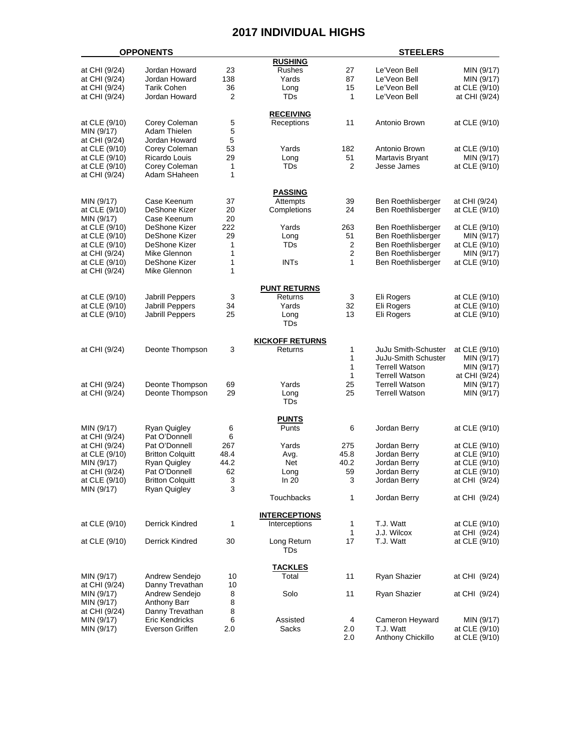# 2017 INDIVIDUAL HIGHS

| OPPONENTS | | | | STEELERS | | |
|---|---|---|---|---|---|---|
| | | | **RUSHING** | | | |
| at CHI (9/24) | Jordan Howard | 23 | Rushes | 27 | Le'Veon Bell | MIN (9/17) |
| at CHI (9/24) | Jordan Howard | 138 | Yards | 87 | Le'Veon Bell | MIN (9/17) |
| at CHI (9/24) | Tarik Cohen | 36 | Long | 15 | Le'Veon Bell | at CLE (9/10) |
| at CHI (9/24) | Jordan Howard | 2 | TDs | 1 | Le'Veon Bell | at CHI (9/24) |
| | | | **RECEIVING** | | | |
| at CLE (9/10) | Corey Coleman | 5 | Receptions | 11 | Antonio Brown | at CLE (9/10) |
| MIN (9/17) | Adam Thielen | 5 | | | | |
| at CHI (9/24) | Jordan Howard | 5 | | | | |
| at CLE (9/10) | Corey Coleman | 53 | Yards | 182 | Antonio Brown | at CLE (9/10) |
| at CLE (9/10) | Ricardo Louis | 29 | Long | 51 | Martavis Bryant | MIN (9/17) |
| at CLE (9/10) | Corey Coleman | 1 | TDs | 2 | Jesse James | at CLE (9/10) |
| at CHI (9/24) | Adam SHaheen | 1 | | | | |
| | | | **PASSING** | | | |
| MIN (9/17) | Case Keenum | 37 | Attempts | 39 | Ben Roethlisberger | at CHI (9/24) |
| at CLE (9/10) | DeShone Kizer | 20 | Completions | 24 | Ben Roethlisberger | at CLE (9/10) |
| MIN (9/17) | Case Keenum | 20 | | | | |
| at CLE (9/10) | DeShone Kizer | 222 | Yards | 263 | Ben Roethlisberger | at CLE (9/10) |
| at CLE (9/10) | DeShone Kizer | 29 | Long | 51 | Ben Roethlisberger | MIN (9/17) |
| at CLE (9/10) | DeShone Kizer | 1 | TDs | 2 | Ben Roethlisberger | at CLE (9/10) |
| at CHI (9/24) | Mike Glennon | 1 | | 2 | Ben Roethlisberger | MIN (9/17) |
| at CLE (9/10) | DeShone Kizer | 1 | INTs | 1 | Ben Roethlisberger | at CLE (9/10) |
| at CHI (9/24) | Mike Glennon | 1 | | | | |
| | | | **PUNT RETURNS** | | | |
| at CLE (9/10) | Jabrill Peppers | 3 | Returns | 3 | Eli Rogers | at CLE (9/10) |
| at CLE (9/10) | Jabrill Peppers | 34 | Yards | 32 | Eli Rogers | at CLE (9/10) |
| at CLE (9/10) | Jabrill Peppers | 25 | Long | 13 | Eli Rogers | at CLE (9/10) |
| | | | TDs | | | |
| | | | **KICKOFF RETURNS** | | | |
| at CHI (9/24) | Deonte Thompson | 3 | Returns | 1 | JuJu Smith-Schuster | at CLE (9/10) |
| | | | | 1 | JuJu-Smith Schuster | MIN (9/17) |
| | | | | 1 | Terrell Watson | MIN (9/17) |
| | | | | 1 | Terrell Watson | at CHI (9/24) |
| at CHI (9/24) | Deonte Thompson | 69 | Yards | 25 | Terrell Watson | MIN (9/17) |
| at CHI (9/24) | Deonte Thompson | 29 | Long | 25 | Terrell Watson | MIN (9/17) |
| | | | TDs | | | |
| | | | **PUNTS** | | | |
| MIN (9/17) | Ryan Quigley | 6 | Punts | 6 | Jordan Berry | at CLE (9/10) |
| at CHI (9/24) | Pat O'Donnell | 6 | | | | |
| at CHI (9/24) | Pat O'Donnell | 267 | Yards | 275 | Jordan Berry | at CLE (9/10) |
| at CLE (9/10) | Britton Colquitt | 48.4 | Avg. | 45.8 | Jordan Berry | at CLE (9/10) |
| MIN (9/17) | Ryan Quigley | 44.2 | Net | 40.2 | Jordan Berry | at CLE (9/10) |
| at CHI (9/24) | Pat O'Donnell | 62 | Long | 59 | Jordan Berry | at CLE (9/10) |
| at CLE (9/10) | Britton Colquitt | 3 | In 20 | 3 | Jordan Berry | at CHI (9/24) |
| MIN (9/17) | Ryan Quigley | 3 | | | | |
| | | | Touchbacks | 1 | Jordan Berry | at CHI (9/24) |
| | | | **INTERCEPTIONS** | | | |
| at CLE (9/10) | Derrick Kindred | 1 | Interceptions | 1 | T.J. Watt | at CLE (9/10) |
| | | | | 1 | J.J. Wilcox | at CHI (9/24) |
| at CLE (9/10) | Derrick Kindred | 30 | Long Return | 17 | T.J. Watt | at CLE (9/10) |
| | | | TDs | | | |
| | | | **TACKLES** | | | |
| MIN (9/17) | Andrew Sendejo | 10 | Total | 11 | Ryan Shazier | at CHI (9/24) |
| at CHI (9/24) | Danny Trevathan | 10 | | | | |
| MIN (9/17) | Andrew Sendejo | 8 | Solo | 11 | Ryan Shazier | at CHI (9/24) |
| MIN (9/17) | Anthony Barr | 8 | | | | |
| at CHI (9/24) | Danny Trevathan | 8 | | | | |
| MIN (9/17) | Eric Kendricks | 6 | Assisted | 4 | Cameron Heyward | MIN (9/17) |
| MIN (9/17) | Everson Griffen | 2.0 | Sacks | 2.0 | T.J. Watt | at CLE (9/10) |
| | | | | 2.0 | Anthony Chickillo | at CLE (9/10) |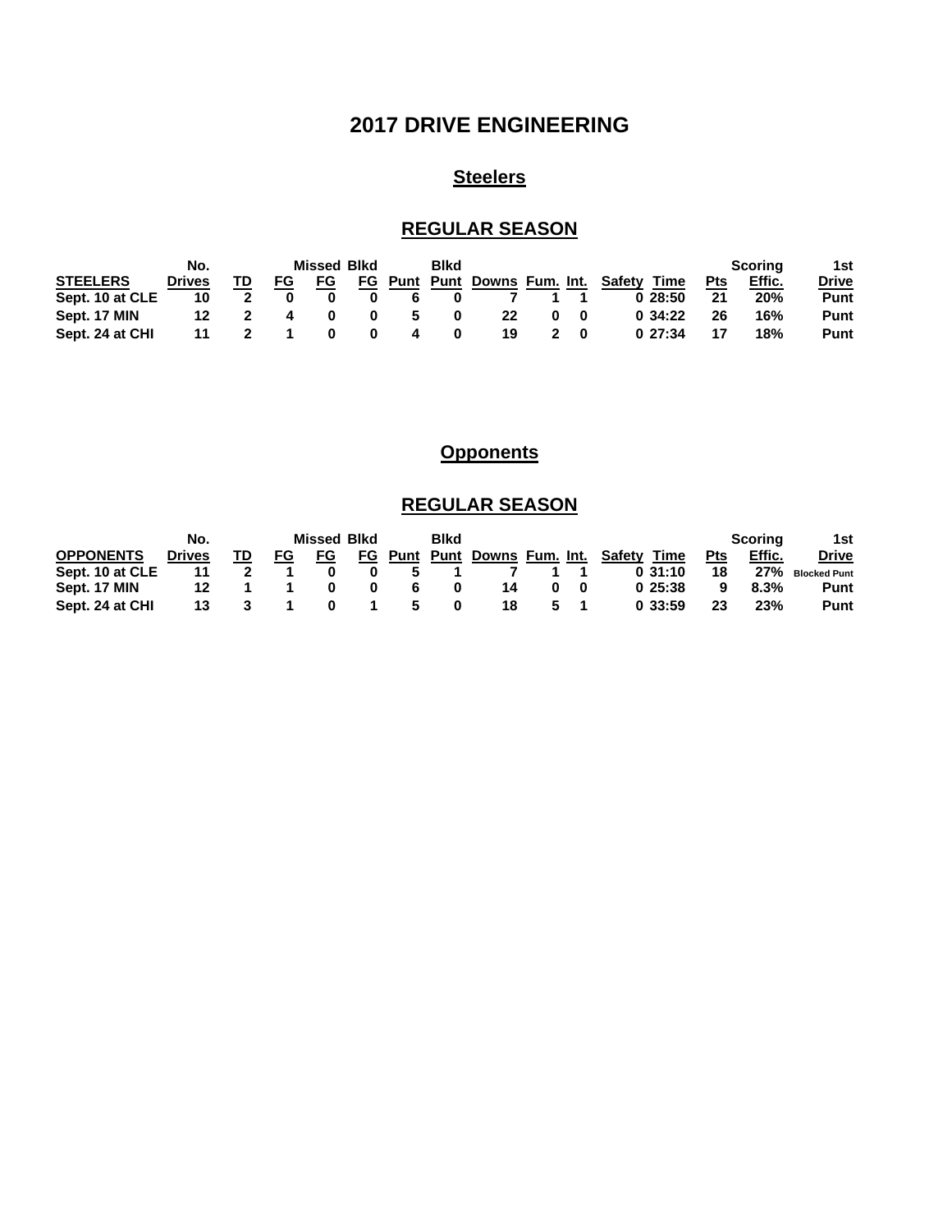# 2017 DRIVE ENGINEERING

## Steelers

### REGULAR SEASON

| STEELERS | No. Drives | TD | FG | Missed FG | Blkd FG | Punt | Blkd Punt | Downs | Fum. | Int. | Safety | Time | Pts | Scoring Effic. | 1st Drive |
|---|---|---|---|---|---|---|---|---|---|---|---|---|---|---|---|
| Sept. 10 at CLE | 10 | 2 | 0 | 0 | 0 | 6 | 0 | 7 | 1 | 1 | 0 | 28:50 | 21 | 20% | Punt |
| Sept. 17 MIN | 12 | 2 | 4 | 0 | 0 | 5 | 0 | 22 | 0 | 0 | 0 | 34:22 | 26 | 16% | Punt |
| Sept. 24 at CHI | 11 | 2 | 1 | 0 | 0 | 4 | 0 | 19 | 2 | 0 | 0 | 27:34 | 17 | 18% | Punt |

## Opponents

### REGULAR SEASON

| OPPONENTS | No. Drives | TD | FG | Missed FG | Blkd FG | Punt | Blkd Punt | Downs | Fum. | Int. | Safety | Time | Pts | Scoring Effic. | 1st Drive |
|---|---|---|---|---|---|---|---|---|---|---|---|---|---|---|---|
| Sept. 10 at CLE | 11 | 2 | 1 | 0 | 0 | 5 | 1 | 7 | 1 | 1 | 0 | 31:10 | 18 | 27% | Blocked Punt |
| Sept. 17 MIN | 12 | 1 | 1 | 0 | 0 | 6 | 0 | 14 | 0 | 0 | 0 | 25:38 | 9 | 8.3% | Punt |
| Sept. 24 at CHI | 13 | 3 | 1 | 0 | 1 | 5 | 0 | 18 | 5 | 1 | 0 | 33:59 | 23 | 23% | Punt |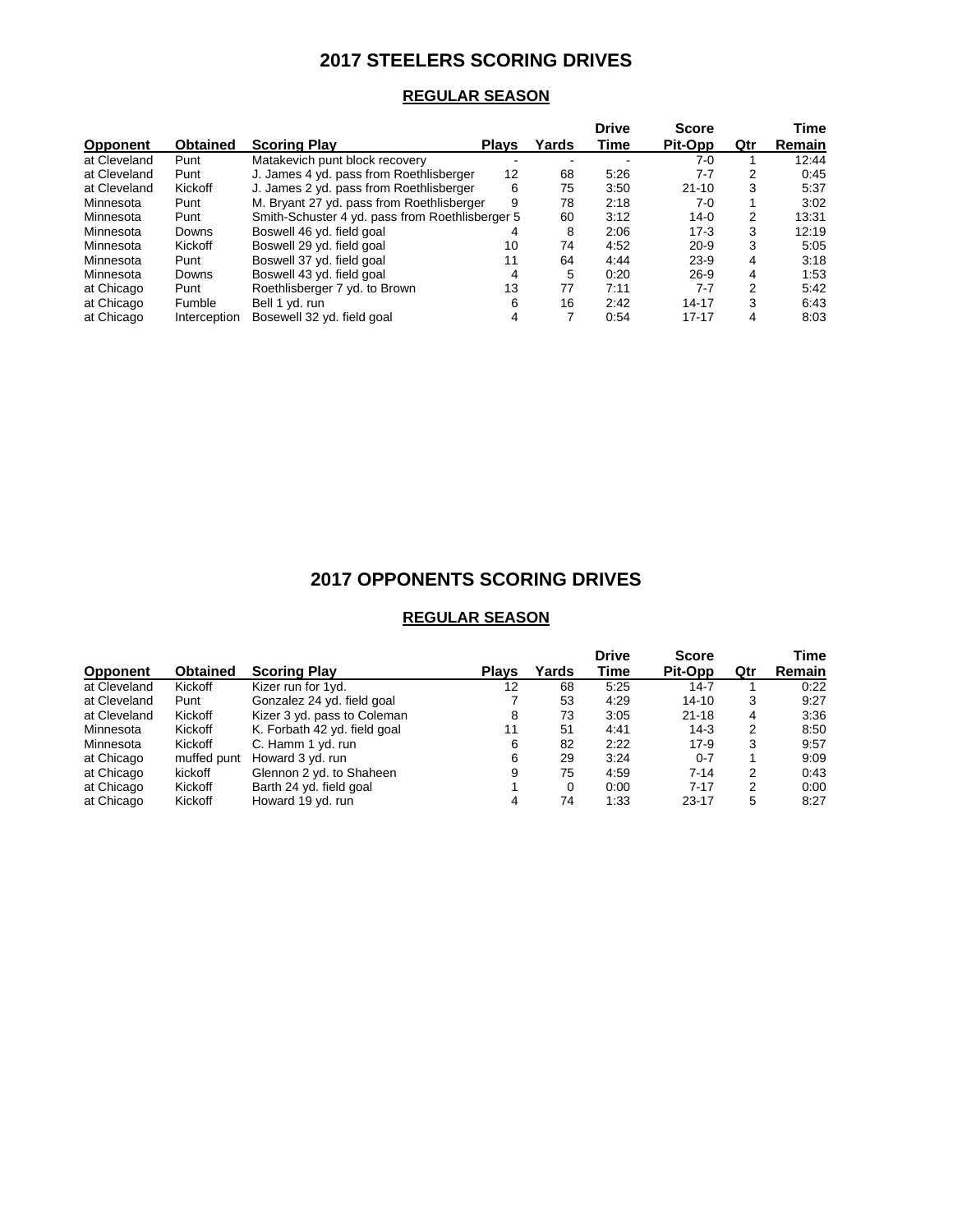# 2017 STEELERS SCORING DRIVES

## REGULAR SEASON

| Opponent | Obtained | Scoring Play | Plays | Yards | Drive Time | Score Pit-Opp | Qtr | Time Remain |
|---|---|---|---|---|---|---|---|---|
| at Cleveland | Punt | Matakevich punt block recovery | - | - | - | 7-0 | 1 | 12:44 |
| at Cleveland | Punt | J. James 4 yd. pass from Roethlisberger | 12 | 68 | 5:26 | 7-7 | 2 | 0:45 |
| at Cleveland | Kickoff | J. James 2 yd. pass from Roethlisberger | 6 | 75 | 3:50 | 21-10 | 3 | 5:37 |
| Minnesota | Punt | M. Bryant 27 yd. pass from Roethlisberger | 9 | 78 | 2:18 | 7-0 | 1 | 3:02 |
| Minnesota | Punt | Smith-Schuster 4 yd. pass from Roethlisberger | 5 | 60 | 3:12 | 14-0 | 2 | 13:31 |
| Minnesota | Downs | Boswell 46 yd. field goal | 4 | 8 | 2:06 | 17-3 | 3 | 12:19 |
| Minnesota | Kickoff | Boswell 29 yd. field goal | 10 | 74 | 4:52 | 20-9 | 3 | 5:05 |
| Minnesota | Punt | Boswell 37 yd. field goal | 11 | 64 | 4:44 | 23-9 | 4 | 3:18 |
| Minnesota | Downs | Boswell 43 yd. field goal | 4 | 5 | 0:20 | 26-9 | 4 | 1:53 |
| at Chicago | Punt | Roethlisberger 7 yd. to Brown | 13 | 77 | 7:11 | 7-7 | 2 | 5:42 |
| at Chicago | Fumble | Bell 1 yd. run | 6 | 16 | 2:42 | 14-17 | 3 | 6:43 |
| at Chicago | Interception | Bosewell 32 yd. field goal | 4 | 7 | 0:54 | 17-17 | 4 | 8:03 |

# 2017 OPPONENTS SCORING DRIVES

## REGULAR SEASON

| Opponent | Obtained | Scoring Play | Plays | Yards | Drive Time | Score Pit-Opp | Qtr | Time Remain |
|---|---|---|---|---|---|---|---|---|
| at Cleveland | Kickoff | Kizer run for 1yd. | 12 | 68 | 5:25 | 14-7 | 1 | 0:22 |
| at Cleveland | Punt | Gonzalez 24 yd. field goal | 7 | 53 | 4:29 | 14-10 | 3 | 9:27 |
| at Cleveland | Kickoff | Kizer 3 yd. pass to Coleman | 8 | 73 | 3:05 | 21-18 | 4 | 3:36 |
| Minnesota | Kickoff | K. Forbath 42 yd. field goal | 11 | 51 | 4:41 | 14-3 | 2 | 8:50 |
| Minnesota | Kickoff | C. Hamm 1 yd. run | 6 | 82 | 2:22 | 17-9 | 3 | 9:57 |
| at Chicago | muffed punt | Howard 3 yd. run | 6 | 29 | 3:24 | 0-7 | 1 | 9:09 |
| at Chicago | kickoff | Glennon 2 yd. to Shaheen | 9 | 75 | 4:59 | 7-14 | 2 | 0:43 |
| at Chicago | Kickoff | Barth 24 yd. field goal | 1 | 0 | 0:00 | 7-17 | 2 | 0:00 |
| at Chicago | Kickoff | Howard 19 yd. run | 4 | 74 | 1:33 | 23-17 | 5 | 8:27 |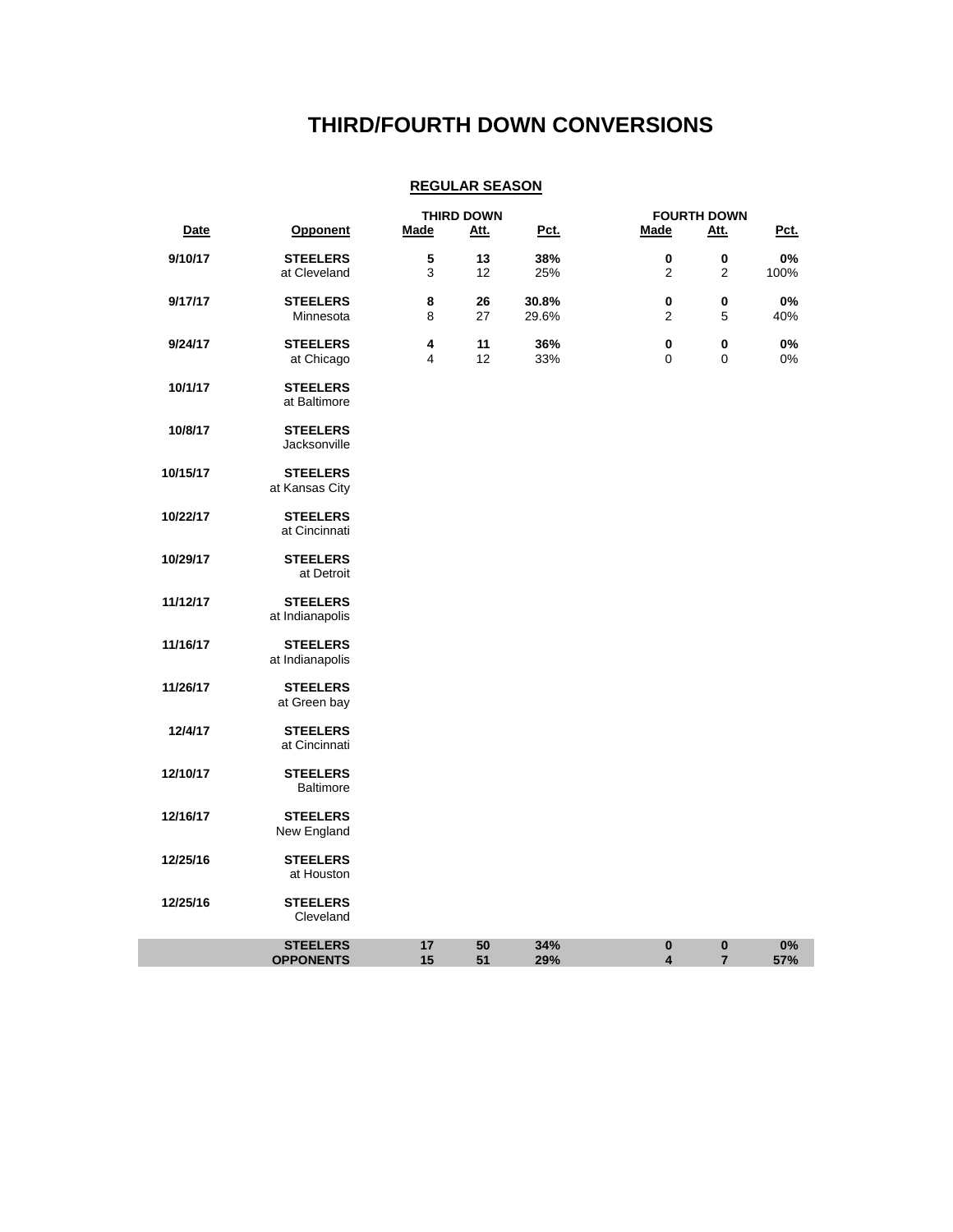# THIRD/FOURTH DOWN CONVERSIONS

## REGULAR SEASON

| | | THIRD DOWN | | | FOURTH DOWN | | |
|---|---|---|---|---|---|---|---|
| **Date** | **Opponent** | **Made** | **Att.** | **Pct.** | **Made** | **Att.** | **Pct.** |
| **9/10/17** | **STEELERS** | **5** | **13** | **38%** | **0** | **0** | **0%** |
| | at Cleveland | 3 | 12 | 25% | 2 | 2 | 100% |
| **9/17/17** | **STEELERS** | **8** | **26** | **30.8%** | **0** | **0** | **0%** |
| | Minnesota | 8 | 27 | 29.6% | 2 | 5 | 40% |
| **9/24/17** | **STEELERS** | **4** | **11** | **36%** | **0** | **0** | **0%** |
| | at Chicago | 4 | 12 | 33% | 0 | 0 | 0% |
| **10/1/17** | **STEELERS** | | | | | | |
| | at Baltimore | | | | | | |
| **10/8/17** | **STEELERS** | | | | | | |
| | Jacksonville | | | | | | |
| **10/15/17** | **STEELERS** | | | | | | |
| | at Kansas City | | | | | | |
| **10/22/17** | **STEELERS** | | | | | | |
| | at Cincinnati | | | | | | |
| **10/29/17** | **STEELERS** | | | | | | |
| | at Detroit | | | | | | |
| **11/12/17** | **STEELERS** | | | | | | |
| | at Indianapolis | | | | | | |
| **11/16/17** | **STEELERS** | | | | | | |
| | at Indianapolis | | | | | | |
| **11/26/17** | **STEELERS** | | | | | | |
| | at Green bay | | | | | | |
| **12/4/17** | **STEELERS** | | | | | | |
| | at Cincinnati | | | | | | |
| **12/10/17** | **STEELERS** | | | | | | |
| | Baltimore | | | | | | |
| **12/16/17** | **STEELERS** | | | | | | |
| | New England | | | | | | |
| **12/25/16** | **STEELERS** | | | | | | |
| | at Houston | | | | | | |
| **12/25/16** | **STEELERS** | | | | | | |
| | Cleveland | | | | | | |
| | **STEELERS** | **17** | **50** | **34%** | **0** | **0** | **0%** |
| | **OPPONENTS** | **15** | **51** | **29%** | **4** | **7** | **57%** |